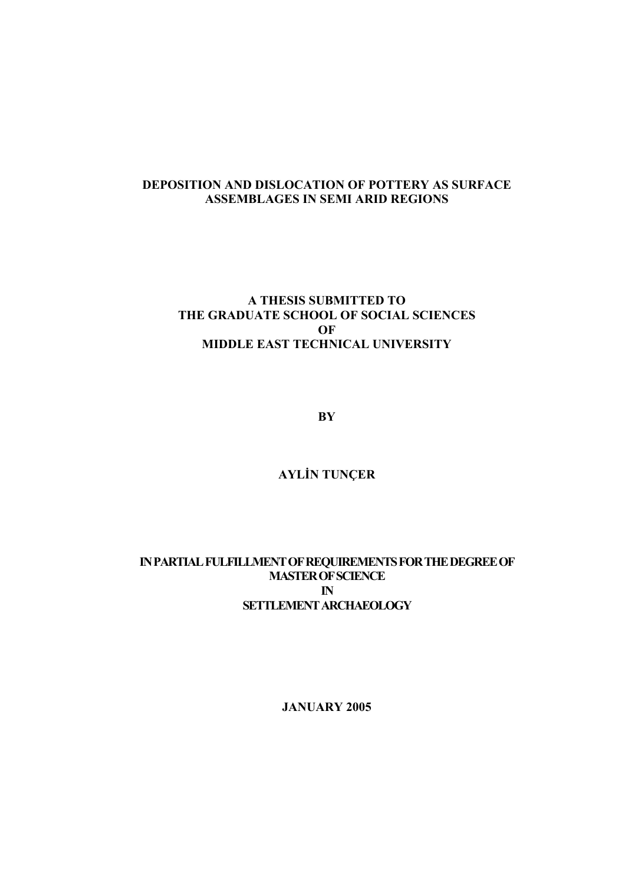# DEPOSITION AND DISLOCATION OF POTTERY AS SURFACE ASSEMBLAGES IN SEMI ARID REGIONS

**A THESIS SUBMITTED TO**
**THE GRADUATE SCHOOL OF SOCIAL SCIENCES**
**OF**
**MIDDLE EAST TECHNICAL UNIVERSITY**

**BY**

**AYLİN TUNÇER**

**IN PARTIAL FULFILLMENT OF REQUIREMENTS FOR THE DEGREE OF**
**MASTER OF SCIENCE**
**IN**
**SETTLEMENT ARCHAEOLOGY**

**JANUARY 2005**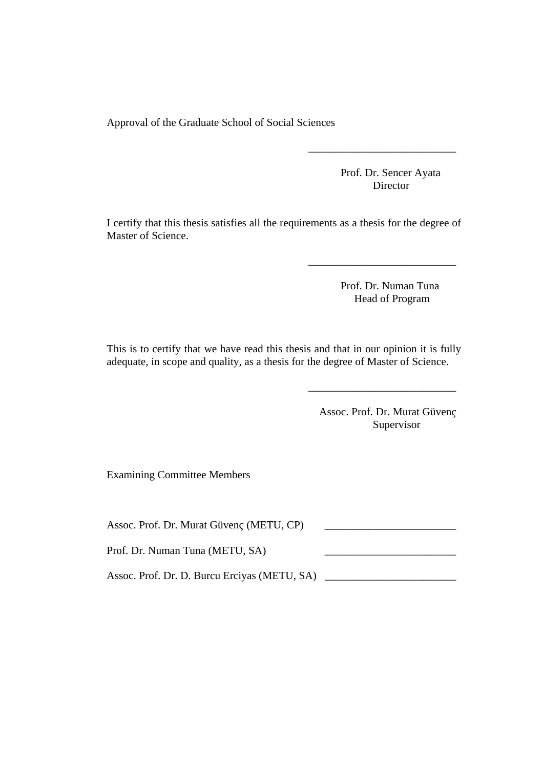Approval of the Graduate School of Social Sciences

\_\_\_\_\_\_\_\_\_\_\_\_\_\_\_\_\_\_\_\_\_\_\_\_\_\_\_

Prof. Dr. Sencer Ayata
Director

I certify that this thesis satisfies all the requirements as a thesis for the degree of Master of Science.

\_\_\_\_\_\_\_\_\_\_\_\_\_\_\_\_\_\_\_\_\_\_\_\_\_\_\_

Prof. Dr. Numan Tuna
Head of Program

This is to certify that we have read this thesis and that in our opinion it is fully adequate, in scope and quality, as a thesis for the degree of Master of Science.

\_\_\_\_\_\_\_\_\_\_\_\_\_\_\_\_\_\_\_\_\_\_\_\_\_\_\_

Assoc. Prof. Dr. Murat Güvenç
Supervisor

Examining Committee Members

Assoc. Prof. Dr. Murat Güvenç (METU, CP) \_\_\_\_\_\_\_\_\_\_\_\_\_\_\_\_\_\_\_\_\_\_\_\_

Prof. Dr. Numan Tuna (METU, SA) \_\_\_\_\_\_\_\_\_\_\_\_\_\_\_\_\_\_\_\_\_\_\_\_

Assoc. Prof. Dr. D. Burcu Erciyas (METU, SA) \_\_\_\_\_\_\_\_\_\_\_\_\_\_\_\_\_\_\_\_\_\_\_\_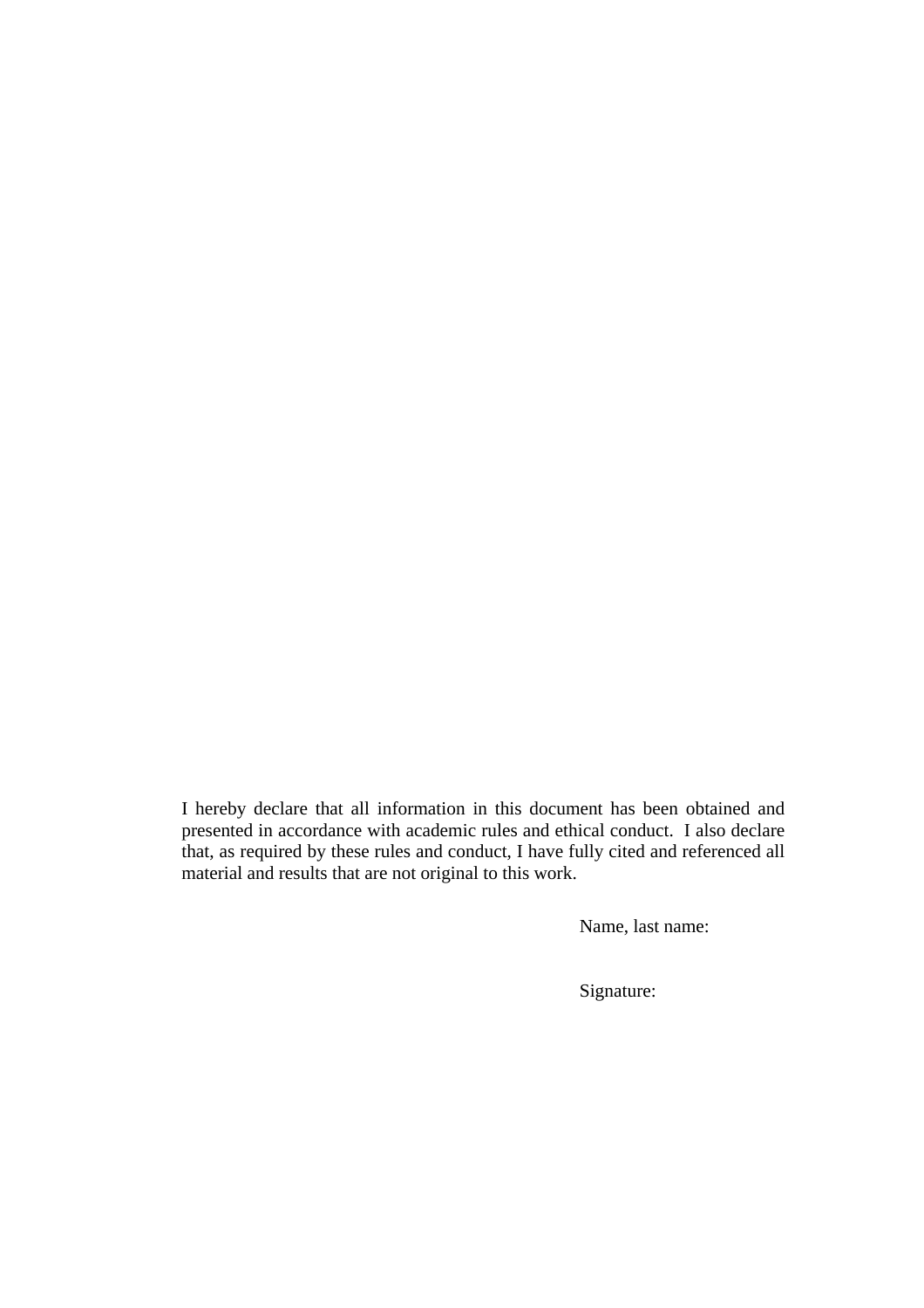I hereby declare that all information in this document has been obtained and presented in accordance with academic rules and ethical conduct. I also declare that, as required by these rules and conduct, I have fully cited and referenced all material and results that are not original to this work.

Name, last name:

Signature: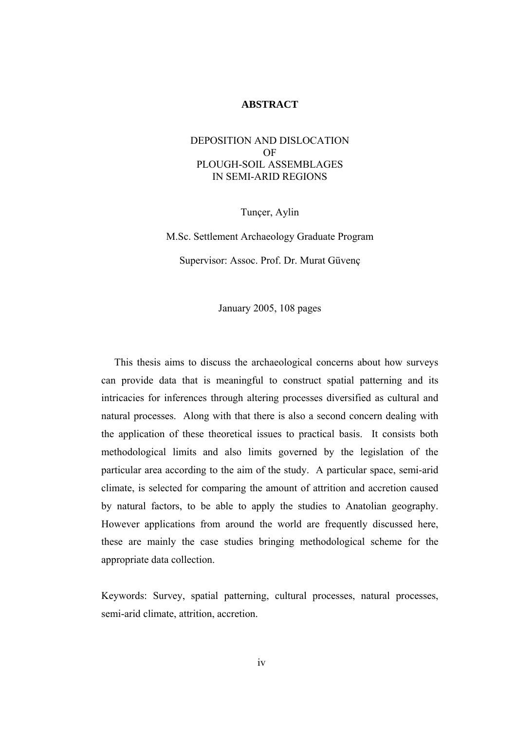# ABSTRACT

## DEPOSITION AND DISLOCATION OF PLOUGH-SOIL ASSEMBLAGES IN SEMI-ARID REGIONS

Tunçer, Aylin

M.Sc. Settlement Archaeology Graduate Program

Supervisor: Assoc. Prof. Dr. Murat Güvenç

January 2005, 108 pages

This thesis aims to discuss the archaeological concerns about how surveys can provide data that is meaningful to construct spatial patterning and its intricacies for inferences through altering processes diversified as cultural and natural processes. Along with that there is also a second concern dealing with the application of these theoretical issues to practical basis. It consists both methodological limits and also limits governed by the legislation of the particular area according to the aim of the study. A particular space, semi-arid climate, is selected for comparing the amount of attrition and accretion caused by natural factors, to be able to apply the studies to Anatolian geography. However applications from around the world are frequently discussed here, these are mainly the case studies bringing methodological scheme for the appropriate data collection.

Keywords: Survey, spatial patterning, cultural processes, natural processes, semi-arid climate, attrition, accretion.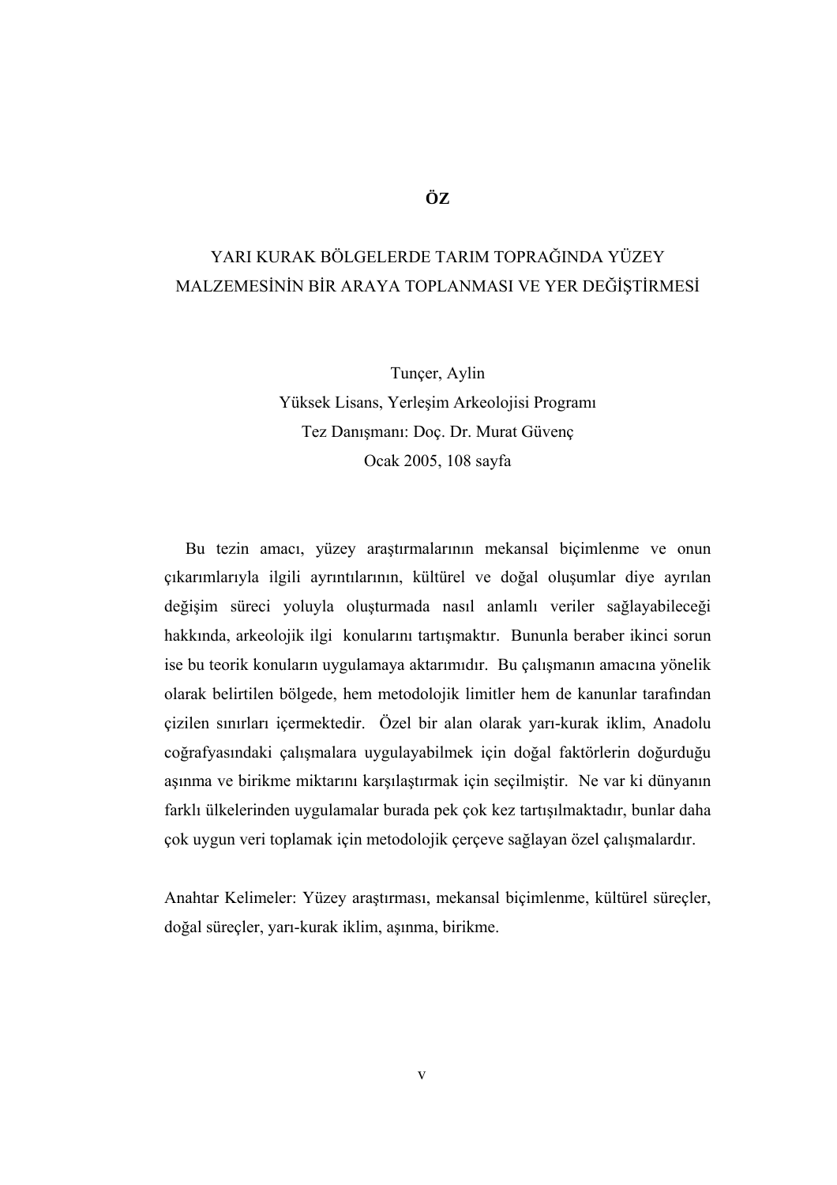# ÖZ

## YARI KURAK BÖLGELERDE TARIM TOPRAĞINDA YÜZEY MALZEMESİNİN BİR ARAYA TOPLANMASI VE YER DEĞİŞTİRMESİ

Tunçer, Aylin
Yüksek Lisans, Yerleşim Arkeolojisi Programı
Tez Danışmanı: Doç. Dr. Murat Güvenç
Ocak 2005, 108 sayfa

Bu tezin amacı, yüzey araştırmalarının mekansal biçimlenme ve onun çıkarımlarıyla ilgili ayrıntılarının, kültürel ve doğal oluşumlar diye ayrılan değişim süreci yoluyla oluşturmada nasıl anlamlı veriler sağlayabileceği hakkında, arkeolojik ilgi konularını tartışmaktır. Bununla beraber ikinci sorun ise bu teorik konuların uygulamaya aktarımıdır. Bu çalışmanın amacına yönelik olarak belirtilen bölgede, hem metodolojik limitler hem de kanunlar tarafından çizilen sınırları içermektedir. Özel bir alan olarak yarı-kurak iklim, Anadolu coğrafyasındaki çalışmalara uygulayabilmek için doğal faktörlerin doğurduğu aşınma ve birikme miktarını karşılaştırmak için seçilmiştir. Ne var ki dünyanın farklı ülkelerinden uygulamalar burada pek çok kez tartışılmaktadır, bunlar daha çok uygun veri toplamak için metodolojik çerçeve sağlayan özel çalışmalardır.

Anahtar Kelimeler: Yüzey araştırması, mekansal biçimlenme, kültürel süreçler, doğal süreçler, yarı-kurak iklim, aşınma, birikme.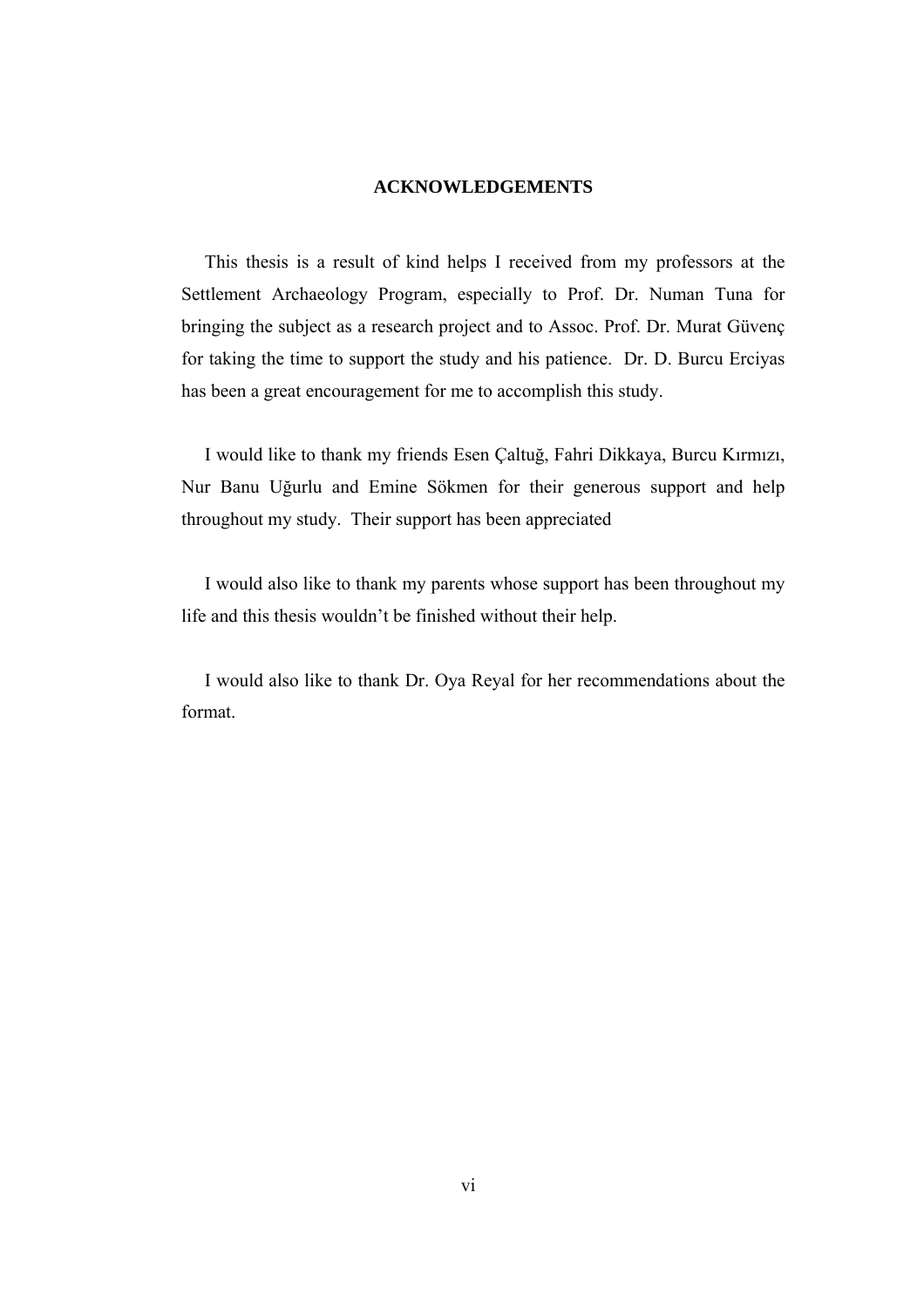# ACKNOWLEDGEMENTS

This thesis is a result of kind helps I received from my professors at the Settlement Archaeology Program, especially to Prof. Dr. Numan Tuna for bringing the subject as a research project and to Assoc. Prof. Dr. Murat Güvenç for taking the time to support the study and his patience. Dr. D. Burcu Erciyas has been a great encouragement for me to accomplish this study.

I would like to thank my friends Esen Çaltuğ, Fahri Dikkaya, Burcu Kırmızı, Nur Banu Uğurlu and Emine Sökmen for their generous support and help throughout my study. Their support has been appreciated

I would also like to thank my parents whose support has been throughout my life and this thesis wouldn't be finished without their help.

I would also like to thank Dr. Oya Reyal for her recommendations about the format.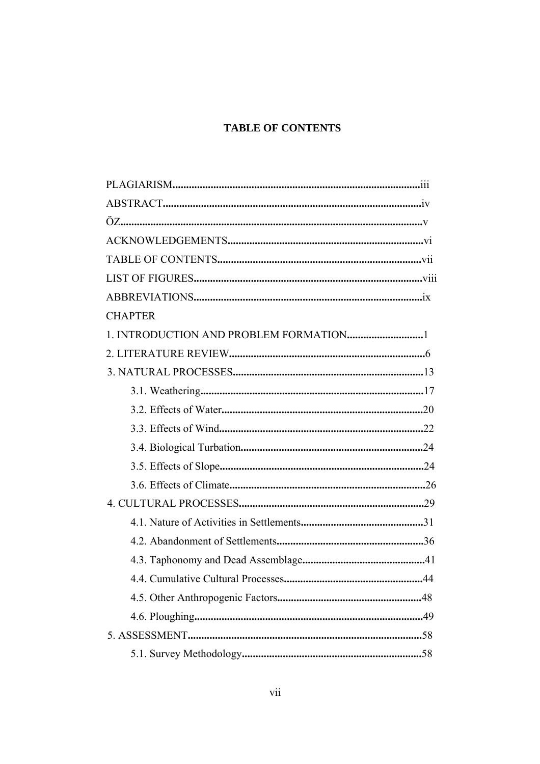# TABLE OF CONTENTS

PLAGIARISM.....................................................................................iii

ABSTRACT........................................................................................iv

ÖZ.......................................................................................................v

ACKNOWLEDGEMENTS..................................................................vi

TABLE OF CONTENTS.....................................................................vii

LIST OF FIGURES............................................................................viii

ABBREVIATIONS.............................................................................ix

CHAPTER

1. INTRODUCTION AND PROBLEM FORMATION............................1

2. LITERATURE REVIEW.................................................................6

3. NATURAL PROCESSES...............................................................13

  3.1. Weathering.............................................................................17

  3.2. Effects of Water......................................................................20

  3.3. Effects of Wind.......................................................................22

  3.4. Biological Turbation...............................................................24

  3.5. Effects of Slope......................................................................24

  3.6. Effects of Climate...................................................................26

4. CULTURAL PROCESSES.............................................................29

  4.1. Nature of Activities in Settlements..........................................31

  4.2. Abandonment of Settlements..................................................36

  4.3. Taphonomy and Dead Assemblage.........................................41

  4.4. Cumulative Cultural Processes...............................................44

  4.5. Other Anthropogenic Factors..................................................48

  4.6. Ploughing...............................................................................49

5. ASSESSMENT.............................................................................58

  5.1. Survey Methodology...............................................................58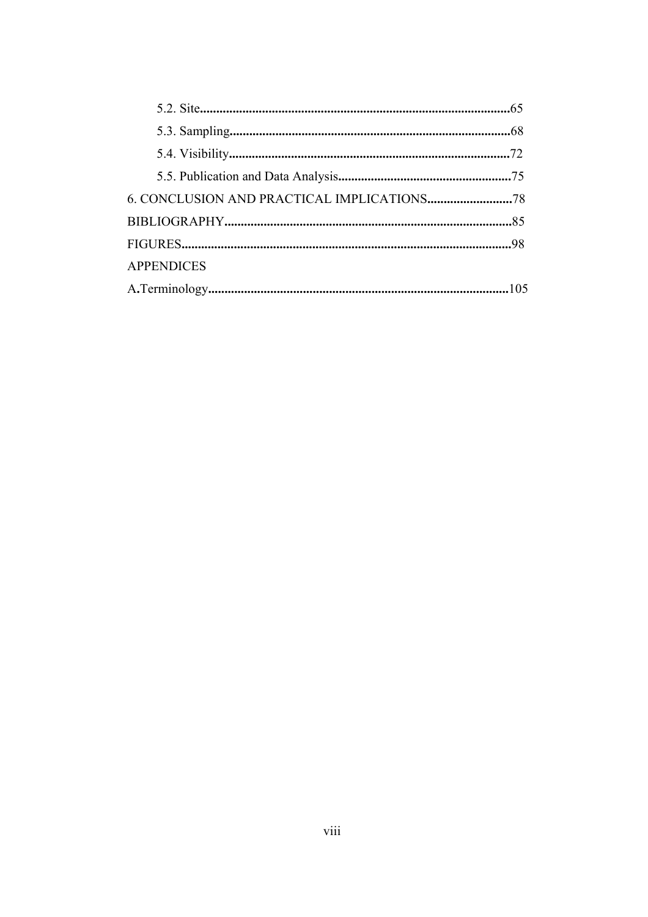5.2. Site..........................................................................................65

5.3. Sampling...................................................................................68

5.4. Visibility...................................................................................72

5.5. Publication and Data Analysis..................................................75

6. CONCLUSION AND PRACTICAL IMPLICATIONS..........................78

BIBLIOGRAPHY.......................................................................................85

FIGURES....................................................................................................98

APPENDICES

A.Terminology...........................................................................................105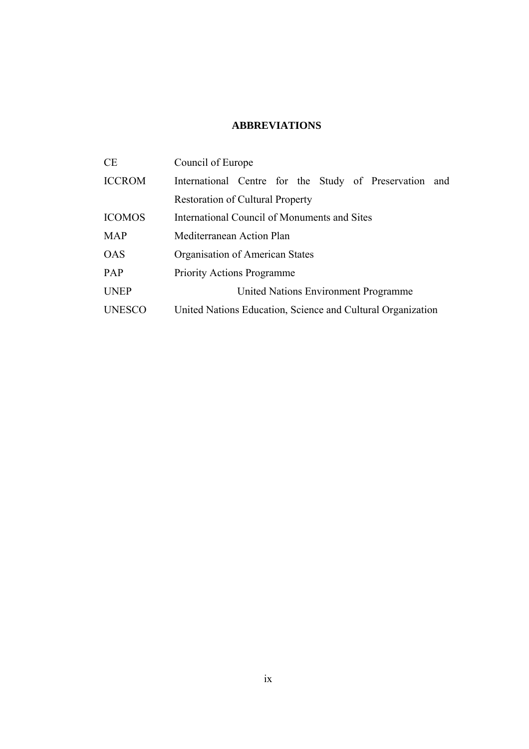## ABBREVIATIONS

| | |
|---|---|
| CE | Council of Europe |
| ICCROM | International Centre for the Study of Preservation and Restoration of Cultural Property |
| ICOMOS | International Council of Monuments and Sites |
| MAP | Mediterranean Action Plan |
| OAS | Organisation of American States |
| PAP | Priority Actions Programme |
| UNEP | United Nations Environment Programme |
| UNESCO | United Nations Education, Science and Cultural Organization |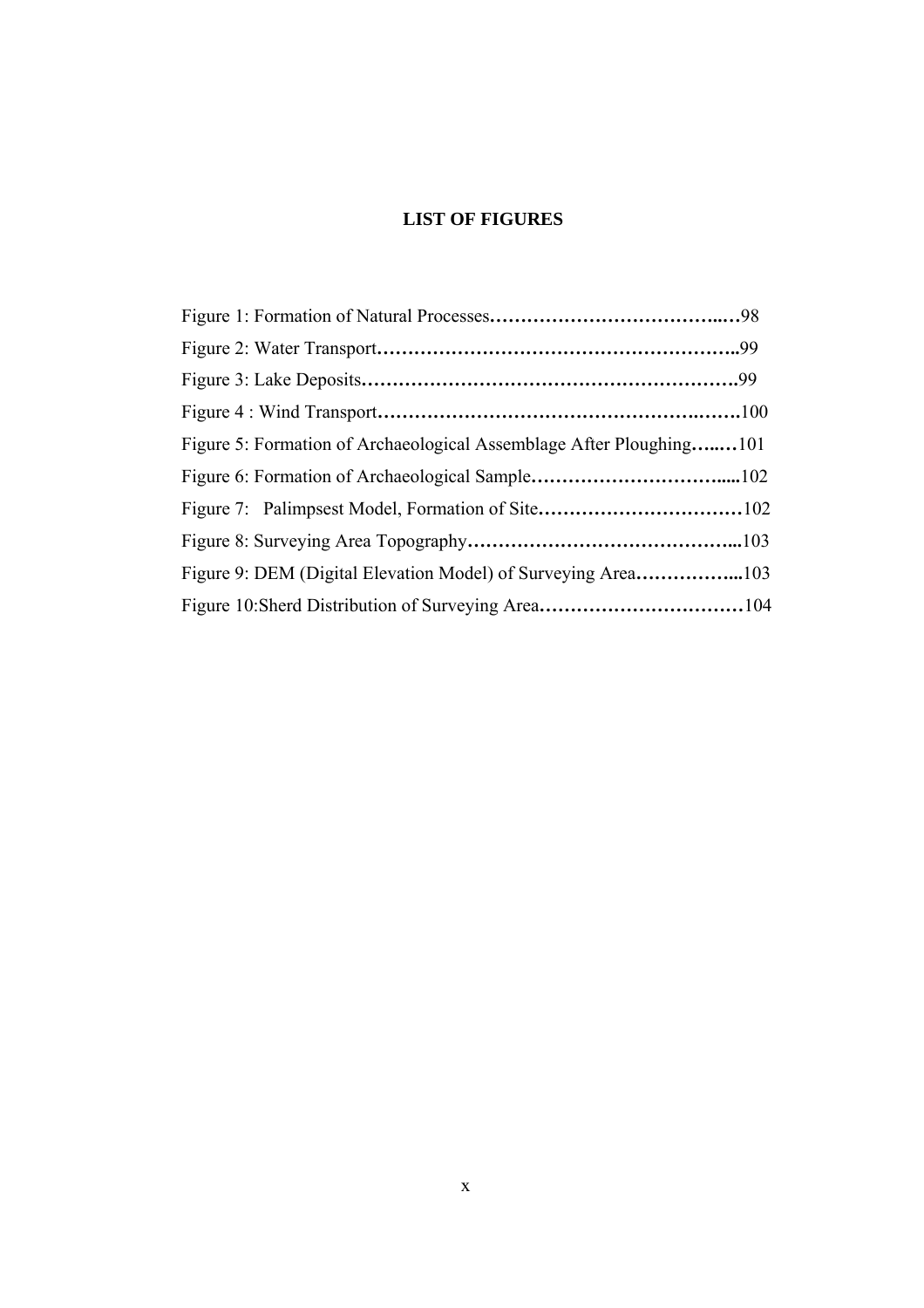# LIST OF FIGURES

Figure 1: Formation of Natural Processes…………………………………..…98

Figure 2: Water Transport…………………………………………………..99

Figure 3: Lake Deposits…………………………………………………….99

Figure 4 : Wind Transport……………………………………………..…….100

Figure 5: Formation of Archaeological Assemblage After Ploughing…..…101

Figure 6: Formation of Archaeological Sample…………………………....102

Figure 7: Palimpsest Model, Formation of Site……………………………102

Figure 8: Surveying Area Topography……………………………………...103

Figure 9: DEM (Digital Elevation Model) of Surveying Area……………...103

Figure 10:Sherd Distribution of Surveying Area……………………………104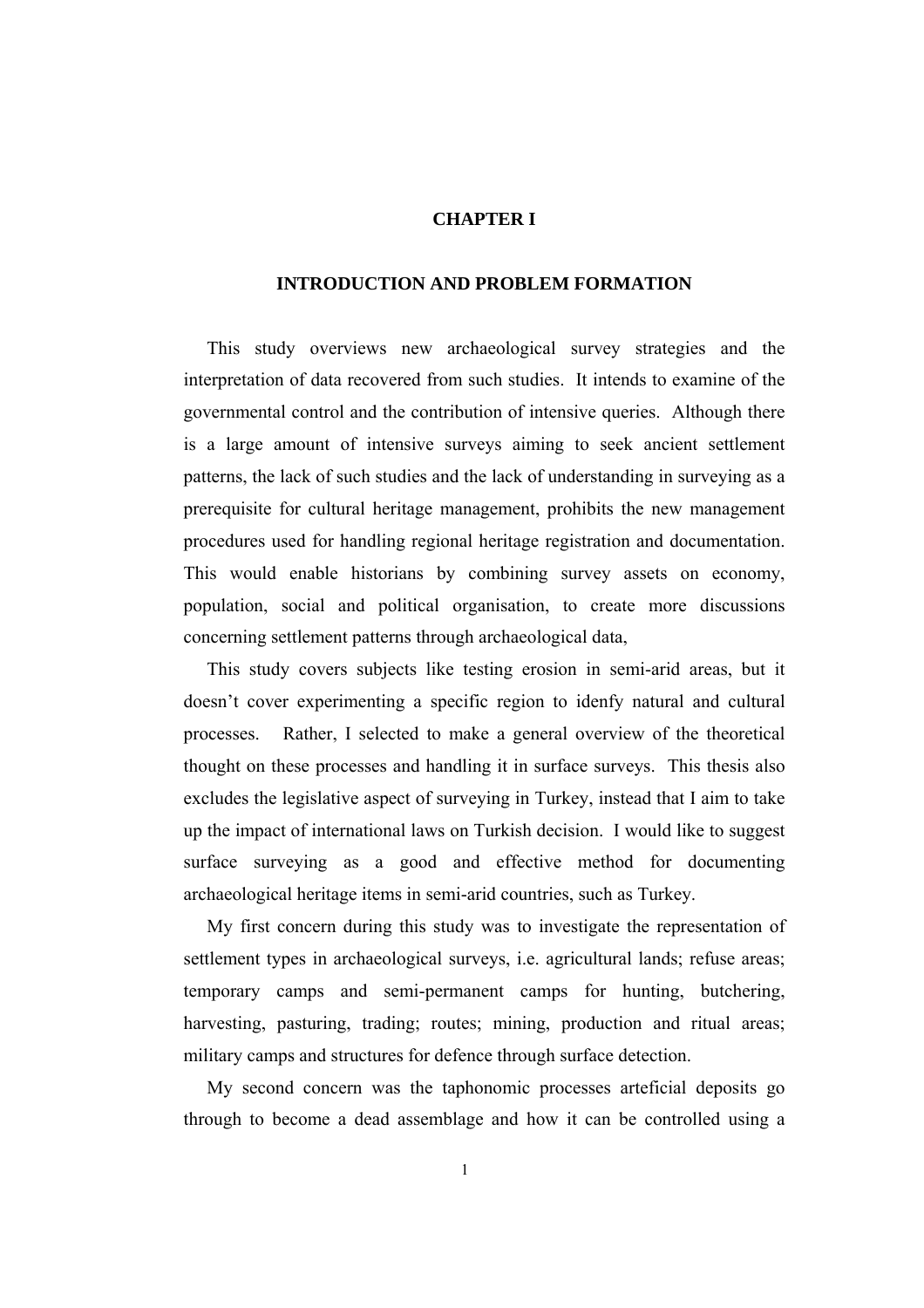# CHAPTER I

## INTRODUCTION AND PROBLEM FORMATION

This study overviews new archaeological survey strategies and the interpretation of data recovered from such studies. It intends to examine of the governmental control and the contribution of intensive queries. Although there is a large amount of intensive surveys aiming to seek ancient settlement patterns, the lack of such studies and the lack of understanding in surveying as a prerequisite for cultural heritage management, prohibits the new management procedures used for handling regional heritage registration and documentation. This would enable historians by combining survey assets on economy, population, social and political organisation, to create more discussions concerning settlement patterns through archaeological data,

This study covers subjects like testing erosion in semi-arid areas, but it doesn't cover experimenting a specific region to idenfy natural and cultural processes. Rather, I selected to make a general overview of the theoretical thought on these processes and handling it in surface surveys. This thesis also excludes the legislative aspect of surveying in Turkey, instead that I aim to take up the impact of international laws on Turkish decision. I would like to suggest surface surveying as a good and effective method for documenting archaeological heritage items in semi-arid countries, such as Turkey.

My first concern during this study was to investigate the representation of settlement types in archaeological surveys, i.e. agricultural lands; refuse areas; temporary camps and semi-permanent camps for hunting, butchering, harvesting, pasturing, trading; routes; mining, production and ritual areas; military camps and structures for defence through surface detection.

My second concern was the taphonomic processes arteficial deposits go through to become a dead assemblage and how it can be controlled using a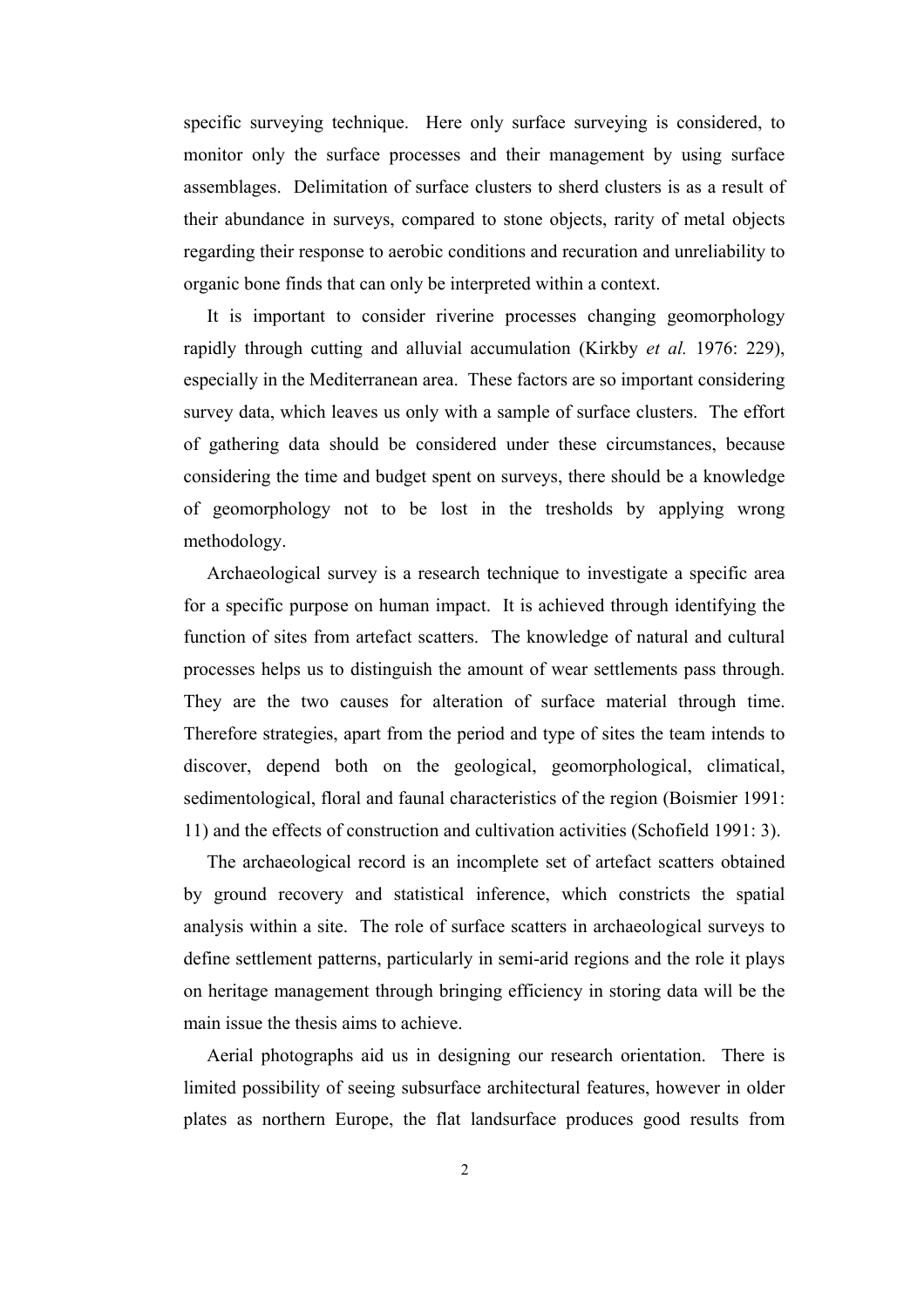specific surveying technique. Here only surface surveying is considered, to monitor only the surface processes and their management by using surface assemblages. Delimitation of surface clusters to sherd clusters is as a result of their abundance in surveys, compared to stone objects, rarity of metal objects regarding their response to aerobic conditions and recuration and unreliability to organic bone finds that can only be interpreted within a context.

It is important to consider riverine processes changing geomorphology rapidly through cutting and alluvial accumulation (Kirkby *et al.* 1976: 229), especially in the Mediterranean area. These factors are so important considering survey data, which leaves us only with a sample of surface clusters. The effort of gathering data should be considered under these circumstances, because considering the time and budget spent on surveys, there should be a knowledge of geomorphology not to be lost in the tresholds by applying wrong methodology.

Archaeological survey is a research technique to investigate a specific area for a specific purpose on human impact. It is achieved through identifying the function of sites from artefact scatters. The knowledge of natural and cultural processes helps us to distinguish the amount of wear settlements pass through. They are the two causes for alteration of surface material through time. Therefore strategies, apart from the period and type of sites the team intends to discover, depend both on the geological, geomorphological, climatical, sedimentological, floral and faunal characteristics of the region (Boismier 1991: 11) and the effects of construction and cultivation activities (Schofield 1991: 3).

The archaeological record is an incomplete set of artefact scatters obtained by ground recovery and statistical inference, which constricts the spatial analysis within a site. The role of surface scatters in archaeological surveys to define settlement patterns, particularly in semi-arid regions and the role it plays on heritage management through bringing efficiency in storing data will be the main issue the thesis aims to achieve.

Aerial photographs aid us in designing our research orientation. There is limited possibility of seeing subsurface architectural features, however in older plates as northern Europe, the flat landsurface produces good results from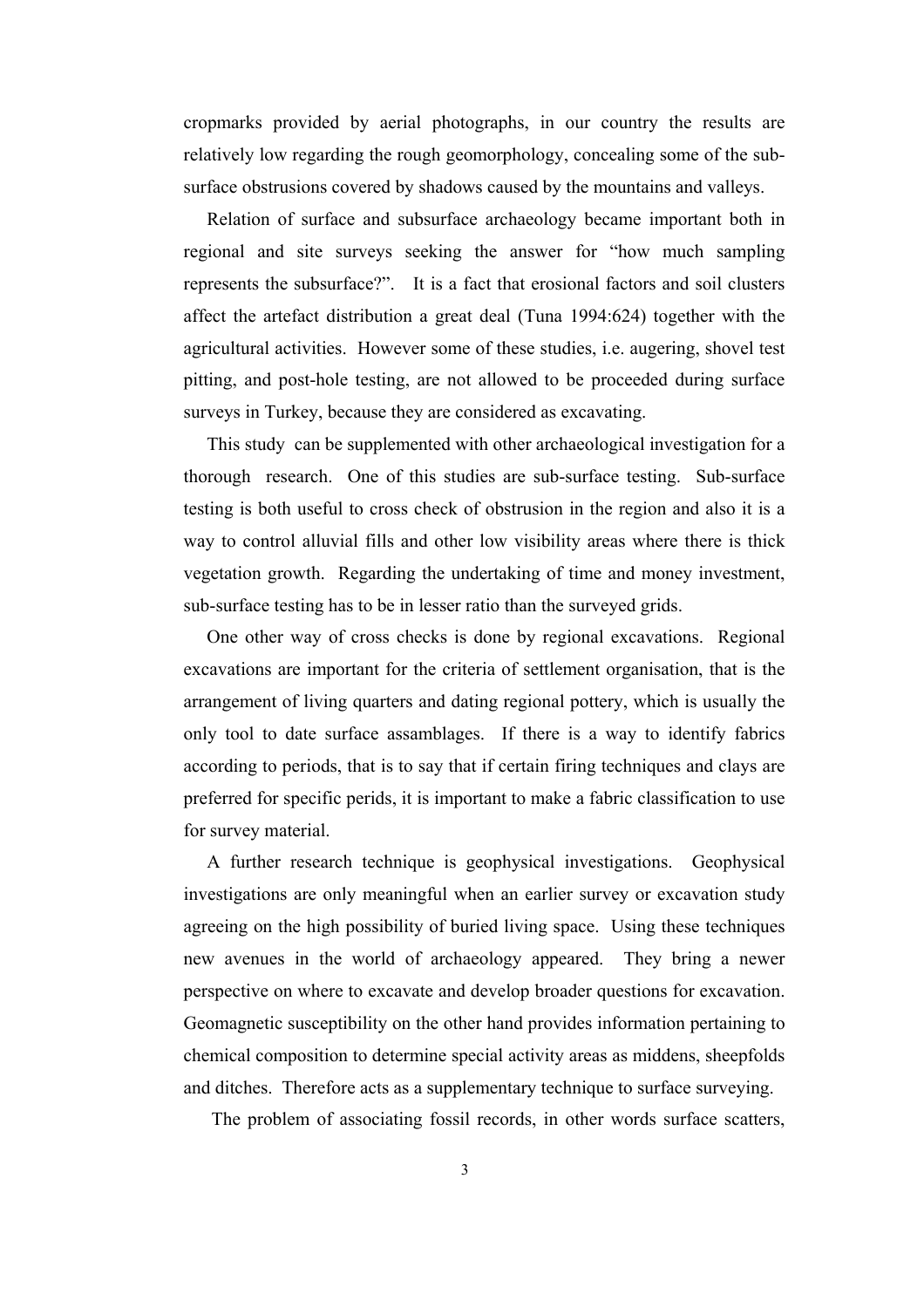cropmarks provided by aerial photographs, in our country the results are relatively low regarding the rough geomorphology, concealing some of the sub-surface obstrusions covered by shadows caused by the mountains and valleys.

Relation of surface and subsurface archaeology became important both in regional and site surveys seeking the answer for "how much sampling represents the subsurface?". It is a fact that erosional factors and soil clusters affect the artefact distribution a great deal (Tuna 1994:624) together with the agricultural activities. However some of these studies, i.e. augering, shovel test pitting, and post-hole testing, are not allowed to be proceeded during surface surveys in Turkey, because they are considered as excavating.

This study can be supplemented with other archaeological investigation for a thorough research. One of this studies are sub-surface testing. Sub-surface testing is both useful to cross check of obstrusion in the region and also it is a way to control alluvial fills and other low visibility areas where there is thick vegetation growth. Regarding the undertaking of time and money investment, sub-surface testing has to be in lesser ratio than the surveyed grids.

One other way of cross checks is done by regional excavations. Regional excavations are important for the criteria of settlement organisation, that is the arrangement of living quarters and dating regional pottery, which is usually the only tool to date surface assamblages. If there is a way to identify fabrics according to periods, that is to say that if certain firing techniques and clays are preferred for specific perids, it is important to make a fabric classification to use for survey material.

A further research technique is geophysical investigations. Geophysical investigations are only meaningful when an earlier survey or excavation study agreeing on the high possibility of buried living space. Using these techniques new avenues in the world of archaeology appeared. They bring a newer perspective on where to excavate and develop broader questions for excavation. Geomagnetic susceptibility on the other hand provides information pertaining to chemical composition to determine special activity areas as middens, sheepfolds and ditches. Therefore acts as a supplementary technique to surface surveying.

The problem of associating fossil records, in other words surface scatters,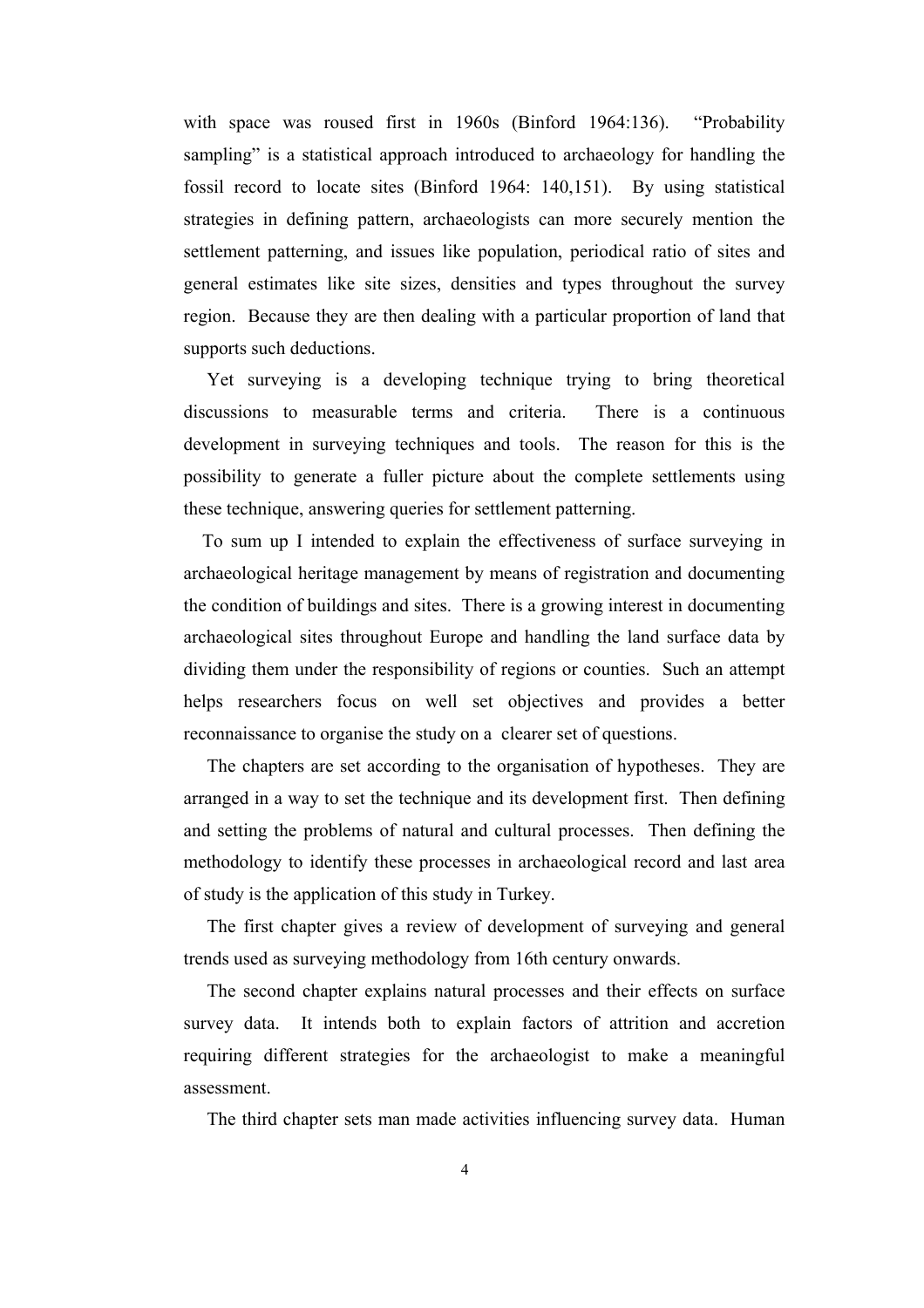with space was roused first in 1960s (Binford 1964:136). "Probability sampling" is a statistical approach introduced to archaeology for handling the fossil record to locate sites (Binford 1964: 140,151). By using statistical strategies in defining pattern, archaeologists can more securely mention the settlement patterning, and issues like population, periodical ratio of sites and general estimates like site sizes, densities and types throughout the survey region. Because they are then dealing with a particular proportion of land that supports such deductions.

Yet surveying is a developing technique trying to bring theoretical discussions to measurable terms and criteria. There is a continuous development in surveying techniques and tools. The reason for this is the possibility to generate a fuller picture about the complete settlements using these technique, answering queries for settlement patterning.

To sum up I intended to explain the effectiveness of surface surveying in archaeological heritage management by means of registration and documenting the condition of buildings and sites. There is a growing interest in documenting archaeological sites throughout Europe and handling the land surface data by dividing them under the responsibility of regions or counties. Such an attempt helps researchers focus on well set objectives and provides a better reconnaissance to organise the study on a clearer set of questions.

The chapters are set according to the organisation of hypotheses. They are arranged in a way to set the technique and its development first. Then defining and setting the problems of natural and cultural processes. Then defining the methodology to identify these processes in archaeological record and last area of study is the application of this study in Turkey.

The first chapter gives a review of development of surveying and general trends used as surveying methodology from 16th century onwards.

The second chapter explains natural processes and their effects on surface survey data. It intends both to explain factors of attrition and accretion requiring different strategies for the archaeologist to make a meaningful assessment.

The third chapter sets man made activities influencing survey data. Human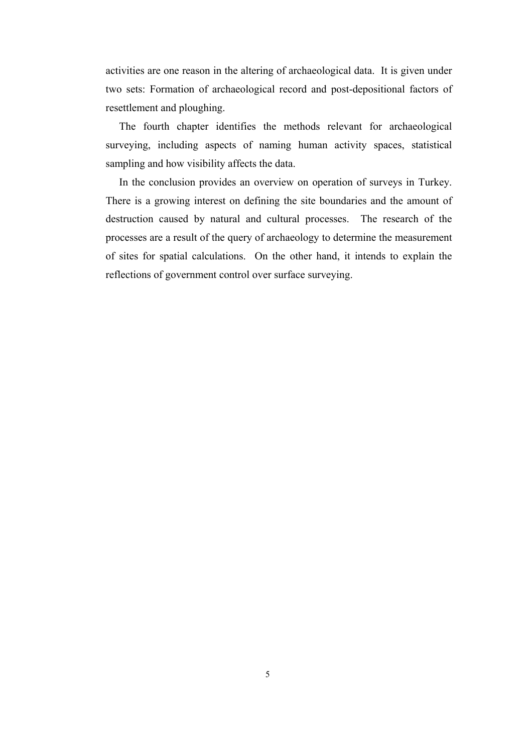activities are one reason in the altering of archaeological data. It is given under two sets: Formation of archaeological record and post-depositional factors of resettlement and ploughing.

The fourth chapter identifies the methods relevant for archaeological surveying, including aspects of naming human activity spaces, statistical sampling and how visibility affects the data.

In the conclusion provides an overview on operation of surveys in Turkey. There is a growing interest on defining the site boundaries and the amount of destruction caused by natural and cultural processes. The research of the processes are a result of the query of archaeology to determine the measurement of sites for spatial calculations. On the other hand, it intends to explain the reflections of government control over surface surveying.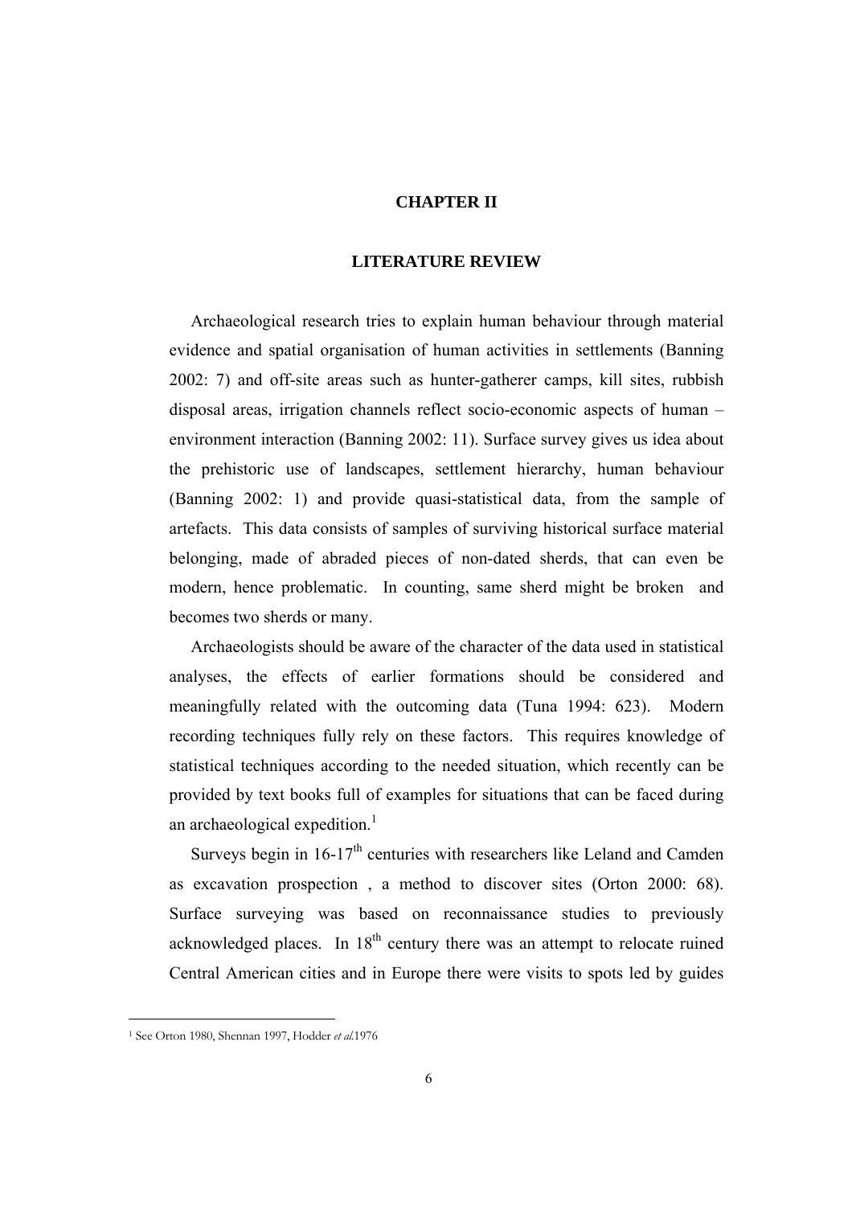# CHAPTER II

## LITERATURE REVIEW

Archaeological research tries to explain human behaviour through material evidence and spatial organisation of human activities in settlements (Banning 2002: 7) and off-site areas such as hunter-gatherer camps, kill sites, rubbish disposal areas, irrigation channels reflect socio-economic aspects of human – environment interaction (Banning 2002: 11). Surface survey gives us idea about the prehistoric use of landscapes, settlement hierarchy, human behaviour (Banning 2002: 1) and provide quasi-statistical data, from the sample of artefacts. This data consists of samples of surviving historical surface material belonging, made of abraded pieces of non-dated sherds, that can even be modern, hence problematic. In counting, same sherd might be broken and becomes two sherds or many.

Archaeologists should be aware of the character of the data used in statistical analyses, the effects of earlier formations should be considered and meaningfully related with the outcoming data (Tuna 1994: 623). Modern recording techniques fully rely on these factors. This requires knowledge of statistical techniques according to the needed situation, which recently can be provided by text books full of examples for situations that can be faced during an archaeological expedition.[1]

Surveys begin in 16-17th centuries with researchers like Leland and Camden as excavation prospection , a method to discover sites (Orton 2000: 68). Surface surveying was based on reconnaissance studies to previously acknowledged places. In 18th century there was an attempt to relocate ruined Central American cities and in Europe there were visits to spots led by guides

---

[1] See Orton 1980, Shennan 1997, Hodder *et al.*1976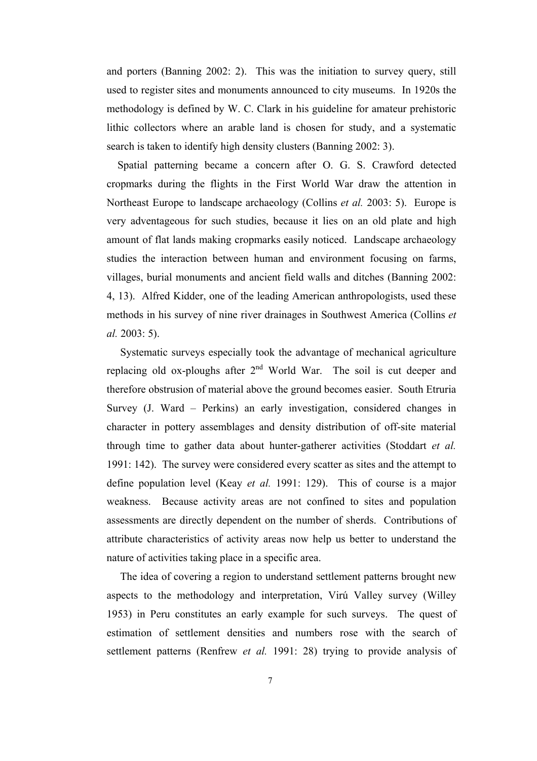and porters (Banning 2002: 2). This was the initiation to survey query, still used to register sites and monuments announced to city museums. In 1920s the methodology is defined by W. C. Clark in his guideline for amateur prehistoric lithic collectors where an arable land is chosen for study, and a systematic search is taken to identify high density clusters (Banning 2002: 3).

Spatial patterning became a concern after O. G. S. Crawford detected cropmarks during the flights in the First World War draw the attention in Northeast Europe to landscape archaeology (Collins *et al.* 2003: 5). Europe is very adventageous for such studies, because it lies on an old plate and high amount of flat lands making cropmarks easily noticed. Landscape archaeology studies the interaction between human and environment focusing on farms, villages, burial monuments and ancient field walls and ditches (Banning 2002: 4, 13). Alfred Kidder, one of the leading American anthropologists, used these methods in his survey of nine river drainages in Southwest America (Collins *et al.* 2003: 5).

Systematic surveys especially took the advantage of mechanical agriculture replacing old ox-ploughs after 2nd World War. The soil is cut deeper and therefore obstrusion of material above the ground becomes easier. South Etruria Survey (J. Ward – Perkins) an early investigation, considered changes in character in pottery assemblages and density distribution of off-site material through time to gather data about hunter-gatherer activities (Stoddart *et al.* 1991: 142). The survey were considered every scatter as sites and the attempt to define population level (Keay *et al.* 1991: 129). This of course is a major weakness. Because activity areas are not confined to sites and population assessments are directly dependent on the number of sherds. Contributions of attribute characteristics of activity areas now help us better to understand the nature of activities taking place in a specific area.

The idea of covering a region to understand settlement patterns brought new aspects to the methodology and interpretation, Virú Valley survey (Willey 1953) in Peru constitutes an early example for such surveys. The quest of estimation of settlement densities and numbers rose with the search of settlement patterns (Renfrew *et al.* 1991: 28) trying to provide analysis of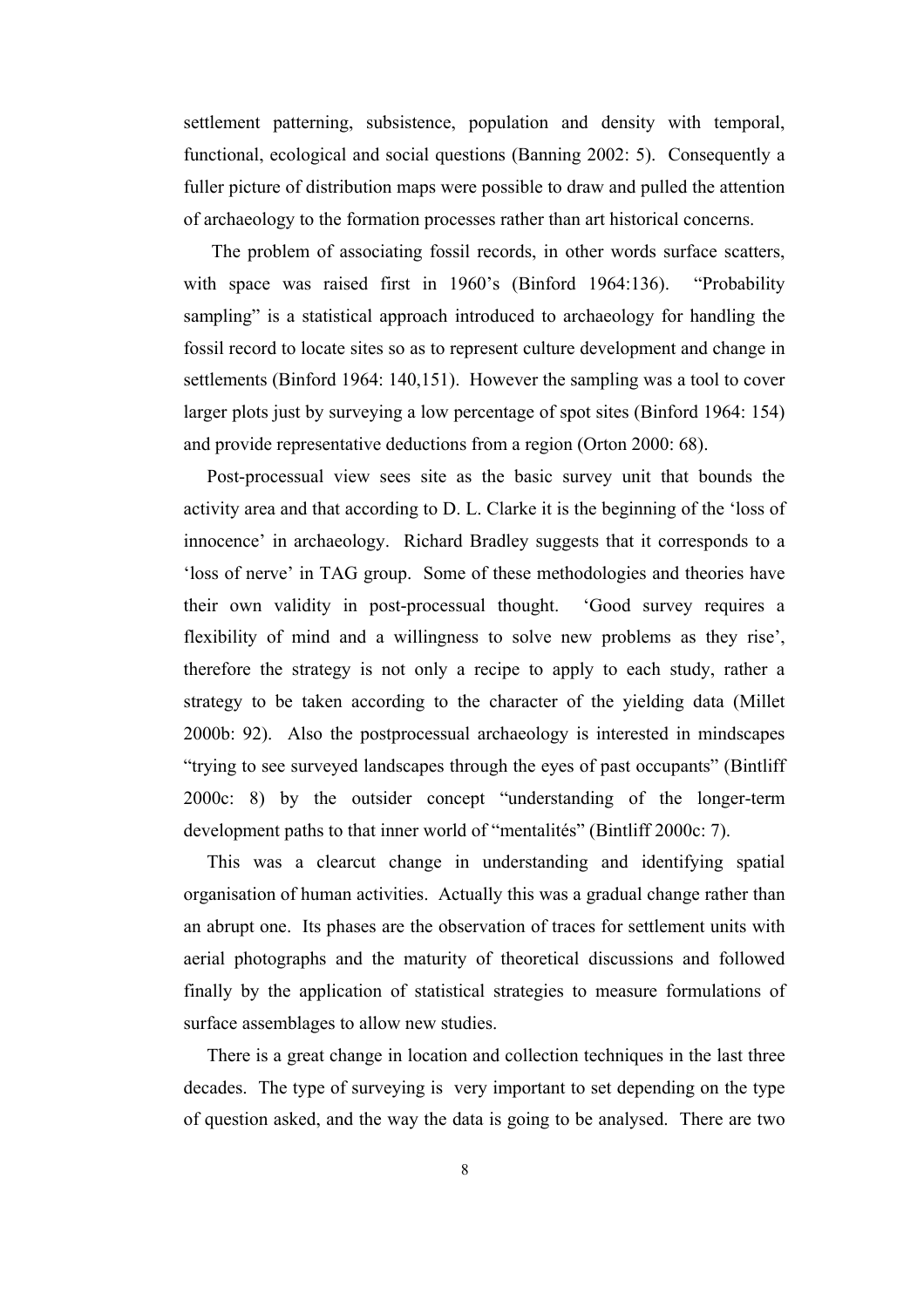settlement patterning, subsistence, population and density with temporal, functional, ecological and social questions (Banning 2002: 5). Consequently a fuller picture of distribution maps were possible to draw and pulled the attention of archaeology to the formation processes rather than art historical concerns.

The problem of associating fossil records, in other words surface scatters, with space was raised first in 1960's (Binford 1964:136). "Probability sampling" is a statistical approach introduced to archaeology for handling the fossil record to locate sites so as to represent culture development and change in settlements (Binford 1964: 140,151). However the sampling was a tool to cover larger plots just by surveying a low percentage of spot sites (Binford 1964: 154) and provide representative deductions from a region (Orton 2000: 68).

Post-processual view sees site as the basic survey unit that bounds the activity area and that according to D. L. Clarke it is the beginning of the 'loss of innocence' in archaeology. Richard Bradley suggests that it corresponds to a 'loss of nerve' in TAG group. Some of these methodologies and theories have their own validity in post-processual thought. 'Good survey requires a flexibility of mind and a willingness to solve new problems as they rise', therefore the strategy is not only a recipe to apply to each study, rather a strategy to be taken according to the character of the yielding data (Millet 2000b: 92). Also the postprocessual archaeology is interested in mindscapes "trying to see surveyed landscapes through the eyes of past occupants" (Bintliff 2000c: 8) by the outsider concept "understanding of the longer-term development paths to that inner world of "mentalités" (Bintliff 2000c: 7).

This was a clearcut change in understanding and identifying spatial organisation of human activities. Actually this was a gradual change rather than an abrupt one. Its phases are the observation of traces for settlement units with aerial photographs and the maturity of theoretical discussions and followed finally by the application of statistical strategies to measure formulations of surface assemblages to allow new studies.

There is a great change in location and collection techniques in the last three decades. The type of surveying is very important to set depending on the type of question asked, and the way the data is going to be analysed. There are two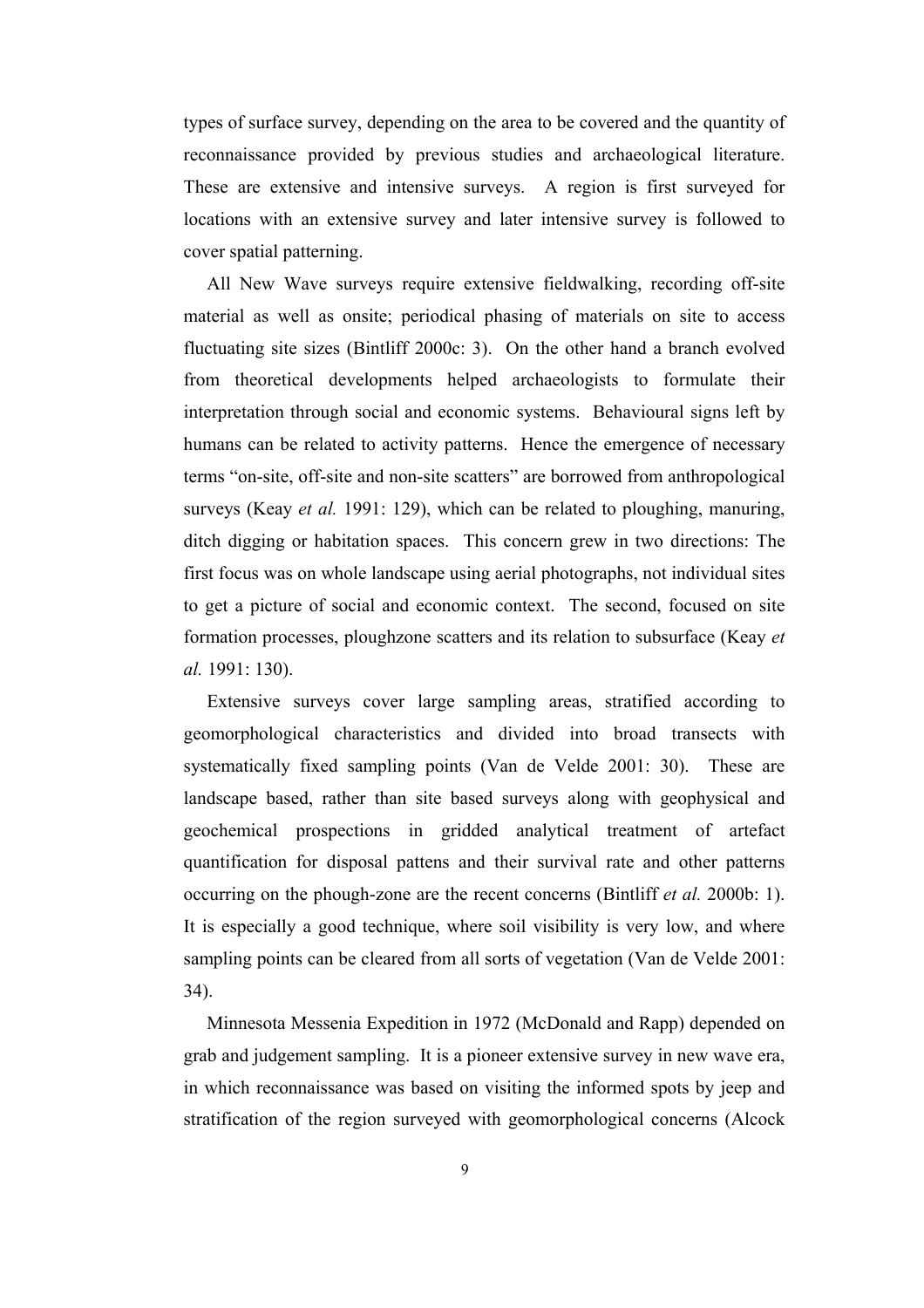types of surface survey, depending on the area to be covered and the quantity of reconnaissance provided by previous studies and archaeological literature. These are extensive and intensive surveys. A region is first surveyed for locations with an extensive survey and later intensive survey is followed to cover spatial patterning.

All New Wave surveys require extensive fieldwalking, recording off-site material as well as onsite; periodical phasing of materials on site to access fluctuating site sizes (Bintliff 2000c: 3). On the other hand a branch evolved from theoretical developments helped archaeologists to formulate their interpretation through social and economic systems. Behavioural signs left by humans can be related to activity patterns. Hence the emergence of necessary terms "on-site, off-site and non-site scatters" are borrowed from anthropological surveys (Keay *et al.* 1991: 129), which can be related to ploughing, manuring, ditch digging or habitation spaces. This concern grew in two directions: The first focus was on whole landscape using aerial photographs, not individual sites to get a picture of social and economic context. The second, focused on site formation processes, ploughzone scatters and its relation to subsurface (Keay *et al.* 1991: 130).

Extensive surveys cover large sampling areas, stratified according to geomorphological characteristics and divided into broad transects with systematically fixed sampling points (Van de Velde 2001: 30). These are landscape based, rather than site based surveys along with geophysical and geochemical prospections in gridded analytical treatment of artefact quantification for disposal pattens and their survival rate and other patterns occurring on the phough-zone are the recent concerns (Bintliff *et al.* 2000b: 1). It is especially a good technique, where soil visibility is very low, and where sampling points can be cleared from all sorts of vegetation (Van de Velde 2001: 34).

Minnesota Messenia Expedition in 1972 (McDonald and Rapp) depended on grab and judgement sampling. It is a pioneer extensive survey in new wave era, in which reconnaissance was based on visiting the informed spots by jeep and stratification of the region surveyed with geomorphological concerns (Alcock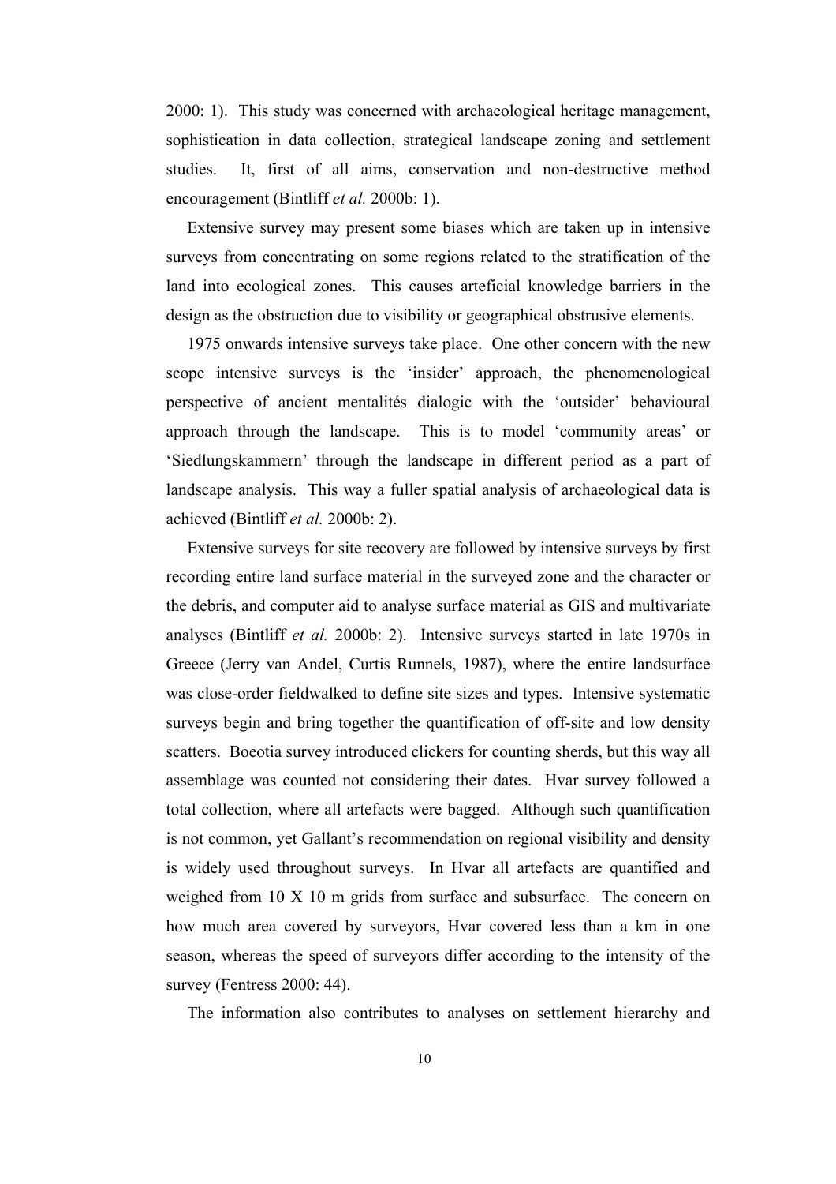2000: 1). This study was concerned with archaeological heritage management, sophistication in data collection, strategical landscape zoning and settlement studies. It, first of all aims, conservation and non-destructive method encouragement (Bintliff *et al.* 2000b: 1).

Extensive survey may present some biases which are taken up in intensive surveys from concentrating on some regions related to the stratification of the land into ecological zones. This causes arteficial knowledge barriers in the design as the obstruction due to visibility or geographical obstrusive elements.

1975 onwards intensive surveys take place. One other concern with the new scope intensive surveys is the 'insider' approach, the phenomenological perspective of ancient mentalités dialogic with the 'outsider' behavioural approach through the landscape. This is to model 'community areas' or 'Siedlungskammern' through the landscape in different period as a part of landscape analysis. This way a fuller spatial analysis of archaeological data is achieved (Bintliff *et al.* 2000b: 2).

Extensive surveys for site recovery are followed by intensive surveys by first recording entire land surface material in the surveyed zone and the character or the debris, and computer aid to analyse surface material as GIS and multivariate analyses (Bintliff *et al.* 2000b: 2). Intensive surveys started in late 1970s in Greece (Jerry van Andel, Curtis Runnels, 1987), where the entire landsurface was close-order fieldwalked to define site sizes and types. Intensive systematic surveys begin and bring together the quantification of off-site and low density scatters. Boeotia survey introduced clickers for counting sherds, but this way all assemblage was counted not considering their dates. Hvar survey followed a total collection, where all artefacts were bagged. Although such quantification is not common, yet Gallant's recommendation on regional visibility and density is widely used throughout surveys. In Hvar all artefacts are quantified and weighed from 10 X 10 m grids from surface and subsurface. The concern on how much area covered by surveyors, Hvar covered less than a km in one season, whereas the speed of surveyors differ according to the intensity of the survey (Fentress 2000: 44).

The information also contributes to analyses on settlement hierarchy and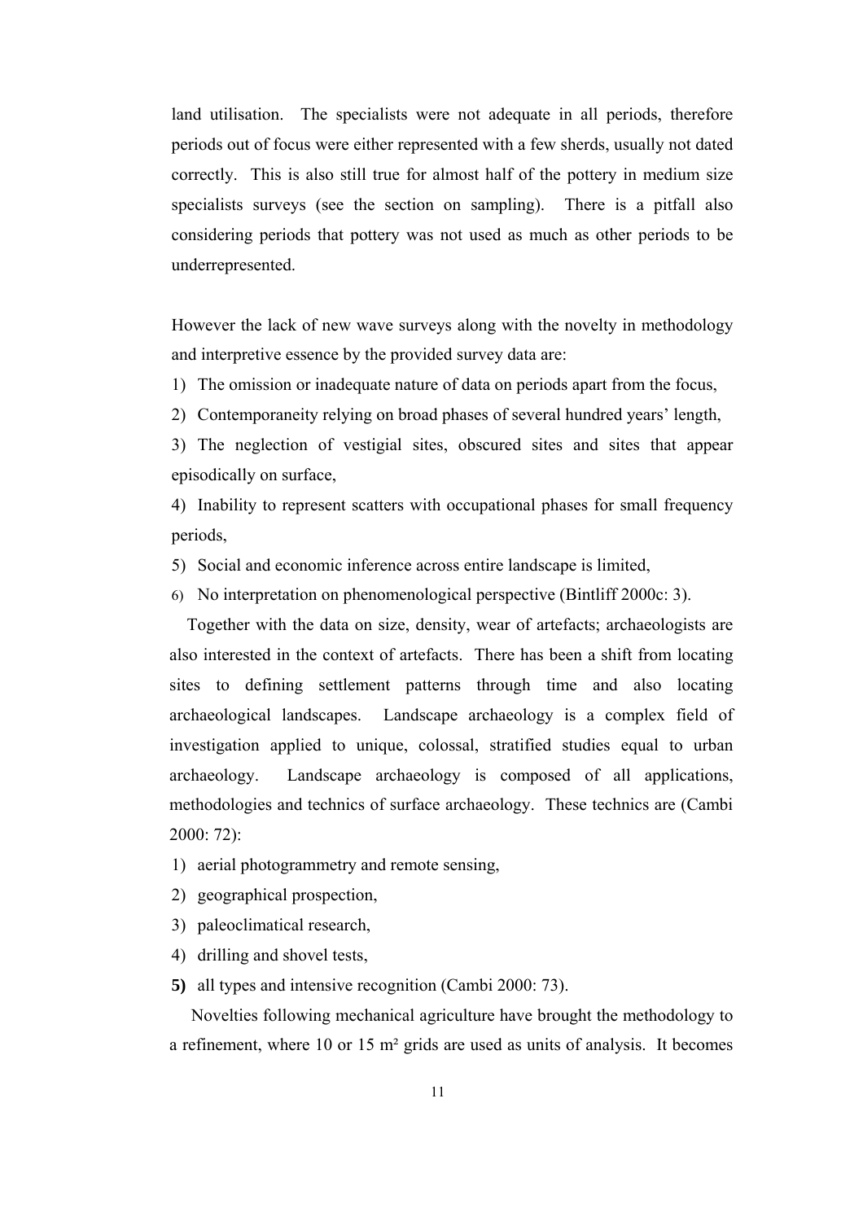land utilisation. The specialists were not adequate in all periods, therefore periods out of focus were either represented with a few sherds, usually not dated correctly. This is also still true for almost half of the pottery in medium size specialists surveys (see the section on sampling). There is a pitfall also considering periods that pottery was not used as much as other periods to be underrepresented.

However the lack of new wave surveys along with the novelty in methodology and interpretive essence by the provided survey data are:

1) The omission or inadequate nature of data on periods apart from the focus,
2) Contemporaneity relying on broad phases of several hundred years' length,
3) The neglection of vestigial sites, obscured sites and sites that appear episodically on surface,
4) Inability to represent scatters with occupational phases for small frequency periods,
5) Social and economic inference across entire landscape is limited,
6) No interpretation on phenomenological perspective (Bintliff 2000c: 3).

Together with the data on size, density, wear of artefacts; archaeologists are also interested in the context of artefacts. There has been a shift from locating sites to defining settlement patterns through time and also locating archaeological landscapes. Landscape archaeology is a complex field of investigation applied to unique, colossal, stratified studies equal to urban archaeology. Landscape archaeology is composed of all applications, methodologies and technics of surface archaeology. These technics are (Cambi 2000: 72):

1) aerial photogrammetry and remote sensing,
2) geographical prospection,
3) paleoclimatical research,
4) drilling and shovel tests,
5) all types and intensive recognition (Cambi 2000: 73).

Novelties following mechanical agriculture have brought the methodology to a refinement, where 10 or 15 m² grids are used as units of analysis. It becomes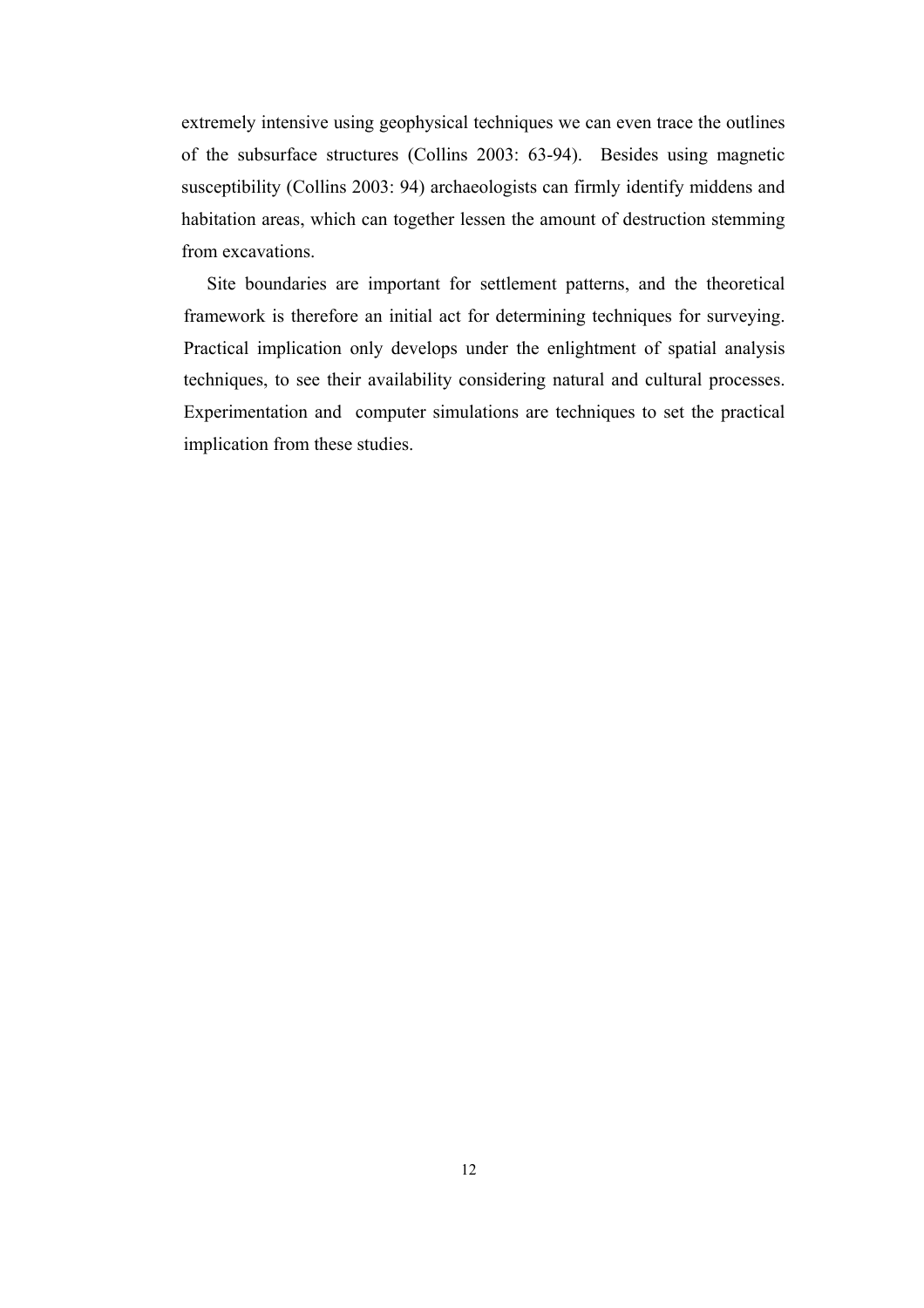extremely intensive using geophysical techniques we can even trace the outlines of the subsurface structures (Collins 2003: 63-94). Besides using magnetic susceptibility (Collins 2003: 94) archaeologists can firmly identify middens and habitation areas, which can together lessen the amount of destruction stemming from excavations.

Site boundaries are important for settlement patterns, and the theoretical framework is therefore an initial act for determining techniques for surveying. Practical implication only develops under the enlightment of spatial analysis techniques, to see their availability considering natural and cultural processes. Experimentation and computer simulations are techniques to set the practical implication from these studies.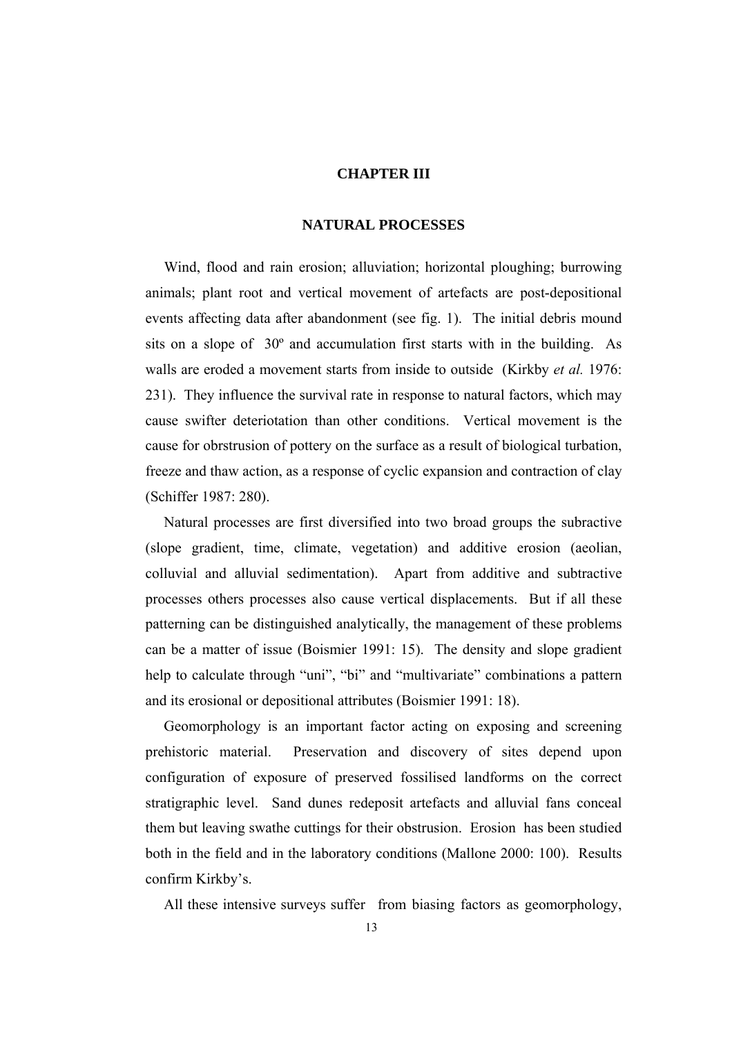# CHAPTER III

## NATURAL PROCESSES

Wind, flood and rain erosion; alluviation; horizontal ploughing; burrowing animals; plant root and vertical movement of artefacts are post-depositional events affecting data after abandonment (see fig. 1). The initial debris mound sits on a slope of 30º and accumulation first starts with in the building. As walls are eroded a movement starts from inside to outside (Kirkby *et al.* 1976: 231). They influence the survival rate in response to natural factors, which may cause swifter deteriotation than other conditions. Vertical movement is the cause for obrstrusion of pottery on the surface as a result of biological turbation, freeze and thaw action, as a response of cyclic expansion and contraction of clay (Schiffer 1987: 280).

Natural processes are first diversified into two broad groups the subractive (slope gradient, time, climate, vegetation) and additive erosion (aeolian, colluvial and alluvial sedimentation). Apart from additive and subtractive processes others processes also cause vertical displacements. But if all these patterning can be distinguished analytically, the management of these problems can be a matter of issue (Boismier 1991: 15). The density and slope gradient help to calculate through "uni", "bi" and "multivariate" combinations a pattern and its erosional or depositional attributes (Boismier 1991: 18).

Geomorphology is an important factor acting on exposing and screening prehistoric material. Preservation and discovery of sites depend upon configuration of exposure of preserved fossilised landforms on the correct stratigraphic level. Sand dunes redeposit artefacts and alluvial fans conceal them but leaving swathe cuttings for their obstrusion. Erosion has been studied both in the field and in the laboratory conditions (Mallone 2000: 100). Results confirm Kirkby's.

All these intensive surveys suffer from biasing factors as geomorphology,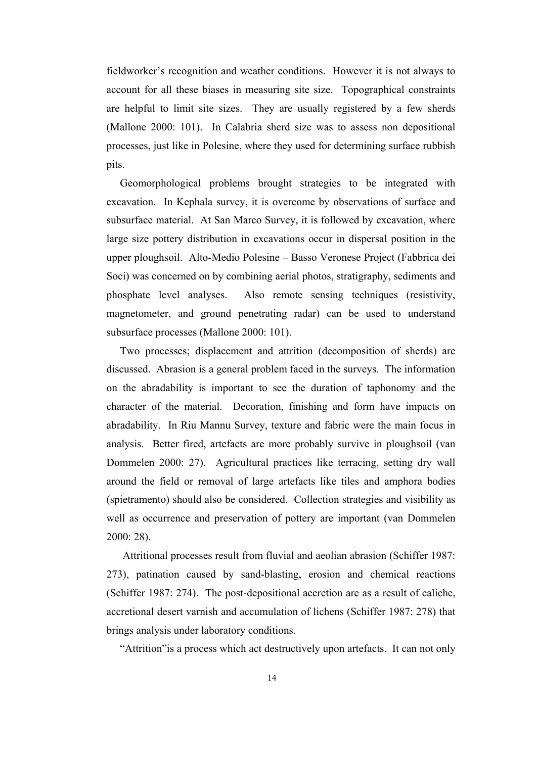fieldworker's recognition and weather conditions. However it is not always to account for all these biases in measuring site size. Topographical constraints are helpful to limit site sizes. They are usually registered by a few sherds (Mallone 2000: 101). In Calabria sherd size was to assess non depositional processes, just like in Polesine, where they used for determining surface rubbish pits.

Geomorphological problems brought strategies to be integrated with excavation. In Kephala survey, it is overcome by observations of surface and subsurface material. At San Marco Survey, it is followed by excavation, where large size pottery distribution in excavations occur in dispersal position in the upper ploughsoil. Alto-Medio Polesine – Basso Veronese Project (Fabbrica dei Soci) was concerned on by combining aerial photos, stratigraphy, sediments and phosphate level analyses. Also remote sensing techniques (resistivity, magnetometer, and ground penetrating radar) can be used to understand subsurface processes (Mallone 2000: 101).

Two processes; displacement and attrition (decomposition of sherds) are discussed. Abrasion is a general problem faced in the surveys. The information on the abradability is important to see the duration of taphonomy and the character of the material. Decoration, finishing and form have impacts on abradability. In Riu Mannu Survey, texture and fabric were the main focus in analysis. Better fired, artefacts are more probably survive in ploughsoil (van Dommelen 2000: 27). Agricultural practices like terracing, setting dry wall around the field or removal of large artefacts like tiles and amphora bodies (spietramento) should also be considered. Collection strategies and visibility as well as occurrence and preservation of pottery are important (van Dommelen 2000: 28).

Attritional processes result from fluvial and aeolian abrasion (Schiffer 1987: 273), patination caused by sand-blasting, erosion and chemical reactions (Schiffer 1987: 274). The post-depositional accretion are as a result of caliche, accretional desert varnish and accumulation of lichens (Schiffer 1987: 278) that brings analysis under laboratory conditions.

"Attrition"is a process which act destructively upon artefacts. It can not only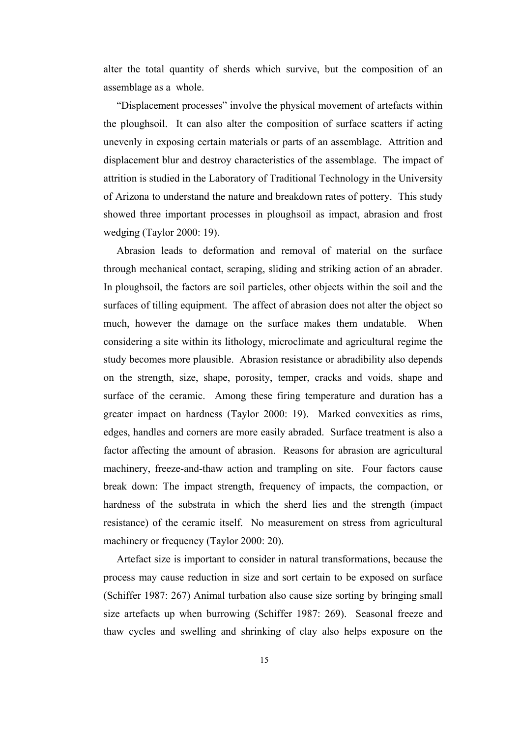alter the total quantity of sherds which survive, but the composition of an assemblage as a whole.

"Displacement processes" involve the physical movement of artefacts within the ploughsoil. It can also alter the composition of surface scatters if acting unevenly in exposing certain materials or parts of an assemblage. Attrition and displacement blur and destroy characteristics of the assemblage. The impact of attrition is studied in the Laboratory of Traditional Technology in the University of Arizona to understand the nature and breakdown rates of pottery. This study showed three important processes in ploughsoil as impact, abrasion and frost wedging (Taylor 2000: 19).

Abrasion leads to deformation and removal of material on the surface through mechanical contact, scraping, sliding and striking action of an abrader. In ploughsoil, the factors are soil particles, other objects within the soil and the surfaces of tilling equipment. The affect of abrasion does not alter the object so much, however the damage on the surface makes them undatable. When considering a site within its lithology, microclimate and agricultural regime the study becomes more plausible. Abrasion resistance or abradibility also depends on the strength, size, shape, porosity, temper, cracks and voids, shape and surface of the ceramic. Among these firing temperature and duration has a greater impact on hardness (Taylor 2000: 19). Marked convexities as rims, edges, handles and corners are more easily abraded. Surface treatment is also a factor affecting the amount of abrasion. Reasons for abrasion are agricultural machinery, freeze-and-thaw action and trampling on site. Four factors cause break down: The impact strength, frequency of impacts, the compaction, or hardness of the substrata in which the sherd lies and the strength (impact resistance) of the ceramic itself. No measurement on stress from agricultural machinery or frequency (Taylor 2000: 20).

Artefact size is important to consider in natural transformations, because the process may cause reduction in size and sort certain to be exposed on surface (Schiffer 1987: 267) Animal turbation also cause size sorting by bringing small size artefacts up when burrowing (Schiffer 1987: 269). Seasonal freeze and thaw cycles and swelling and shrinking of clay also helps exposure on the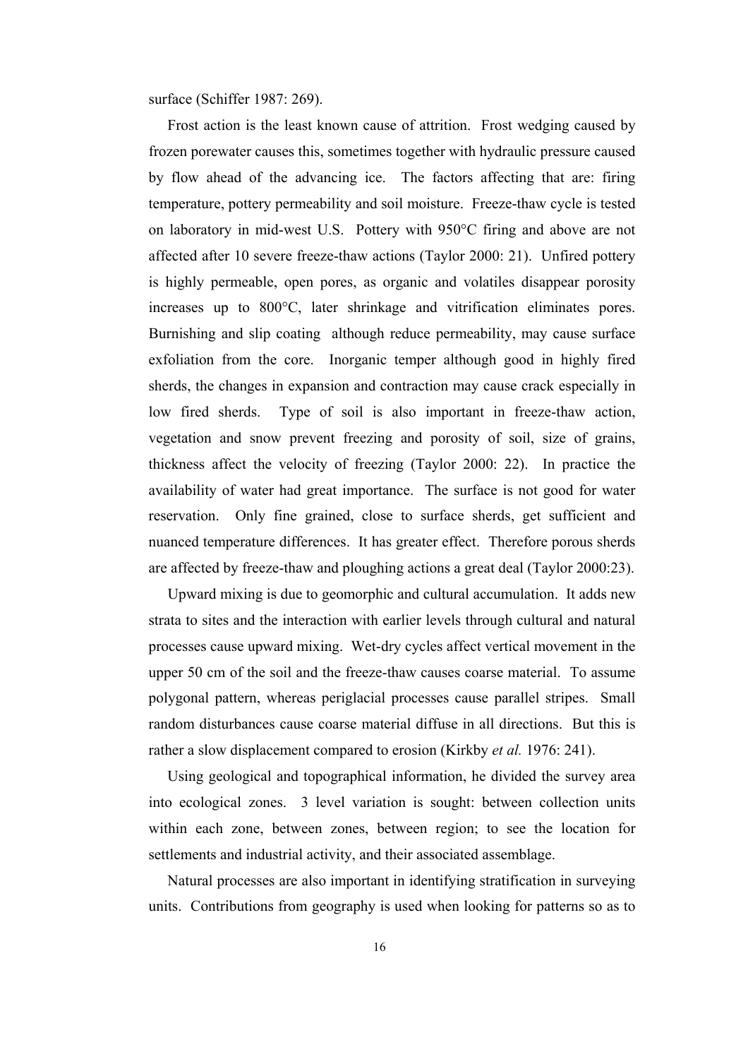surface (Schiffer 1987: 269).

Frost action is the least known cause of attrition. Frost wedging caused by frozen porewater causes this, sometimes together with hydraulic pressure caused by flow ahead of the advancing ice. The factors affecting that are: firing temperature, pottery permeability and soil moisture. Freeze-thaw cycle is tested on laboratory in mid-west U.S. Pottery with 950°C firing and above are not affected after 10 severe freeze-thaw actions (Taylor 2000: 21). Unfired pottery is highly permeable, open pores, as organic and volatiles disappear porosity increases up to 800°C, later shrinkage and vitrification eliminates pores. Burnishing and slip coating although reduce permeability, may cause surface exfoliation from the core. Inorganic temper although good in highly fired sherds, the changes in expansion and contraction may cause crack especially in low fired sherds. Type of soil is also important in freeze-thaw action, vegetation and snow prevent freezing and porosity of soil, size of grains, thickness affect the velocity of freezing (Taylor 2000: 22). In practice the availability of water had great importance. The surface is not good for water reservation. Only fine grained, close to surface sherds, get sufficient and nuanced temperature differences. It has greater effect. Therefore porous sherds are affected by freeze-thaw and ploughing actions a great deal (Taylor 2000:23).

Upward mixing is due to geomorphic and cultural accumulation. It adds new strata to sites and the interaction with earlier levels through cultural and natural processes cause upward mixing. Wet-dry cycles affect vertical movement in the upper 50 cm of the soil and the freeze-thaw causes coarse material. To assume polygonal pattern, whereas periglacial processes cause parallel stripes. Small random disturbances cause coarse material diffuse in all directions. But this is rather a slow displacement compared to erosion (Kirkby *et al.* 1976: 241).

Using geological and topographical information, he divided the survey area into ecological zones. 3 level variation is sought: between collection units within each zone, between zones, between region; to see the location for settlements and industrial activity, and their associated assemblage.

Natural processes are also important in identifying stratification in surveying units. Contributions from geography is used when looking for patterns so as to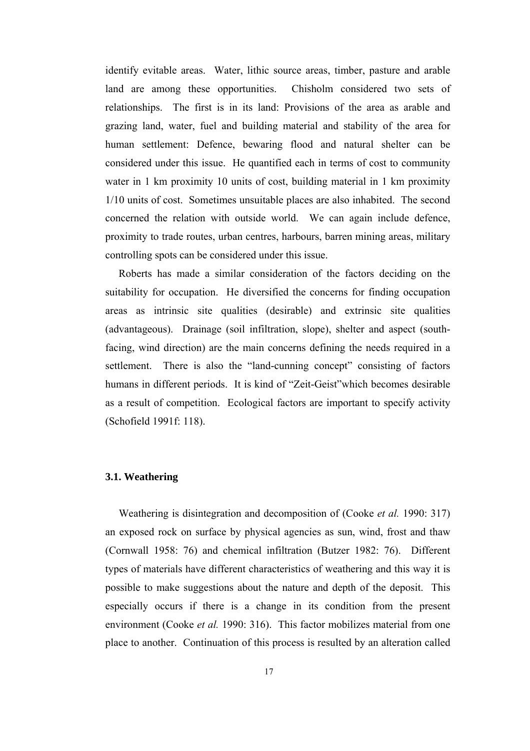identify evitable areas. Water, lithic source areas, timber, pasture and arable land are among these opportunities. Chisholm considered two sets of relationships. The first is in its land: Provisions of the area as arable and grazing land, water, fuel and building material and stability of the area for human settlement: Defence, bewaring flood and natural shelter can be considered under this issue. He quantified each in terms of cost to community water in 1 km proximity 10 units of cost, building material in 1 km proximity 1/10 units of cost. Sometimes unsuitable places are also inhabited. The second concerned the relation with outside world. We can again include defence, proximity to trade routes, urban centres, harbours, barren mining areas, military controlling spots can be considered under this issue.

Roberts has made a similar consideration of the factors deciding on the suitability for occupation. He diversified the concerns for finding occupation areas as intrinsic site qualities (desirable) and extrinsic site qualities (advantageous). Drainage (soil infiltration, slope), shelter and aspect (south-facing, wind direction) are the main concerns defining the needs required in a settlement. There is also the "land-cunning concept" consisting of factors humans in different periods. It is kind of "Zeit-Geist"which becomes desirable as a result of competition. Ecological factors are important to specify activity (Schofield 1991f: 118).

### 3.1. Weathering

Weathering is disintegration and decomposition of (Cooke *et al.* 1990: 317) an exposed rock on surface by physical agencies as sun, wind, frost and thaw (Cornwall 1958: 76) and chemical infiltration (Butzer 1982: 76). Different types of materials have different characteristics of weathering and this way it is possible to make suggestions about the nature and depth of the deposit. This especially occurs if there is a change in its condition from the present environment (Cooke *et al.* 1990: 316). This factor mobilizes material from one place to another. Continuation of this process is resulted by an alteration called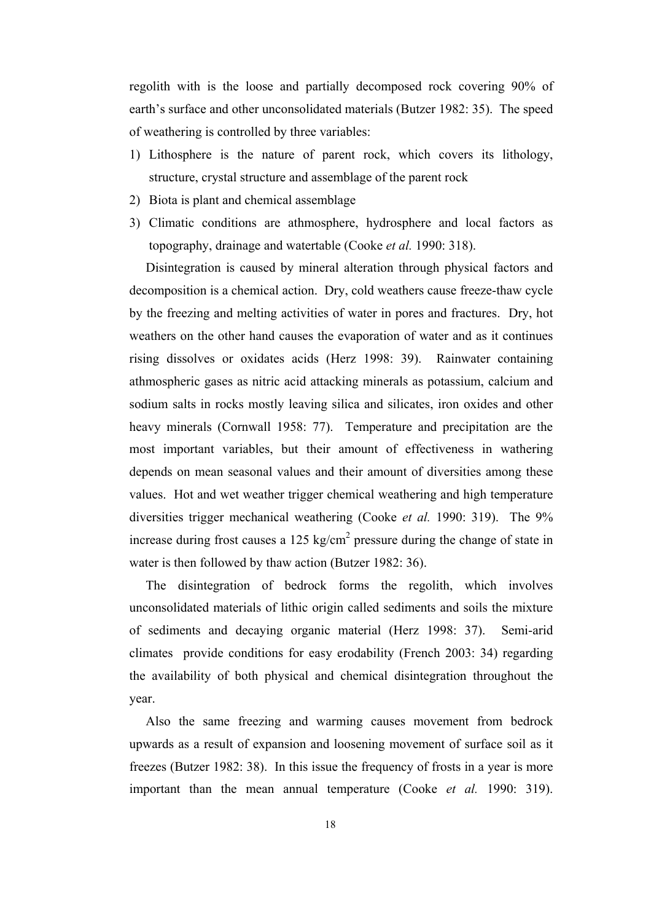regolith with is the loose and partially decomposed rock covering 90% of earth's surface and other unconsolidated materials (Butzer 1982: 35). The speed of weathering is controlled by three variables:

1) Lithosphere is the nature of parent rock, which covers its lithology, structure, crystal structure and assemblage of the parent rock
2) Biota is plant and chemical assemblage
3) Climatic conditions are athmosphere, hydrosphere and local factors as topography, drainage and watertable (Cooke *et al.* 1990: 318).

Disintegration is caused by mineral alteration through physical factors and decomposition is a chemical action. Dry, cold weathers cause freeze-thaw cycle by the freezing and melting activities of water in pores and fractures. Dry, hot weathers on the other hand causes the evaporation of water and as it continues rising dissolves or oxidates acids (Herz 1998: 39). Rainwater containing athmospheric gases as nitric acid attacking minerals as potassium, calcium and sodium salts in rocks mostly leaving silica and silicates, iron oxides and other heavy minerals (Cornwall 1958: 77). Temperature and precipitation are the most important variables, but their amount of effectiveness in wathering depends on mean seasonal values and their amount of diversities among these values. Hot and wet weather trigger chemical weathering and high temperature diversities trigger mechanical weathering (Cooke *et al.* 1990: 319). The 9% increase during frost causes a 125 $kg/cm^2$ pressure during the change of state in water is then followed by thaw action (Butzer 1982: 36).

The disintegration of bedrock forms the regolith, which involves unconsolidated materials of lithic origin called sediments and soils the mixture of sediments and decaying organic material (Herz 1998: 37). Semi-arid climates provide conditions for easy erodability (French 2003: 34) regarding the availability of both physical and chemical disintegration throughout the year.

Also the same freezing and warming causes movement from bedrock upwards as a result of expansion and loosening movement of surface soil as it freezes (Butzer 1982: 38). In this issue the frequency of frosts in a year is more important than the mean annual temperature (Cooke *et al.* 1990: 319).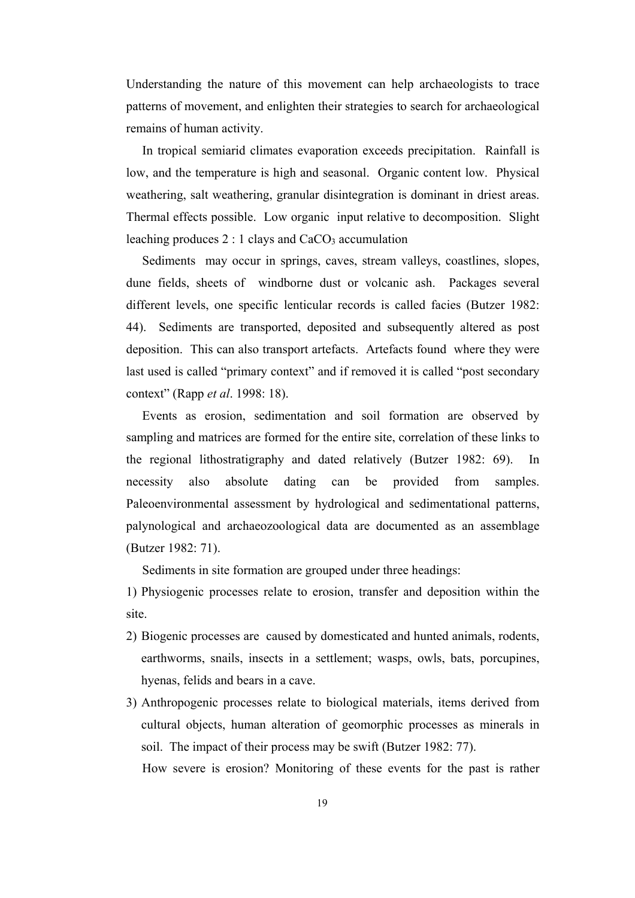Understanding the nature of this movement can help archaeologists to trace patterns of movement, and enlighten their strategies to search for archaeological remains of human activity.

In tropical semiarid climates evaporation exceeds precipitation. Rainfall is low, and the temperature is high and seasonal. Organic content low. Physical weathering, salt weathering, granular disintegration is dominant in driest areas. Thermal effects possible. Low organic input relative to decomposition. Slight leaching produces 2 : 1 clays and $CaCO_3$ accumulation

Sediments may occur in springs, caves, stream valleys, coastlines, slopes, dune fields, sheets of windborne dust or volcanic ash. Packages several different levels, one specific lenticular records is called facies (Butzer 1982: 44). Sediments are transported, deposited and subsequently altered as post deposition. This can also transport artefacts. Artefacts found where they were last used is called "primary context" and if removed it is called "post secondary context" (Rapp *et al*. 1998: 18).

Events as erosion, sedimentation and soil formation are observed by sampling and matrices are formed for the entire site, correlation of these links to the regional lithostratigraphy and dated relatively (Butzer 1982: 69). In necessity also absolute dating can be provided from samples. Paleoenvironmental assessment by hydrological and sedimentational patterns, palynological and archaeozoological data are documented as an assemblage (Butzer 1982: 71).

Sediments in site formation are grouped under three headings:

1) Physiogenic processes relate to erosion, transfer and deposition within the site.
2) Biogenic processes are caused by domesticated and hunted animals, rodents, earthworms, snails, insects in a settlement; wasps, owls, bats, porcupines, hyenas, felids and bears in a cave.
3) Anthropogenic processes relate to biological materials, items derived from cultural objects, human alteration of geomorphic processes as minerals in soil. The impact of their process may be swift (Butzer 1982: 77).

How severe is erosion? Monitoring of these events for the past is rather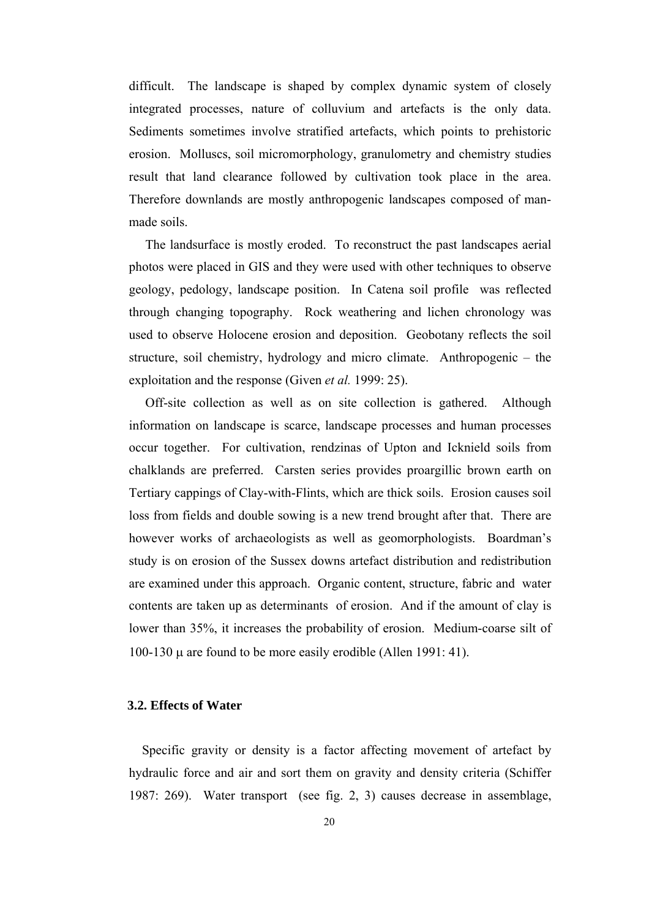difficult. The landscape is shaped by complex dynamic system of closely integrated processes, nature of colluvium and artefacts is the only data. Sediments sometimes involve stratified artefacts, which points to prehistoric erosion. Molluscs, soil micromorphology, granulometry and chemistry studies result that land clearance followed by cultivation took place in the area. Therefore downlands are mostly anthropogenic landscapes composed of man-made soils.

The landsurface is mostly eroded. To reconstruct the past landscapes aerial photos were placed in GIS and they were used with other techniques to observe geology, pedology, landscape position. In Catena soil profile was reflected through changing topography. Rock weathering and lichen chronology was used to observe Holocene erosion and deposition. Geobotany reflects the soil structure, soil chemistry, hydrology and micro climate. Anthropogenic – the exploitation and the response (Given *et al.* 1999: 25).

Off-site collection as well as on site collection is gathered. Although information on landscape is scarce, landscape processes and human processes occur together. For cultivation, rendzinas of Upton and Icknield soils from chalklands are preferred. Carsten series provides proargillic brown earth on Tertiary cappings of Clay-with-Flints, which are thick soils. Erosion causes soil loss from fields and double sowing is a new trend brought after that. There are however works of archaeologists as well as geomorphologists. Boardman's study is on erosion of the Sussex downs artefact distribution and redistribution are examined under this approach. Organic content, structure, fabric and water contents are taken up as determinants of erosion. And if the amount of clay is lower than 35%, it increases the probability of erosion. Medium-coarse silt of 100-130 μ are found to be more easily erodible (Allen 1991: 41).

### 3.2. Effects of Water

Specific gravity or density is a factor affecting movement of artefact by hydraulic force and air and sort them on gravity and density criteria (Schiffer 1987: 269). Water transport (see fig. 2, 3) causes decrease in assemblage,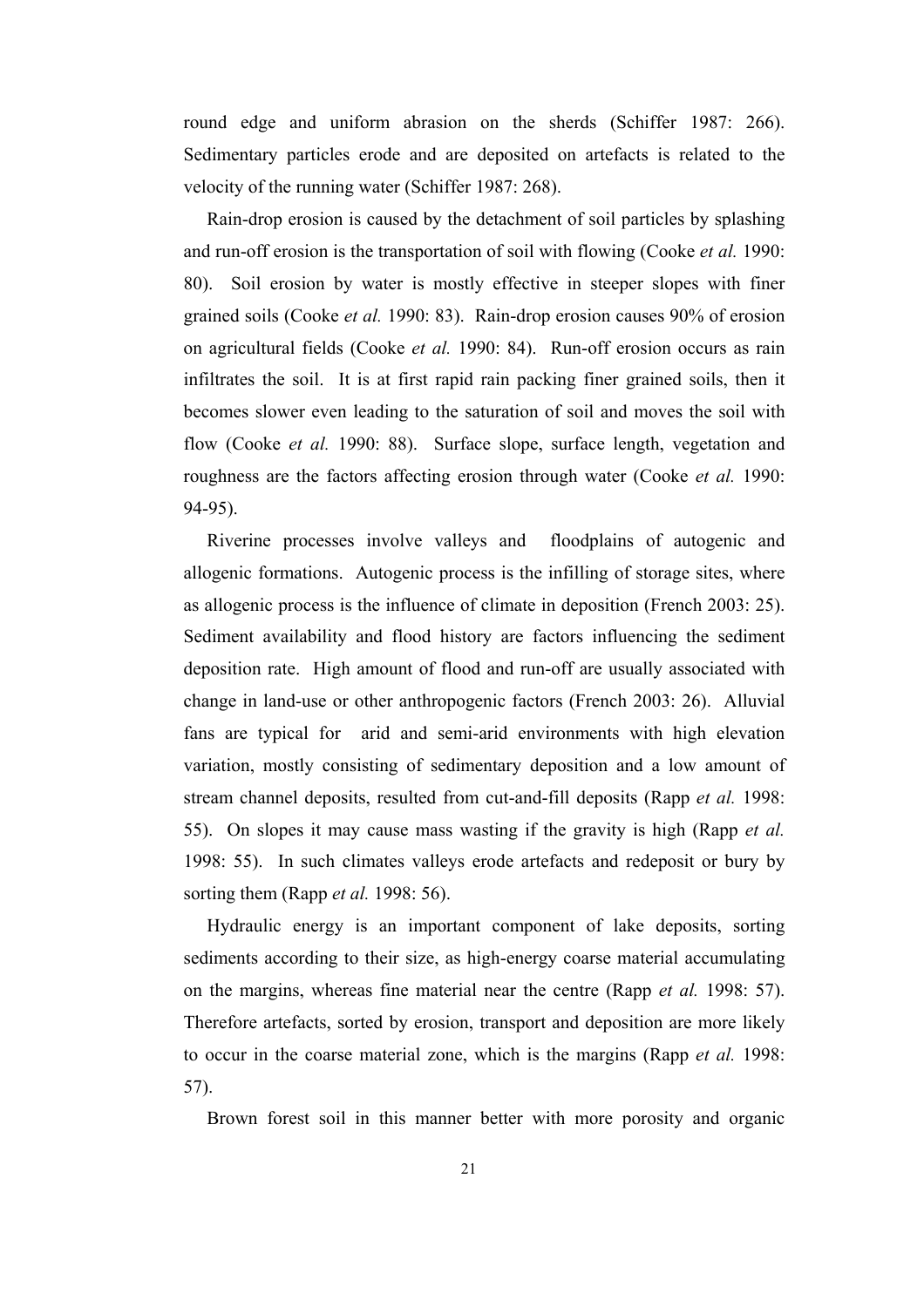round edge and uniform abrasion on the sherds (Schiffer 1987: 266). Sedimentary particles erode and are deposited on artefacts is related to the velocity of the running water (Schiffer 1987: 268).

Rain-drop erosion is caused by the detachment of soil particles by splashing and run-off erosion is the transportation of soil with flowing (Cooke *et al.* 1990: 80). Soil erosion by water is mostly effective in steeper slopes with finer grained soils (Cooke *et al.* 1990: 83). Rain-drop erosion causes 90% of erosion on agricultural fields (Cooke *et al.* 1990: 84). Run-off erosion occurs as rain infiltrates the soil. It is at first rapid rain packing finer grained soils, then it becomes slower even leading to the saturation of soil and moves the soil with flow (Cooke *et al.* 1990: 88). Surface slope, surface length, vegetation and roughness are the factors affecting erosion through water (Cooke *et al.* 1990: 94-95).

Riverine processes involve valleys and floodplains of autogenic and allogenic formations. Autogenic process is the infilling of storage sites, where as allogenic process is the influence of climate in deposition (French 2003: 25). Sediment availability and flood history are factors influencing the sediment deposition rate. High amount of flood and run-off are usually associated with change in land-use or other anthropogenic factors (French 2003: 26). Alluvial fans are typical for arid and semi-arid environments with high elevation variation, mostly consisting of sedimentary deposition and a low amount of stream channel deposits, resulted from cut-and-fill deposits (Rapp *et al.* 1998: 55). On slopes it may cause mass wasting if the gravity is high (Rapp *et al.* 1998: 55). In such climates valleys erode artefacts and redeposit or bury by sorting them (Rapp *et al.* 1998: 56).

Hydraulic energy is an important component of lake deposits, sorting sediments according to their size, as high-energy coarse material accumulating on the margins, whereas fine material near the centre (Rapp *et al.* 1998: 57). Therefore artefacts, sorted by erosion, transport and deposition are more likely to occur in the coarse material zone, which is the margins (Rapp *et al.* 1998: 57).

Brown forest soil in this manner better with more porosity and organic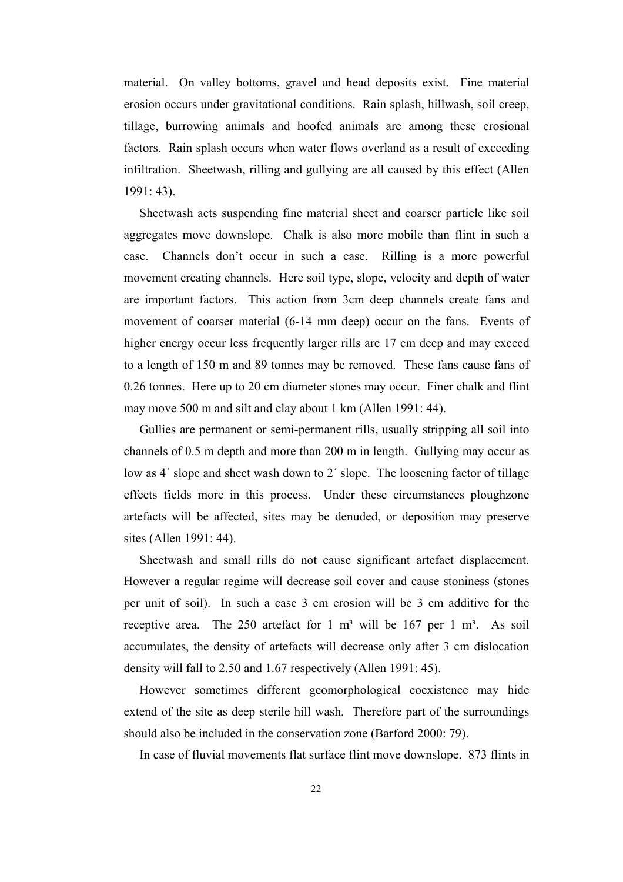material. On valley bottoms, gravel and head deposits exist. Fine material erosion occurs under gravitational conditions. Rain splash, hillwash, soil creep, tillage, burrowing animals and hoofed animals are among these erosional factors. Rain splash occurs when water flows overland as a result of exceeding infiltration. Sheetwash, rilling and gullying are all caused by this effect (Allen 1991: 43).

Sheetwash acts suspending fine material sheet and coarser particle like soil aggregates move downslope. Chalk is also more mobile than flint in such a case. Channels don't occur in such a case. Rilling is a more powerful movement creating channels. Here soil type, slope, velocity and depth of water are important factors. This action from 3cm deep channels create fans and movement of coarser material (6-14 mm deep) occur on the fans. Events of higher energy occur less frequently larger rills are 17 cm deep and may exceed to a length of 150 m and 89 tonnes may be removed. These fans cause fans of 0.26 tonnes. Here up to 20 cm diameter stones may occur. Finer chalk and flint may move 500 m and silt and clay about 1 km (Allen 1991: 44).

Gullies are permanent or semi-permanent rills, usually stripping all soil into channels of 0.5 m depth and more than 200 m in length. Gullying may occur as low as 4´ slope and sheet wash down to 2´ slope. The loosening factor of tillage effects fields more in this process. Under these circumstances ploughzone artefacts will be affected, sites may be denuded, or deposition may preserve sites (Allen 1991: 44).

Sheetwash and small rills do not cause significant artefact displacement. However a regular regime will decrease soil cover and cause stoniness (stones per unit of soil). In such a case 3 cm erosion will be 3 cm additive for the receptive area. The 250 artefact for 1 m³ will be 167 per 1 m³. As soil accumulates, the density of artefacts will decrease only after 3 cm dislocation density will fall to 2.50 and 1.67 respectively (Allen 1991: 45).

However sometimes different geomorphological coexistence may hide extend of the site as deep sterile hill wash. Therefore part of the surroundings should also be included in the conservation zone (Barford 2000: 79).

In case of fluvial movements flat surface flint move downslope. 873 flints in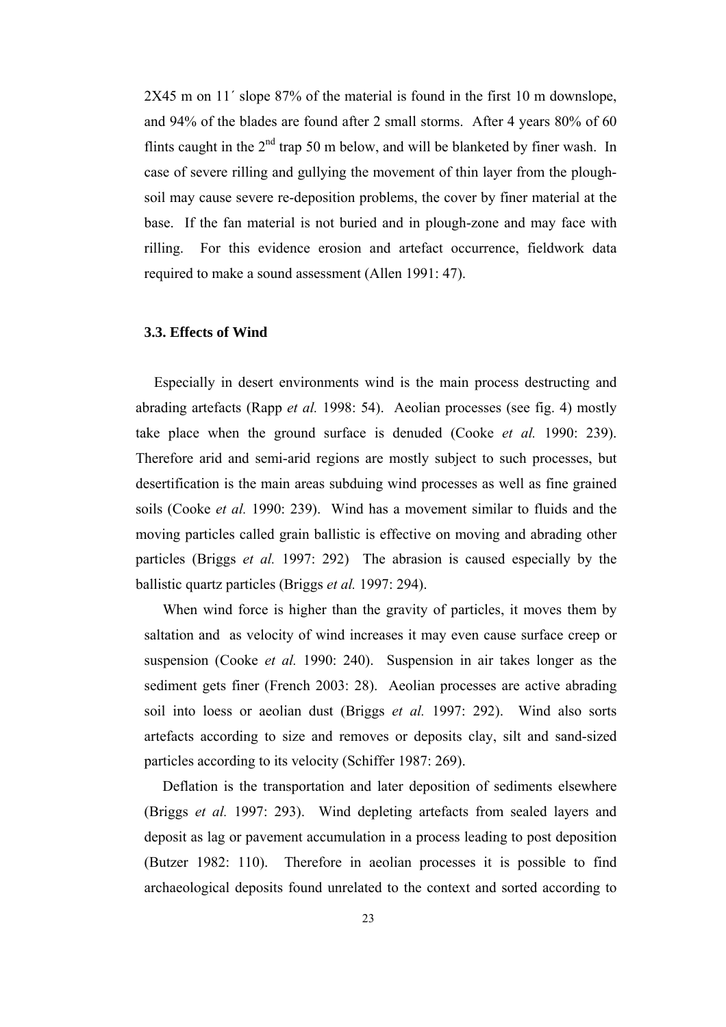2X45 m on 11´ slope 87% of the material is found in the first 10 m downslope, and 94% of the blades are found after 2 small storms. After 4 years 80% of 60 flints caught in the $2^{nd}$ trap 50 m below, and will be blanketed by finer wash. In case of severe rilling and gullying the movement of thin layer from the plough-soil may cause severe re-deposition problems, the cover by finer material at the base. If the fan material is not buried and in plough-zone and may face with rilling. For this evidence erosion and artefact occurrence, fieldwork data required to make a sound assessment (Allen 1991: 47).

### 3.3. Effects of Wind

Especially in desert environments wind is the main process destructing and abrading artefacts (Rapp *et al.* 1998: 54). Aeolian processes (see fig. 4) mostly take place when the ground surface is denuded (Cooke *et al.* 1990: 239). Therefore arid and semi-arid regions are mostly subject to such processes, but desertification is the main areas subduing wind processes as well as fine grained soils (Cooke *et al.* 1990: 239). Wind has a movement similar to fluids and the moving particles called grain ballistic is effective on moving and abrading other particles (Briggs *et al.* 1997: 292) The abrasion is caused especially by the ballistic quartz particles (Briggs *et al.* 1997: 294).

When wind force is higher than the gravity of particles, it moves them by saltation and as velocity of wind increases it may even cause surface creep or suspension (Cooke *et al.* 1990: 240). Suspension in air takes longer as the sediment gets finer (French 2003: 28). Aeolian processes are active abrading soil into loess or aeolian dust (Briggs *et al.* 1997: 292). Wind also sorts artefacts according to size and removes or deposits clay, silt and sand-sized particles according to its velocity (Schiffer 1987: 269).

Deflation is the transportation and later deposition of sediments elsewhere (Briggs *et al.* 1997: 293). Wind depleting artefacts from sealed layers and deposit as lag or pavement accumulation in a process leading to post deposition (Butzer 1982: 110). Therefore in aeolian processes it is possible to find archaeological deposits found unrelated to the context and sorted according to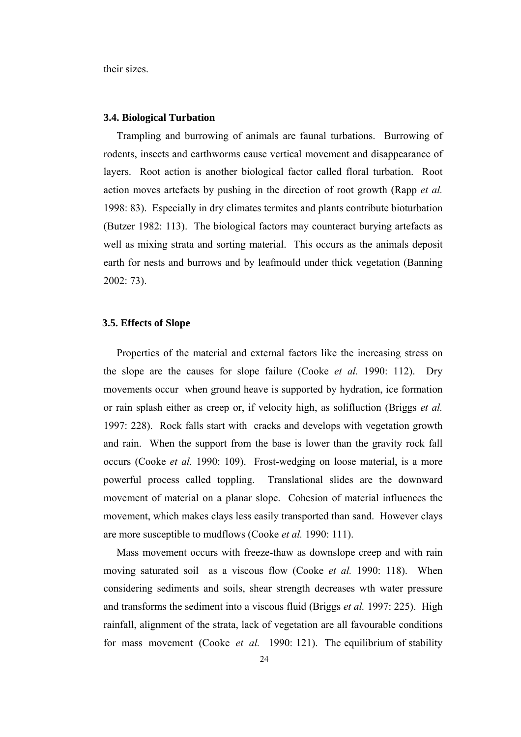their sizes.

### 3.4. Biological Turbation

Trampling and burrowing of animals are faunal turbations. Burrowing of rodents, insects and earthworms cause vertical movement and disappearance of layers. Root action is another biological factor called floral turbation. Root action moves artefacts by pushing in the direction of root growth (Rapp *et al.* 1998: 83). Especially in dry climates termites and plants contribute bioturbation (Butzer 1982: 113). The biological factors may counteract burying artefacts as well as mixing strata and sorting material. This occurs as the animals deposit earth for nests and burrows and by leafmould under thick vegetation (Banning 2002: 73).

### 3.5. Effects of Slope

Properties of the material and external factors like the increasing stress on the slope are the causes for slope failure (Cooke *et al.* 1990: 112). Dry movements occur when ground heave is supported by hydration, ice formation or rain splash either as creep or, if velocity high, as solifluction (Briggs *et al.* 1997: 228). Rock falls start with cracks and develops with vegetation growth and rain. When the support from the base is lower than the gravity rock fall occurs (Cooke *et al.* 1990: 109). Frost-wedging on loose material, is a more powerful process called toppling. Translational slides are the downward movement of material on a planar slope. Cohesion of material influences the movement, which makes clays less easily transported than sand. However clays are more susceptible to mudflows (Cooke *et al.* 1990: 111).

Mass movement occurs with freeze-thaw as downslope creep and with rain moving saturated soil as a viscous flow (Cooke *et al.* 1990: 118). When considering sediments and soils, shear strength decreases wth water pressure and transforms the sediment into a viscous fluid (Briggs *et al.* 1997: 225). High rainfall, alignment of the strata, lack of vegetation are all favourable conditions for mass movement (Cooke *et al.* 1990: 121). The equilibrium of stability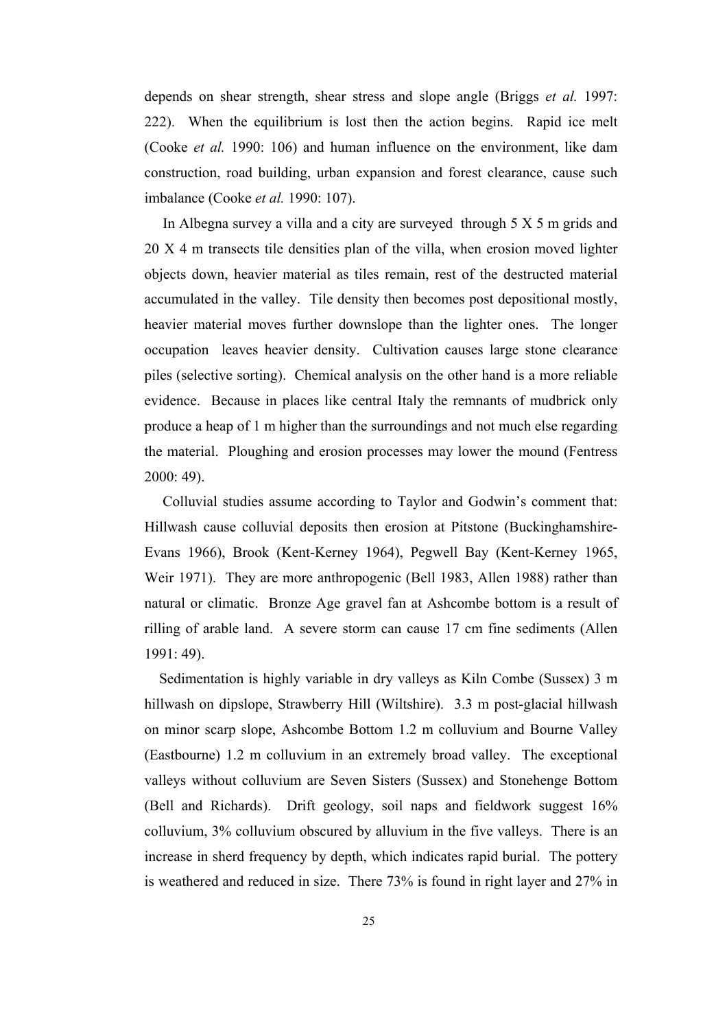depends on shear strength, shear stress and slope angle (Briggs *et al.* 1997: 222). When the equilibrium is lost then the action begins. Rapid ice melt (Cooke *et al.* 1990: 106) and human influence on the environment, like dam construction, road building, urban expansion and forest clearance, cause such imbalance (Cooke *et al.* 1990: 107).

In Albegna survey a villa and a city are surveyed through 5 X 5 m grids and 20 X 4 m transects tile densities plan of the villa, when erosion moved lighter objects down, heavier material as tiles remain, rest of the destructed material accumulated in the valley. Tile density then becomes post depositional mostly, heavier material moves further downslope than the lighter ones. The longer occupation leaves heavier density. Cultivation causes large stone clearance piles (selective sorting). Chemical analysis on the other hand is a more reliable evidence. Because in places like central Italy the remnants of mudbrick only produce a heap of 1 m higher than the surroundings and not much else regarding the material. Ploughing and erosion processes may lower the mound (Fentress 2000: 49).

Colluvial studies assume according to Taylor and Godwin's comment that: Hillwash cause colluvial deposits then erosion at Pitstone (Buckinghamshire-Evans 1966), Brook (Kent-Kerney 1964), Pegwell Bay (Kent-Kerney 1965, Weir 1971). They are more anthropogenic (Bell 1983, Allen 1988) rather than natural or climatic. Bronze Age gravel fan at Ashcombe bottom is a result of rilling of arable land. A severe storm can cause 17 cm fine sediments (Allen 1991: 49).

Sedimentation is highly variable in dry valleys as Kiln Combe (Sussex) 3 m hillwash on dipslope, Strawberry Hill (Wiltshire). 3.3 m post-glacial hillwash on minor scarp slope, Ashcombe Bottom 1.2 m colluvium and Bourne Valley (Eastbourne) 1.2 m colluvium in an extremely broad valley. The exceptional valleys without colluvium are Seven Sisters (Sussex) and Stonehenge Bottom (Bell and Richards). Drift geology, soil naps and fieldwork suggest 16% colluvium, 3% colluvium obscured by alluvium in the five valleys. There is an increase in sherd frequency by depth, which indicates rapid burial. The pottery is weathered and reduced in size. There 73% is found in right layer and 27% in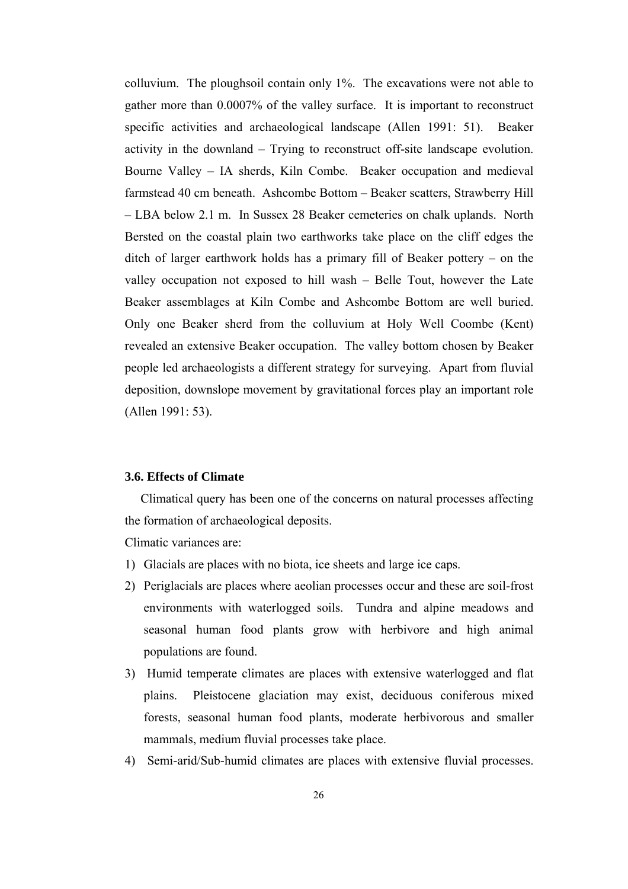colluvium. The ploughsoil contain only 1%. The excavations were not able to gather more than 0.0007% of the valley surface. It is important to reconstruct specific activities and archaeological landscape (Allen 1991: 51). Beaker activity in the downland – Trying to reconstruct off-site landscape evolution. Bourne Valley – IA sherds, Kiln Combe. Beaker occupation and medieval farmstead 40 cm beneath. Ashcombe Bottom – Beaker scatters, Strawberry Hill – LBA below 2.1 m. In Sussex 28 Beaker cemeteries on chalk uplands. North Bersted on the coastal plain two earthworks take place on the cliff edges the ditch of larger earthwork holds has a primary fill of Beaker pottery – on the valley occupation not exposed to hill wash – Belle Tout, however the Late Beaker assemblages at Kiln Combe and Ashcombe Bottom are well buried. Only one Beaker sherd from the colluvium at Holy Well Coombe (Kent) revealed an extensive Beaker occupation. The valley bottom chosen by Beaker people led archaeologists a different strategy for surveying. Apart from fluvial deposition, downslope movement by gravitational forces play an important role (Allen 1991: 53).

### 3.6. Effects of Climate

Climatical query has been one of the concerns on natural processes affecting the formation of archaeological deposits.

Climatic variances are:

1) Glacials are places with no biota, ice sheets and large ice caps.
2) Periglacials are places where aeolian processes occur and these are soil-frost environments with waterlogged soils. Tundra and alpine meadows and seasonal human food plants grow with herbivore and high animal populations are found.
3) Humid temperate climates are places with extensive waterlogged and flat plains. Pleistocene glaciation may exist, deciduous coniferous mixed forests, seasonal human food plants, moderate herbivorous and smaller mammals, medium fluvial processes take place.
4) Semi-arid/Sub-humid climates are places with extensive fluvial processes.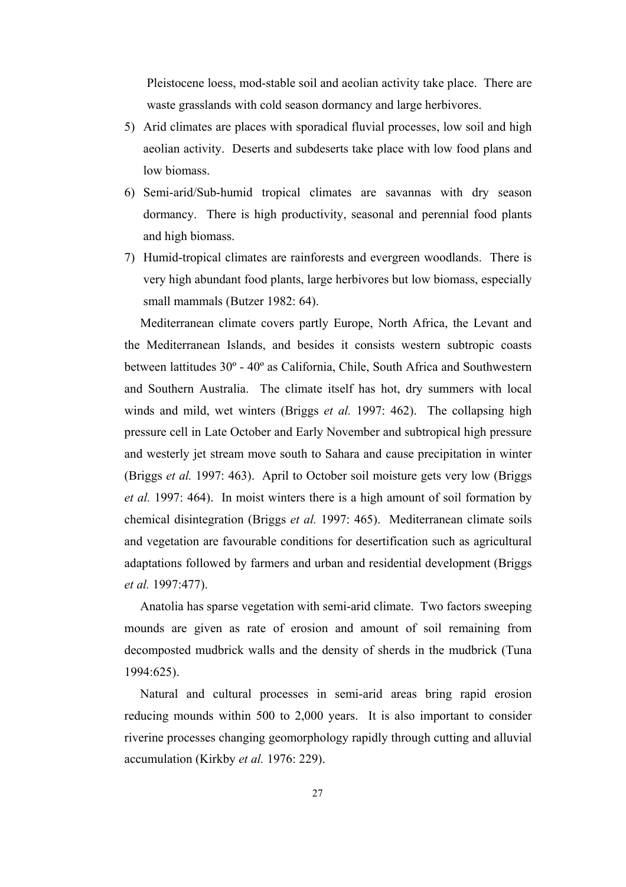Pleistocene loess, mod-stable soil and aeolian activity take place. There are waste grasslands with cold season dormancy and large herbivores.

5) Arid climates are places with sporadical fluvial processes, low soil and high aeolian activity. Deserts and subdeserts take place with low food plans and low biomass.
6) Semi-arid/Sub-humid tropical climates are savannas with dry season dormancy. There is high productivity, seasonal and perennial food plants and high biomass.
7) Humid-tropical climates are rainforests and evergreen woodlands. There is very high abundant food plants, large herbivores but low biomass, especially small mammals (Butzer 1982: 64).

Mediterranean climate covers partly Europe, North Africa, the Levant and the Mediterranean Islands, and besides it consists western subtropic coasts between lattitudes 30º - 40º as California, Chile, South Africa and Southwestern and Southern Australia. The climate itself has hot, dry summers with local winds and mild, wet winters (Briggs *et al.* 1997: 462). The collapsing high pressure cell in Late October and Early November and subtropical high pressure and westerly jet stream move south to Sahara and cause precipitation in winter (Briggs *et al.* 1997: 463). April to October soil moisture gets very low (Briggs *et al.* 1997: 464). In moist winters there is a high amount of soil formation by chemical disintegration (Briggs *et al.* 1997: 465). Mediterranean climate soils and vegetation are favourable conditions for desertification such as agricultural adaptations followed by farmers and urban and residential development (Briggs *et al.* 1997:477).

Anatolia has sparse vegetation with semi-arid climate. Two factors sweeping mounds are given as rate of erosion and amount of soil remaining from decomposted mudbrick walls and the density of sherds in the mudbrick (Tuna 1994:625).

Natural and cultural processes in semi-arid areas bring rapid erosion reducing mounds within 500 to 2,000 years. It is also important to consider riverine processes changing geomorphology rapidly through cutting and alluvial accumulation (Kirkby *et al.* 1976: 229).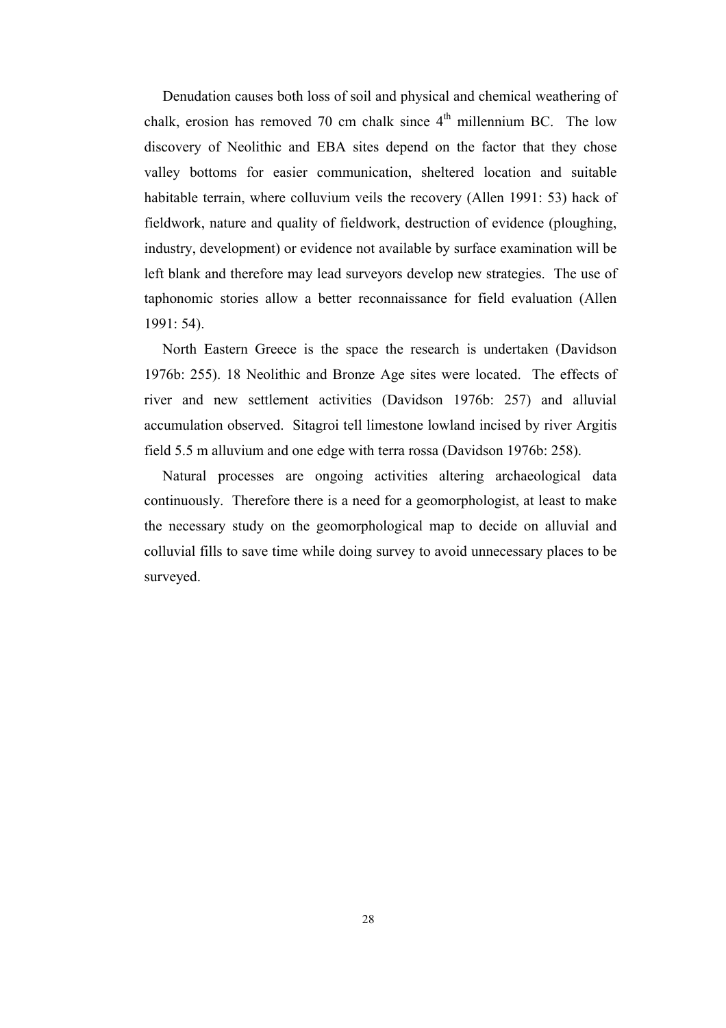Denudation causes both loss of soil and physical and chemical weathering of chalk, erosion has removed 70 cm chalk since 4$^{th}$ millennium BC. The low discovery of Neolithic and EBA sites depend on the factor that they chose valley bottoms for easier communication, sheltered location and suitable habitable terrain, where colluvium veils the recovery (Allen 1991: 53) hack of fieldwork, nature and quality of fieldwork, destruction of evidence (ploughing, industry, development) or evidence not available by surface examination will be left blank and therefore may lead surveyors develop new strategies. The use of taphonomic stories allow a better reconnaissance for field evaluation (Allen 1991: 54).

North Eastern Greece is the space the research is undertaken (Davidson 1976b: 255). 18 Neolithic and Bronze Age sites were located. The effects of river and new settlement activities (Davidson 1976b: 257) and alluvial accumulation observed. Sitagroi tell limestone lowland incised by river Argitis field 5.5 m alluvium and one edge with terra rossa (Davidson 1976b: 258).

Natural processes are ongoing activities altering archaeological data continuously. Therefore there is a need for a geomorphologist, at least to make the necessary study on the geomorphological map to decide on alluvial and colluvial fills to save time while doing survey to avoid unnecessary places to be surveyed.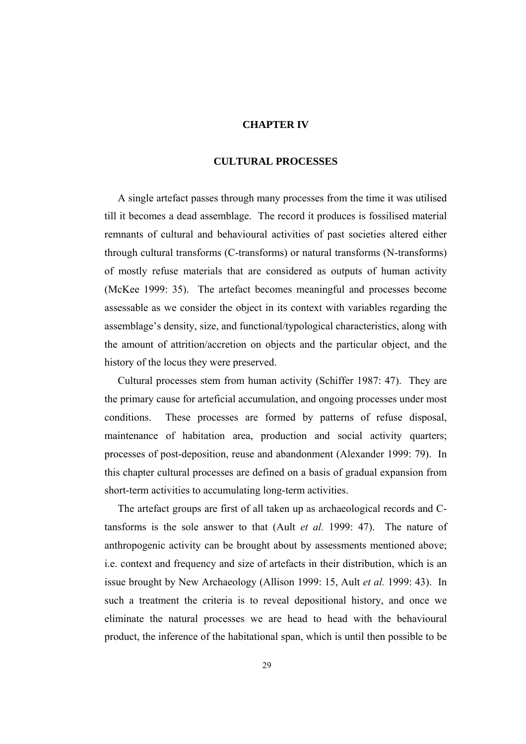# CHAPTER IV

## CULTURAL PROCESSES

A single artefact passes through many processes from the time it was utilised till it becomes a dead assemblage. The record it produces is fossilised material remnants of cultural and behavioural activities of past societies altered either through cultural transforms (C-transforms) or natural transforms (N-transforms) of mostly refuse materials that are considered as outputs of human activity (McKee 1999: 35). The artefact becomes meaningful and processes become assessable as we consider the object in its context with variables regarding the assemblage's density, size, and functional/typological characteristics, along with the amount of attrition/accretion on objects and the particular object, and the history of the locus they were preserved.

Cultural processes stem from human activity (Schiffer 1987: 47). They are the primary cause for arteficial accumulation, and ongoing processes under most conditions. These processes are formed by patterns of refuse disposal, maintenance of habitation area, production and social activity quarters; processes of post-deposition, reuse and abandonment (Alexander 1999: 79). In this chapter cultural processes are defined on a basis of gradual expansion from short-term activities to accumulating long-term activities.

The artefact groups are first of all taken up as archaeological records and C-tansforms is the sole answer to that (Ault *et al.* 1999: 47). The nature of anthropogenic activity can be brought about by assessments mentioned above; i.e. context and frequency and size of artefacts in their distribution, which is an issue brought by New Archaeology (Allison 1999: 15, Ault *et al.* 1999: 43). In such a treatment the criteria is to reveal depositional history, and once we eliminate the natural processes we are head to head with the behavioural product, the inference of the habitational span, which is until then possible to be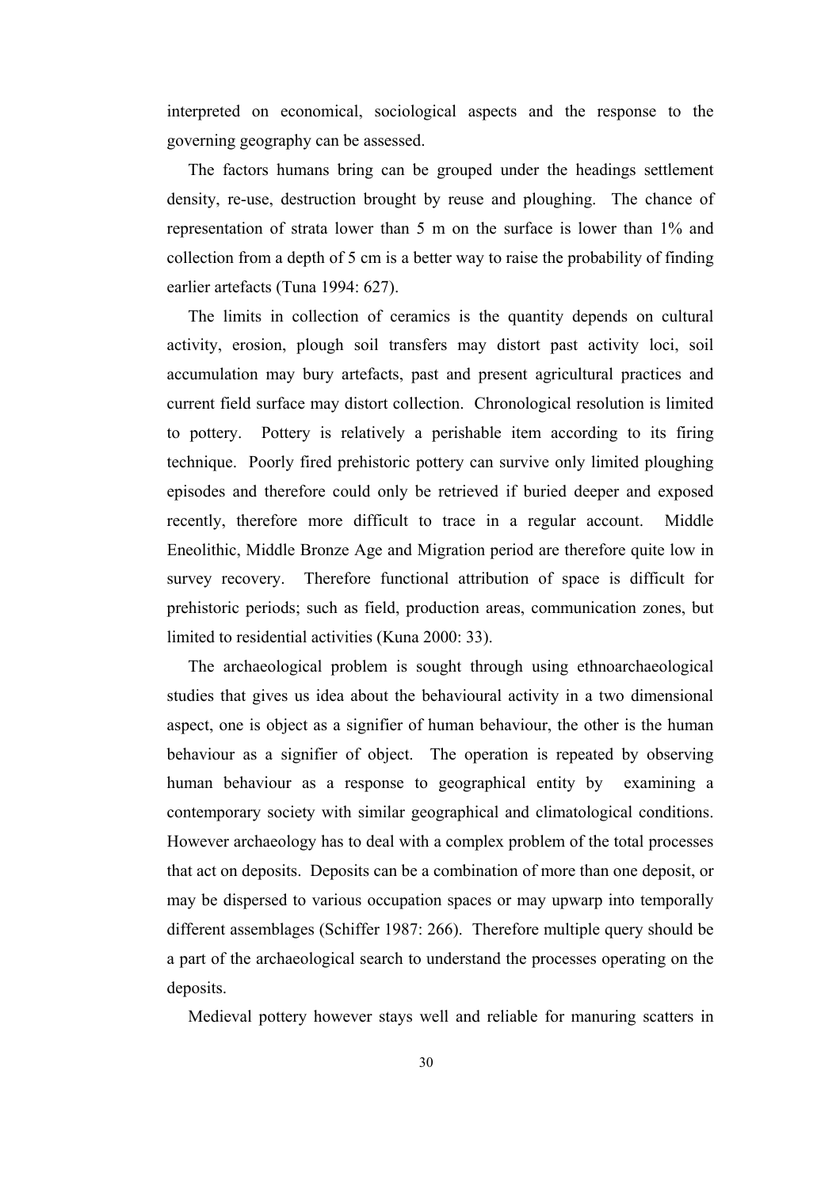interpreted on economical, sociological aspects and the response to the governing geography can be assessed.

The factors humans bring can be grouped under the headings settlement density, re-use, destruction brought by reuse and ploughing. The chance of representation of strata lower than 5 m on the surface is lower than 1% and collection from a depth of 5 cm is a better way to raise the probability of finding earlier artefacts (Tuna 1994: 627).

The limits in collection of ceramics is the quantity depends on cultural activity, erosion, plough soil transfers may distort past activity loci, soil accumulation may bury artefacts, past and present agricultural practices and current field surface may distort collection. Chronological resolution is limited to pottery. Pottery is relatively a perishable item according to its firing technique. Poorly fired prehistoric pottery can survive only limited ploughing episodes and therefore could only be retrieved if buried deeper and exposed recently, therefore more difficult to trace in a regular account. Middle Eneolithic, Middle Bronze Age and Migration period are therefore quite low in survey recovery. Therefore functional attribution of space is difficult for prehistoric periods; such as field, production areas, communication zones, but limited to residential activities (Kuna 2000: 33).

The archaeological problem is sought through using ethnoarchaeological studies that gives us idea about the behavioural activity in a two dimensional aspect, one is object as a signifier of human behaviour, the other is the human behaviour as a signifier of object. The operation is repeated by observing human behaviour as a response to geographical entity by examining a contemporary society with similar geographical and climatological conditions. However archaeology has to deal with a complex problem of the total processes that act on deposits. Deposits can be a combination of more than one deposit, or may be dispersed to various occupation spaces or may upwarp into temporally different assemblages (Schiffer 1987: 266). Therefore multiple query should be a part of the archaeological search to understand the processes operating on the deposits.

Medieval pottery however stays well and reliable for manuring scatters in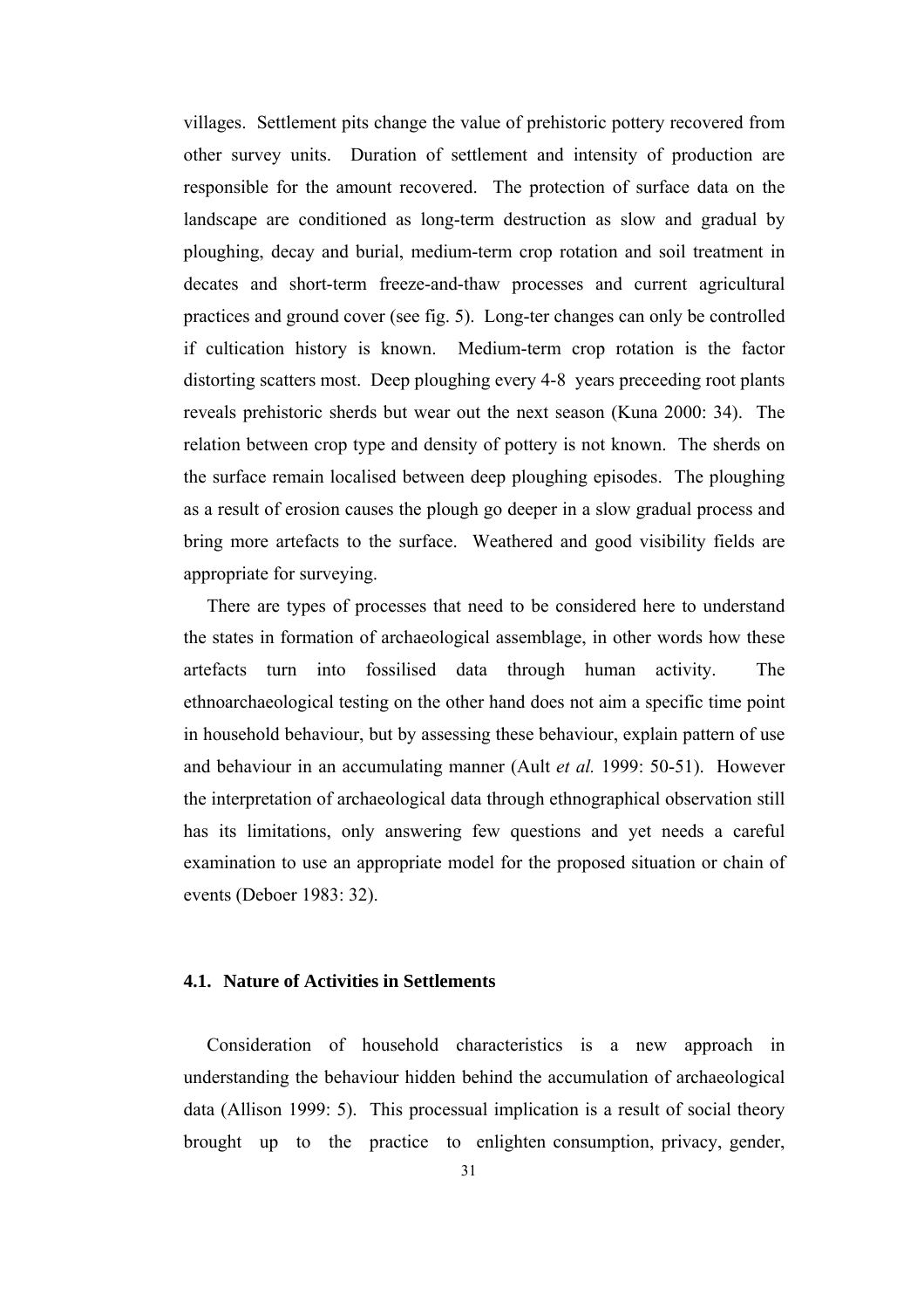villages. Settlement pits change the value of prehistoric pottery recovered from other survey units. Duration of settlement and intensity of production are responsible for the amount recovered. The protection of surface data on the landscape are conditioned as long-term destruction as slow and gradual by ploughing, decay and burial, medium-term crop rotation and soil treatment in decates and short-term freeze-and-thaw processes and current agricultural practices and ground cover (see fig. 5). Long-ter changes can only be controlled if cultication history is known. Medium-term crop rotation is the factor distorting scatters most. Deep ploughing every 4-8 years preceeding root plants reveals prehistoric sherds but wear out the next season (Kuna 2000: 34). The relation between crop type and density of pottery is not known. The sherds on the surface remain localised between deep ploughing episodes. The ploughing as a result of erosion causes the plough go deeper in a slow gradual process and bring more artefacts to the surface. Weathered and good visibility fields are appropriate for surveying.

There are types of processes that need to be considered here to understand the states in formation of archaeological assemblage, in other words how these artefacts turn into fossilised data through human activity. The ethnoarchaeological testing on the other hand does not aim a specific time point in household behaviour, but by assessing these behaviour, explain pattern of use and behaviour in an accumulating manner (Ault *et al.* 1999: 50-51). However the interpretation of archaeological data through ethnographical observation still has its limitations, only answering few questions and yet needs a careful examination to use an appropriate model for the proposed situation or chain of events (Deboer 1983: 32).

### 4.1. Nature of Activities in Settlements

Consideration of household characteristics is a new approach in understanding the behaviour hidden behind the accumulation of archaeological data (Allison 1999: 5). This processual implication is a result of social theory brought up to the practice to enlighten consumption, privacy, gender,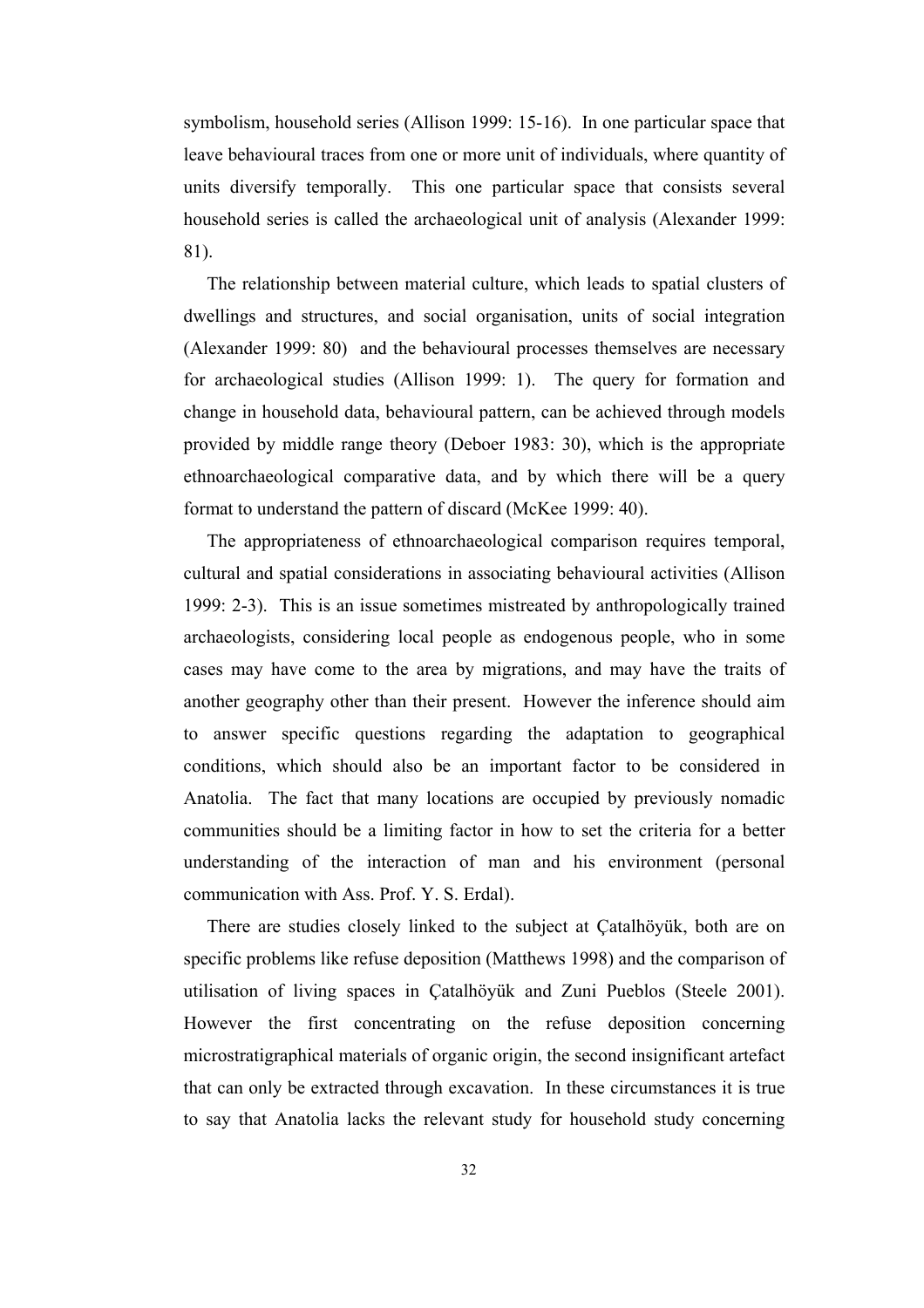symbolism, household series (Allison 1999: 15-16). In one particular space that leave behavioural traces from one or more unit of individuals, where quantity of units diversify temporally. This one particular space that consists several household series is called the archaeological unit of analysis (Alexander 1999: 81).

The relationship between material culture, which leads to spatial clusters of dwellings and structures, and social organisation, units of social integration (Alexander 1999: 80) and the behavioural processes themselves are necessary for archaeological studies (Allison 1999: 1). The query for formation and change in household data, behavioural pattern, can be achieved through models provided by middle range theory (Deboer 1983: 30), which is the appropriate ethnoarchaeological comparative data, and by which there will be a query format to understand the pattern of discard (McKee 1999: 40).

The appropriateness of ethnoarchaeological comparison requires temporal, cultural and spatial considerations in associating behavioural activities (Allison 1999: 2-3). This is an issue sometimes mistreated by anthropologically trained archaeologists, considering local people as endogenous people, who in some cases may have come to the area by migrations, and may have the traits of another geography other than their present. However the inference should aim to answer specific questions regarding the adaptation to geographical conditions, which should also be an important factor to be considered in Anatolia. The fact that many locations are occupied by previously nomadic communities should be a limiting factor in how to set the criteria for a better understanding of the interaction of man and his environment (personal communication with Ass. Prof. Y. S. Erdal).

There are studies closely linked to the subject at Çatalhöyük, both are on specific problems like refuse deposition (Matthews 1998) and the comparison of utilisation of living spaces in Çatalhöyük and Zuni Pueblos (Steele 2001). However the first concentrating on the refuse deposition concerning microstratigraphical materials of organic origin, the second insignificant artefact that can only be extracted through excavation. In these circumstances it is true to say that Anatolia lacks the relevant study for household study concerning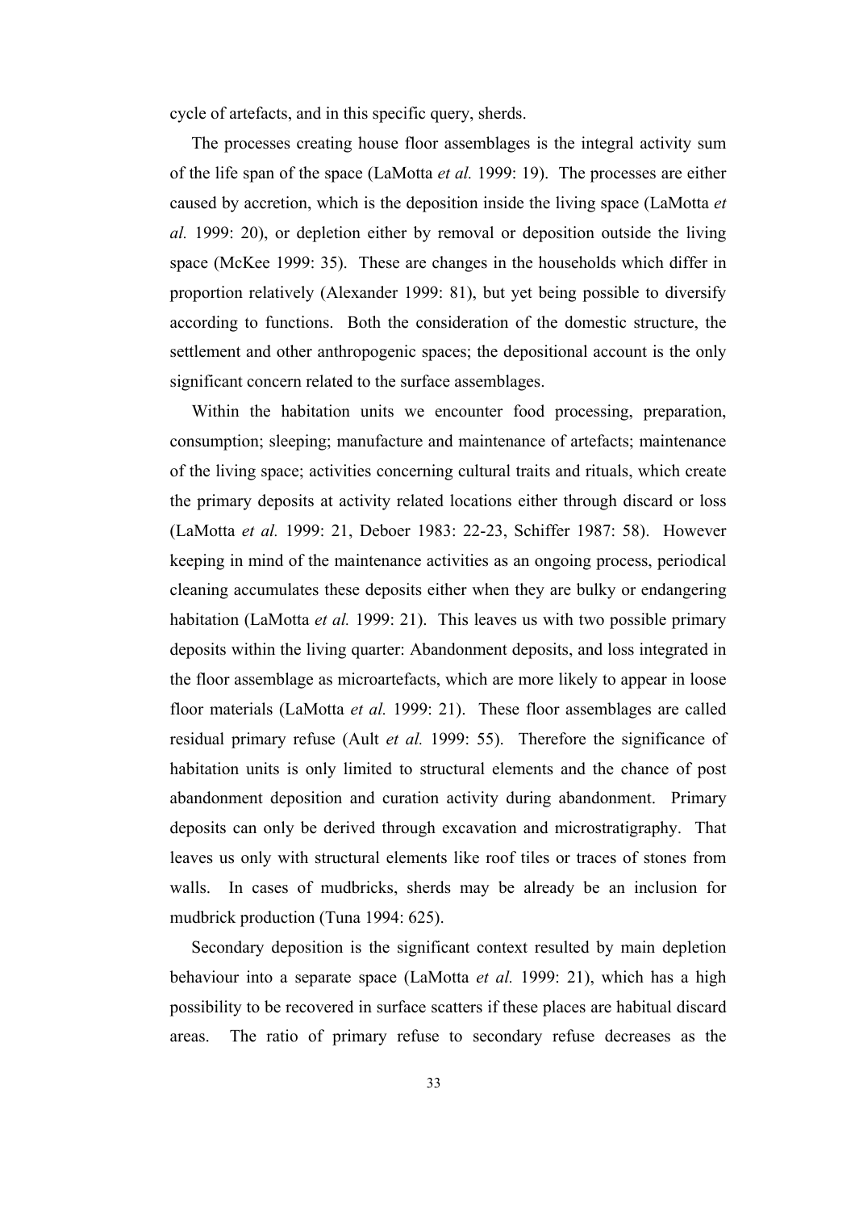cycle of artefacts, and in this specific query, sherds.

The processes creating house floor assemblages is the integral activity sum of the life span of the space (LaMotta *et al.* 1999: 19). The processes are either caused by accretion, which is the deposition inside the living space (LaMotta *et al.* 1999: 20), or depletion either by removal or deposition outside the living space (McKee 1999: 35). These are changes in the households which differ in proportion relatively (Alexander 1999: 81), but yet being possible to diversify according to functions. Both the consideration of the domestic structure, the settlement and other anthropogenic spaces; the depositional account is the only significant concern related to the surface assemblages.

Within the habitation units we encounter food processing, preparation, consumption; sleeping; manufacture and maintenance of artefacts; maintenance of the living space; activities concerning cultural traits and rituals, which create the primary deposits at activity related locations either through discard or loss (LaMotta *et al.* 1999: 21, Deboer 1983: 22-23, Schiffer 1987: 58). However keeping in mind of the maintenance activities as an ongoing process, periodical cleaning accumulates these deposits either when they are bulky or endangering habitation (LaMotta *et al.* 1999: 21). This leaves us with two possible primary deposits within the living quarter: Abandonment deposits, and loss integrated in the floor assemblage as microartefacts, which are more likely to appear in loose floor materials (LaMotta *et al.* 1999: 21). These floor assemblages are called residual primary refuse (Ault *et al.* 1999: 55). Therefore the significance of habitation units is only limited to structural elements and the chance of post abandonment deposition and curation activity during abandonment. Primary deposits can only be derived through excavation and microstratigraphy. That leaves us only with structural elements like roof tiles or traces of stones from walls. In cases of mudbricks, sherds may be already be an inclusion for mudbrick production (Tuna 1994: 625).

Secondary deposition is the significant context resulted by main depletion behaviour into a separate space (LaMotta *et al.* 1999: 21), which has a high possibility to be recovered in surface scatters if these places are habitual discard areas. The ratio of primary refuse to secondary refuse decreases as the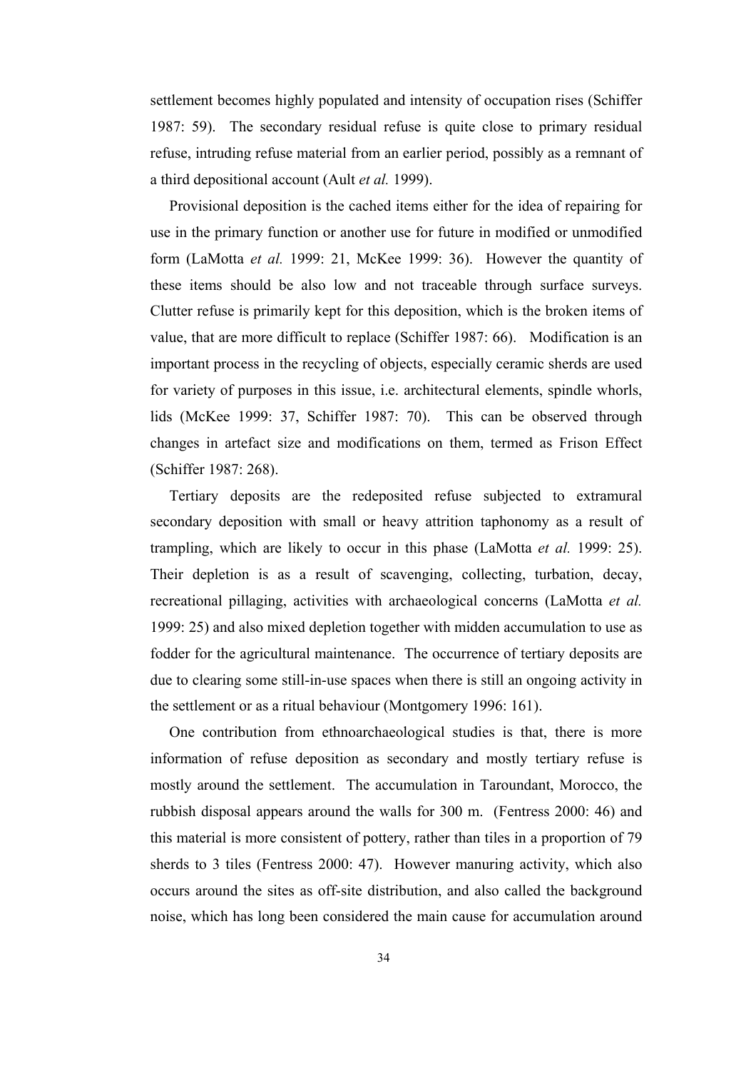settlement becomes highly populated and intensity of occupation rises (Schiffer 1987: 59). The secondary residual refuse is quite close to primary residual refuse, intruding refuse material from an earlier period, possibly as a remnant of a third depositional account (Ault *et al.* 1999).

Provisional deposition is the cached items either for the idea of repairing for use in the primary function or another use for future in modified or unmodified form (LaMotta *et al.* 1999: 21, McKee 1999: 36). However the quantity of these items should be also low and not traceable through surface surveys. Clutter refuse is primarily kept for this deposition, which is the broken items of value, that are more difficult to replace (Schiffer 1987: 66). Modification is an important process in the recycling of objects, especially ceramic sherds are used for variety of purposes in this issue, i.e. architectural elements, spindle whorls, lids (McKee 1999: 37, Schiffer 1987: 70). This can be observed through changes in artefact size and modifications on them, termed as Frison Effect (Schiffer 1987: 268).

Tertiary deposits are the redeposited refuse subjected to extramural secondary deposition with small or heavy attrition taphonomy as a result of trampling, which are likely to occur in this phase (LaMotta *et al.* 1999: 25). Their depletion is as a result of scavenging, collecting, turbation, decay, recreational pillaging, activities with archaeological concerns (LaMotta *et al.* 1999: 25) and also mixed depletion together with midden accumulation to use as fodder for the agricultural maintenance. The occurrence of tertiary deposits are due to clearing some still-in-use spaces when there is still an ongoing activity in the settlement or as a ritual behaviour (Montgomery 1996: 161).

One contribution from ethnoarchaeological studies is that, there is more information of refuse deposition as secondary and mostly tertiary refuse is mostly around the settlement. The accumulation in Taroundant, Morocco, the rubbish disposal appears around the walls for 300 m. (Fentress 2000: 46) and this material is more consistent of pottery, rather than tiles in a proportion of 79 sherds to 3 tiles (Fentress 2000: 47). However manuring activity, which also occurs around the sites as off-site distribution, and also called the background noise, which has long been considered the main cause for accumulation around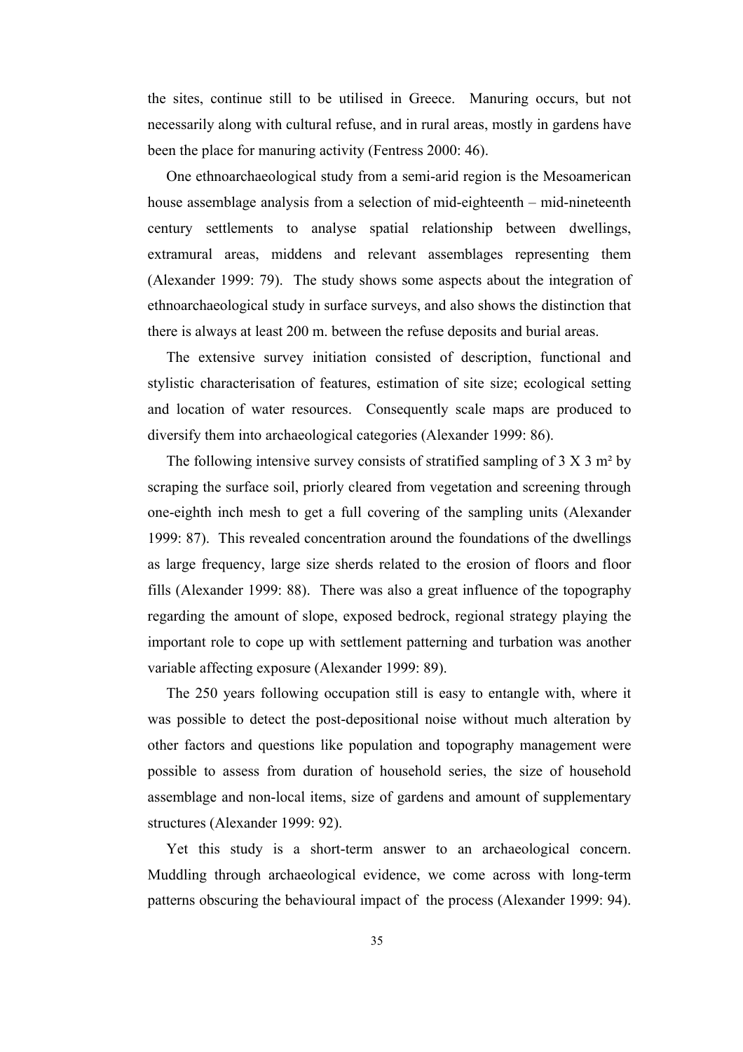the sites, continue still to be utilised in Greece. Manuring occurs, but not necessarily along with cultural refuse, and in rural areas, mostly in gardens have been the place for manuring activity (Fentress 2000: 46).

One ethnoarchaeological study from a semi-arid region is the Mesoamerican house assemblage analysis from a selection of mid-eighteenth – mid-nineteenth century settlements to analyse spatial relationship between dwellings, extramural areas, middens and relevant assemblages representing them (Alexander 1999: 79). The study shows some aspects about the integration of ethnoarchaeological study in surface surveys, and also shows the distinction that there is always at least 200 m. between the refuse deposits and burial areas.

The extensive survey initiation consisted of description, functional and stylistic characterisation of features, estimation of site size; ecological setting and location of water resources. Consequently scale maps are produced to diversify them into archaeological categories (Alexander 1999: 86).

The following intensive survey consists of stratified sampling of 3 X 3 m² by scraping the surface soil, priorly cleared from vegetation and screening through one-eighth inch mesh to get a full covering of the sampling units (Alexander 1999: 87). This revealed concentration around the foundations of the dwellings as large frequency, large size sherds related to the erosion of floors and floor fills (Alexander 1999: 88). There was also a great influence of the topography regarding the amount of slope, exposed bedrock, regional strategy playing the important role to cope up with settlement patterning and turbation was another variable affecting exposure (Alexander 1999: 89).

The 250 years following occupation still is easy to entangle with, where it was possible to detect the post-depositional noise without much alteration by other factors and questions like population and topography management were possible to assess from duration of household series, the size of household assemblage and non-local items, size of gardens and amount of supplementary structures (Alexander 1999: 92).

Yet this study is a short-term answer to an archaeological concern. Muddling through archaeological evidence, we come across with long-term patterns obscuring the behavioural impact of the process (Alexander 1999: 94).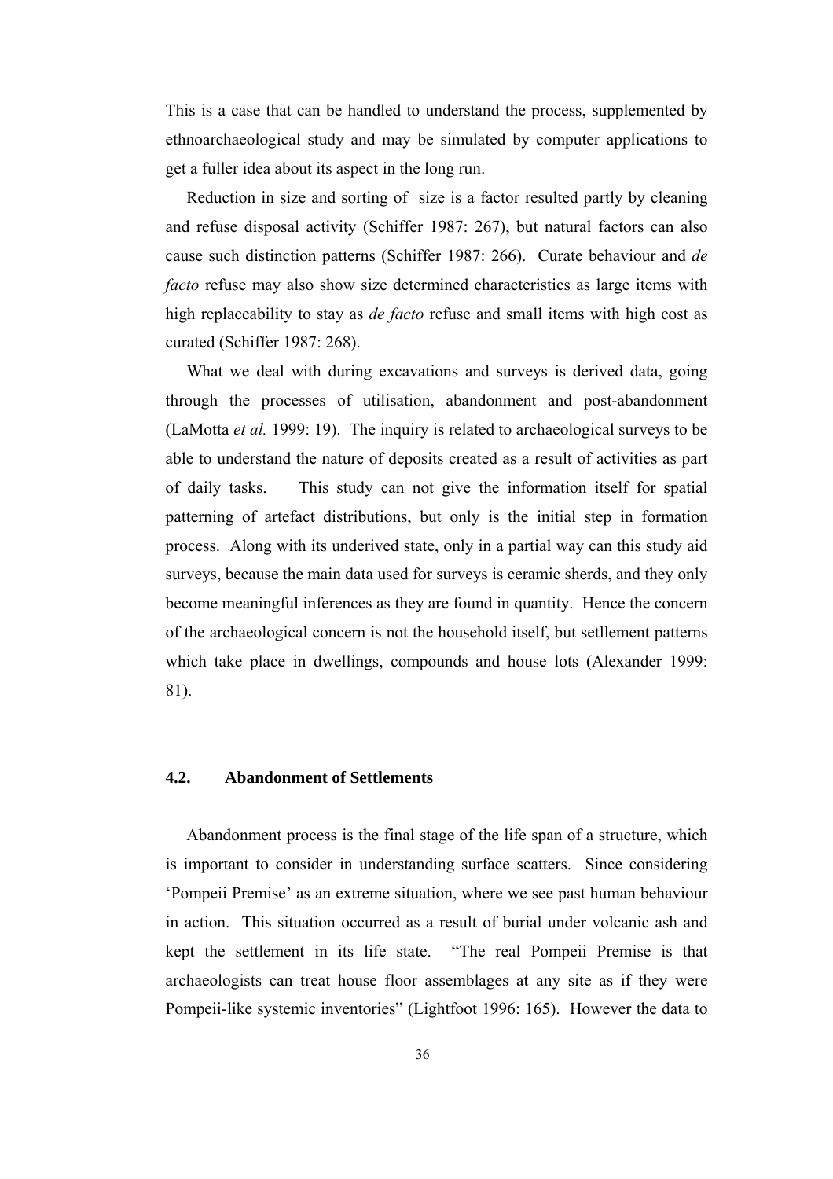This is a case that can be handled to understand the process, supplemented by ethnoarchaeological study and may be simulated by computer applications to get a fuller idea about its aspect in the long run.

Reduction in size and sorting of  size is a factor resulted partly by cleaning and refuse disposal activity (Schiffer 1987: 267), but natural factors can also cause such distinction patterns (Schiffer 1987: 266).  Curate behaviour and *de facto* refuse may also show size determined characteristics as large items with high replaceability to stay as *de facto* refuse and small items with high cost as curated (Schiffer 1987: 268).

What we deal with during excavations and surveys is derived data, going through the processes of utilisation, abandonment and post-abandonment (LaMotta *et al.* 1999: 19).  The inquiry is related to archaeological surveys to be able to understand the nature of deposits created as a result of activities as part of daily tasks.     This study can not give the information itself for spatial patterning of artefact distributions, but only is the initial step in formation process.  Along with its underived state, only in a partial way can this study aid surveys, because the main data used for surveys is ceramic sherds, and they only become meaningful inferences as they are found in quantity.  Hence the concern of the archaeological concern is not the household itself, but setllement patterns which take place in dwellings, compounds and house lots (Alexander 1999: 81).

### 4.2. Abandonment of Settlements

Abandonment process is the final stage of the life span of a structure, which is important to consider in understanding surface scatters.  Since considering 'Pompeii Premise' as an extreme situation, where we see past human behaviour in action.  This situation occurred as a result of burial under volcanic ash and kept the settlement in its life state.  "The real Pompeii Premise is that archaeologists can treat house floor assemblages at any site as if they were Pompeii-like systemic inventories" (Lightfoot 1996: 165).  However the data to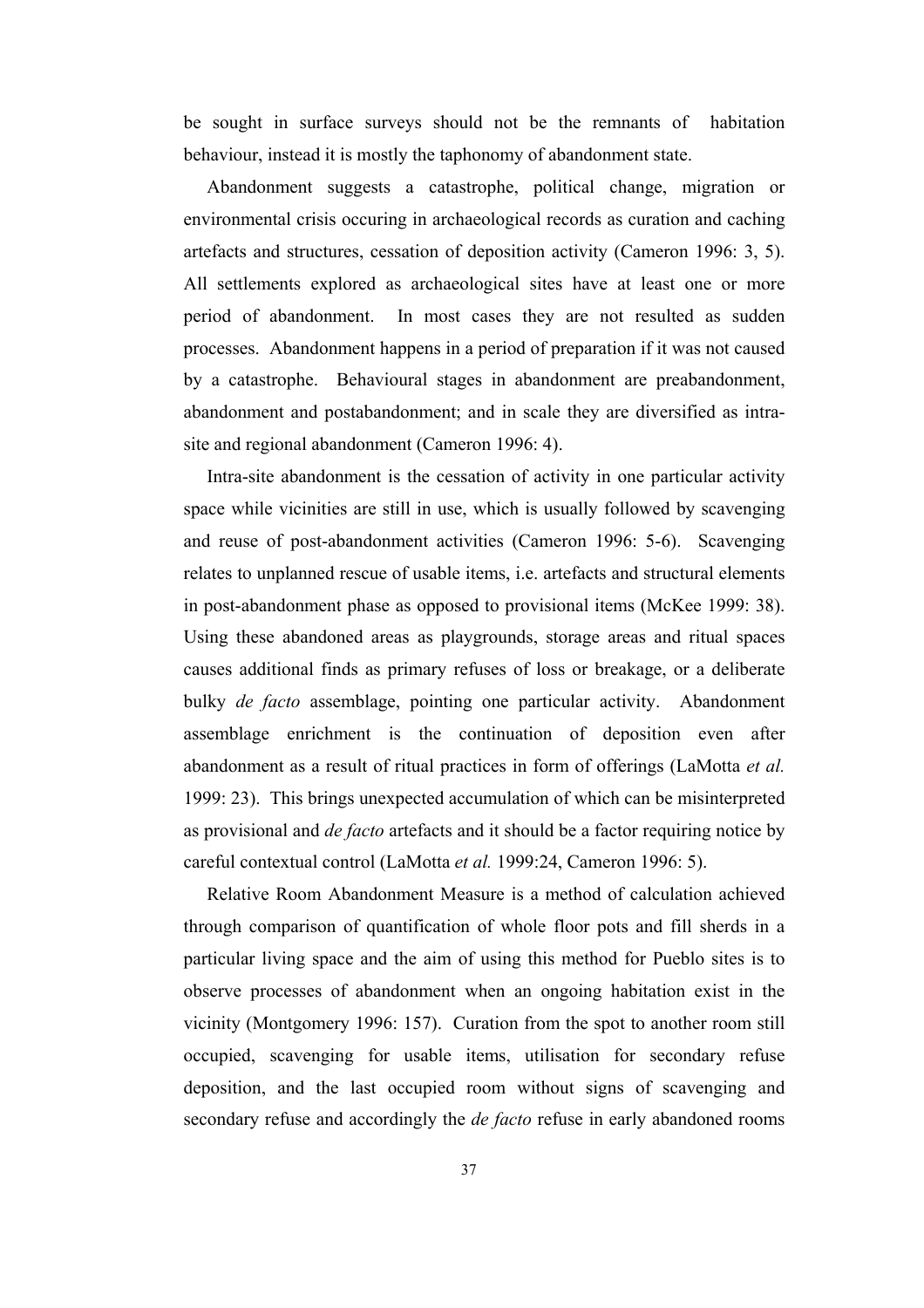be sought in surface surveys should not be the remnants of habitation behaviour, instead it is mostly the taphonomy of abandonment state.

Abandonment suggests a catastrophe, political change, migration or environmental crisis occuring in archaeological records as curation and caching artefacts and structures, cessation of deposition activity (Cameron 1996: 3, 5). All settlements explored as archaeological sites have at least one or more period of abandonment. In most cases they are not resulted as sudden processes. Abandonment happens in a period of preparation if it was not caused by a catastrophe. Behavioural stages in abandonment are preabandonment, abandonment and postabandonment; and in scale they are diversified as intra-site and regional abandonment (Cameron 1996: 4).

Intra-site abandonment is the cessation of activity in one particular activity space while vicinities are still in use, which is usually followed by scavenging and reuse of post-abandonment activities (Cameron 1996: 5-6). Scavenging relates to unplanned rescue of usable items, i.e. artefacts and structural elements in post-abandonment phase as opposed to provisional items (McKee 1999: 38). Using these abandoned areas as playgrounds, storage areas and ritual spaces causes additional finds as primary refuses of loss or breakage, or a deliberate bulky *de facto* assemblage, pointing one particular activity. Abandonment assemblage enrichment is the continuation of deposition even after abandonment as a result of ritual practices in form of offerings (LaMotta *et al.* 1999: 23). This brings unexpected accumulation of which can be misinterpreted as provisional and *de facto* artefacts and it should be a factor requiring notice by careful contextual control (LaMotta *et al.* 1999:24, Cameron 1996: 5).

Relative Room Abandonment Measure is a method of calculation achieved through comparison of quantification of whole floor pots and fill sherds in a particular living space and the aim of using this method for Pueblo sites is to observe processes of abandonment when an ongoing habitation exist in the vicinity (Montgomery 1996: 157). Curation from the spot to another room still occupied, scavenging for usable items, utilisation for secondary refuse deposition, and the last occupied room without signs of scavenging and secondary refuse and accordingly the *de facto* refuse in early abandoned rooms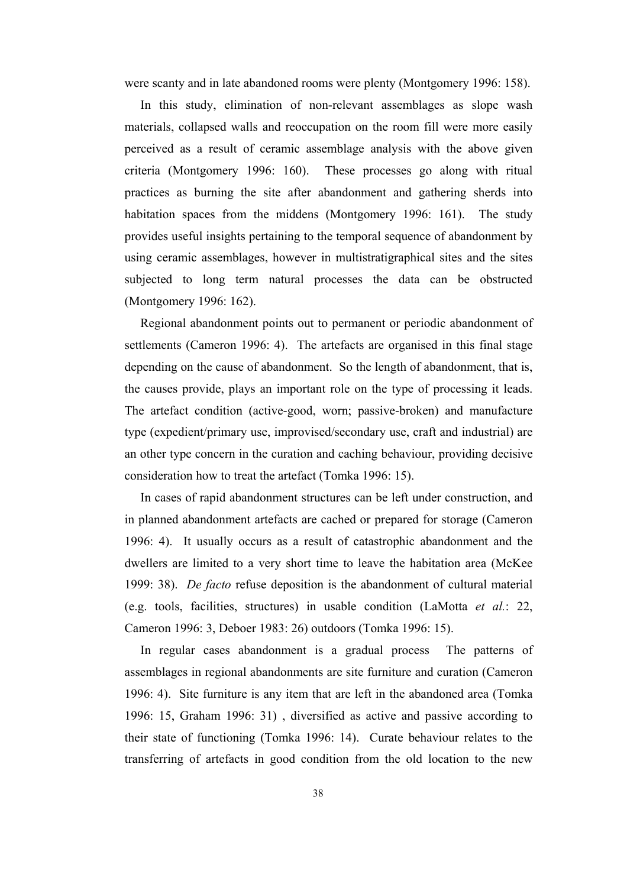were scanty and in late abandoned rooms were plenty (Montgomery 1996: 158).

In this study, elimination of non-relevant assemblages as slope wash materials, collapsed walls and reoccupation on the room fill were more easily perceived as a result of ceramic assemblage analysis with the above given criteria (Montgomery 1996: 160). These processes go along with ritual practices as burning the site after abandonment and gathering sherds into habitation spaces from the middens (Montgomery 1996: 161). The study provides useful insights pertaining to the temporal sequence of abandonment by using ceramic assemblages, however in multistratigraphical sites and the sites subjected to long term natural processes the data can be obstructed (Montgomery 1996: 162).

Regional abandonment points out to permanent or periodic abandonment of settlements (Cameron 1996: 4). The artefacts are organised in this final stage depending on the cause of abandonment. So the length of abandonment, that is, the causes provide, plays an important role on the type of processing it leads. The artefact condition (active-good, worn; passive-broken) and manufacture type (expedient/primary use, improvised/secondary use, craft and industrial) are an other type concern in the curation and caching behaviour, providing decisive consideration how to treat the artefact (Tomka 1996: 15).

In cases of rapid abandonment structures can be left under construction, and in planned abandonment artefacts are cached or prepared for storage (Cameron 1996: 4). It usually occurs as a result of catastrophic abandonment and the dwellers are limited to a very short time to leave the habitation area (McKee 1999: 38). *De facto* refuse deposition is the abandonment of cultural material (e.g. tools, facilities, structures) in usable condition (LaMotta *et al.*: 22, Cameron 1996: 3, Deboer 1983: 26) outdoors (Tomka 1996: 15).

In regular cases abandonment is a gradual process The patterns of assemblages in regional abandonments are site furniture and curation (Cameron 1996: 4). Site furniture is any item that are left in the abandoned area (Tomka 1996: 15, Graham 1996: 31) , diversified as active and passive according to their state of functioning (Tomka 1996: 14). Curate behaviour relates to the transferring of artefacts in good condition from the old location to the new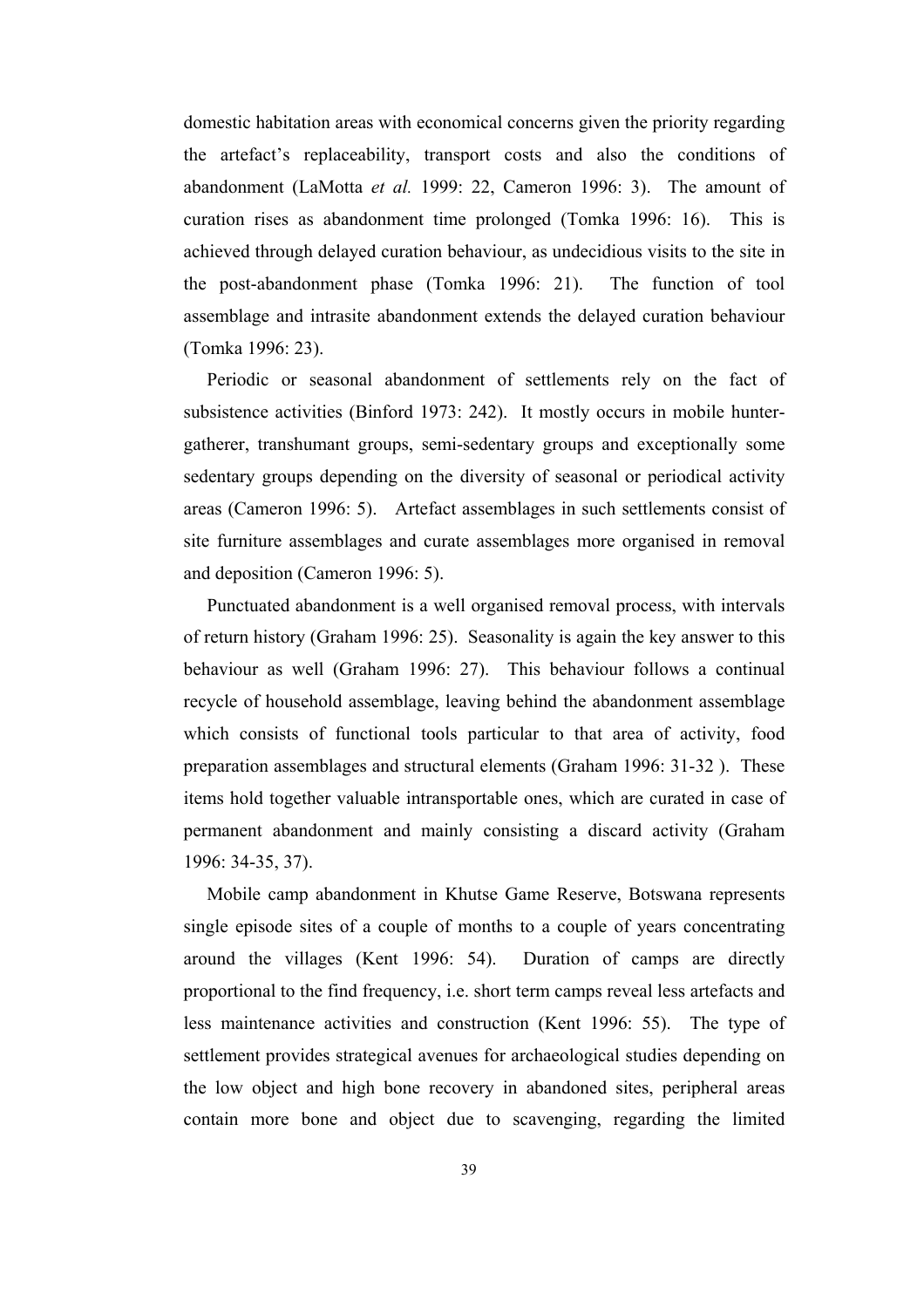domestic habitation areas with economical concerns given the priority regarding the artefact's replaceability, transport costs and also the conditions of abandonment (LaMotta *et al.* 1999: 22, Cameron 1996: 3). The amount of curation rises as abandonment time prolonged (Tomka 1996: 16). This is achieved through delayed curation behaviour, as undecidious visits to the site in the post-abandonment phase (Tomka 1996: 21). The function of tool assemblage and intrasite abandonment extends the delayed curation behaviour (Tomka 1996: 23).

Periodic or seasonal abandonment of settlements rely on the fact of subsistence activities (Binford 1973: 242). It mostly occurs in mobile hunter-gatherer, transhumant groups, semi-sedentary groups and exceptionally some sedentary groups depending on the diversity of seasonal or periodical activity areas (Cameron 1996: 5). Artefact assemblages in such settlements consist of site furniture assemblages and curate assemblages more organised in removal and deposition (Cameron 1996: 5).

Punctuated abandonment is a well organised removal process, with intervals of return history (Graham 1996: 25). Seasonality is again the key answer to this behaviour as well (Graham 1996: 27). This behaviour follows a continual recycle of household assemblage, leaving behind the abandonment assemblage which consists of functional tools particular to that area of activity, food preparation assemblages and structural elements (Graham 1996: 31-32 ). These items hold together valuable intransportable ones, which are curated in case of permanent abandonment and mainly consisting a discard activity (Graham 1996: 34-35, 37).

Mobile camp abandonment in Khutse Game Reserve, Botswana represents single episode sites of a couple of months to a couple of years concentrating around the villages (Kent 1996: 54). Duration of camps are directly proportional to the find frequency, i.e. short term camps reveal less artefacts and less maintenance activities and construction (Kent 1996: 55). The type of settlement provides strategical avenues for archaeological studies depending on the low object and high bone recovery in abandoned sites, peripheral areas contain more bone and object due to scavenging, regarding the limited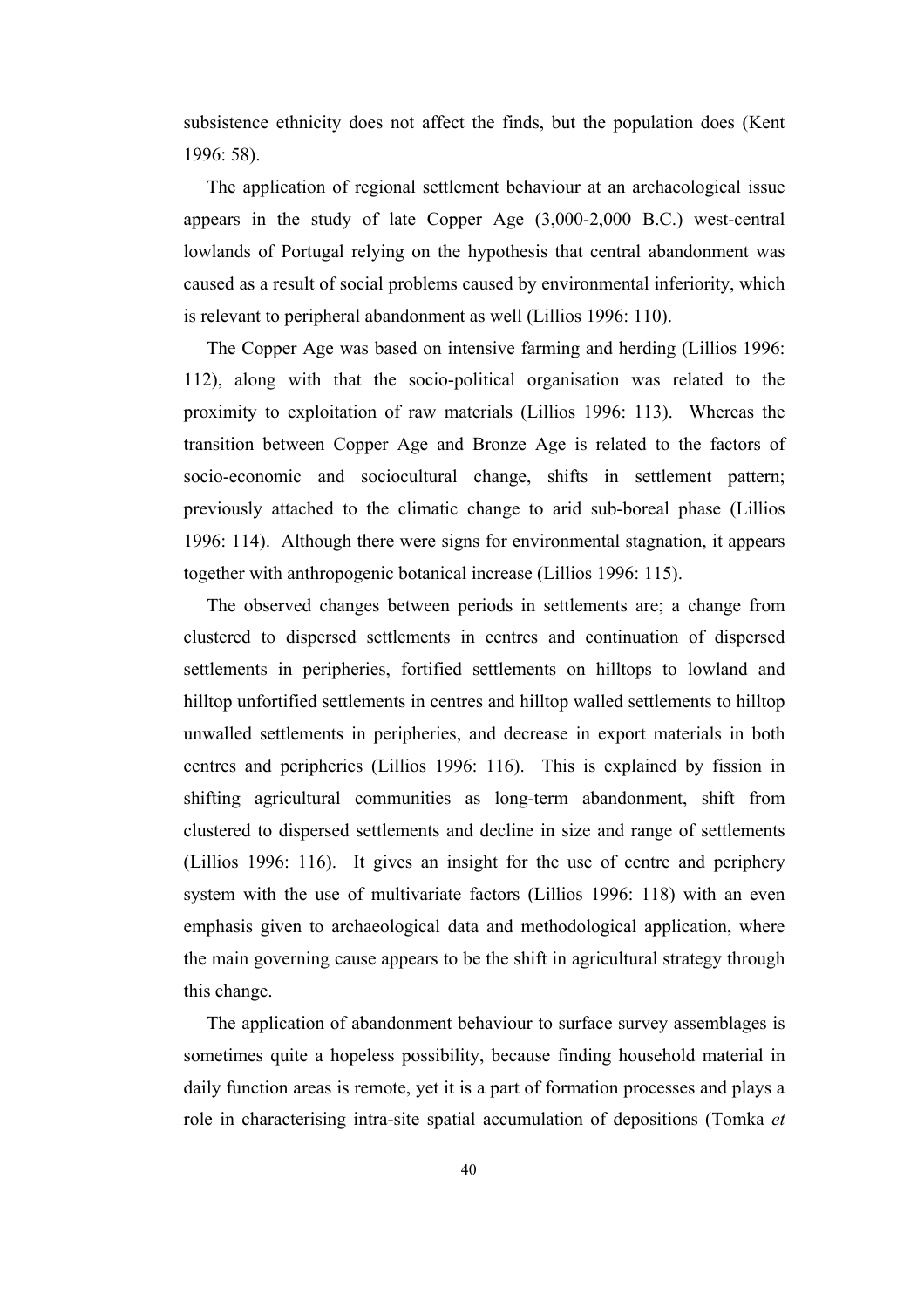subsistence ethnicity does not affect the finds, but the population does (Kent 1996: 58).

The application of regional settlement behaviour at an archaeological issue appears in the study of late Copper Age (3,000-2,000 B.C.) west-central lowlands of Portugal relying on the hypothesis that central abandonment was caused as a result of social problems caused by environmental inferiority, which is relevant to peripheral abandonment as well (Lillios 1996: 110).

The Copper Age was based on intensive farming and herding (Lillios 1996: 112), along with that the socio-political organisation was related to the proximity to exploitation of raw materials (Lillios 1996: 113). Whereas the transition between Copper Age and Bronze Age is related to the factors of socio-economic and sociocultural change, shifts in settlement pattern; previously attached to the climatic change to arid sub-boreal phase (Lillios 1996: 114). Although there were signs for environmental stagnation, it appears together with anthropogenic botanical increase (Lillios 1996: 115).

The observed changes between periods in settlements are; a change from clustered to dispersed settlements in centres and continuation of dispersed settlements in peripheries, fortified settlements on hilltops to lowland and hilltop unfortified settlements in centres and hilltop walled settlements to hilltop unwalled settlements in peripheries, and decrease in export materials in both centres and peripheries (Lillios 1996: 116). This is explained by fission in shifting agricultural communities as long-term abandonment, shift from clustered to dispersed settlements and decline in size and range of settlements (Lillios 1996: 116). It gives an insight for the use of centre and periphery system with the use of multivariate factors (Lillios 1996: 118) with an even emphasis given to archaeological data and methodological application, where the main governing cause appears to be the shift in agricultural strategy through this change.

The application of abandonment behaviour to surface survey assemblages is sometimes quite a hopeless possibility, because finding household material in daily function areas is remote, yet it is a part of formation processes and plays a role in characterising intra-site spatial accumulation of depositions (Tomka *et*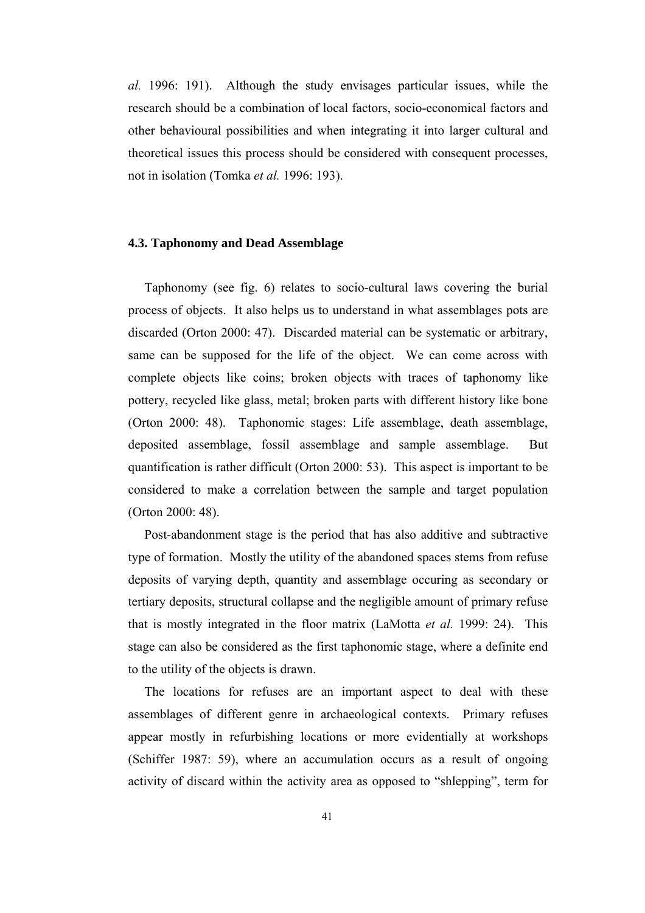*al.* 1996: 191). Although the study envisages particular issues, while the research should be a combination of local factors, socio-economical factors and other behavioural possibilities and when integrating it into larger cultural and theoretical issues this process should be considered with consequent processes, not in isolation (Tomka *et al.* 1996: 193).

### 4.3. Taphonomy and Dead Assemblage

Taphonomy (see fig. 6) relates to socio-cultural laws covering the burial process of objects. It also helps us to understand in what assemblages pots are discarded (Orton 2000: 47). Discarded material can be systematic or arbitrary, same can be supposed for the life of the object. We can come across with complete objects like coins; broken objects with traces of taphonomy like pottery, recycled like glass, metal; broken parts with different history like bone (Orton 2000: 48). Taphonomic stages: Life assemblage, death assemblage, deposited assemblage, fossil assemblage and sample assemblage. But quantification is rather difficult (Orton 2000: 53). This aspect is important to be considered to make a correlation between the sample and target population (Orton 2000: 48).

Post-abandonment stage is the period that has also additive and subtractive type of formation. Mostly the utility of the abandoned spaces stems from refuse deposits of varying depth, quantity and assemblage occuring as secondary or tertiary deposits, structural collapse and the negligible amount of primary refuse that is mostly integrated in the floor matrix (LaMotta *et al.* 1999: 24). This stage can also be considered as the first taphonomic stage, where a definite end to the utility of the objects is drawn.

The locations for refuses are an important aspect to deal with these assemblages of different genre in archaeological contexts. Primary refuses appear mostly in refurbishing locations or more evidentially at workshops (Schiffer 1987: 59), where an accumulation occurs as a result of ongoing activity of discard within the activity area as opposed to "shlepping", term for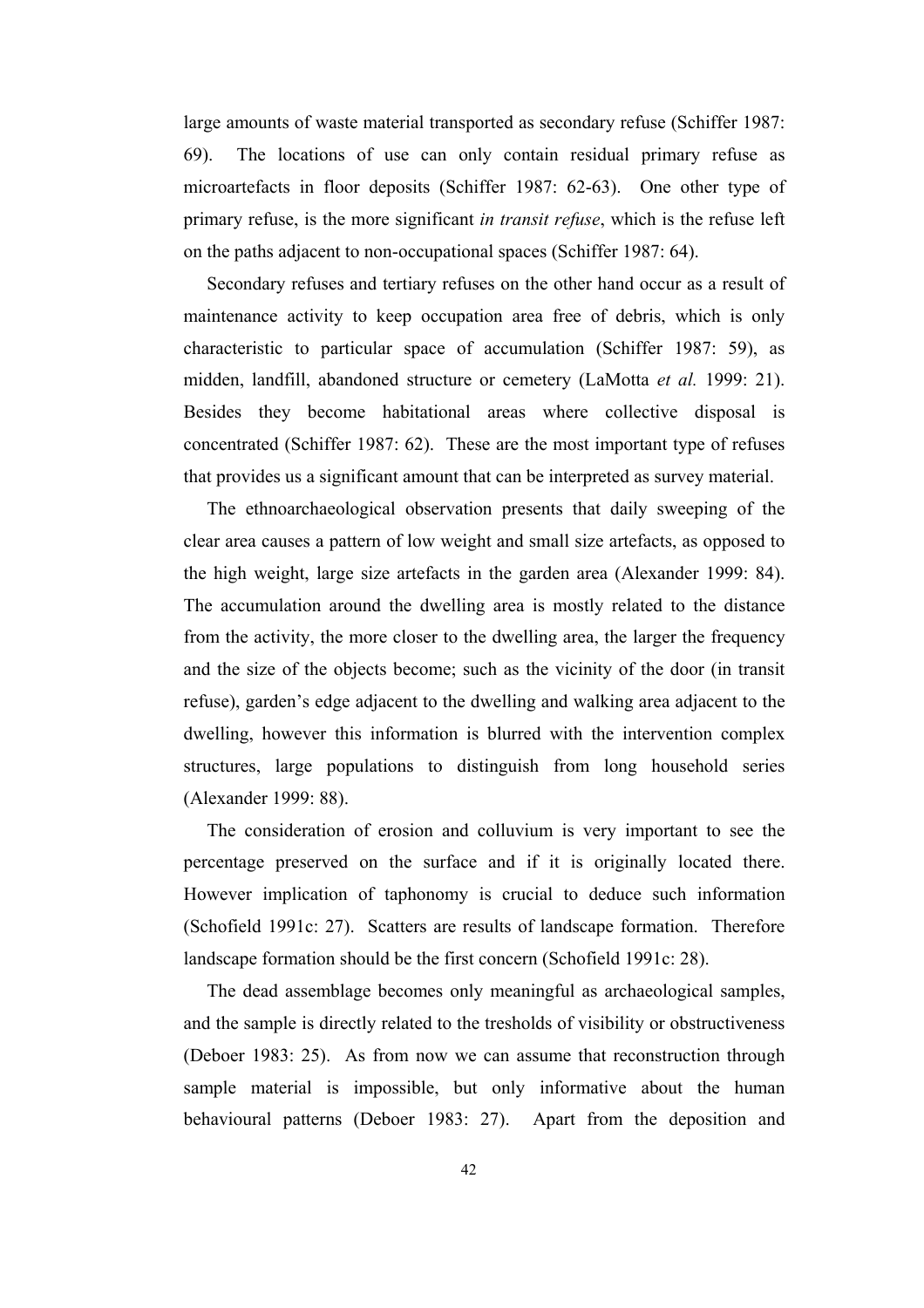large amounts of waste material transported as secondary refuse (Schiffer 1987: 69). The locations of use can only contain residual primary refuse as microartefacts in floor deposits (Schiffer 1987: 62-63). One other type of primary refuse, is the more significant *in transit refuse*, which is the refuse left on the paths adjacent to non-occupational spaces (Schiffer 1987: 64).

Secondary refuses and tertiary refuses on the other hand occur as a result of maintenance activity to keep occupation area free of debris, which is only characteristic to particular space of accumulation (Schiffer 1987: 59), as midden, landfill, abandoned structure or cemetery (LaMotta *et al.* 1999: 21). Besides they become habitational areas where collective disposal is concentrated (Schiffer 1987: 62). These are the most important type of refuses that provides us a significant amount that can be interpreted as survey material.

The ethnoarchaeological observation presents that daily sweeping of the clear area causes a pattern of low weight and small size artefacts, as opposed to the high weight, large size artefacts in the garden area (Alexander 1999: 84). The accumulation around the dwelling area is mostly related to the distance from the activity, the more closer to the dwelling area, the larger the frequency and the size of the objects become; such as the vicinity of the door (in transit refuse), garden's edge adjacent to the dwelling and walking area adjacent to the dwelling, however this information is blurred with the intervention complex structures, large populations to distinguish from long household series (Alexander 1999: 88).

The consideration of erosion and colluvium is very important to see the percentage preserved on the surface and if it is originally located there. However implication of taphonomy is crucial to deduce such information (Schofield 1991c: 27). Scatters are results of landscape formation. Therefore landscape formation should be the first concern (Schofield 1991c: 28).

The dead assemblage becomes only meaningful as archaeological samples, and the sample is directly related to the tresholds of visibility or obstructiveness (Deboer 1983: 25). As from now we can assume that reconstruction through sample material is impossible, but only informative about the human behavioural patterns (Deboer 1983: 27). Apart from the deposition and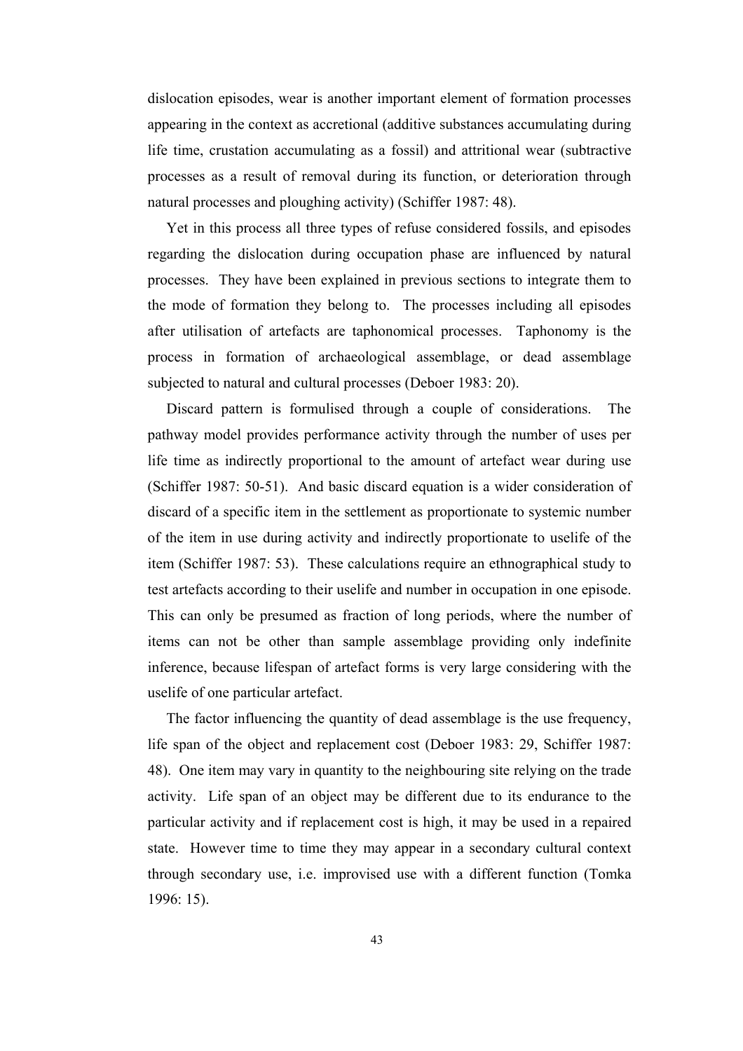dislocation episodes, wear is another important element of formation processes appearing in the context as accretional (additive substances accumulating during life time, crustation accumulating as a fossil) and attritional wear (subtractive processes as a result of removal during its function, or deterioration through natural processes and ploughing activity) (Schiffer 1987: 48).

Yet in this process all three types of refuse considered fossils, and episodes regarding the dislocation during occupation phase are influenced by natural processes. They have been explained in previous sections to integrate them to the mode of formation they belong to. The processes including all episodes after utilisation of artefacts are taphonomical processes. Taphonomy is the process in formation of archaeological assemblage, or dead assemblage subjected to natural and cultural processes (Deboer 1983: 20).

Discard pattern is formulised through a couple of considerations. The pathway model provides performance activity through the number of uses per life time as indirectly proportional to the amount of artefact wear during use (Schiffer 1987: 50-51). And basic discard equation is a wider consideration of discard of a specific item in the settlement as proportionate to systemic number of the item in use during activity and indirectly proportionate to uselife of the item (Schiffer 1987: 53). These calculations require an ethnographical study to test artefacts according to their uselife and number in occupation in one episode. This can only be presumed as fraction of long periods, where the number of items can not be other than sample assemblage providing only indefinite inference, because lifespan of artefact forms is very large considering with the uselife of one particular artefact.

The factor influencing the quantity of dead assemblage is the use frequency, life span of the object and replacement cost (Deboer 1983: 29, Schiffer 1987: 48). One item may vary in quantity to the neighbouring site relying on the trade activity. Life span of an object may be different due to its endurance to the particular activity and if replacement cost is high, it may be used in a repaired state. However time to time they may appear in a secondary cultural context through secondary use, i.e. improvised use with a different function (Tomka 1996: 15).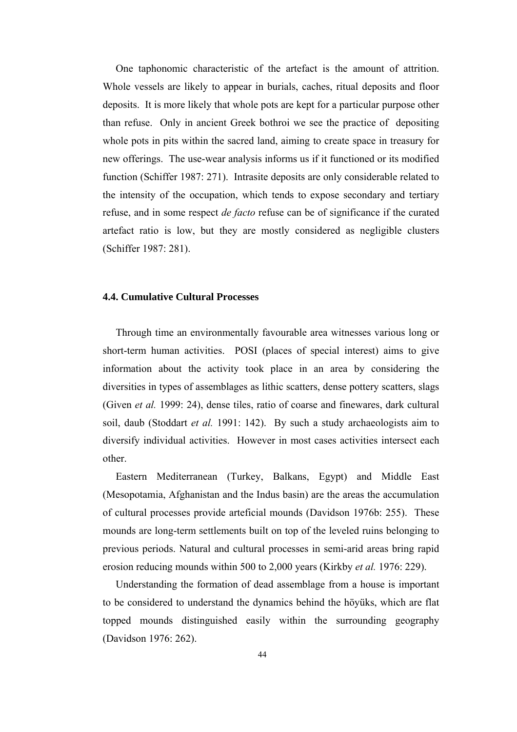One taphonomic characteristic of the artefact is the amount of attrition. Whole vessels are likely to appear in burials, caches, ritual deposits and floor deposits. It is more likely that whole pots are kept for a particular purpose other than refuse. Only in ancient Greek bothroi we see the practice of depositing whole pots in pits within the sacred land, aiming to create space in treasury for new offerings. The use-wear analysis informs us if it functioned or its modified function (Schiffer 1987: 271). Intrasite deposits are only considerable related to the intensity of the occupation, which tends to expose secondary and tertiary refuse, and in some respect *de facto* refuse can be of significance if the curated artefact ratio is low, but they are mostly considered as negligible clusters (Schiffer 1987: 281).

### 4.4. Cumulative Cultural Processes

Through time an environmentally favourable area witnesses various long or short-term human activities. POSI (places of special interest) aims to give information about the activity took place in an area by considering the diversities in types of assemblages as lithic scatters, dense pottery scatters, slags (Given *et al.* 1999: 24), dense tiles, ratio of coarse and finewares, dark cultural soil, daub (Stoddart *et al.* 1991: 142). By such a study archaeologists aim to diversify individual activities. However in most cases activities intersect each other.

Eastern Mediterranean (Turkey, Balkans, Egypt) and Middle East (Mesopotamia, Afghanistan and the Indus basin) are the areas the accumulation of cultural processes provide arteficial mounds (Davidson 1976b: 255). These mounds are long-term settlements built on top of the leveled ruins belonging to previous periods. Natural and cultural processes in semi-arid areas bring rapid erosion reducing mounds within 500 to 2,000 years (Kirkby *et al.* 1976: 229).

Understanding the formation of dead assemblage from a house is important to be considered to understand the dynamics behind the höyüks, which are flat topped mounds distinguished easily within the surrounding geography (Davidson 1976: 262).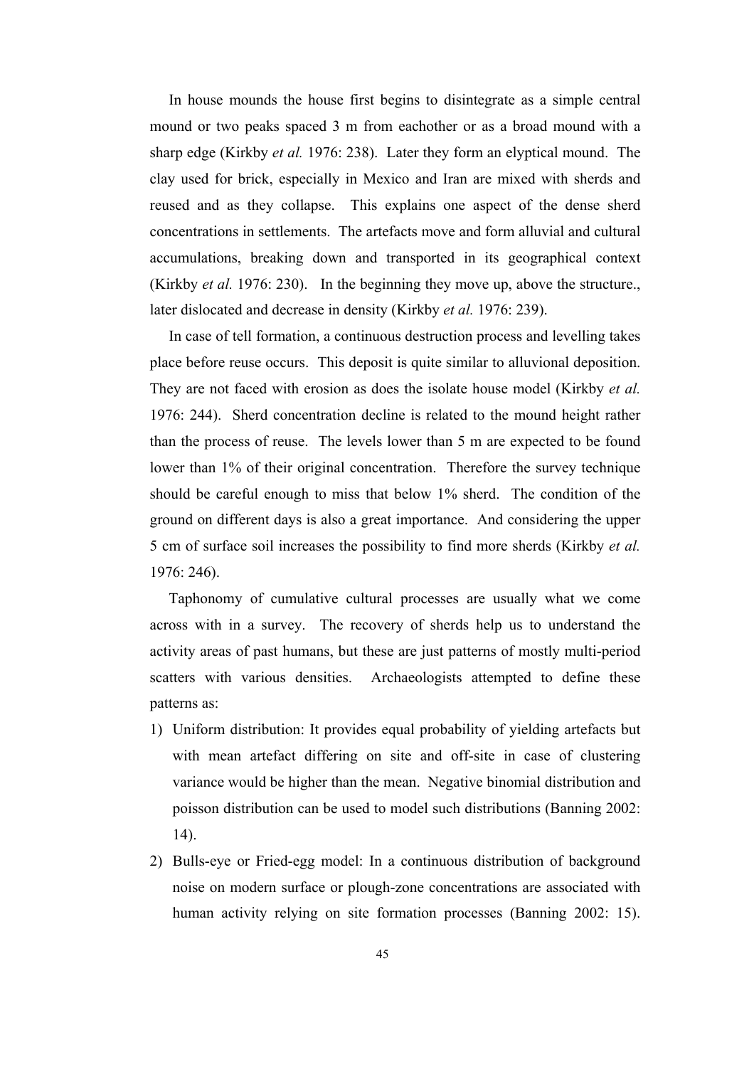In house mounds the house first begins to disintegrate as a simple central mound or two peaks spaced 3 m from eachother or as a broad mound with a sharp edge (Kirkby *et al.* 1976: 238). Later they form an elyptical mound. The clay used for brick, especially in Mexico and Iran are mixed with sherds and reused and as they collapse. This explains one aspect of the dense sherd concentrations in settlements. The artefacts move and form alluvial and cultural accumulations, breaking down and transported in its geographical context (Kirkby *et al.* 1976: 230). In the beginning they move up, above the structure., later dislocated and decrease in density (Kirkby *et al.* 1976: 239).

In case of tell formation, a continuous destruction process and levelling takes place before reuse occurs. This deposit is quite similar to alluvional deposition. They are not faced with erosion as does the isolate house model (Kirkby *et al.* 1976: 244). Sherd concentration decline is related to the mound height rather than the process of reuse. The levels lower than 5 m are expected to be found lower than 1% of their original concentration. Therefore the survey technique should be careful enough to miss that below 1% sherd. The condition of the ground on different days is also a great importance. And considering the upper 5 cm of surface soil increases the possibility to find more sherds (Kirkby *et al.* 1976: 246).

Taphonomy of cumulative cultural processes are usually what we come across with in a survey. The recovery of sherds help us to understand the activity areas of past humans, but these are just patterns of mostly multi-period scatters with various densities. Archaeologists attempted to define these patterns as:

1) Uniform distribution: It provides equal probability of yielding artefacts but with mean artefact differing on site and off-site in case of clustering variance would be higher than the mean. Negative binomial distribution and poisson distribution can be used to model such distributions (Banning 2002: 14).
2) Bulls-eye or Fried-egg model: In a continuous distribution of background noise on modern surface or plough-zone concentrations are associated with human activity relying on site formation processes (Banning 2002: 15).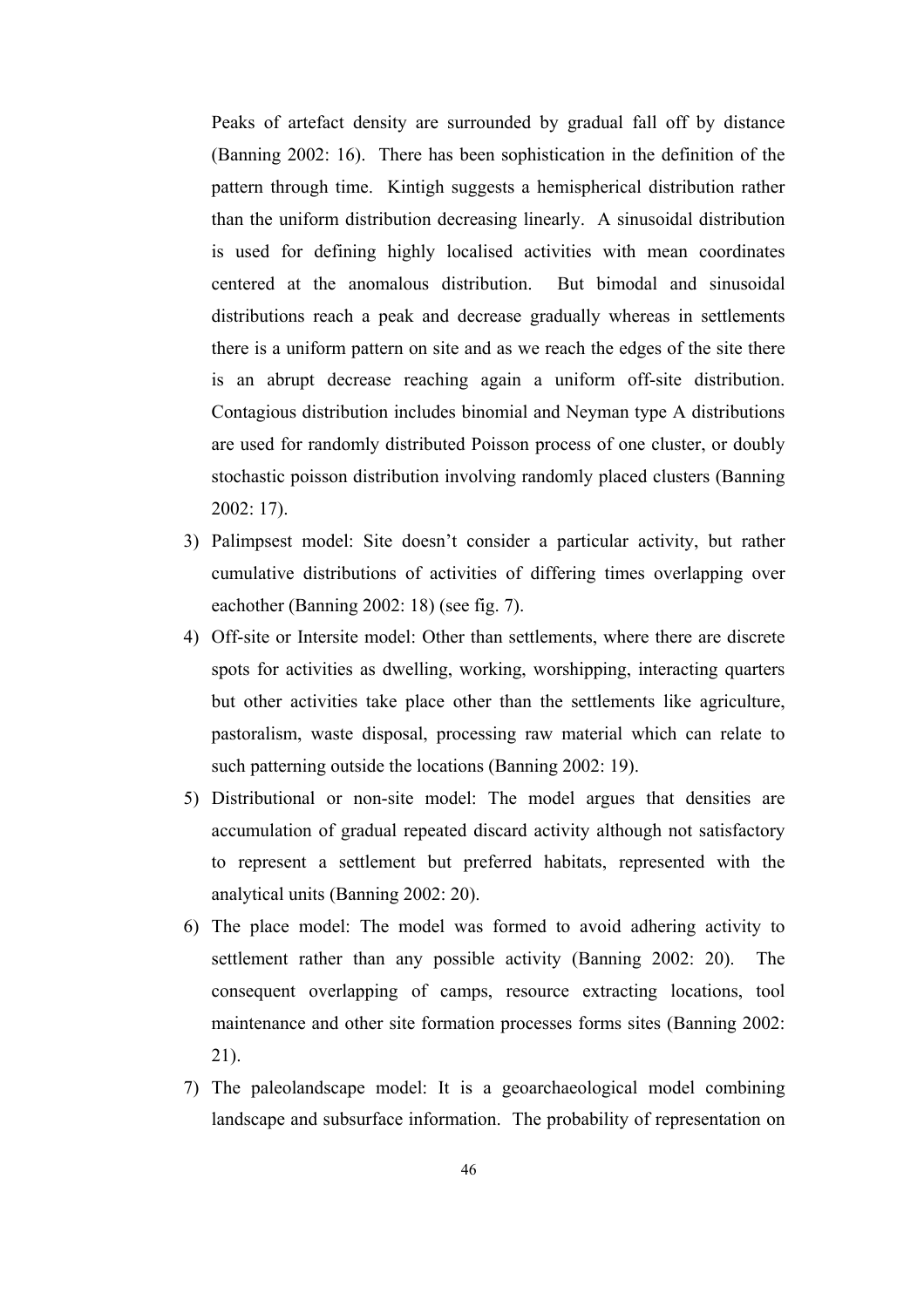Peaks of artefact density are surrounded by gradual fall off by distance (Banning 2002: 16). There has been sophistication in the definition of the pattern through time. Kintigh suggests a hemispherical distribution rather than the uniform distribution decreasing linearly. A sinusoidal distribution is used for defining highly localised activities with mean coordinates centered at the anomalous distribution. But bimodal and sinusoidal distributions reach a peak and decrease gradually whereas in settlements there is a uniform pattern on site and as we reach the edges of the site there is an abrupt decrease reaching again a uniform off-site distribution. Contagious distribution includes binomial and Neyman type A distributions are used for randomly distributed Poisson process of one cluster, or doubly stochastic poisson distribution involving randomly placed clusters (Banning 2002: 17).

3) Palimpsest model: Site doesn't consider a particular activity, but rather cumulative distributions of activities of differing times overlapping over eachother (Banning 2002: 18) (see fig. 7).
4) Off-site or Intersite model: Other than settlements, where there are discrete spots for activities as dwelling, working, worshipping, interacting quarters but other activities take place other than the settlements like agriculture, pastoralism, waste disposal, processing raw material which can relate to such patterning outside the locations (Banning 2002: 19).
5) Distributional or non-site model: The model argues that densities are accumulation of gradual repeated discard activity although not satisfactory to represent a settlement but preferred habitats, represented with the analytical units (Banning 2002: 20).
6) The place model: The model was formed to avoid adhering activity to settlement rather than any possible activity (Banning 2002: 20). The consequent overlapping of camps, resource extracting locations, tool maintenance and other site formation processes forms sites (Banning 2002: 21).
7) The paleolandscape model: It is a geoarchaeological model combining landscape and subsurface information. The probability of representation on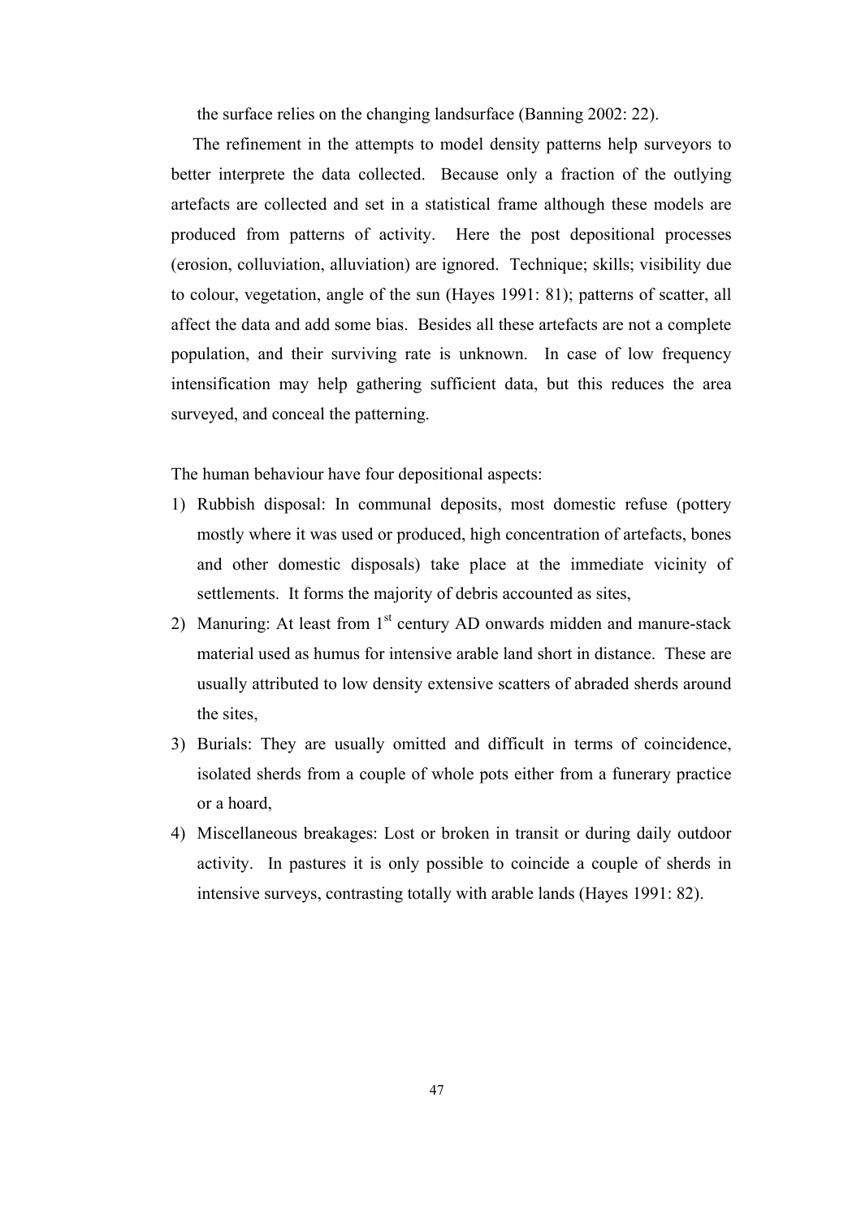the surface relies on the changing landsurface (Banning 2002: 22).

The refinement in the attempts to model density patterns help surveyors to better interprete the data collected. Because only a fraction of the outlying artefacts are collected and set in a statistical frame although these models are produced from patterns of activity. Here the post depositional processes (erosion, colluviation, alluviation) are ignored. Technique; skills; visibility due to colour, vegetation, angle of the sun (Hayes 1991: 81); patterns of scatter, all affect the data and add some bias. Besides all these artefacts are not a complete population, and their surviving rate is unknown. In case of low frequency intensification may help gathering sufficient data, but this reduces the area surveyed, and conceal the patterning.

The human behaviour have four depositional aspects:

1) Rubbish disposal: In communal deposits, most domestic refuse (pottery mostly where it was used or produced, high concentration of artefacts, bones and other domestic disposals) take place at the immediate vicinity of settlements. It forms the majority of debris accounted as sites,
2) Manuring: At least from 1st century AD onwards midden and manure-stack material used as humus for intensive arable land short in distance. These are usually attributed to low density extensive scatters of abraded sherds around the sites,
3) Burials: They are usually omitted and difficult in terms of coincidence, isolated sherds from a couple of whole pots either from a funerary practice or a hoard,
4) Miscellaneous breakages: Lost or broken in transit or during daily outdoor activity. In pastures it is only possible to coincide a couple of sherds in intensive surveys, contrasting totally with arable lands (Hayes 1991: 82).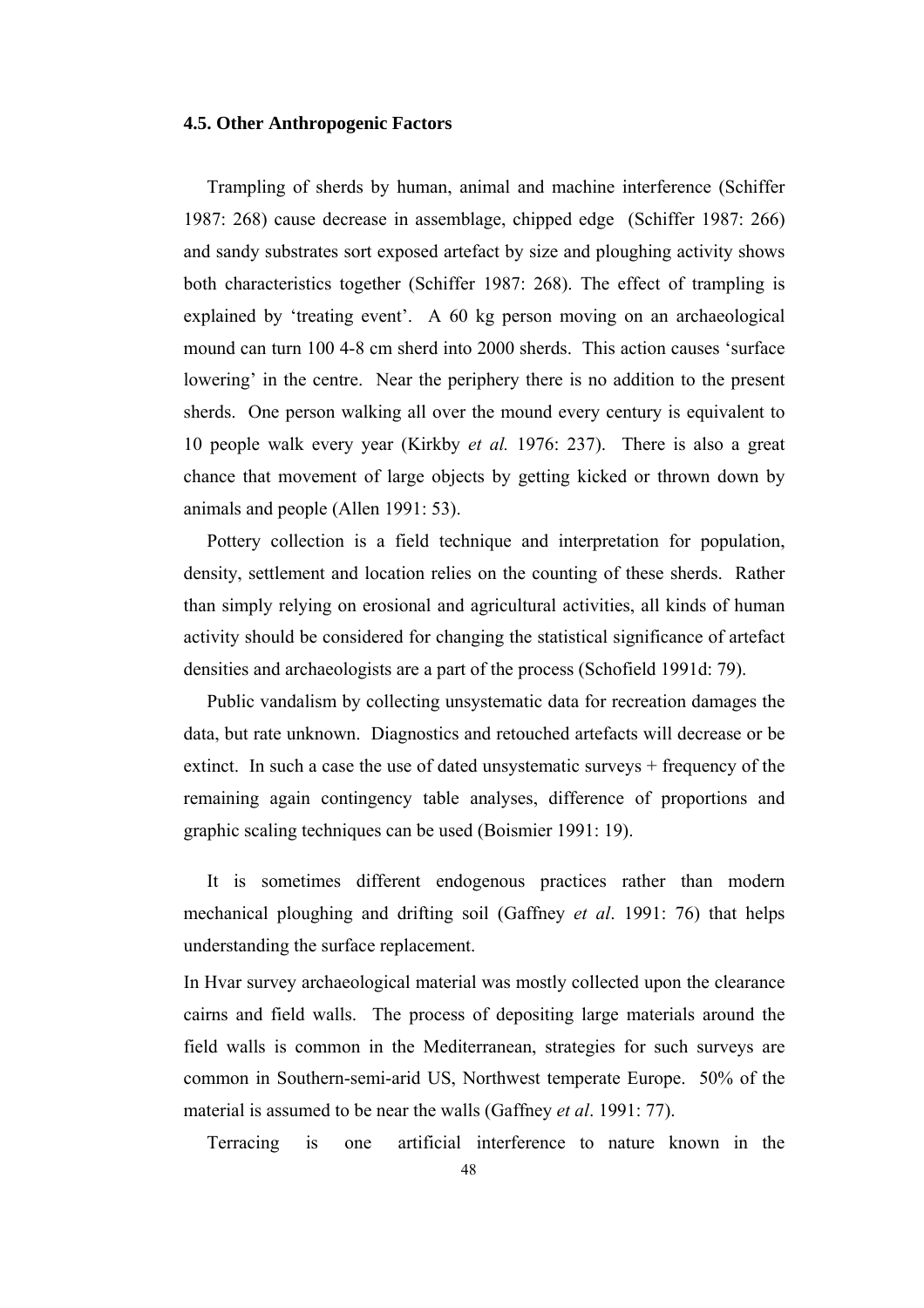### 4.5. Other Anthropogenic Factors

Trampling of sherds by human, animal and machine interference (Schiffer 1987: 268) cause decrease in assemblage, chipped edge (Schiffer 1987: 266) and sandy substrates sort exposed artefact by size and ploughing activity shows both characteristics together (Schiffer 1987: 268). The effect of trampling is explained by 'treating event'. A 60 kg person moving on an archaeological mound can turn 100 4-8 cm sherd into 2000 sherds. This action causes 'surface lowering' in the centre. Near the periphery there is no addition to the present sherds. One person walking all over the mound every century is equivalent to 10 people walk every year (Kirkby *et al.* 1976: 237). There is also a great chance that movement of large objects by getting kicked or thrown down by animals and people (Allen 1991: 53).

Pottery collection is a field technique and interpretation for population, density, settlement and location relies on the counting of these sherds. Rather than simply relying on erosional and agricultural activities, all kinds of human activity should be considered for changing the statistical significance of artefact densities and archaeologists are a part of the process (Schofield 1991d: 79).

Public vandalism by collecting unsystematic data for recreation damages the data, but rate unknown. Diagnostics and retouched artefacts will decrease or be extinct. In such a case the use of dated unsystematic surveys + frequency of the remaining again contingency table analyses, difference of proportions and graphic scaling techniques can be used (Boismier 1991: 19).

It is sometimes different endogenous practices rather than modern mechanical ploughing and drifting soil (Gaffney *et al*. 1991: 76) that helps understanding the surface replacement.

In Hvar survey archaeological material was mostly collected upon the clearance cairns and field walls. The process of depositing large materials around the field walls is common in the Mediterranean, strategies for such surveys are common in Southern-semi-arid US, Northwest temperate Europe. 50% of the material is assumed to be near the walls (Gaffney *et al*. 1991: 77).

Terracing is one artificial interference to nature known in the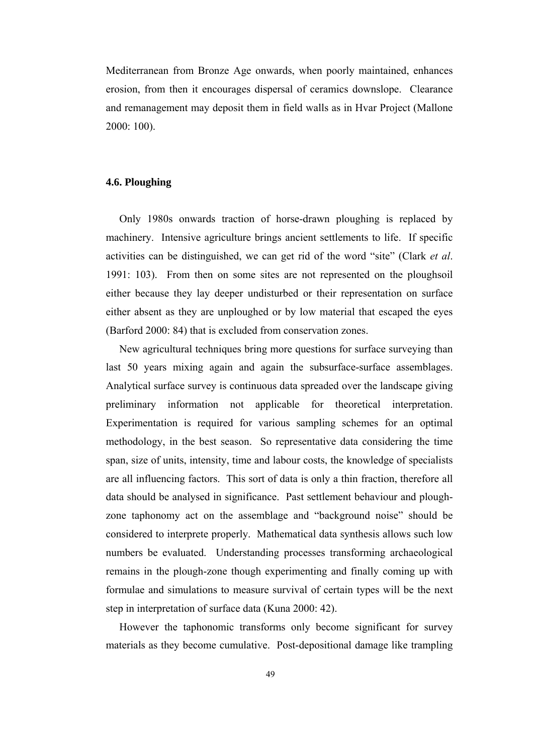Mediterranean from Bronze Age onwards, when poorly maintained, enhances erosion, from then it encourages dispersal of ceramics downslope. Clearance and remanagement may deposit them in field walls as in Hvar Project (Mallone 2000: 100).

### 4.6. Ploughing

Only 1980s onwards traction of horse-drawn ploughing is replaced by machinery. Intensive agriculture brings ancient settlements to life. If specific activities can be distinguished, we can get rid of the word "site" (Clark *et al*. 1991: 103). From then on some sites are not represented on the ploughsoil either because they lay deeper undisturbed or their representation on surface either absent as they are unploughed or by low material that escaped the eyes (Barford 2000: 84) that is excluded from conservation zones.

New agricultural techniques bring more questions for surface surveying than last 50 years mixing again and again the subsurface-surface assemblages. Analytical surface survey is continuous data spreaded over the landscape giving preliminary information not applicable for theoretical interpretation. Experimentation is required for various sampling schemes for an optimal methodology, in the best season. So representative data considering the time span, size of units, intensity, time and labour costs, the knowledge of specialists are all influencing factors. This sort of data is only a thin fraction, therefore all data should be analysed in significance. Past settlement behaviour and plough-zone taphonomy act on the assemblage and "background noise" should be considered to interprete properly. Mathematical data synthesis allows such low numbers be evaluated. Understanding processes transforming archaeological remains in the plough-zone though experimenting and finally coming up with formulae and simulations to measure survival of certain types will be the next step in interpretation of surface data (Kuna 2000: 42).

However the taphonomic transforms only become significant for survey materials as they become cumulative. Post-depositional damage like trampling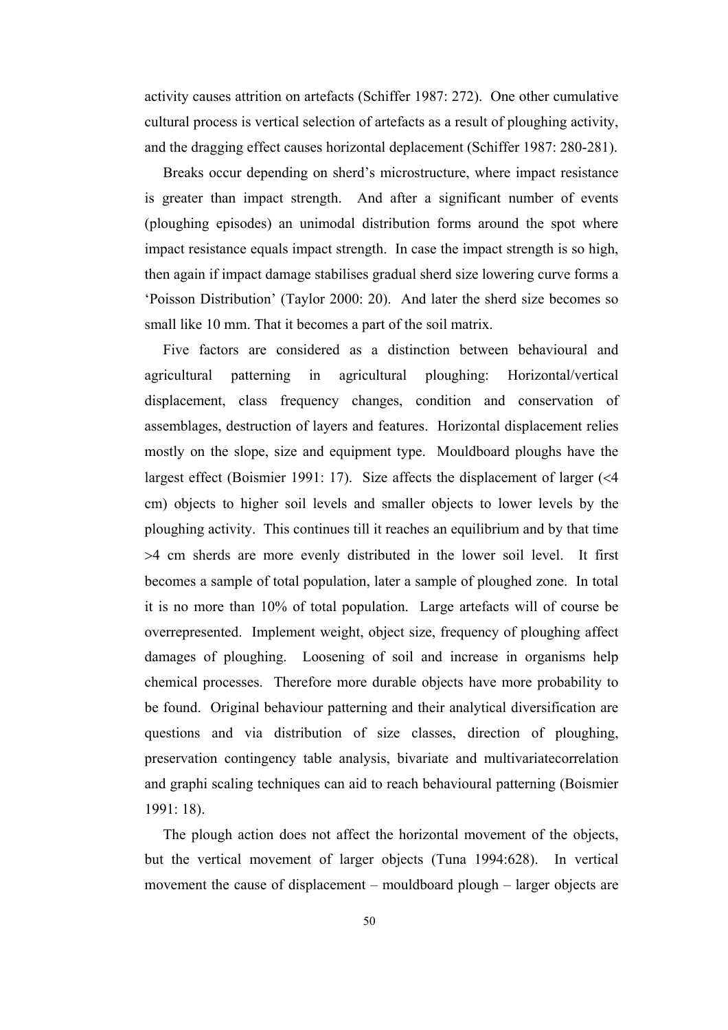activity causes attrition on artefacts (Schiffer 1987: 272). One other cumulative cultural process is vertical selection of artefacts as a result of ploughing activity, and the dragging effect causes horizontal deplacement (Schiffer 1987: 280-281).

Breaks occur depending on sherd's microstructure, where impact resistance is greater than impact strength. And after a significant number of events (ploughing episodes) an unimodal distribution forms around the spot where impact resistance equals impact strength. In case the impact strength is so high, then again if impact damage stabilises gradual sherd size lowering curve forms a 'Poisson Distribution' (Taylor 2000: 20). And later the sherd size becomes so small like 10 mm. That it becomes a part of the soil matrix.

Five factors are considered as a distinction between behavioural and agricultural patterning in agricultural ploughing: Horizontal/vertical displacement, class frequency changes, condition and conservation of assemblages, destruction of layers and features. Horizontal displacement relies mostly on the slope, size and equipment type. Mouldboard ploughs have the largest effect (Boismier 1991: 17). Size affects the displacement of larger (<4 cm) objects to higher soil levels and smaller objects to lower levels by the ploughing activity. This continues till it reaches an equilibrium and by that time >4 cm sherds are more evenly distributed in the lower soil level. It first becomes a sample of total population, later a sample of ploughed zone. In total it is no more than 10% of total population. Large artefacts will of course be overrepresented. Implement weight, object size, frequency of ploughing affect damages of ploughing. Loosening of soil and increase in organisms help chemical processes. Therefore more durable objects have more probability to be found. Original behaviour patterning and their analytical diversification are questions and via distribution of size classes, direction of ploughing, preservation contingency table analysis, bivariate and multivariatecorrelation and graphi scaling techniques can aid to reach behavioural patterning (Boismier 1991: 18).

The plough action does not affect the horizontal movement of the objects, but the vertical movement of larger objects (Tuna 1994:628). In vertical movement the cause of displacement – mouldboard plough – larger objects are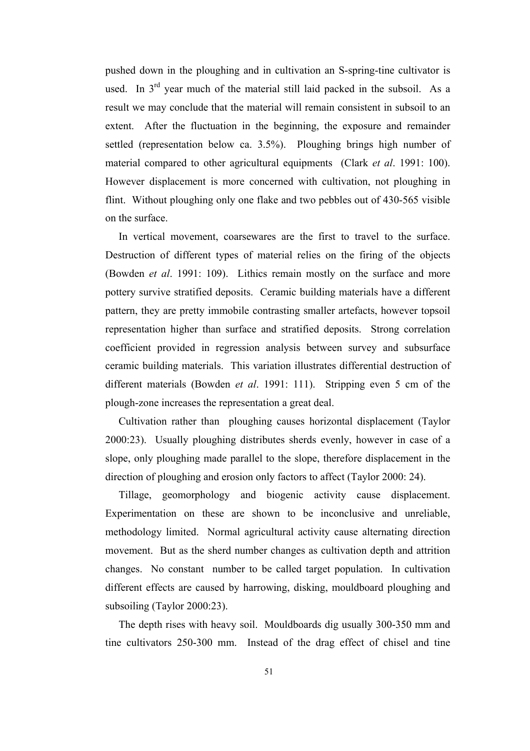pushed down in the ploughing and in cultivation an S-spring-tine cultivator is used. In 3rd year much of the material still laid packed in the subsoil. As a result we may conclude that the material will remain consistent in subsoil to an extent. After the fluctuation in the beginning, the exposure and remainder settled (representation below ca. 3.5%). Ploughing brings high number of material compared to other agricultural equipments (Clark *et al*. 1991: 100). However displacement is more concerned with cultivation, not ploughing in flint. Without ploughing only one flake and two pebbles out of 430-565 visible on the surface.

In vertical movement, coarsewares are the first to travel to the surface. Destruction of different types of material relies on the firing of the objects (Bowden *et al*. 1991: 109). Lithics remain mostly on the surface and more pottery survive stratified deposits. Ceramic building materials have a different pattern, they are pretty immobile contrasting smaller artefacts, however topsoil representation higher than surface and stratified deposits. Strong correlation coefficient provided in regression analysis between survey and subsurface ceramic building materials. This variation illustrates differential destruction of different materials (Bowden *et al*. 1991: 111). Stripping even 5 cm of the plough-zone increases the representation a great deal.

Cultivation rather than ploughing causes horizontal displacement (Taylor 2000:23). Usually ploughing distributes sherds evenly, however in case of a slope, only ploughing made parallel to the slope, therefore displacement in the direction of ploughing and erosion only factors to affect (Taylor 2000: 24).

Tillage, geomorphology and biogenic activity cause displacement. Experimentation on these are shown to be inconclusive and unreliable, methodology limited. Normal agricultural activity cause alternating direction movement. But as the sherd number changes as cultivation depth and attrition changes. No constant number to be called target population. In cultivation different effects are caused by harrowing, disking, mouldboard ploughing and subsoiling (Taylor 2000:23).

The depth rises with heavy soil. Mouldboards dig usually 300-350 mm and tine cultivators 250-300 mm. Instead of the drag effect of chisel and tine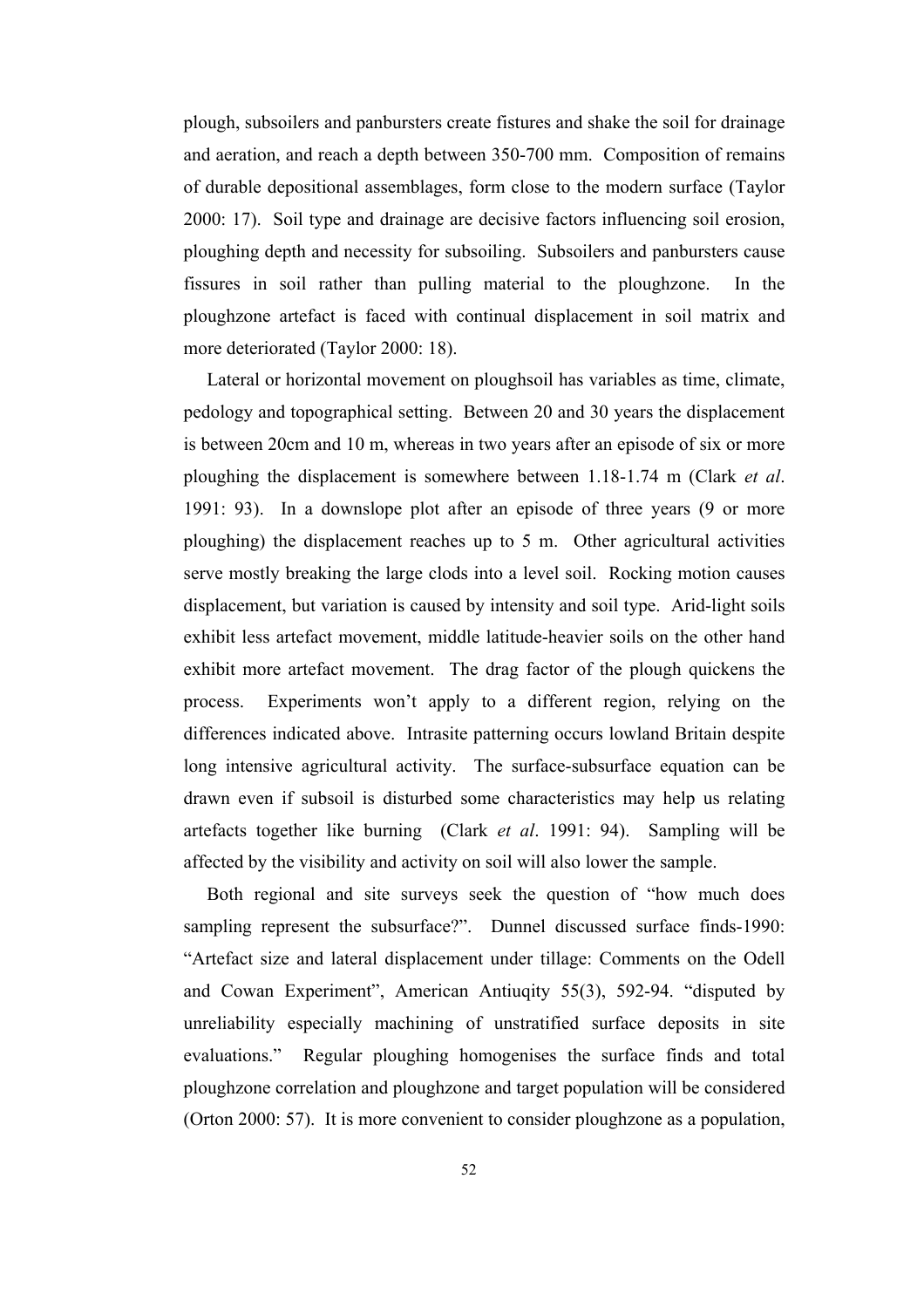plough, subsoilers and panbursters create fistures and shake the soil for drainage and aeration, and reach a depth between 350-700 mm. Composition of remains of durable depositional assemblages, form close to the modern surface (Taylor 2000: 17). Soil type and drainage are decisive factors influencing soil erosion, ploughing depth and necessity for subsoiling. Subsoilers and panbursters cause fissures in soil rather than pulling material to the ploughzone. In the ploughzone artefact is faced with continual displacement in soil matrix and more deteriorated (Taylor 2000: 18).

Lateral or horizontal movement on ploughsoil has variables as time, climate, pedology and topographical setting. Between 20 and 30 years the displacement is between 20cm and 10 m, whereas in two years after an episode of six or more ploughing the displacement is somewhere between 1.18-1.74 m (Clark *et al*. 1991: 93). In a downslope plot after an episode of three years (9 or more ploughing) the displacement reaches up to 5 m. Other agricultural activities serve mostly breaking the large clods into a level soil. Rocking motion causes displacement, but variation is caused by intensity and soil type. Arid-light soils exhibit less artefact movement, middle latitude-heavier soils on the other hand exhibit more artefact movement. The drag factor of the plough quickens the process. Experiments won't apply to a different region, relying on the differences indicated above. Intrasite patterning occurs lowland Britain despite long intensive agricultural activity. The surface-subsurface equation can be drawn even if subsoil is disturbed some characteristics may help us relating artefacts together like burning (Clark *et al*. 1991: 94). Sampling will be affected by the visibility and activity on soil will also lower the sample.

Both regional and site surveys seek the question of "how much does sampling represent the subsurface?". Dunnel discussed surface finds-1990: "Artefact size and lateral displacement under tillage: Comments on the Odell and Cowan Experiment", American Antiuqity 55(3), 592-94. "disputed by unreliability especially machining of unstratified surface deposits in site evaluations." Regular ploughing homogenises the surface finds and total ploughzone correlation and ploughzone and target population will be considered (Orton 2000: 57). It is more convenient to consider ploughzone as a population,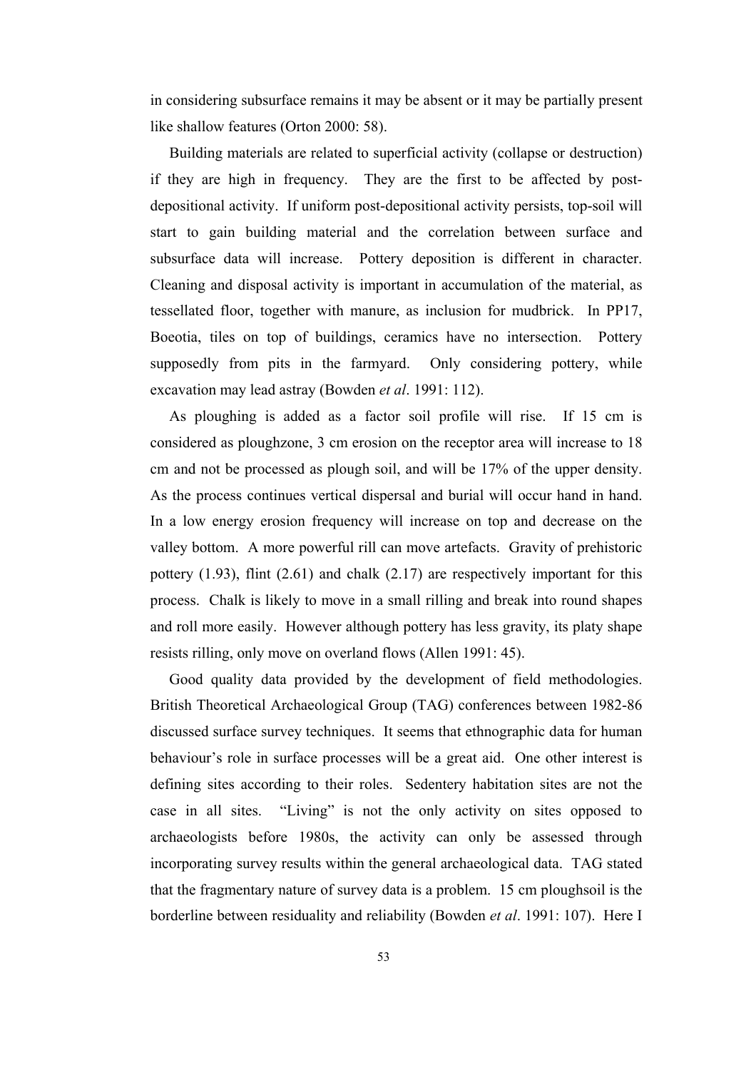in considering subsurface remains it may be absent or it may be partially present like shallow features (Orton 2000: 58).

Building materials are related to superficial activity (collapse or destruction) if they are high in frequency. They are the first to be affected by post-depositional activity. If uniform post-depositional activity persists, top-soil will start to gain building material and the correlation between surface and subsurface data will increase. Pottery deposition is different in character. Cleaning and disposal activity is important in accumulation of the material, as tessellated floor, together with manure, as inclusion for mudbrick. In PP17, Boeotia, tiles on top of buildings, ceramics have no intersection. Pottery supposedly from pits in the farmyard. Only considering pottery, while excavation may lead astray (Bowden *et al*. 1991: 112).

As ploughing is added as a factor soil profile will rise. If 15 cm is considered as ploughzone, 3 cm erosion on the receptor area will increase to 18 cm and not be processed as plough soil, and will be 17% of the upper density. As the process continues vertical dispersal and burial will occur hand in hand. In a low energy erosion frequency will increase on top and decrease on the valley bottom. A more powerful rill can move artefacts. Gravity of prehistoric pottery (1.93), flint (2.61) and chalk (2.17) are respectively important for this process. Chalk is likely to move in a small rilling and break into round shapes and roll more easily. However although pottery has less gravity, its platy shape resists rilling, only move on overland flows (Allen 1991: 45).

Good quality data provided by the development of field methodologies. British Theoretical Archaeological Group (TAG) conferences between 1982-86 discussed surface survey techniques. It seems that ethnographic data for human behaviour's role in surface processes will be a great aid. One other interest is defining sites according to their roles. Sedentery habitation sites are not the case in all sites. "Living" is not the only activity on sites opposed to archaeologists before 1980s, the activity can only be assessed through incorporating survey results within the general archaeological data. TAG stated that the fragmentary nature of survey data is a problem. 15 cm ploughsoil is the borderline between residuality and reliability (Bowden *et al*. 1991: 107). Here I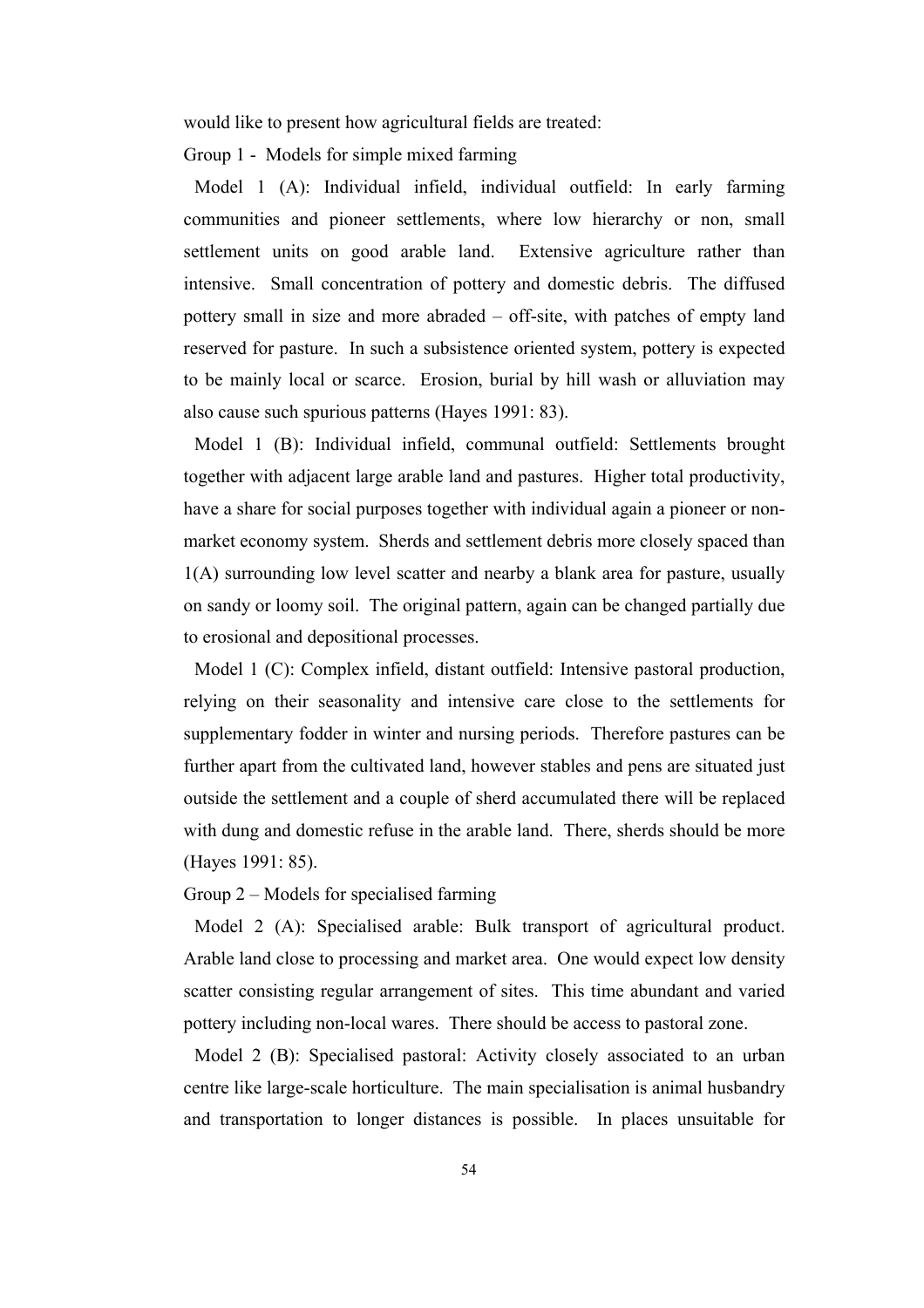would like to present how agricultural fields are treated:

Group 1 - Models for simple mixed farming

Model 1 (A): Individual infield, individual outfield: In early farming communities and pioneer settlements, where low hierarchy or non, small settlement units on good arable land. Extensive agriculture rather than intensive. Small concentration of pottery and domestic debris. The diffused pottery small in size and more abraded – off-site, with patches of empty land reserved for pasture. In such a subsistence oriented system, pottery is expected to be mainly local or scarce. Erosion, burial by hill wash or alluviation may also cause such spurious patterns (Hayes 1991: 83).

Model 1 (B): Individual infield, communal outfield: Settlements brought together with adjacent large arable land and pastures. Higher total productivity, have a share for social purposes together with individual again a pioneer or non-market economy system. Sherds and settlement debris more closely spaced than 1(A) surrounding low level scatter and nearby a blank area for pasture, usually on sandy or loomy soil. The original pattern, again can be changed partially due to erosional and depositional processes.

Model 1 (C): Complex infield, distant outfield: Intensive pastoral production, relying on their seasonality and intensive care close to the settlements for supplementary fodder in winter and nursing periods. Therefore pastures can be further apart from the cultivated land, however stables and pens are situated just outside the settlement and a couple of sherd accumulated there will be replaced with dung and domestic refuse in the arable land. There, sherds should be more (Hayes 1991: 85).

Group 2 – Models for specialised farming

Model 2 (A): Specialised arable: Bulk transport of agricultural product. Arable land close to processing and market area. One would expect low density scatter consisting regular arrangement of sites. This time abundant and varied pottery including non-local wares. There should be access to pastoral zone.

Model 2 (B): Specialised pastoral: Activity closely associated to an urban centre like large-scale horticulture. The main specialisation is animal husbandry and transportation to longer distances is possible. In places unsuitable for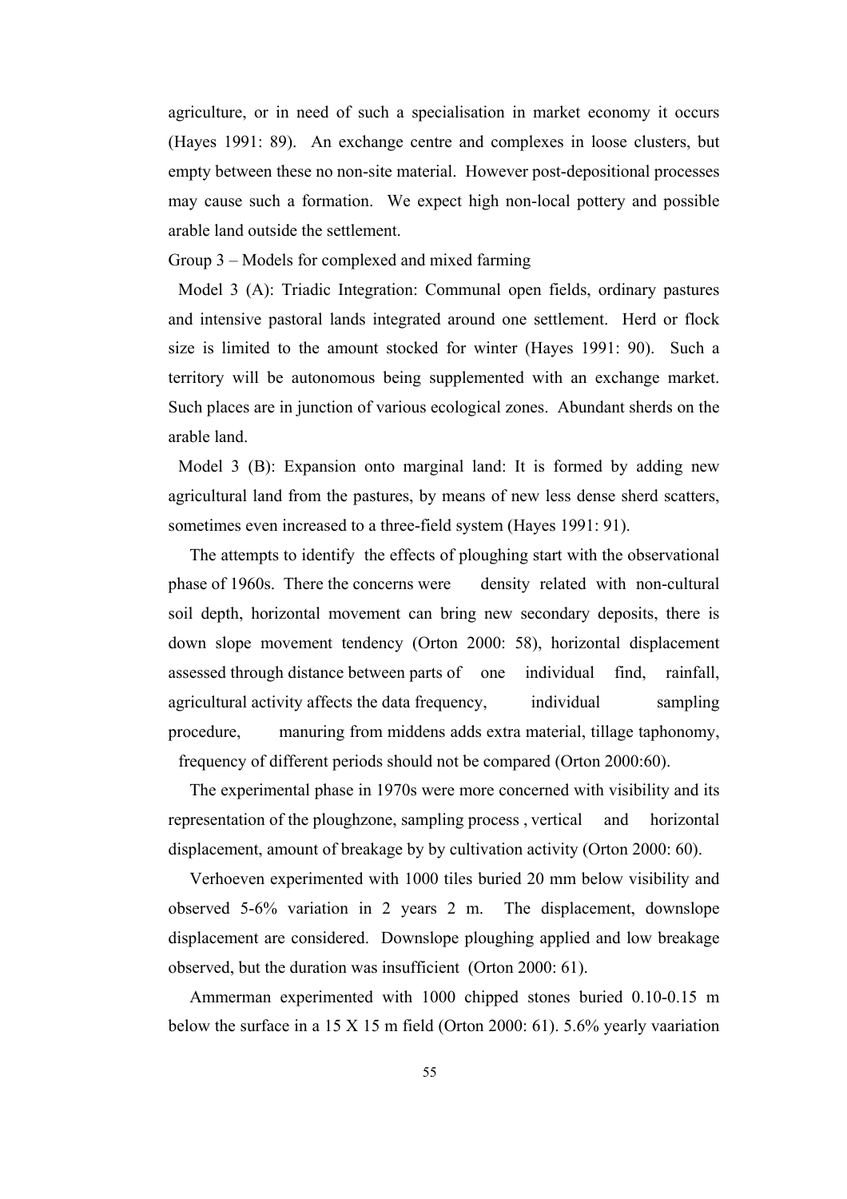agriculture, or in need of such a specialisation in market economy it occurs (Hayes 1991: 89). An exchange centre and complexes in loose clusters, but empty between these no non-site material. However post-depositional processes may cause such a formation. We expect high non-local pottery and possible arable land outside the settlement.

Group 3 – Models for complexed and mixed farming

Model 3 (A): Triadic Integration: Communal open fields, ordinary pastures and intensive pastoral lands integrated around one settlement. Herd or flock size is limited to the amount stocked for winter (Hayes 1991: 90). Such a territory will be autonomous being supplemented with an exchange market. Such places are in junction of various ecological zones. Abundant sherds on the arable land.

Model 3 (B): Expansion onto marginal land: It is formed by adding new agricultural land from the pastures, by means of new less dense sherd scatters, sometimes even increased to a three-field system (Hayes 1991: 91).

The attempts to identify the effects of ploughing start with the observational phase of 1960s. There the concerns were density related with non-cultural soil depth, horizontal movement can bring new secondary deposits, there is down slope movement tendency (Orton 2000: 58), horizontal displacement assessed through distance between parts of one individual find, rainfall, agricultural activity affects the data frequency, individual sampling procedure, manuring from middens adds extra material, tillage taphonomy, frequency of different periods should not be compared (Orton 2000:60).

The experimental phase in 1970s were more concerned with visibility and its representation of the ploughzone, sampling process , vertical and horizontal displacement, amount of breakage by by cultivation activity (Orton 2000: 60).

Verhoeven experimented with 1000 tiles buried 20 mm below visibility and observed 5-6% variation in 2 years 2 m. The displacement, downslope displacement are considered. Downslope ploughing applied and low breakage observed, but the duration was insufficient (Orton 2000: 61).

Ammerman experimented with 1000 chipped stones buried 0.10-0.15 m below the surface in a 15 X 15 m field (Orton 2000: 61). 5.6% yearly vaariation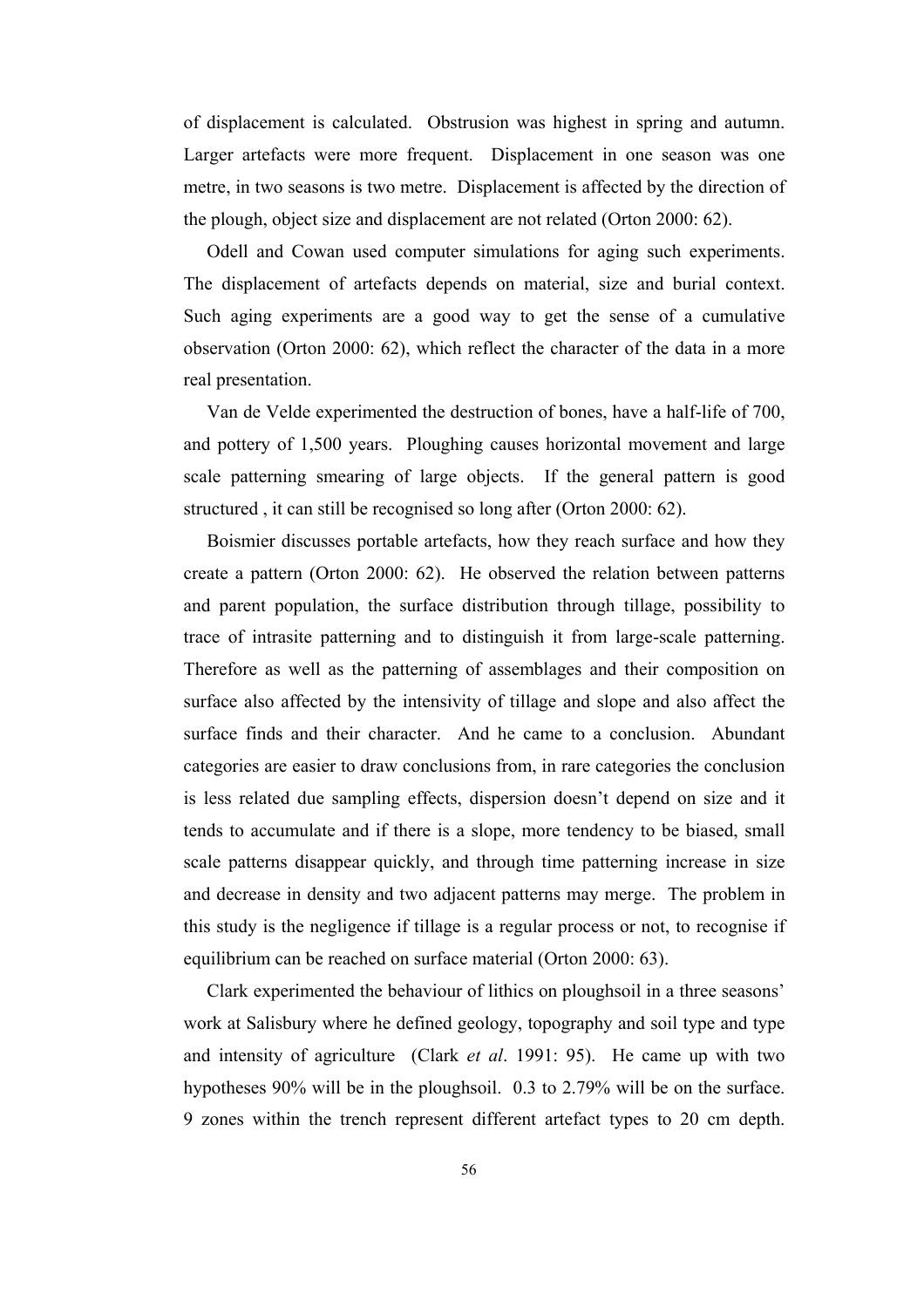of displacement is calculated. Obstrusion was highest in spring and autumn. Larger artefacts were more frequent. Displacement in one season was one metre, in two seasons is two metre. Displacement is affected by the direction of the plough, object size and displacement are not related (Orton 2000: 62).

Odell and Cowan used computer simulations for aging such experiments. The displacement of artefacts depends on material, size and burial context. Such aging experiments are a good way to get the sense of a cumulative observation (Orton 2000: 62), which reflect the character of the data in a more real presentation.

Van de Velde experimented the destruction of bones, have a half-life of 700, and pottery of 1,500 years. Ploughing causes horizontal movement and large scale patterning smearing of large objects. If the general pattern is good structured , it can still be recognised so long after (Orton 2000: 62).

Boismier discusses portable artefacts, how they reach surface and how they create a pattern (Orton 2000: 62). He observed the relation between patterns and parent population, the surface distribution through tillage, possibility to trace of intrasite patterning and to distinguish it from large-scale patterning. Therefore as well as the patterning of assemblages and their composition on surface also affected by the intensivity of tillage and slope and also affect the surface finds and their character. And he came to a conclusion. Abundant categories are easier to draw conclusions from, in rare categories the conclusion is less related due sampling effects, dispersion doesn't depend on size and it tends to accumulate and if there is a slope, more tendency to be biased, small scale patterns disappear quickly, and through time patterning increase in size and decrease in density and two adjacent patterns may merge. The problem in this study is the negligence if tillage is a regular process or not, to recognise if equilibrium can be reached on surface material (Orton 2000: 63).

Clark experimented the behaviour of lithics on ploughsoil in a three seasons' work at Salisbury where he defined geology, topography and soil type and type and intensity of agriculture (Clark *et al*. 1991: 95). He came up with two hypotheses 90% will be in the ploughsoil. 0.3 to 2.79% will be on the surface. 9 zones within the trench represent different artefact types to 20 cm depth.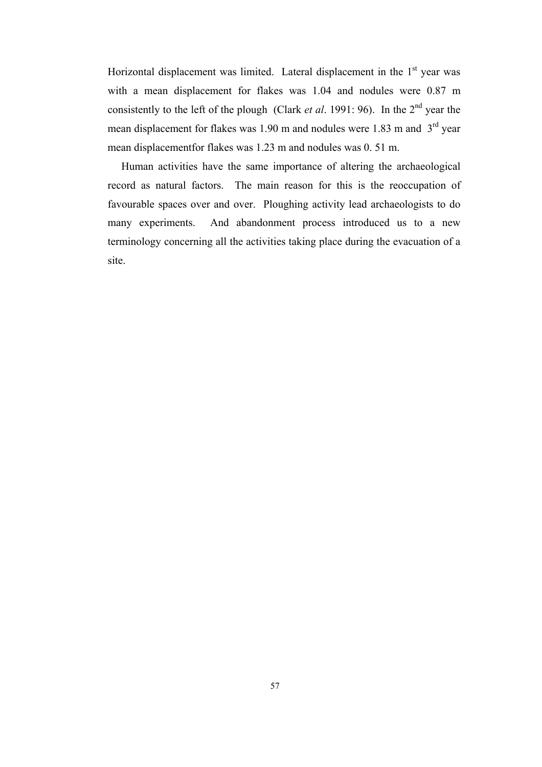Horizontal displacement was limited. Lateral displacement in the 1st year was with a mean displacement for flakes was 1.04 and nodules were 0.87 m consistently to the left of the plough (Clark *et al*. 1991: 96). In the 2nd year the mean displacement for flakes was 1.90 m and nodules were 1.83 m and 3rd year mean displacementfor flakes was 1.23 m and nodules was 0. 51 m.

Human activities have the same importance of altering the archaeological record as natural factors. The main reason for this is the reoccupation of favourable spaces over and over. Ploughing activity lead archaeologists to do many experiments. And abandonment process introduced us to a new terminology concerning all the activities taking place during the evacuation of a site.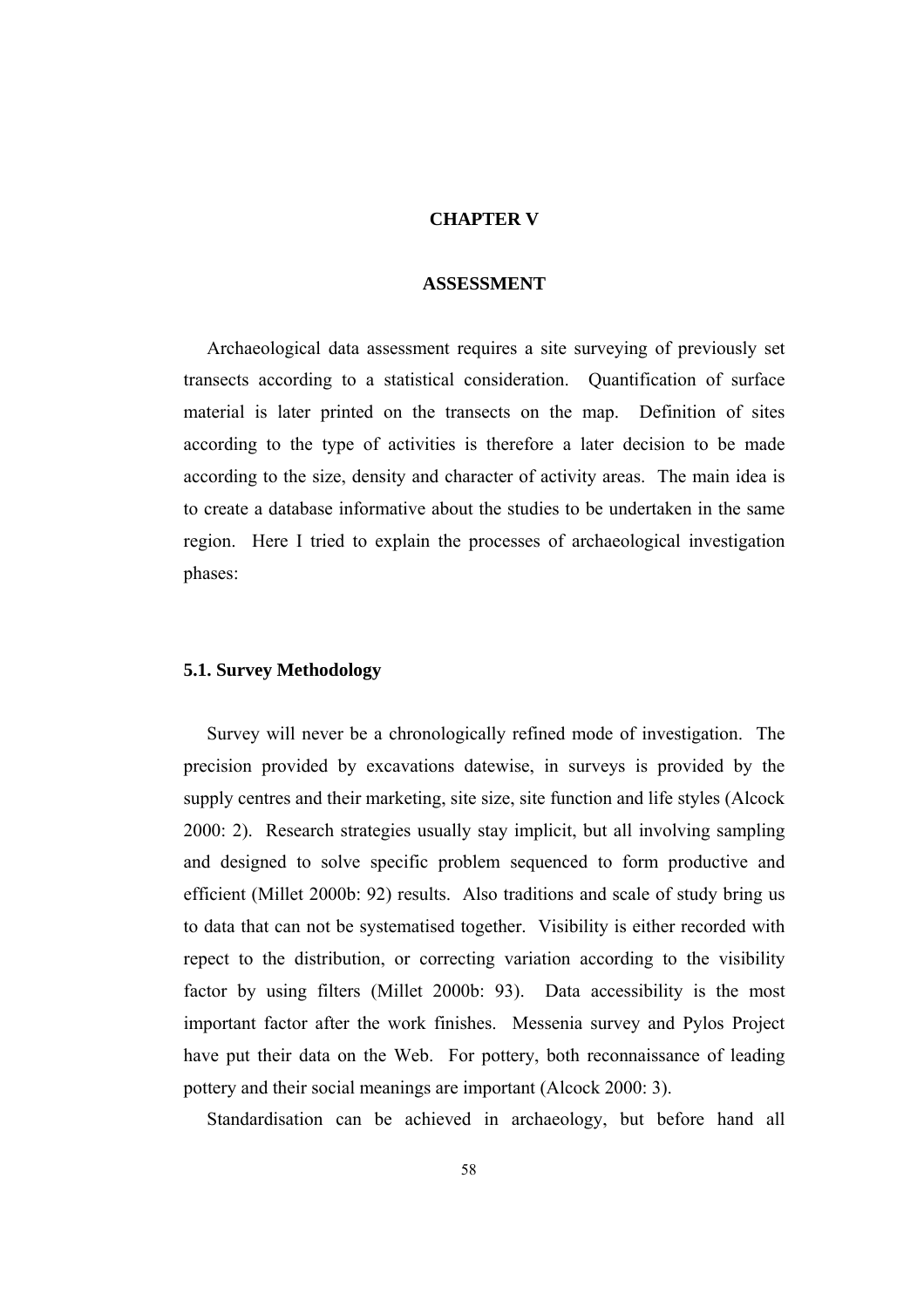# CHAPTER V

# ASSESSMENT

Archaeological data assessment requires a site surveying of previously set transects according to a statistical consideration. Quantification of surface material is later printed on the transects on the map. Definition of sites according to the type of activities is therefore a later decision to be made according to the size, density and character of activity areas. The main idea is to create a database informative about the studies to be undertaken in the same region. Here I tried to explain the processes of archaeological investigation phases:

## 5.1. Survey Methodology

Survey will never be a chronologically refined mode of investigation. The precision provided by excavations datewise, in surveys is provided by the supply centres and their marketing, site size, site function and life styles (Alcock 2000: 2). Research strategies usually stay implicit, but all involving sampling and designed to solve specific problem sequenced to form productive and efficient (Millet 2000b: 92) results. Also traditions and scale of study bring us to data that can not be systematised together. Visibility is either recorded with repect to the distribution, or correcting variation according to the visibility factor by using filters (Millet 2000b: 93). Data accessibility is the most important factor after the work finishes. Messenia survey and Pylos Project have put their data on the Web. For pottery, both reconnaissance of leading pottery and their social meanings are important (Alcock 2000: 3).

Standardisation can be achieved in archaeology, but before hand all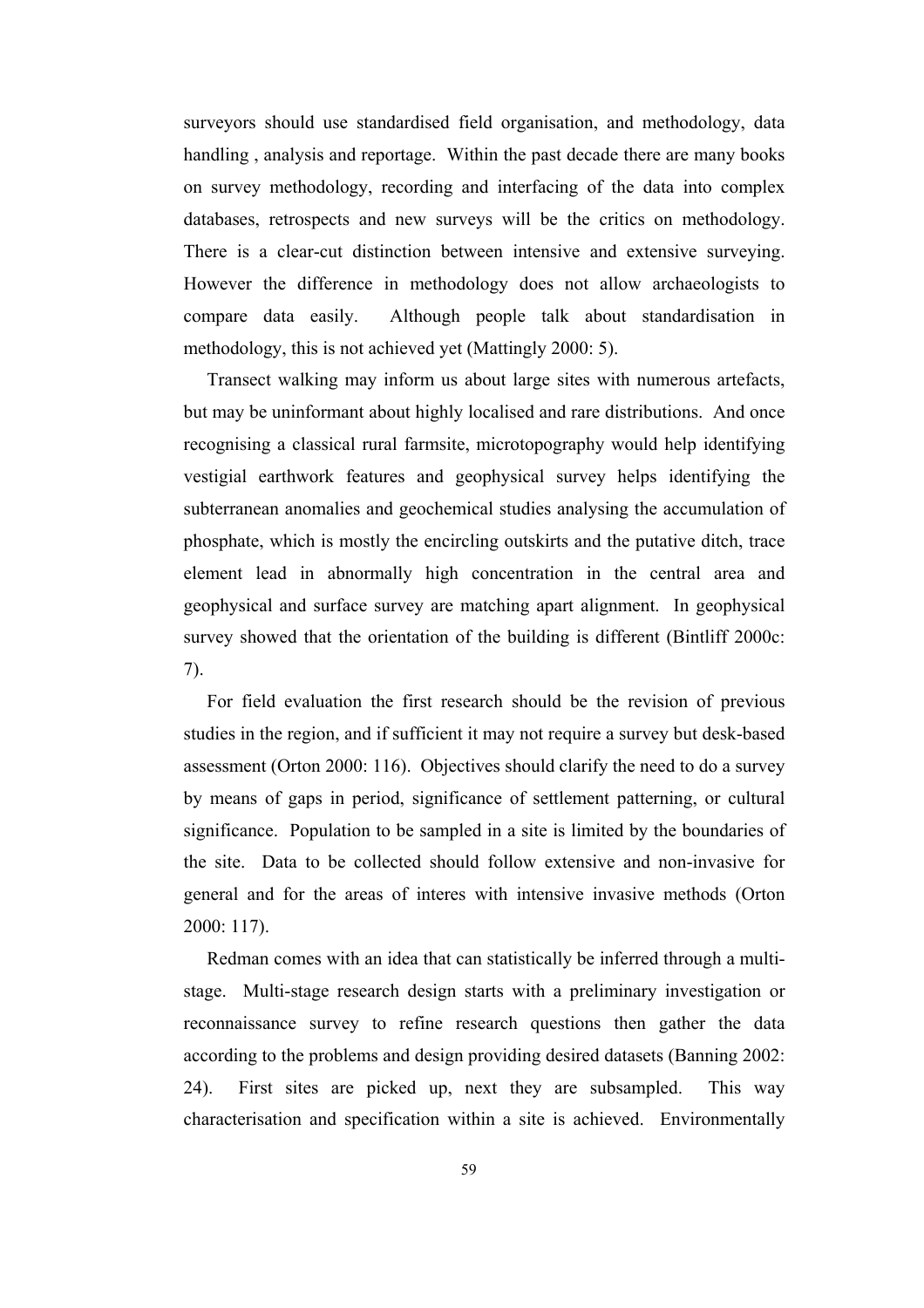surveyors should use standardised field organisation, and methodology, data handling , analysis and reportage. Within the past decade there are many books on survey methodology, recording and interfacing of the data into complex databases, retrospects and new surveys will be the critics on methodology. There is a clear-cut distinction between intensive and extensive surveying. However the difference in methodology does not allow archaeologists to compare data easily. Although people talk about standardisation in methodology, this is not achieved yet (Mattingly 2000: 5).

Transect walking may inform us about large sites with numerous artefacts, but may be uninformant about highly localised and rare distributions. And once recognising a classical rural farmsite, microtopography would help identifying vestigial earthwork features and geophysical survey helps identifying the subterranean anomalies and geochemical studies analysing the accumulation of phosphate, which is mostly the encircling outskirts and the putative ditch, trace element lead in abnormally high concentration in the central area and geophysical and surface survey are matching apart alignment. In geophysical survey showed that the orientation of the building is different (Bintliff 2000c: 7).

For field evaluation the first research should be the revision of previous studies in the region, and if sufficient it may not require a survey but desk-based assessment (Orton 2000: 116). Objectives should clarify the need to do a survey by means of gaps in period, significance of settlement patterning, or cultural significance. Population to be sampled in a site is limited by the boundaries of the site. Data to be collected should follow extensive and non-invasive for general and for the areas of interes with intensive invasive methods (Orton 2000: 117).

Redman comes with an idea that can statistically be inferred through a multi-stage. Multi-stage research design starts with a preliminary investigation or reconnaissance survey to refine research questions then gather the data according to the problems and design providing desired datasets (Banning 2002: 24). First sites are picked up, next they are subsampled. This way characterisation and specification within a site is achieved. Environmentally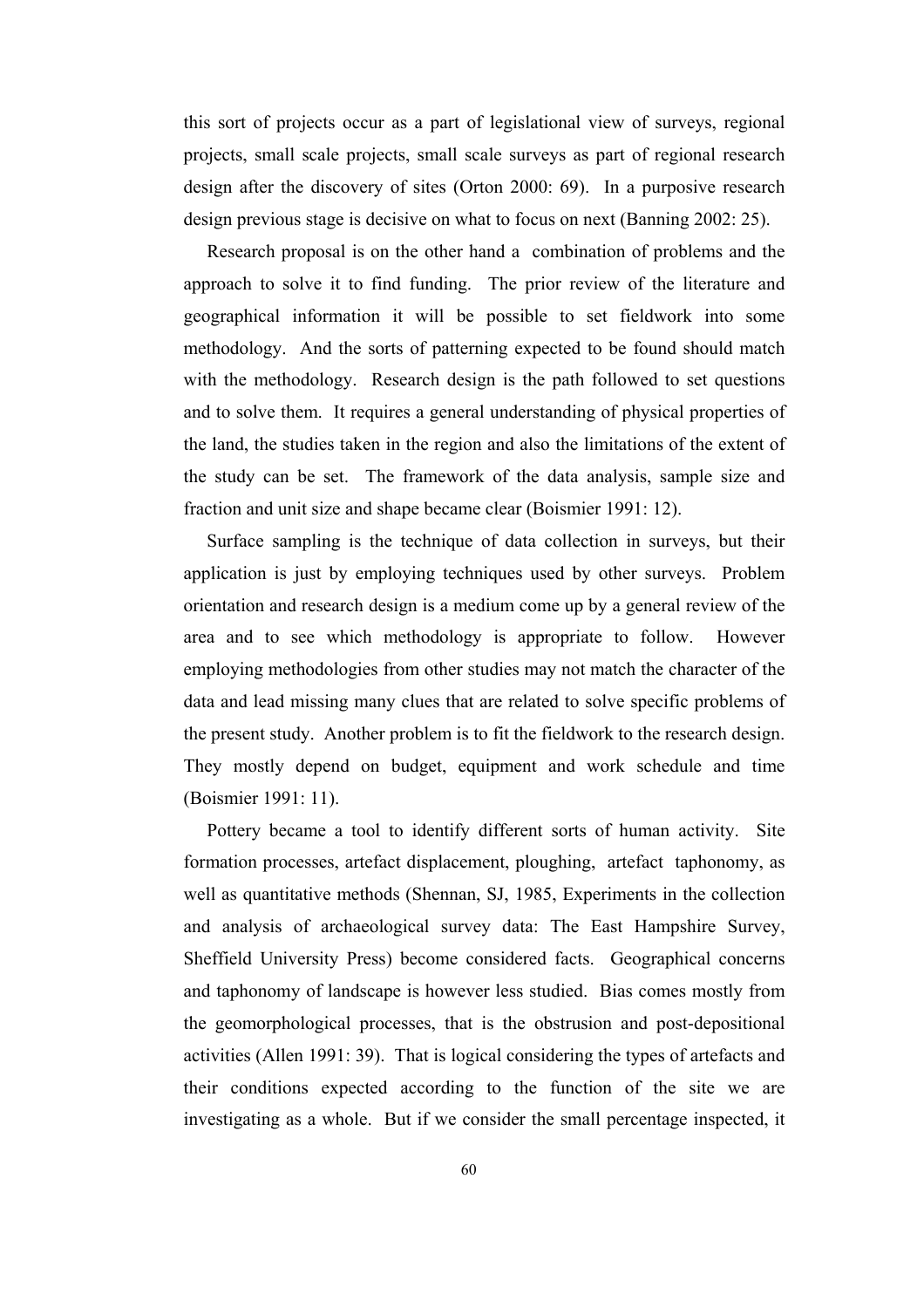this sort of projects occur as a part of legislational view of surveys, regional projects, small scale projects, small scale surveys as part of regional research design after the discovery of sites (Orton 2000: 69). In a purposive research design previous stage is decisive on what to focus on next (Banning 2002: 25).

Research proposal is on the other hand a combination of problems and the approach to solve it to find funding. The prior review of the literature and geographical information it will be possible to set fieldwork into some methodology. And the sorts of patterning expected to be found should match with the methodology. Research design is the path followed to set questions and to solve them. It requires a general understanding of physical properties of the land, the studies taken in the region and also the limitations of the extent of the study can be set. The framework of the data analysis, sample size and fraction and unit size and shape became clear (Boismier 1991: 12).

Surface sampling is the technique of data collection in surveys, but their application is just by employing techniques used by other surveys. Problem orientation and research design is a medium come up by a general review of the area and to see which methodology is appropriate to follow. However employing methodologies from other studies may not match the character of the data and lead missing many clues that are related to solve specific problems of the present study. Another problem is to fit the fieldwork to the research design. They mostly depend on budget, equipment and work schedule and time (Boismier 1991: 11).

Pottery became a tool to identify different sorts of human activity. Site formation processes, artefact displacement, ploughing, artefact taphonomy, as well as quantitative methods (Shennan, SJ, 1985, Experiments in the collection and analysis of archaeological survey data: The East Hampshire Survey, Sheffield University Press) become considered facts. Geographical concerns and taphonomy of landscape is however less studied. Bias comes mostly from the geomorphological processes, that is the obstrusion and post-depositional activities (Allen 1991: 39). That is logical considering the types of artefacts and their conditions expected according to the function of the site we are investigating as a whole. But if we consider the small percentage inspected, it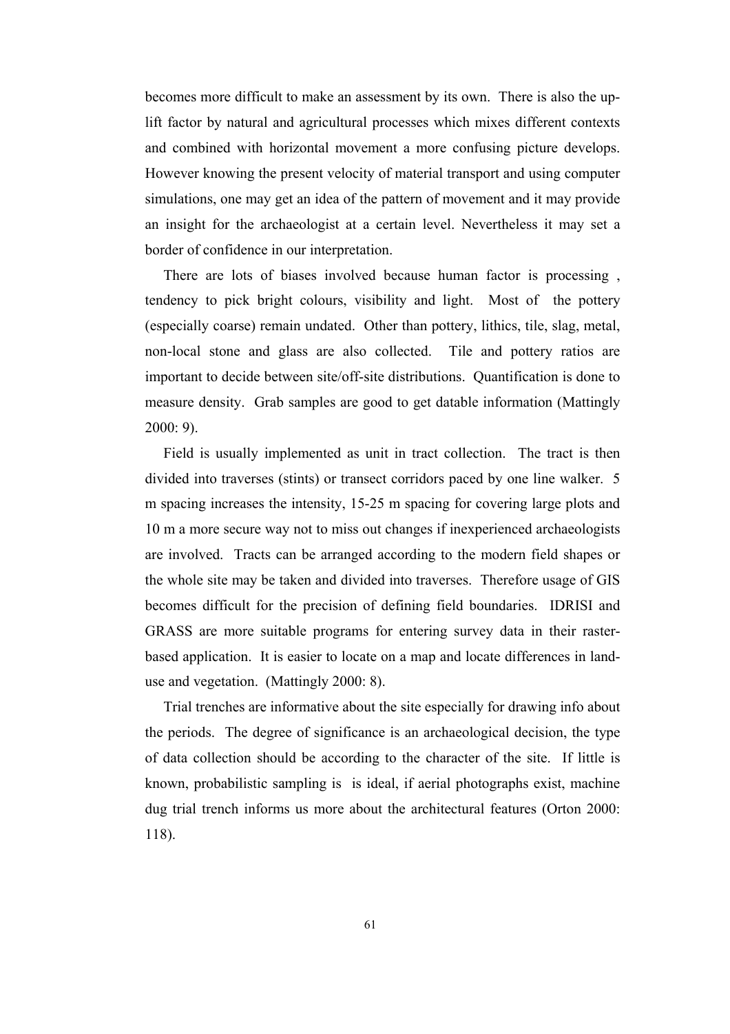becomes more difficult to make an assessment by its own. There is also the up-lift factor by natural and agricultural processes which mixes different contexts and combined with horizontal movement a more confusing picture develops. However knowing the present velocity of material transport and using computer simulations, one may get an idea of the pattern of movement and it may provide an insight for the archaeologist at a certain level. Nevertheless it may set a border of confidence in our interpretation.

There are lots of biases involved because human factor is processing , tendency to pick bright colours, visibility and light. Most of the pottery (especially coarse) remain undated. Other than pottery, lithics, tile, slag, metal, non-local stone and glass are also collected. Tile and pottery ratios are important to decide between site/off-site distributions. Quantification is done to measure density. Grab samples are good to get datable information (Mattingly 2000: 9).

Field is usually implemented as unit in tract collection. The tract is then divided into traverses (stints) or transect corridors paced by one line walker. 5 m spacing increases the intensity, 15-25 m spacing for covering large plots and 10 m a more secure way not to miss out changes if inexperienced archaeologists are involved. Tracts can be arranged according to the modern field shapes or the whole site may be taken and divided into traverses. Therefore usage of GIS becomes difficult for the precision of defining field boundaries. IDRISI and GRASS are more suitable programs for entering survey data in their raster-based application. It is easier to locate on a map and locate differences in land-use and vegetation. (Mattingly 2000: 8).

Trial trenches are informative about the site especially for drawing info about the periods. The degree of significance is an archaeological decision, the type of data collection should be according to the character of the site. If little is known, probabilistic sampling is is ideal, if aerial photographs exist, machine dug trial trench informs us more about the architectural features (Orton 2000: 118).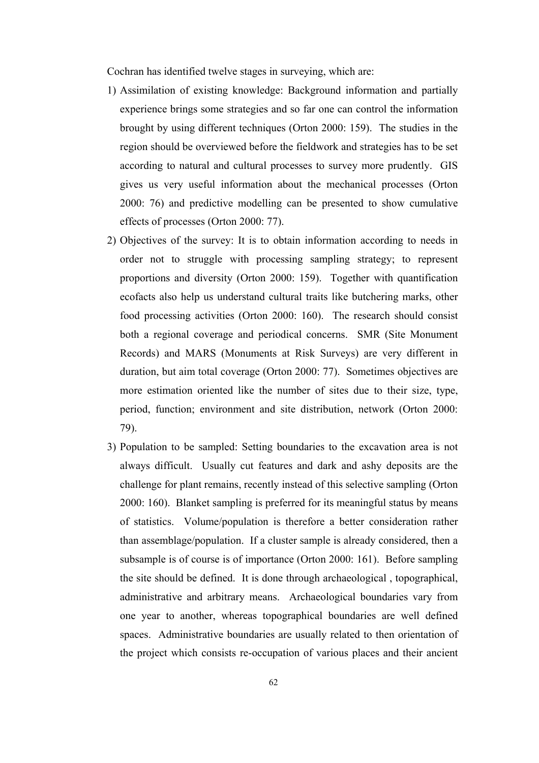Cochran has identified twelve stages in surveying, which are:

1) Assimilation of existing knowledge: Background information and partially experience brings some strategies and so far one can control the information brought by using different techniques (Orton 2000: 159). The studies in the region should be overviewed before the fieldwork and strategies has to be set according to natural and cultural processes to survey more prudently. GIS gives us very useful information about the mechanical processes (Orton 2000: 76) and predictive modelling can be presented to show cumulative effects of processes (Orton 2000: 77).
2) Objectives of the survey: It is to obtain information according to needs in order not to struggle with processing sampling strategy; to represent proportions and diversity (Orton 2000: 159). Together with quantification ecofacts also help us understand cultural traits like butchering marks, other food processing activities (Orton 2000: 160). The research should consist both a regional coverage and periodical concerns. SMR (Site Monument Records) and MARS (Monuments at Risk Surveys) are very different in duration, but aim total coverage (Orton 2000: 77). Sometimes objectives are more estimation oriented like the number of sites due to their size, type, period, function; environment and site distribution, network (Orton 2000: 79).
3) Population to be sampled: Setting boundaries to the excavation area is not always difficult. Usually cut features and dark and ashy deposits are the challenge for plant remains, recently instead of this selective sampling (Orton 2000: 160). Blanket sampling is preferred for its meaningful status by means of statistics. Volume/population is therefore a better consideration rather than assemblage/population. If a cluster sample is already considered, then a subsample is of course is of importance (Orton 2000: 161). Before sampling the site should be defined. It is done through archaeological , topographical, administrative and arbitrary means. Archaeological boundaries vary from one year to another, whereas topographical boundaries are well defined spaces. Administrative boundaries are usually related to then orientation of the project which consists re-occupation of various places and their ancient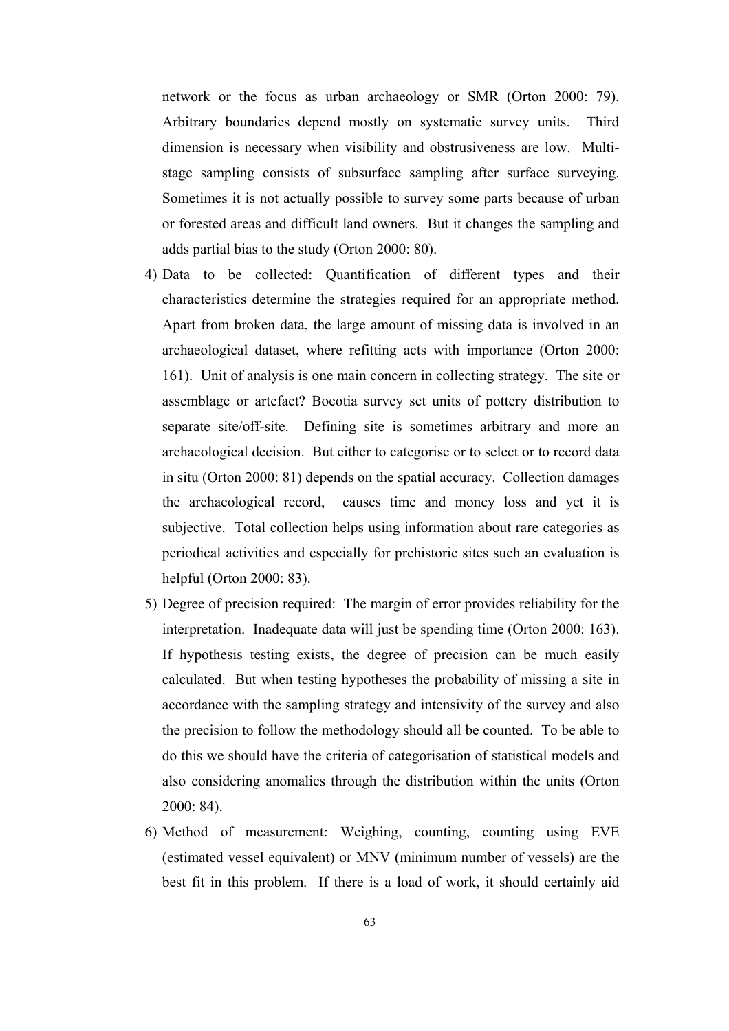network or the focus as urban archaeology or SMR (Orton 2000: 79). Arbitrary boundaries depend mostly on systematic survey units. Third dimension is necessary when visibility and obstrusiveness are low. Multi-stage sampling consists of subsurface sampling after surface surveying. Sometimes it is not actually possible to survey some parts because of urban or forested areas and difficult land owners. But it changes the sampling and adds partial bias to the study (Orton 2000: 80).

4) Data to be collected: Quantification of different types and their characteristics determine the strategies required for an appropriate method. Apart from broken data, the large amount of missing data is involved in an archaeological dataset, where refitting acts with importance (Orton 2000: 161). Unit of analysis is one main concern in collecting strategy. The site or assemblage or artefact? Boeotia survey set units of pottery distribution to separate site/off-site. Defining site is sometimes arbitrary and more an archaeological decision. But either to categorise or to select or to record data in situ (Orton 2000: 81) depends on the spatial accuracy. Collection damages the archaeological record, causes time and money loss and yet it is subjective. Total collection helps using information about rare categories as periodical activities and especially for prehistoric sites such an evaluation is helpful (Orton 2000: 83).

5) Degree of precision required: The margin of error provides reliability for the interpretation. Inadequate data will just be spending time (Orton 2000: 163). If hypothesis testing exists, the degree of precision can be much easily calculated. But when testing hypotheses the probability of missing a site in accordance with the sampling strategy and intensivity of the survey and also the precision to follow the methodology should all be counted. To be able to do this we should have the criteria of categorisation of statistical models and also considering anomalies through the distribution within the units (Orton 2000: 84).

6) Method of measurement: Weighing, counting, counting using EVE (estimated vessel equivalent) or MNV (minimum number of vessels) are the best fit in this problem. If there is a load of work, it should certainly aid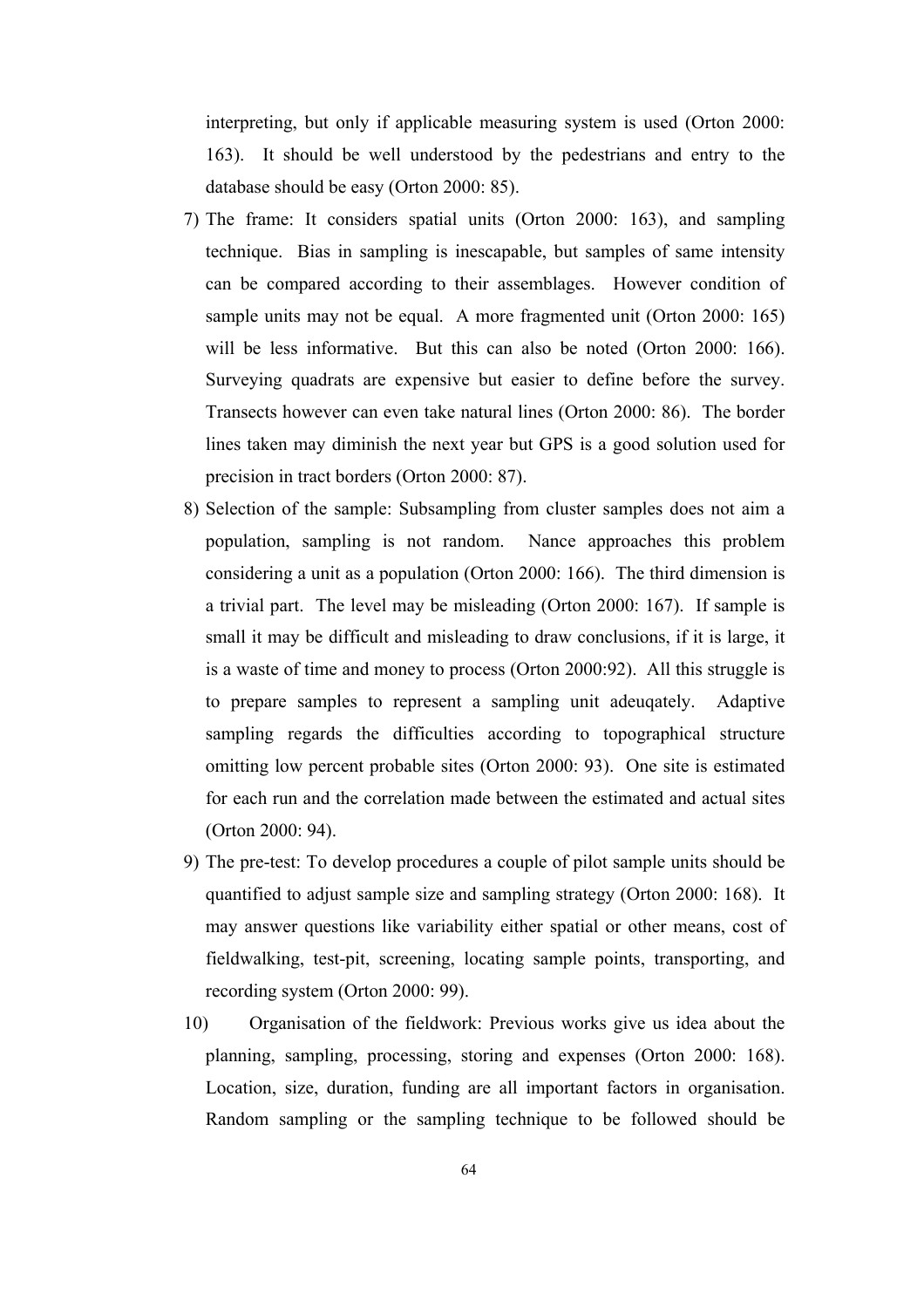interpreting, but only if applicable measuring system is used (Orton 2000: 163). It should be well understood by the pedestrians and entry to the database should be easy (Orton 2000: 85).

7) The frame: It considers spatial units (Orton 2000: 163), and sampling technique. Bias in sampling is inescapable, but samples of same intensity can be compared according to their assemblages. However condition of sample units may not be equal. A more fragmented unit (Orton 2000: 165) will be less informative. But this can also be noted (Orton 2000: 166). Surveying quadrats are expensive but easier to define before the survey. Transects however can even take natural lines (Orton 2000: 86). The border lines taken may diminish the next year but GPS is a good solution used for precision in tract borders (Orton 2000: 87).

8) Selection of the sample: Subsampling from cluster samples does not aim a population, sampling is not random. Nance approaches this problem considering a unit as a population (Orton 2000: 166). The third dimension is a trivial part. The level may be misleading (Orton 2000: 167). If sample is small it may be difficult and misleading to draw conclusions, if it is large, it is a waste of time and money to process (Orton 2000:92). All this struggle is to prepare samples to represent a sampling unit adeuqately. Adaptive sampling regards the difficulties according to topographical structure omitting low percent probable sites (Orton 2000: 93). One site is estimated for each run and the correlation made between the estimated and actual sites (Orton 2000: 94).

9) The pre-test: To develop procedures a couple of pilot sample units should be quantified to adjust sample size and sampling strategy (Orton 2000: 168). It may answer questions like variability either spatial or other means, cost of fieldwalking, test-pit, screening, locating sample points, transporting, and recording system (Orton 2000: 99).

10) Organisation of the fieldwork: Previous works give us idea about the planning, sampling, processing, storing and expenses (Orton 2000: 168). Location, size, duration, funding are all important factors in organisation. Random sampling or the sampling technique to be followed should be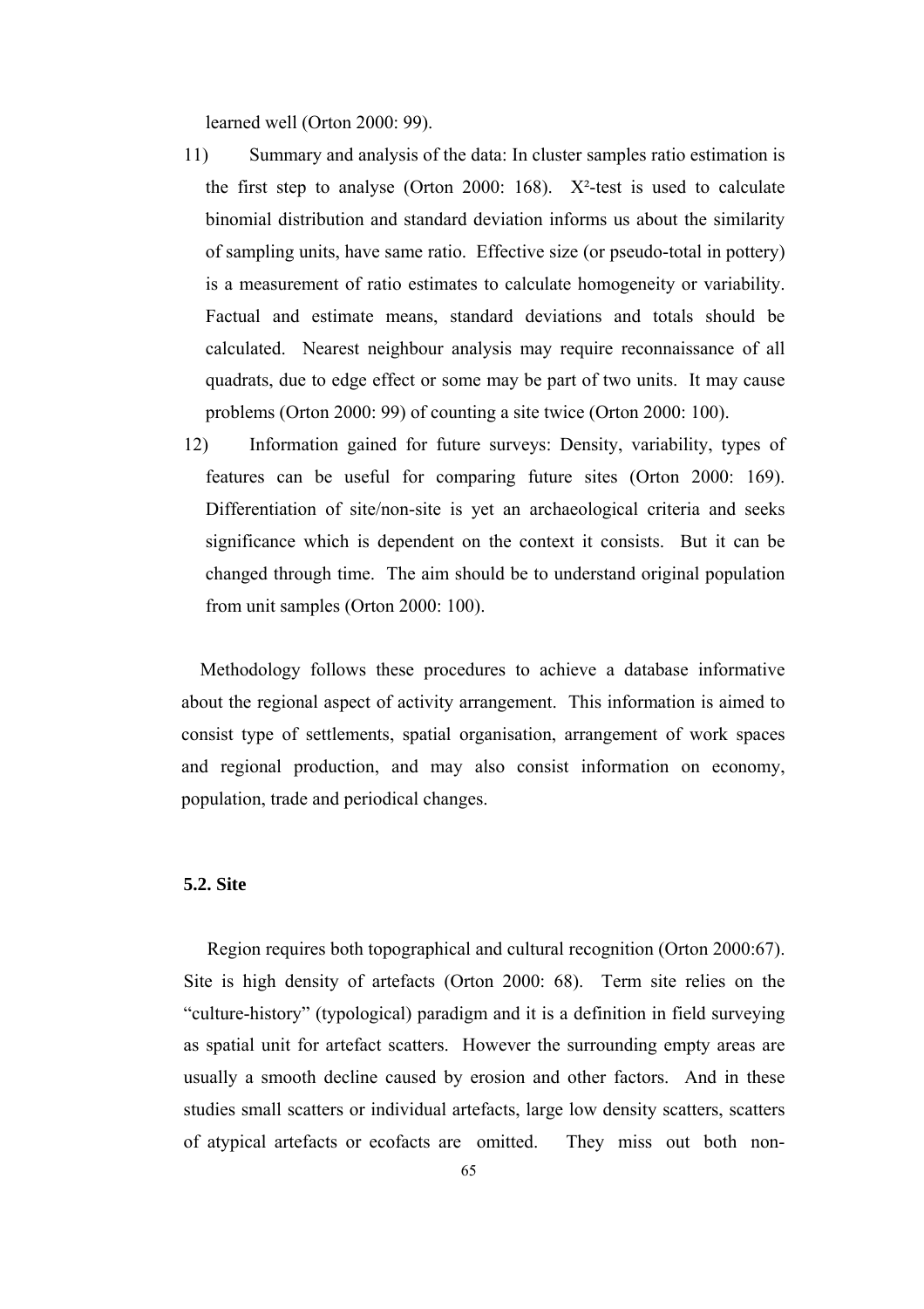learned well (Orton 2000: 99).

11) Summary and analysis of the data: In cluster samples ratio estimation is the first step to analyse (Orton 2000: 168). $X^2$-test is used to calculate binomial distribution and standard deviation informs us about the similarity of sampling units, have same ratio. Effective size (or pseudo-total in pottery) is a measurement of ratio estimates to calculate homogeneity or variability. Factual and estimate means, standard deviations and totals should be calculated. Nearest neighbour analysis may require reconnaissance of all quadrats, due to edge effect or some may be part of two units. It may cause problems (Orton 2000: 99) of counting a site twice (Orton 2000: 100).

12) Information gained for future surveys: Density, variability, types of features can be useful for comparing future sites (Orton 2000: 169). Differentiation of site/non-site is yet an archaeological criteria and seeks significance which is dependent on the context it consists. But it can be changed through time. The aim should be to understand original population from unit samples (Orton 2000: 100).

Methodology follows these procedures to achieve a database informative about the regional aspect of activity arrangement. This information is aimed to consist type of settlements, spatial organisation, arrangement of work spaces and regional production, and may also consist information on economy, population, trade and periodical changes.

## 5.2. Site

Region requires both topographical and cultural recognition (Orton 2000:67). Site is high density of artefacts (Orton 2000: 68). Term site relies on the "culture-history" (typological) paradigm and it is a definition in field surveying as spatial unit for artefact scatters. However the surrounding empty areas are usually a smooth decline caused by erosion and other factors. And in these studies small scatters or individual artefacts, large low density scatters, scatters of atypical artefacts or ecofacts are omitted. They miss out both non-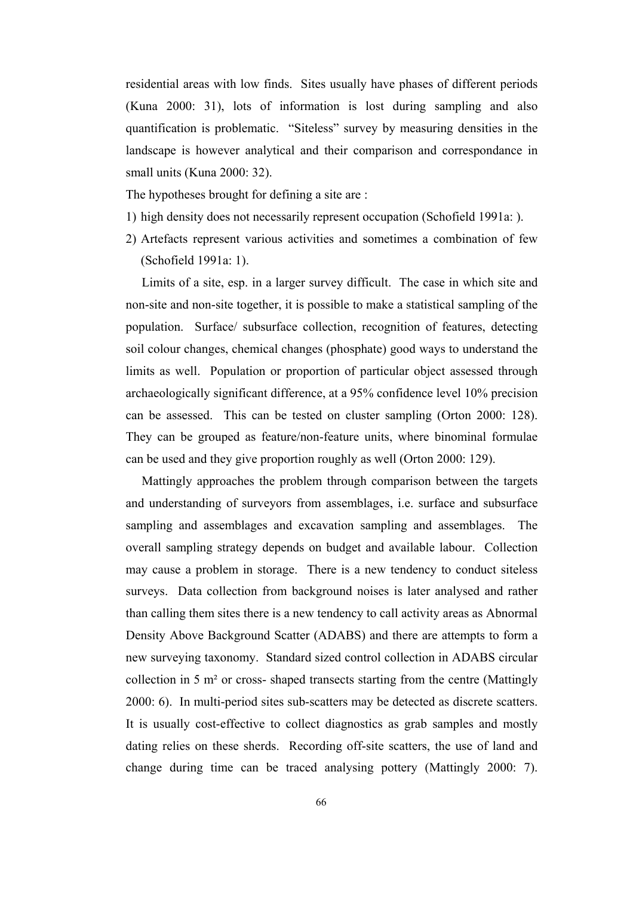residential areas with low finds. Sites usually have phases of different periods (Kuna 2000: 31), lots of information is lost during sampling and also quantification is problematic. "Siteless" survey by measuring densities in the landscape is however analytical and their comparison and correspondance in small units (Kuna 2000: 32).

The hypotheses brought for defining a site are :

1) high density does not necessarily represent occupation (Schofield 1991a: ).
2) Artefacts represent various activities and sometimes a combination of few (Schofield 1991a: 1).

Limits of a site, esp. in a larger survey difficult. The case in which site and non-site and non-site together, it is possible to make a statistical sampling of the population. Surface/ subsurface collection, recognition of features, detecting soil colour changes, chemical changes (phosphate) good ways to understand the limits as well. Population or proportion of particular object assessed through archaeologically significant difference, at a 95% confidence level 10% precision can be assessed. This can be tested on cluster sampling (Orton 2000: 128). They can be grouped as feature/non-feature units, where binominal formulae can be used and they give proportion roughly as well (Orton 2000: 129).

Mattingly approaches the problem through comparison between the targets and understanding of surveyors from assemblages, i.e. surface and subsurface sampling and assemblages and excavation sampling and assemblages. The overall sampling strategy depends on budget and available labour. Collection may cause a problem in storage. There is a new tendency to conduct siteless surveys. Data collection from background noises is later analysed and rather than calling them sites there is a new tendency to call activity areas as Abnormal Density Above Background Scatter (ADABS) and there are attempts to form a new surveying taxonomy. Standard sized control collection in ADABS circular collection in 5 m² or cross- shaped transects starting from the centre (Mattingly 2000: 6). In multi-period sites sub-scatters may be detected as discrete scatters. It is usually cost-effective to collect diagnostics as grab samples and mostly dating relies on these sherds. Recording off-site scatters, the use of land and change during time can be traced analysing pottery (Mattingly 2000: 7).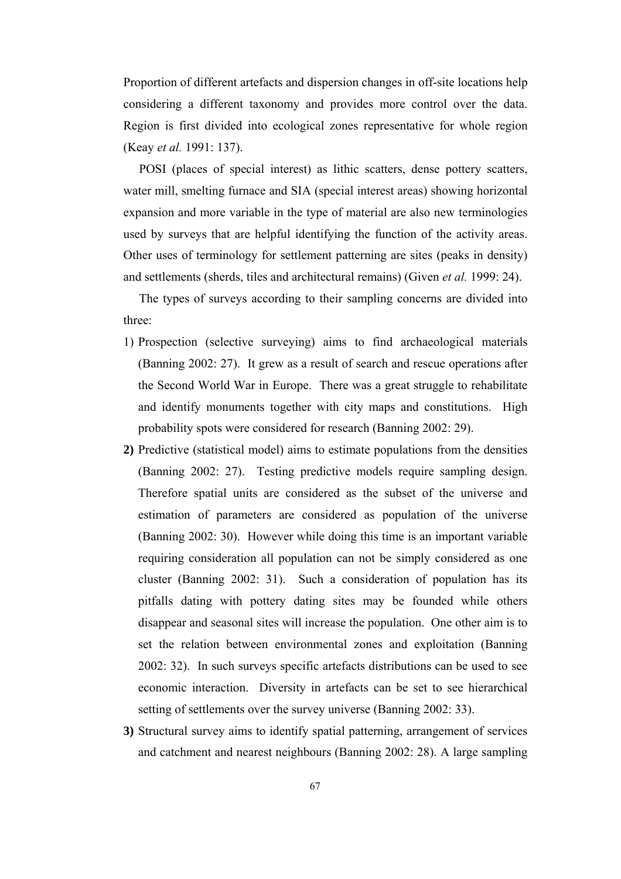Proportion of different artefacts and dispersion changes in off-site locations help considering a different taxonomy and provides more control over the data. Region is first divided into ecological zones representative for whole region (Keay *et al.* 1991: 137).

POSI (places of special interest) as lithic scatters, dense pottery scatters, water mill, smelting furnace and SIA (special interest areas) showing horizontal expansion and more variable in the type of material are also new terminologies used by surveys that are helpful identifying the function of the activity areas. Other uses of terminology for settlement patterning are sites (peaks in density) and settlements (sherds, tiles and architectural remains) (Given *et al.* 1999: 24).

The types of surveys according to their sampling concerns are divided into three:

1) Prospection (selective surveying) aims to find archaeological materials (Banning 2002: 27). It grew as a result of search and rescue operations after the Second World War in Europe. There was a great struggle to rehabilitate and identify monuments together with city maps and constitutions. High probability spots were considered for research (Banning 2002: 29).

**2)** Predictive (statistical model) aims to estimate populations from the densities (Banning 2002: 27). Testing predictive models require sampling design. Therefore spatial units are considered as the subset of the universe and estimation of parameters are considered as population of the universe (Banning 2002: 30). However while doing this time is an important variable requiring consideration all population can not be simply considered as one cluster (Banning 2002: 31). Such a consideration of population has its pitfalls dating with pottery dating sites may be founded while others disappear and seasonal sites will increase the population. One other aim is to set the relation between environmental zones and exploitation (Banning 2002: 32). In such surveys specific artefacts distributions can be used to see economic interaction. Diversity in artefacts can be set to see hierarchical setting of settlements over the survey universe (Banning 2002: 33).

**3)** Structural survey aims to identify spatial patterning, arrangement of services and catchment and nearest neighbours (Banning 2002: 28). A large sampling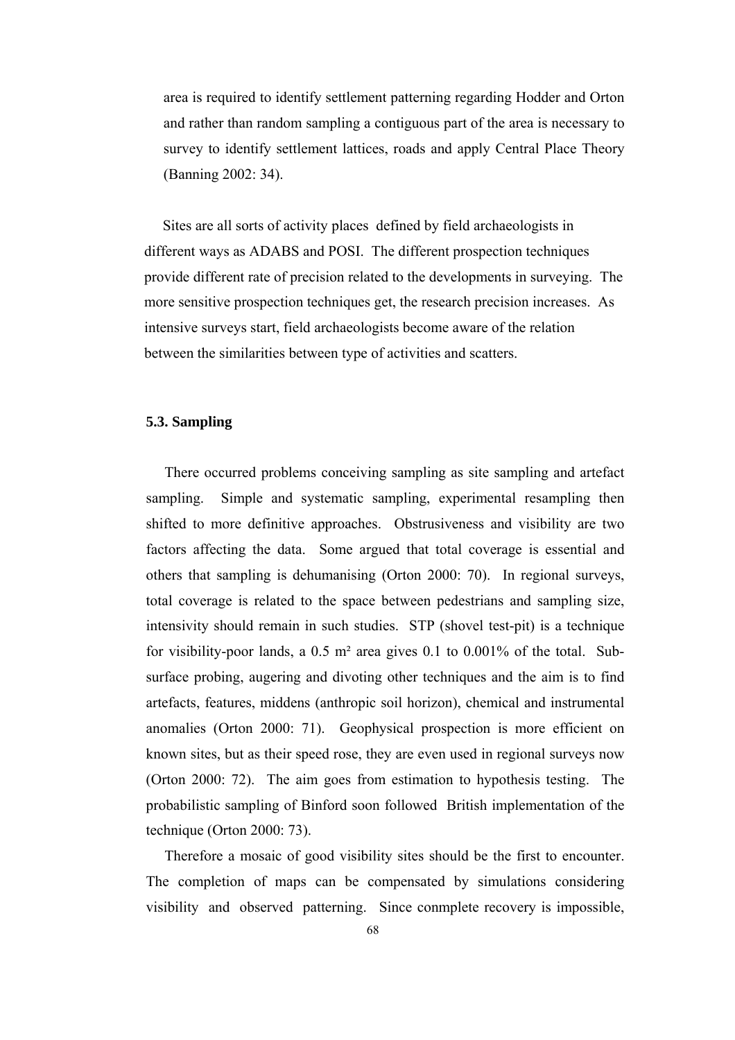area is required to identify settlement patterning regarding Hodder and Orton and rather than random sampling a contiguous part of the area is necessary to survey to identify settlement lattices, roads and apply Central Place Theory (Banning 2002: 34).

Sites are all sorts of activity places defined by field archaeologists in different ways as ADABS and POSI. The different prospection techniques provide different rate of precision related to the developments in surveying. The more sensitive prospection techniques get, the research precision increases. As intensive surveys start, field archaeologists become aware of the relation between the similarities between type of activities and scatters.

### 5.3. Sampling

There occurred problems conceiving sampling as site sampling and artefact sampling. Simple and systematic sampling, experimental resampling then shifted to more definitive approaches. Obstrusiveness and visibility are two factors affecting the data. Some argued that total coverage is essential and others that sampling is dehumanising (Orton 2000: 70). In regional surveys, total coverage is related to the space between pedestrians and sampling size, intensivity should remain in such studies. STP (shovel test-pit) is a technique for visibility-poor lands, a 0.5 m² area gives 0.1 to 0.001% of the total. Sub-surface probing, augering and divoting other techniques and the aim is to find artefacts, features, middens (anthropic soil horizon), chemical and instrumental anomalies (Orton 2000: 71). Geophysical prospection is more efficient on known sites, but as their speed rose, they are even used in regional surveys now (Orton 2000: 72). The aim goes from estimation to hypothesis testing. The probabilistic sampling of Binford soon followed British implementation of the technique (Orton 2000: 73).

Therefore a mosaic of good visibility sites should be the first to encounter. The completion of maps can be compensated by simulations considering visibility and observed patterning. Since conmplete recovery is impossible,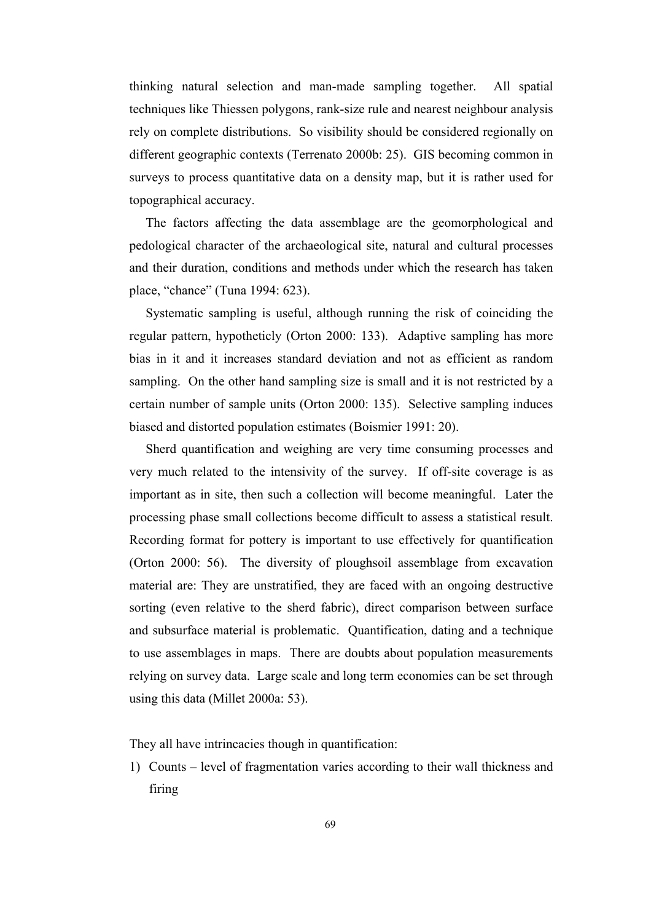thinking natural selection and man-made sampling together. All spatial techniques like Thiessen polygons, rank-size rule and nearest neighbour analysis rely on complete distributions. So visibility should be considered regionally on different geographic contexts (Terrenato 2000b: 25). GIS becoming common in surveys to process quantitative data on a density map, but it is rather used for topographical accuracy.

The factors affecting the data assemblage are the geomorphological and pedological character of the archaeological site, natural and cultural processes and their duration, conditions and methods under which the research has taken place, "chance" (Tuna 1994: 623).

Systematic sampling is useful, although running the risk of coinciding the regular pattern, hypotheticly (Orton 2000: 133). Adaptive sampling has more bias in it and it increases standard deviation and not as efficient as random sampling. On the other hand sampling size is small and it is not restricted by a certain number of sample units (Orton 2000: 135). Selective sampling induces biased and distorted population estimates (Boismier 1991: 20).

Sherd quantification and weighing are very time consuming processes and very much related to the intensivity of the survey. If off-site coverage is as important as in site, then such a collection will become meaningful. Later the processing phase small collections become difficult to assess a statistical result. Recording format for pottery is important to use effectively for quantification (Orton 2000: 56). The diversity of ploughsoil assemblage from excavation material are: They are unstratified, they are faced with an ongoing destructive sorting (even relative to the sherd fabric), direct comparison between surface and subsurface material is problematic. Quantification, dating and a technique to use assemblages in maps. There are doubts about population measurements relying on survey data. Large scale and long term economies can be set through using this data (Millet 2000a: 53).

They all have intrincacies though in quantification:

1) Counts – level of fragmentation varies according to their wall thickness and firing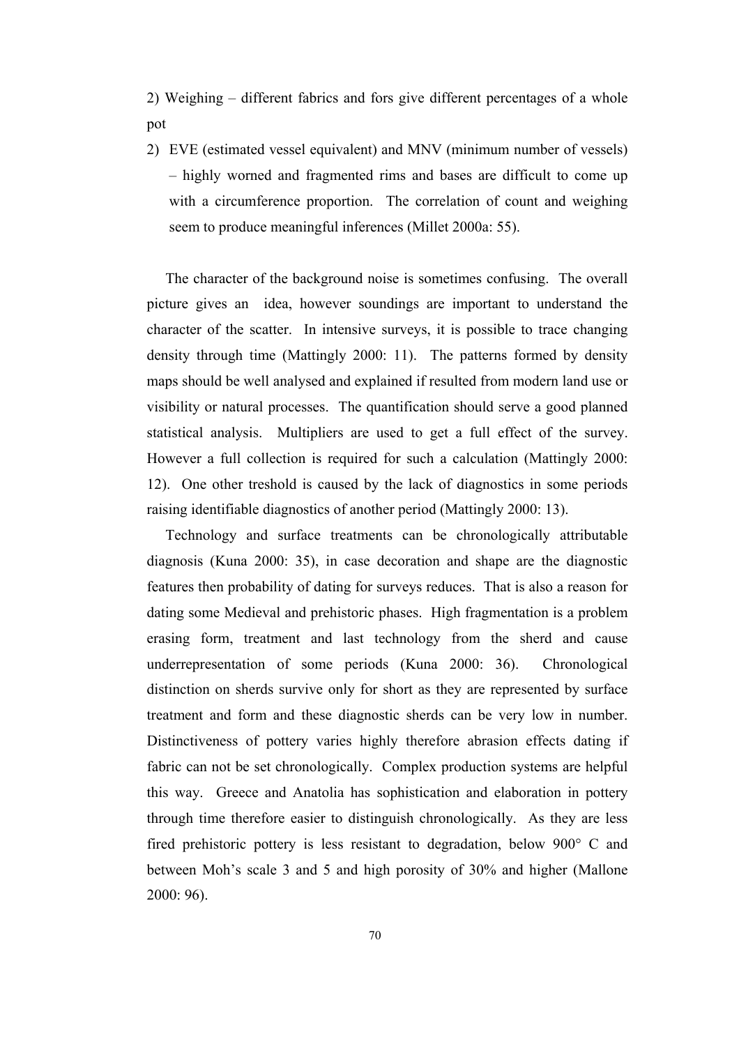2) Weighing – different fabrics and fors give different percentages of a whole pot

2) EVE (estimated vessel equivalent) and MNV (minimum number of vessels) – highly worned and fragmented rims and bases are difficult to come up with a circumference proportion. The correlation of count and weighing seem to produce meaningful inferences (Millet 2000a: 55).

The character of the background noise is sometimes confusing. The overall picture gives an idea, however soundings are important to understand the character of the scatter. In intensive surveys, it is possible to trace changing density through time (Mattingly 2000: 11). The patterns formed by density maps should be well analysed and explained if resulted from modern land use or visibility or natural processes. The quantification should serve a good planned statistical analysis. Multipliers are used to get a full effect of the survey. However a full collection is required for such a calculation (Mattingly 2000: 12). One other treshold is caused by the lack of diagnostics in some periods raising identifiable diagnostics of another period (Mattingly 2000: 13).

Technology and surface treatments can be chronologically attributable diagnosis (Kuna 2000: 35), in case decoration and shape are the diagnostic features then probability of dating for surveys reduces. That is also a reason for dating some Medieval and prehistoric phases. High fragmentation is a problem erasing form, treatment and last technology from the sherd and cause underrepresentation of some periods (Kuna 2000: 36). Chronological distinction on sherds survive only for short as they are represented by surface treatment and form and these diagnostic sherds can be very low in number. Distinctiveness of pottery varies highly therefore abrasion effects dating if fabric can not be set chronologically. Complex production systems are helpful this way. Greece and Anatolia has sophistication and elaboration in pottery through time therefore easier to distinguish chronologically. As they are less fired prehistoric pottery is less resistant to degradation, below 900° C and between Moh's scale 3 and 5 and high porosity of 30% and higher (Mallone 2000: 96).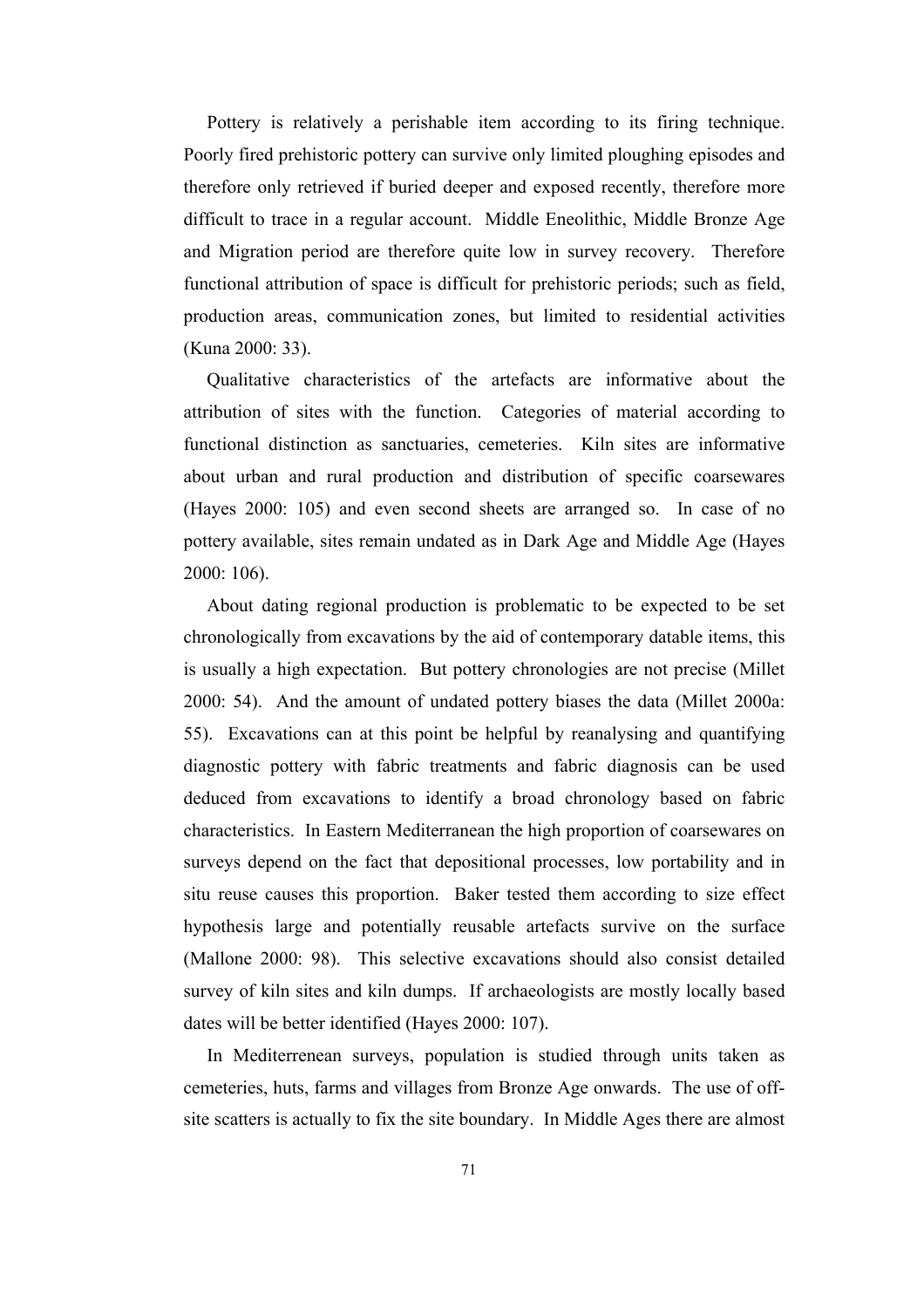Pottery is relatively a perishable item according to its firing technique. Poorly fired prehistoric pottery can survive only limited ploughing episodes and therefore only retrieved if buried deeper and exposed recently, therefore more difficult to trace in a regular account. Middle Eneolithic, Middle Bronze Age and Migration period are therefore quite low in survey recovery. Therefore functional attribution of space is difficult for prehistoric periods; such as field, production areas, communication zones, but limited to residential activities (Kuna 2000: 33).

Qualitative characteristics of the artefacts are informative about the attribution of sites with the function. Categories of material according to functional distinction as sanctuaries, cemeteries. Kiln sites are informative about urban and rural production and distribution of specific coarsewares (Hayes 2000: 105) and even second sheets are arranged so. In case of no pottery available, sites remain undated as in Dark Age and Middle Age (Hayes 2000: 106).

About dating regional production is problematic to be expected to be set chronologically from excavations by the aid of contemporary datable items, this is usually a high expectation. But pottery chronologies are not precise (Millet 2000: 54). And the amount of undated pottery biases the data (Millet 2000a: 55). Excavations can at this point be helpful by reanalysing and quantifying diagnostic pottery with fabric treatments and fabric diagnosis can be used deduced from excavations to identify a broad chronology based on fabric characteristics. In Eastern Mediterranean the high proportion of coarsewares on surveys depend on the fact that depositional processes, low portability and in situ reuse causes this proportion. Baker tested them according to size effect hypothesis large and potentially reusable artefacts survive on the surface (Mallone 2000: 98). This selective excavations should also consist detailed survey of kiln sites and kiln dumps. If archaeologists are mostly locally based dates will be better identified (Hayes 2000: 107).

In Mediterrenean surveys, population is studied through units taken as cemeteries, huts, farms and villages from Bronze Age onwards. The use of off-site scatters is actually to fix the site boundary. In Middle Ages there are almost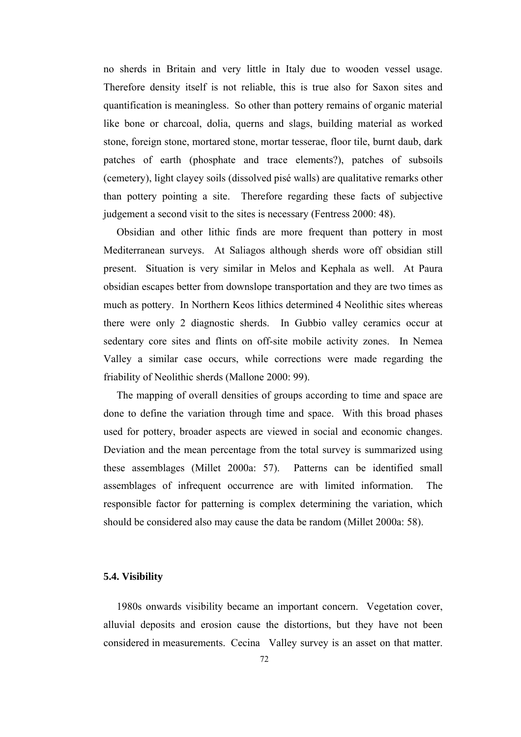no sherds in Britain and very little in Italy due to wooden vessel usage. Therefore density itself is not reliable, this is true also for Saxon sites and quantification is meaningless. So other than pottery remains of organic material like bone or charcoal, dolia, querns and slags, building material as worked stone, foreign stone, mortared stone, mortar tesserae, floor tile, burnt daub, dark patches of earth (phosphate and trace elements?), patches of subsoils (cemetery), light clayey soils (dissolved pisé walls) are qualitative remarks other than pottery pointing a site. Therefore regarding these facts of subjective judgement a second visit to the sites is necessary (Fentress 2000: 48).

Obsidian and other lithic finds are more frequent than pottery in most Mediterranean surveys. At Saliagos although sherds wore off obsidian still present. Situation is very similar in Melos and Kephala as well. At Paura obsidian escapes better from downslope transportation and they are two times as much as pottery. In Northern Keos lithics determined 4 Neolithic sites whereas there were only 2 diagnostic sherds. In Gubbio valley ceramics occur at sedentary core sites and flints on off-site mobile activity zones. In Nemea Valley a similar case occurs, while corrections were made regarding the friability of Neolithic sherds (Mallone 2000: 99).

The mapping of overall densities of groups according to time and space are done to define the variation through time and space. With this broad phases used for pottery, broader aspects are viewed in social and economic changes. Deviation and the mean percentage from the total survey is summarized using these assemblages (Millet 2000a: 57). Patterns can be identified small assemblages of infrequent occurrence are with limited information. The responsible factor for patterning is complex determining the variation, which should be considered also may cause the data be random (Millet 2000a: 58).

### 5.4. Visibility

1980s onwards visibility became an important concern. Vegetation cover, alluvial deposits and erosion cause the distortions, but they have not been considered in measurements. Cecina Valley survey is an asset on that matter.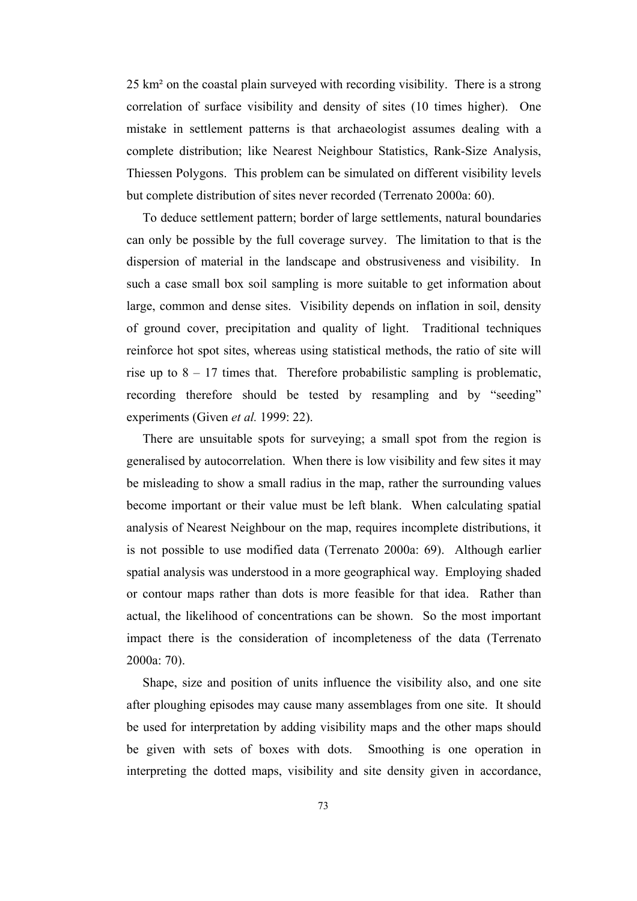25 km² on the coastal plain surveyed with recording visibility. There is a strong correlation of surface visibility and density of sites (10 times higher). One mistake in settlement patterns is that archaeologist assumes dealing with a complete distribution; like Nearest Neighbour Statistics, Rank-Size Analysis, Thiessen Polygons. This problem can be simulated on different visibility levels but complete distribution of sites never recorded (Terrenato 2000a: 60).

To deduce settlement pattern; border of large settlements, natural boundaries can only be possible by the full coverage survey. The limitation to that is the dispersion of material in the landscape and obstrusiveness and visibility. In such a case small box soil sampling is more suitable to get information about large, common and dense sites. Visibility depends on inflation in soil, density of ground cover, precipitation and quality of light. Traditional techniques reinforce hot spot sites, whereas using statistical methods, the ratio of site will rise up to 8 – 17 times that. Therefore probabilistic sampling is problematic, recording therefore should be tested by resampling and by "seeding" experiments (Given *et al.* 1999: 22).

There are unsuitable spots for surveying; a small spot from the region is generalised by autocorrelation. When there is low visibility and few sites it may be misleading to show a small radius in the map, rather the surrounding values become important or their value must be left blank. When calculating spatial analysis of Nearest Neighbour on the map, requires incomplete distributions, it is not possible to use modified data (Terrenato 2000a: 69). Although earlier spatial analysis was understood in a more geographical way. Employing shaded or contour maps rather than dots is more feasible for that idea. Rather than actual, the likelihood of concentrations can be shown. So the most important impact there is the consideration of incompleteness of the data (Terrenato 2000a: 70).

Shape, size and position of units influence the visibility also, and one site after ploughing episodes may cause many assemblages from one site. It should be used for interpretation by adding visibility maps and the other maps should be given with sets of boxes with dots. Smoothing is one operation in interpreting the dotted maps, visibility and site density given in accordance,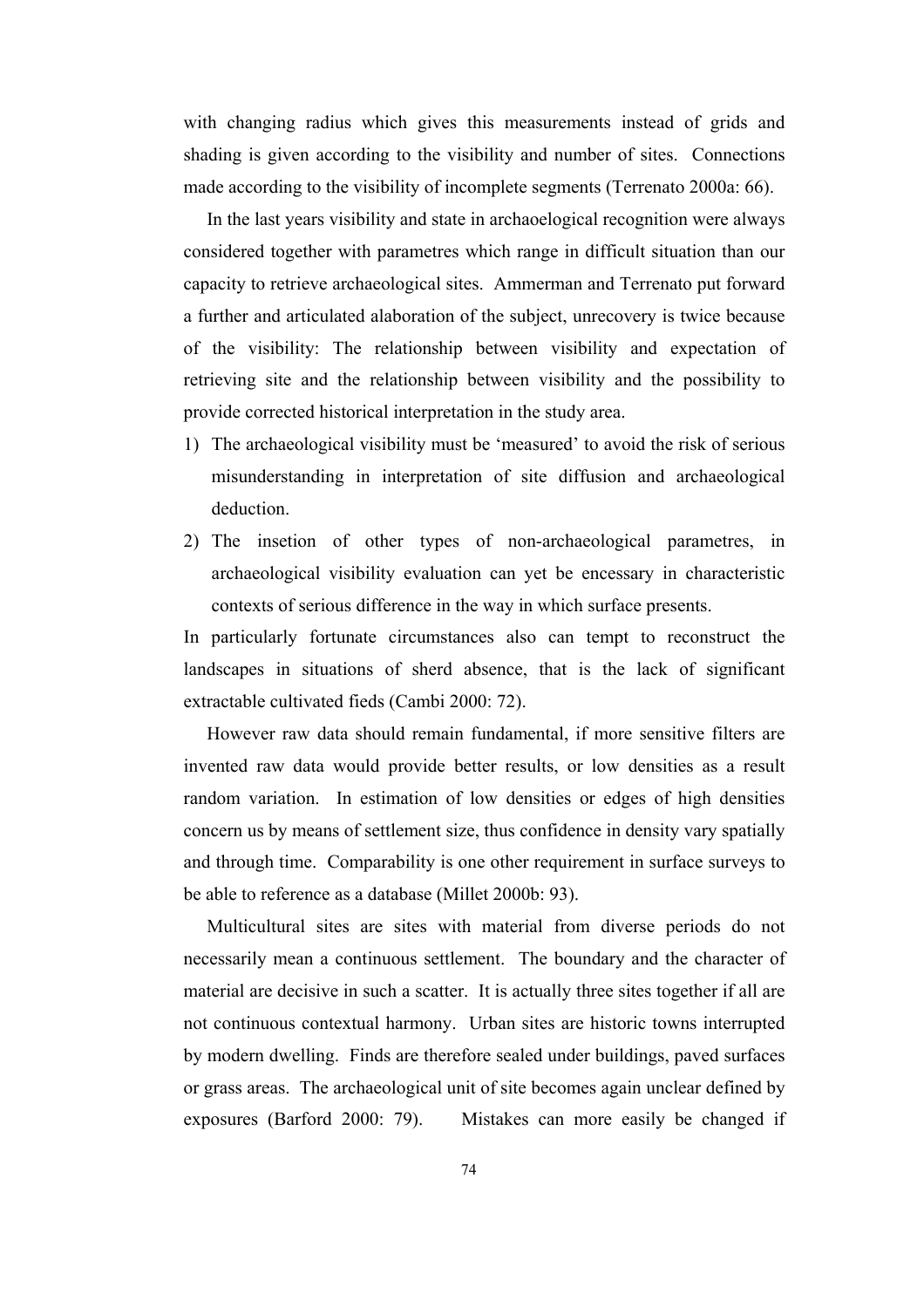with changing radius which gives this measurements instead of grids and shading is given according to the visibility and number of sites. Connections made according to the visibility of incomplete segments (Terrenato 2000a: 66).

In the last years visibility and state in archaoelogical recognition were always considered together with parametres which range in difficult situation than our capacity to retrieve archaeological sites. Ammerman and Terrenato put forward a further and articulated alaboration of the subject, unrecovery is twice because of the visibility: The relationship between visibility and expectation of retrieving site and the relationship between visibility and the possibility to provide corrected historical interpretation in the study area.

1) The archaeological visibility must be 'measured' to avoid the risk of serious misunderstanding in interpretation of site diffusion and archaeological deduction.
2) The insetion of other types of non-archaeological parametres, in archaeological visibility evaluation can yet be encessary in characteristic contexts of serious difference in the way in which surface presents.

In particularly fortunate circumstances also can tempt to reconstruct the landscapes in situations of sherd absence, that is the lack of significant extractable cultivated fieds (Cambi 2000: 72).

However raw data should remain fundamental, if more sensitive filters are invented raw data would provide better results, or low densities as a result random variation. In estimation of low densities or edges of high densities concern us by means of settlement size, thus confidence in density vary spatially and through time. Comparability is one other requirement in surface surveys to be able to reference as a database (Millet 2000b: 93).

Multicultural sites are sites with material from diverse periods do not necessarily mean a continuous settlement. The boundary and the character of material are decisive in such a scatter. It is actually three sites together if all are not continuous contextual harmony. Urban sites are historic towns interrupted by modern dwelling. Finds are therefore sealed under buildings, paved surfaces or grass areas. The archaeological unit of site becomes again unclear defined by exposures (Barford 2000: 79). Mistakes can more easily be changed if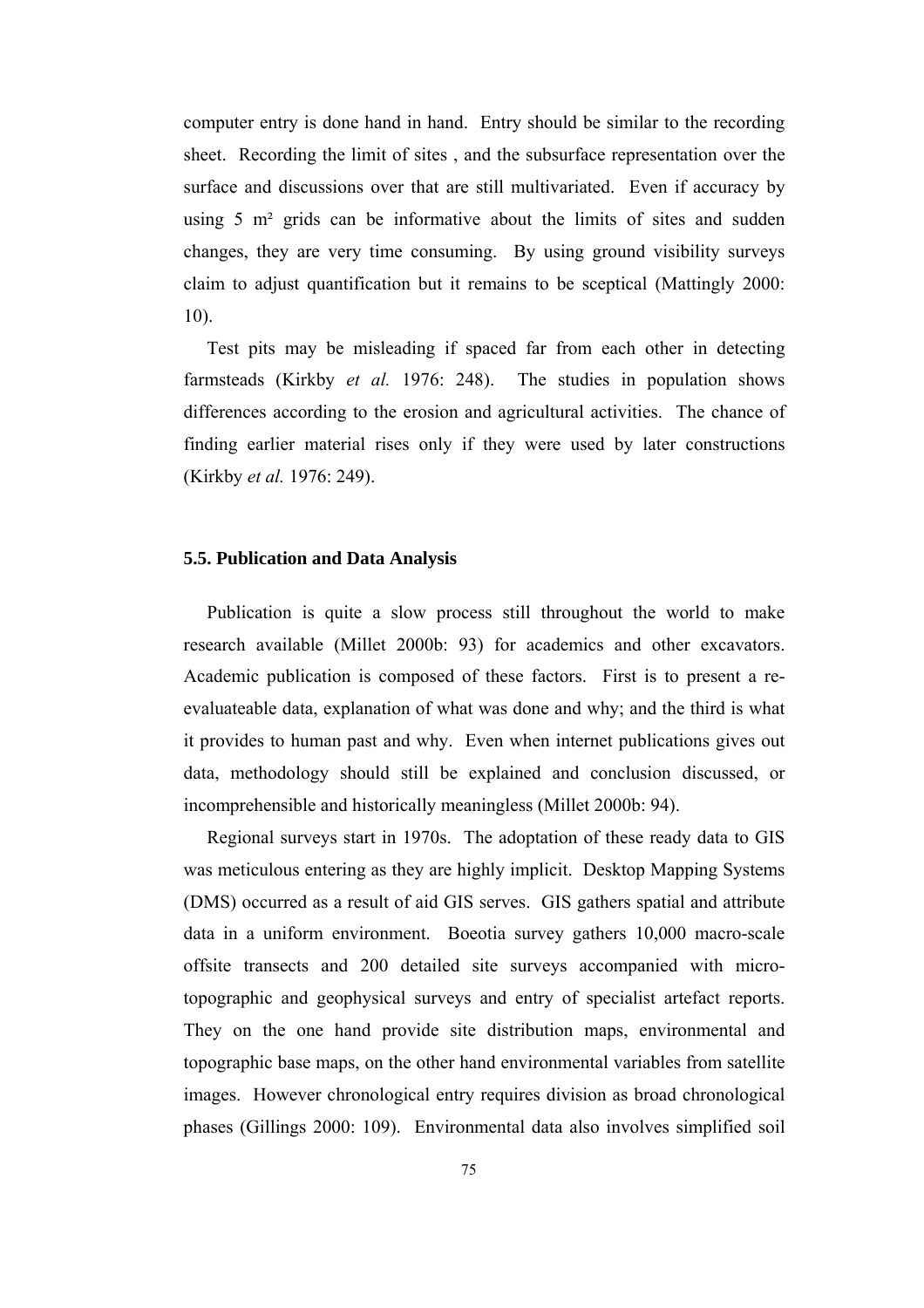computer entry is done hand in hand. Entry should be similar to the recording sheet. Recording the limit of sites , and the subsurface representation over the surface and discussions over that are still multivariated. Even if accuracy by using 5 m² grids can be informative about the limits of sites and sudden changes, they are very time consuming. By using ground visibility surveys claim to adjust quantification but it remains to be sceptical (Mattingly 2000: 10).

Test pits may be misleading if spaced far from each other in detecting farmsteads (Kirkby *et al.* 1976: 248). The studies in population shows differences according to the erosion and agricultural activities. The chance of finding earlier material rises only if they were used by later constructions (Kirkby *et al.* 1976: 249).

### 5.5. Publication and Data Analysis

Publication is quite a slow process still throughout the world to make research available (Millet 2000b: 93) for academics and other excavators. Academic publication is composed of these factors. First is to present a re-evaluateable data, explanation of what was done and why; and the third is what it provides to human past and why. Even when internet publications gives out data, methodology should still be explained and conclusion discussed, or incomprehensible and historically meaningless (Millet 2000b: 94).

Regional surveys start in 1970s. The adoptation of these ready data to GIS was meticulous entering as they are highly implicit. Desktop Mapping Systems (DMS) occurred as a result of aid GIS serves. GIS gathers spatial and attribute data in a uniform environment. Boeotia survey gathers 10,000 macro-scale offsite transects and 200 detailed site surveys accompanied with micro-topographic and geophysical surveys and entry of specialist artefact reports. They on the one hand provide site distribution maps, environmental and topographic base maps, on the other hand environmental variables from satellite images. However chronological entry requires division as broad chronological phases (Gillings 2000: 109). Environmental data also involves simplified soil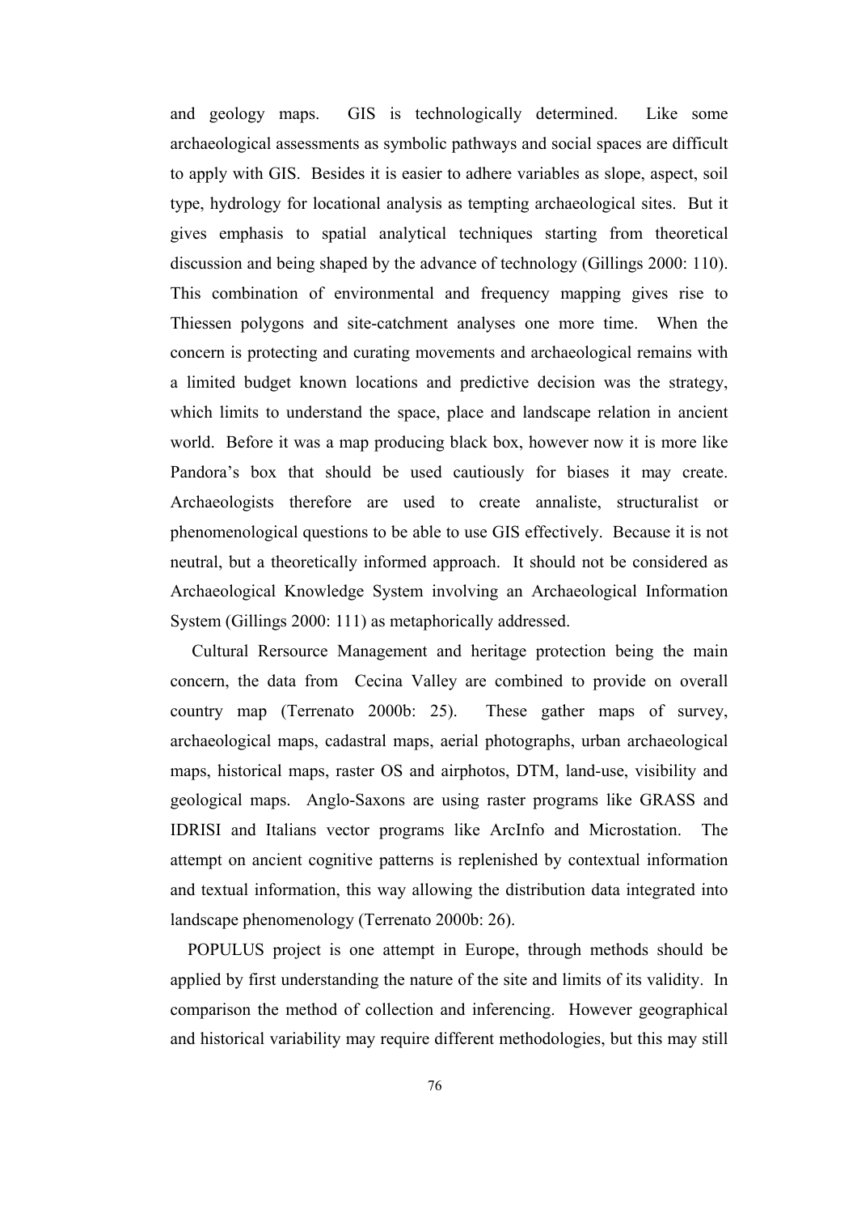and geology maps. GIS is technologically determined. Like some archaeological assessments as symbolic pathways and social spaces are difficult to apply with GIS. Besides it is easier to adhere variables as slope, aspect, soil type, hydrology for locational analysis as tempting archaeological sites. But it gives emphasis to spatial analytical techniques starting from theoretical discussion and being shaped by the advance of technology (Gillings 2000: 110). This combination of environmental and frequency mapping gives rise to Thiessen polygons and site-catchment analyses one more time. When the concern is protecting and curating movements and archaeological remains with a limited budget known locations and predictive decision was the strategy, which limits to understand the space, place and landscape relation in ancient world. Before it was a map producing black box, however now it is more like Pandora's box that should be used cautiously for biases it may create. Archaeologists therefore are used to create annaliste, structuralist or phenomenological questions to be able to use GIS effectively. Because it is not neutral, but a theoretically informed approach. It should not be considered as Archaeological Knowledge System involving an Archaeological Information System (Gillings 2000: 111) as metaphorically addressed.

Cultural Rersource Management and heritage protection being the main concern, the data from Cecina Valley are combined to provide on overall country map (Terrenato 2000b: 25). These gather maps of survey, archaeological maps, cadastral maps, aerial photographs, urban archaeological maps, historical maps, raster OS and airphotos, DTM, land-use, visibility and geological maps. Anglo-Saxons are using raster programs like GRASS and IDRISI and Italians vector programs like ArcInfo and Microstation. The attempt on ancient cognitive patterns is replenished by contextual information and textual information, this way allowing the distribution data integrated into landscape phenomenology (Terrenato 2000b: 26).

POPULUS project is one attempt in Europe, through methods should be applied by first understanding the nature of the site and limits of its validity. In comparison the method of collection and inferencing. However geographical and historical variability may require different methodologies, but this may still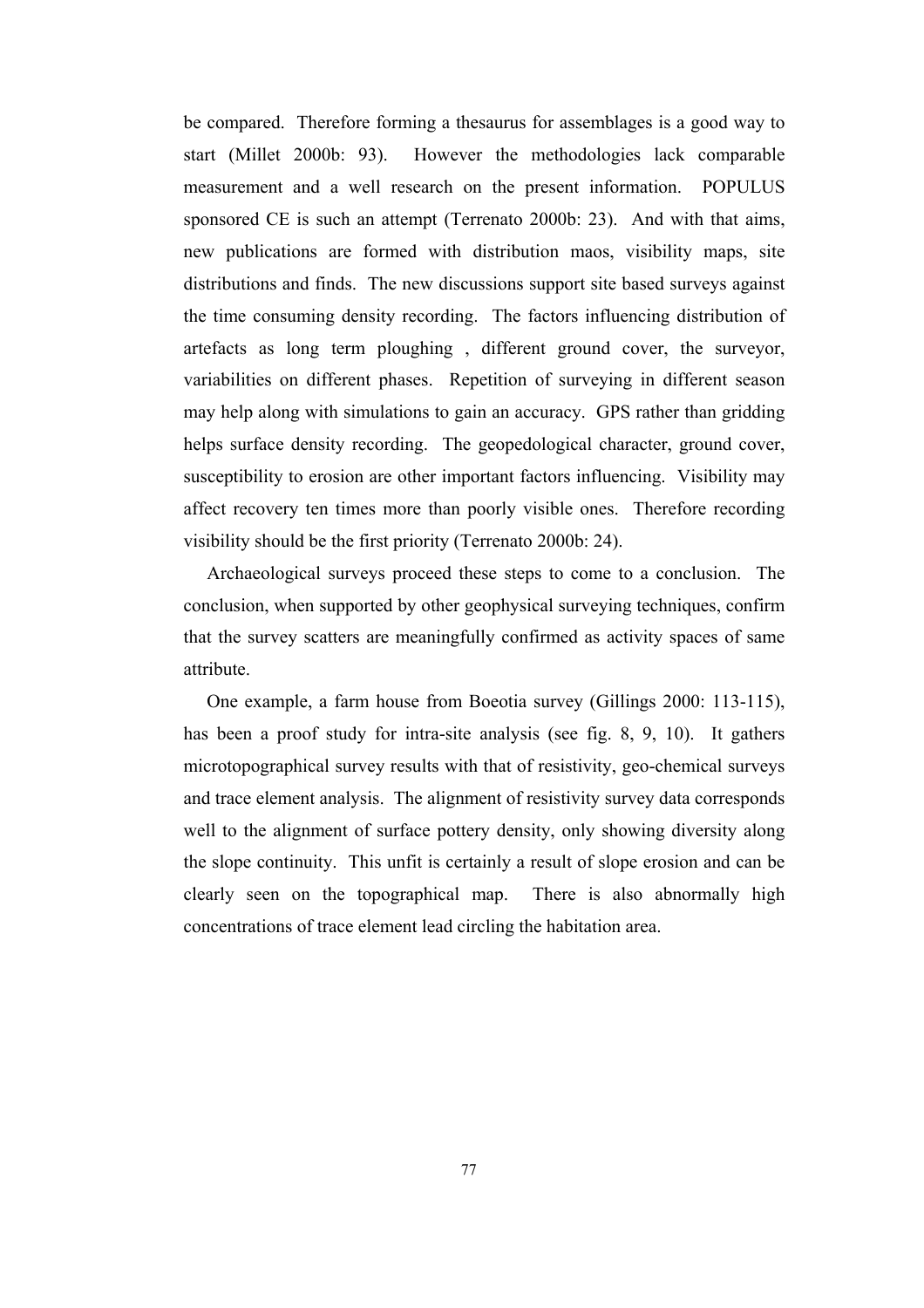be compared. Therefore forming a thesaurus for assemblages is a good way to start (Millet 2000b: 93). However the methodologies lack comparable measurement and a well research on the present information. POPULUS sponsored CE is such an attempt (Terrenato 2000b: 23). And with that aims, new publications are formed with distribution maos, visibility maps, site distributions and finds. The new discussions support site based surveys against the time consuming density recording. The factors influencing distribution of artefacts as long term ploughing , different ground cover, the surveyor, variabilities on different phases. Repetition of surveying in different season may help along with simulations to gain an accuracy. GPS rather than gridding helps surface density recording. The geopedological character, ground cover, susceptibility to erosion are other important factors influencing. Visibility may affect recovery ten times more than poorly visible ones. Therefore recording visibility should be the first priority (Terrenato 2000b: 24).

Archaeological surveys proceed these steps to come to a conclusion. The conclusion, when supported by other geophysical surveying techniques, confirm that the survey scatters are meaningfully confirmed as activity spaces of same attribute.

One example, a farm house from Boeotia survey (Gillings 2000: 113-115), has been a proof study for intra-site analysis (see fig. 8, 9, 10). It gathers microtopographical survey results with that of resistivity, geo-chemical surveys and trace element analysis. The alignment of resistivity survey data corresponds well to the alignment of surface pottery density, only showing diversity along the slope continuity. This unfit is certainly a result of slope erosion and can be clearly seen on the topographical map. There is also abnormally high concentrations of trace element lead circling the habitation area.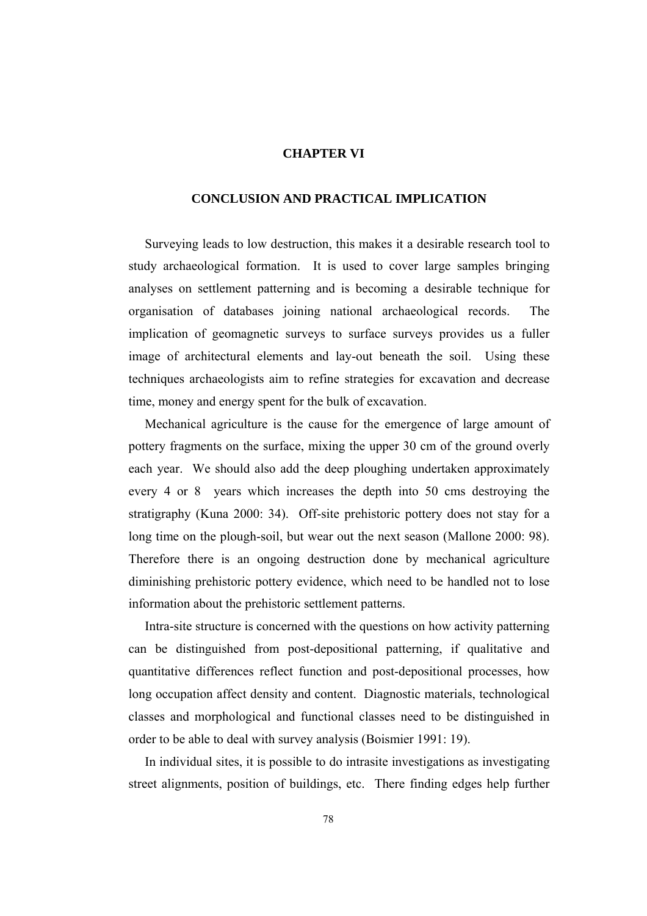# CHAPTER VI

## CONCLUSION AND PRACTICAL IMPLICATION

Surveying leads to low destruction, this makes it a desirable research tool to study archaeological formation. It is used to cover large samples bringing analyses on settlement patterning and is becoming a desirable technique for organisation of databases joining national archaeological records. The implication of geomagnetic surveys to surface surveys provides us a fuller image of architectural elements and lay-out beneath the soil. Using these techniques archaeologists aim to refine strategies for excavation and decrease time, money and energy spent for the bulk of excavation.

Mechanical agriculture is the cause for the emergence of large amount of pottery fragments on the surface, mixing the upper 30 cm of the ground overly each year. We should also add the deep ploughing undertaken approximately every 4 or 8 years which increases the depth into 50 cms destroying the stratigraphy (Kuna 2000: 34). Off-site prehistoric pottery does not stay for a long time on the plough-soil, but wear out the next season (Mallone 2000: 98). Therefore there is an ongoing destruction done by mechanical agriculture diminishing prehistoric pottery evidence, which need to be handled not to lose information about the prehistoric settlement patterns.

Intra-site structure is concerned with the questions on how activity patterning can be distinguished from post-depositional patterning, if qualitative and quantitative differences reflect function and post-depositional processes, how long occupation affect density and content. Diagnostic materials, technological classes and morphological and functional classes need to be distinguished in order to be able to deal with survey analysis (Boismier 1991: 19).

In individual sites, it is possible to do intrasite investigations as investigating street alignments, position of buildings, etc. There finding edges help further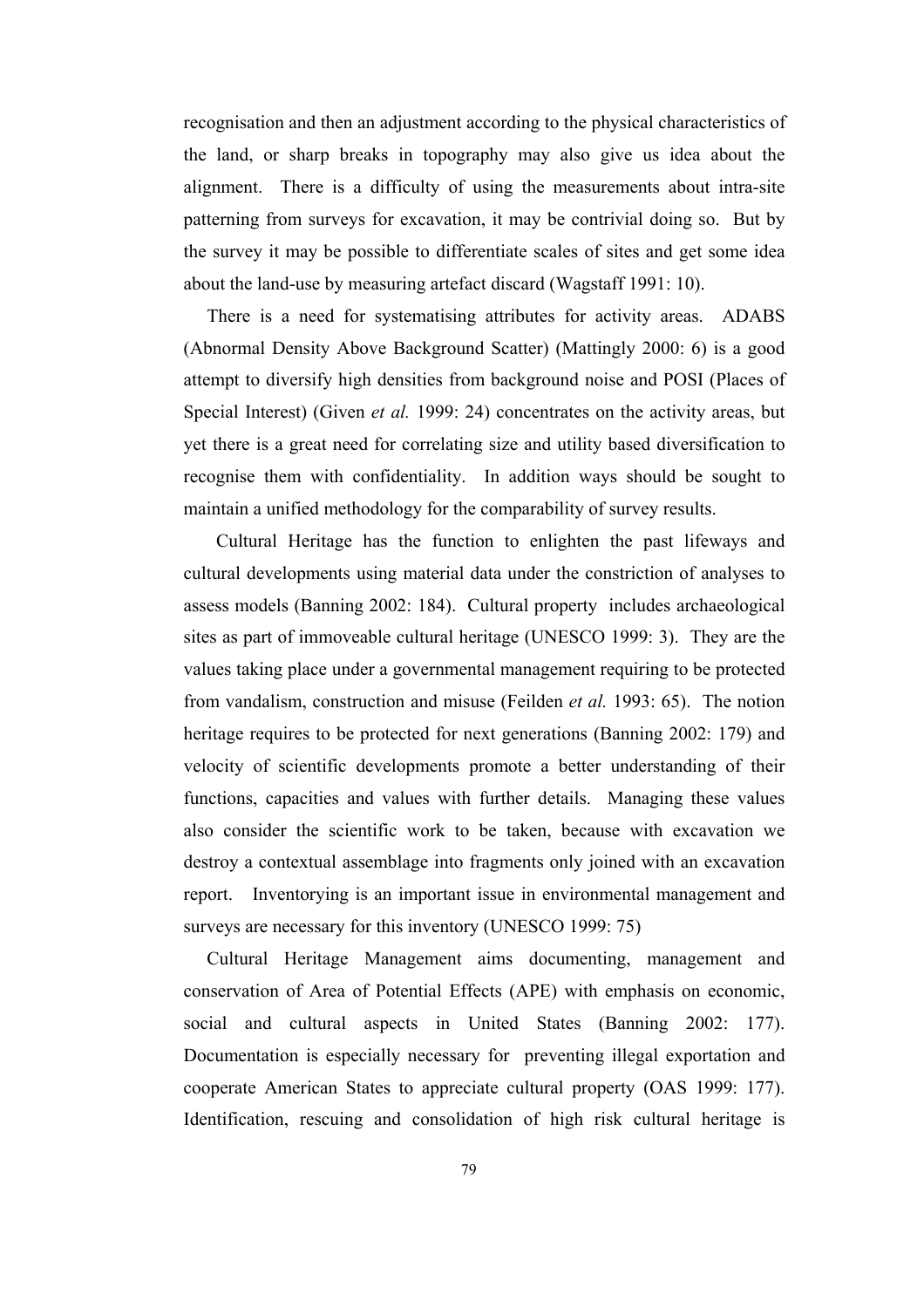recognisation and then an adjustment according to the physical characteristics of the land, or sharp breaks in topography may also give us idea about the alignment. There is a difficulty of using the measurements about intra-site patterning from surveys for excavation, it may be contrivial doing so. But by the survey it may be possible to differentiate scales of sites and get some idea about the land-use by measuring artefact discard (Wagstaff 1991: 10).

There is a need for systematising attributes for activity areas. ADABS (Abnormal Density Above Background Scatter) (Mattingly 2000: 6) is a good attempt to diversify high densities from background noise and POSI (Places of Special Interest) (Given *et al.* 1999: 24) concentrates on the activity areas, but yet there is a great need for correlating size and utility based diversification to recognise them with confidentiality. In addition ways should be sought to maintain a unified methodology for the comparability of survey results.

Cultural Heritage has the function to enlighten the past lifeways and cultural developments using material data under the constriction of analyses to assess models (Banning 2002: 184). Cultural property includes archaeological sites as part of immoveable cultural heritage (UNESCO 1999: 3). They are the values taking place under a governmental management requiring to be protected from vandalism, construction and misuse (Feilden *et al.* 1993: 65). The notion heritage requires to be protected for next generations (Banning 2002: 179) and velocity of scientific developments promote a better understanding of their functions, capacities and values with further details. Managing these values also consider the scientific work to be taken, because with excavation we destroy a contextual assemblage into fragments only joined with an excavation report. Inventorying is an important issue in environmental management and surveys are necessary for this inventory (UNESCO 1999: 75)

Cultural Heritage Management aims documenting, management and conservation of Area of Potential Effects (APE) with emphasis on economic, social and cultural aspects in United States (Banning 2002: 177). Documentation is especially necessary for preventing illegal exportation and cooperate American States to appreciate cultural property (OAS 1999: 177). Identification, rescuing and consolidation of high risk cultural heritage is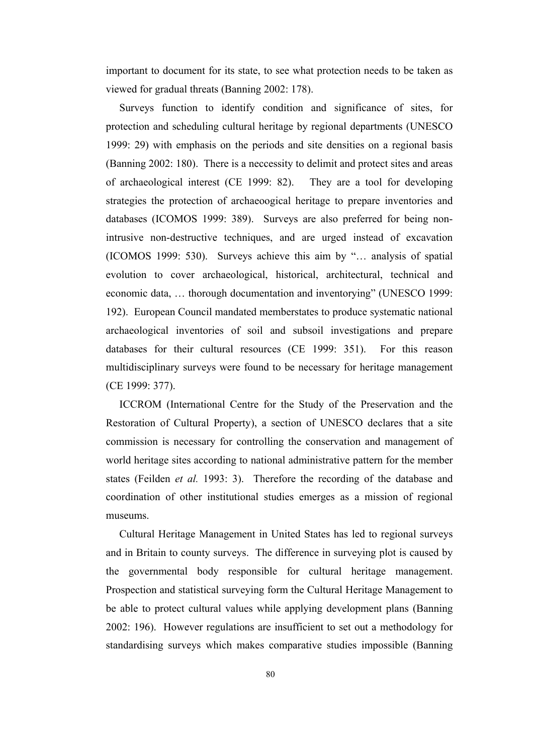important to document for its state, to see what protection needs to be taken as viewed for gradual threats (Banning 2002: 178).

Surveys function to identify condition and significance of sites, for protection and scheduling cultural heritage by regional departments (UNESCO 1999: 29) with emphasis on the periods and site densities on a regional basis (Banning 2002: 180). There is a neccessity to delimit and protect sites and areas of archaeological interest (CE 1999: 82). They are a tool for developing strategies the protection of archaeoogical heritage to prepare inventories and databases (ICOMOS 1999: 389). Surveys are also preferred for being non-intrusive non-destructive techniques, and are urged instead of excavation (ICOMOS 1999: 530). Surveys achieve this aim by "… analysis of spatial evolution to cover archaeological, historical, architectural, technical and economic data, … thorough documentation and inventorying" (UNESCO 1999: 192). European Council mandated memberstates to produce systematic national archaeological inventories of soil and subsoil investigations and prepare databases for their cultural resources (CE 1999: 351). For this reason multidisciplinary surveys were found to be necessary for heritage management (CE 1999: 377).

ICCROM (International Centre for the Study of the Preservation and the Restoration of Cultural Property), a section of UNESCO declares that a site commission is necessary for controlling the conservation and management of world heritage sites according to national administrative pattern for the member states (Feilden *et al.* 1993: 3). Therefore the recording of the database and coordination of other institutional studies emerges as a mission of regional museums.

Cultural Heritage Management in United States has led to regional surveys and in Britain to county surveys. The difference in surveying plot is caused by the governmental body responsible for cultural heritage management. Prospection and statistical surveying form the Cultural Heritage Management to be able to protect cultural values while applying development plans (Banning 2002: 196). However regulations are insufficient to set out a methodology for standardising surveys which makes comparative studies impossible (Banning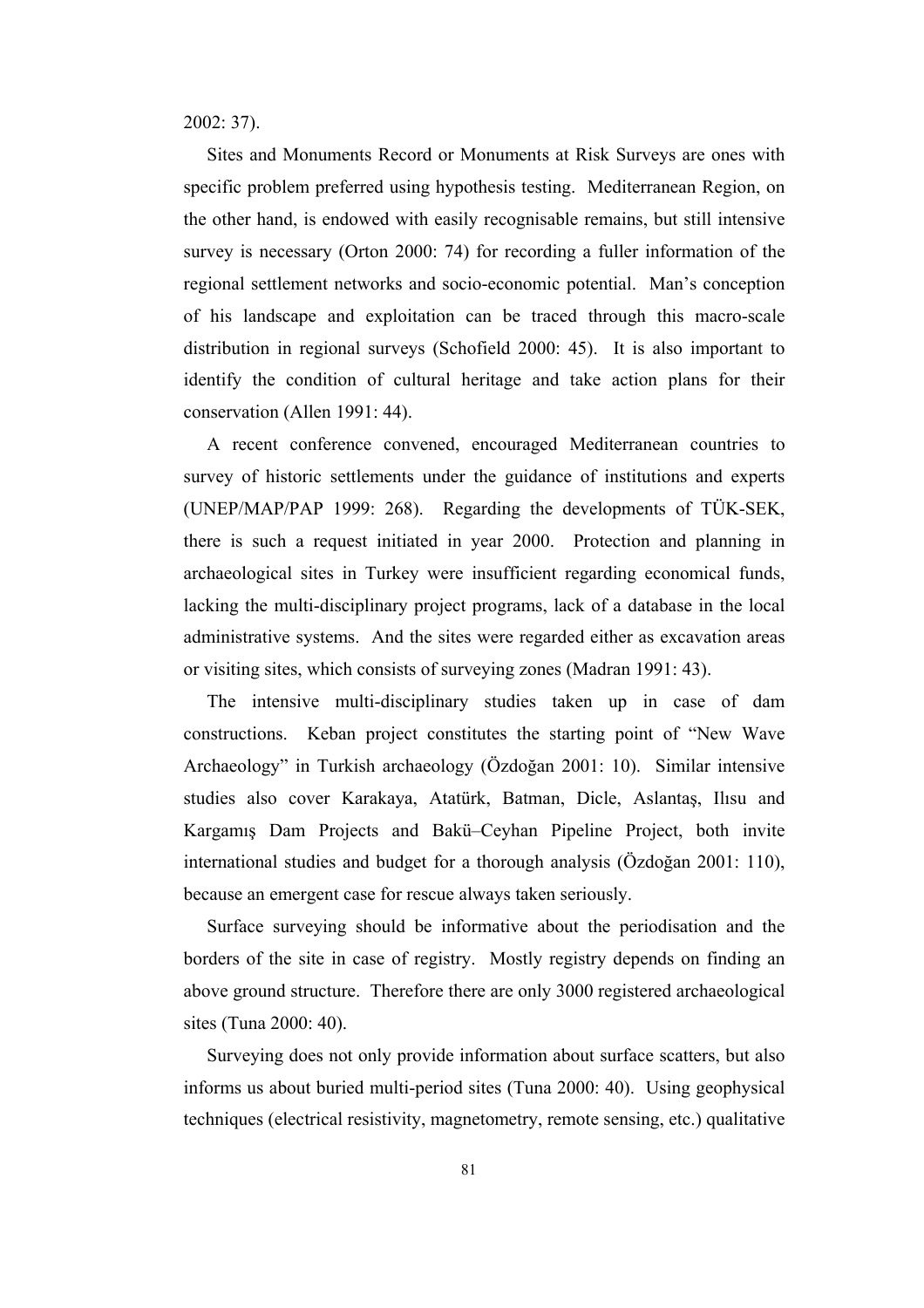2002: 37).

Sites and Monuments Record or Monuments at Risk Surveys are ones with specific problem preferred using hypothesis testing. Mediterranean Region, on the other hand, is endowed with easily recognisable remains, but still intensive survey is necessary (Orton 2000: 74) for recording a fuller information of the regional settlement networks and socio-economic potential. Man's conception of his landscape and exploitation can be traced through this macro-scale distribution in regional surveys (Schofield 2000: 45). It is also important to identify the condition of cultural heritage and take action plans for their conservation (Allen 1991: 44).

A recent conference convened, encouraged Mediterranean countries to survey of historic settlements under the guidance of institutions and experts (UNEP/MAP/PAP 1999: 268). Regarding the developments of TÜK-SEK, there is such a request initiated in year 2000. Protection and planning in archaeological sites in Turkey were insufficient regarding economical funds, lacking the multi-disciplinary project programs, lack of a database in the local administrative systems. And the sites were regarded either as excavation areas or visiting sites, which consists of surveying zones (Madran 1991: 43).

The intensive multi-disciplinary studies taken up in case of dam constructions. Keban project constitutes the starting point of "New Wave Archaeology" in Turkish archaeology (Özdoğan 2001: 10). Similar intensive studies also cover Karakaya, Atatürk, Batman, Dicle, Aslantaş, Ilısu and Kargamış Dam Projects and Bakü–Ceyhan Pipeline Project, both invite international studies and budget for a thorough analysis (Özdoğan 2001: 110), because an emergent case for rescue always taken seriously.

Surface surveying should be informative about the periodisation and the borders of the site in case of registry. Mostly registry depends on finding an above ground structure. Therefore there are only 3000 registered archaeological sites (Tuna 2000: 40).

Surveying does not only provide information about surface scatters, but also informs us about buried multi-period sites (Tuna 2000: 40). Using geophysical techniques (electrical resistivity, magnetometry, remote sensing, etc.) qualitative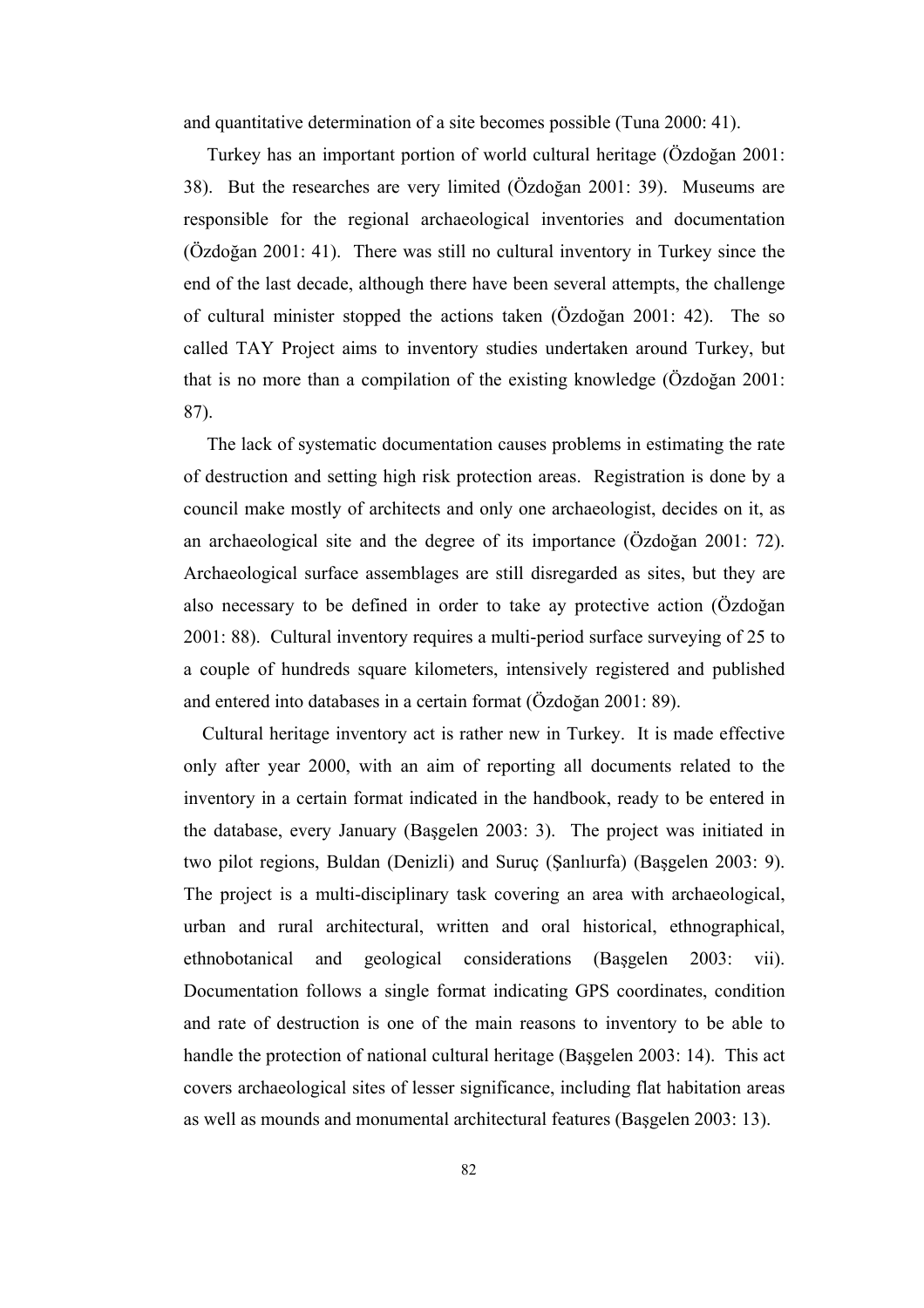and quantitative determination of a site becomes possible (Tuna 2000: 41).

Turkey has an important portion of world cultural heritage (Özdoğan 2001: 38). But the researches are very limited (Özdoğan 2001: 39). Museums are responsible for the regional archaeological inventories and documentation (Özdoğan 2001: 41). There was still no cultural inventory in Turkey since the end of the last decade, although there have been several attempts, the challenge of cultural minister stopped the actions taken (Özdoğan 2001: 42). The so called TAY Project aims to inventory studies undertaken around Turkey, but that is no more than a compilation of the existing knowledge (Özdoğan 2001: 87).

The lack of systematic documentation causes problems in estimating the rate of destruction and setting high risk protection areas. Registration is done by a council make mostly of architects and only one archaeologist, decides on it, as an archaeological site and the degree of its importance (Özdoğan 2001: 72). Archaeological surface assemblages are still disregarded as sites, but they are also necessary to be defined in order to take ay protective action (Özdoğan 2001: 88). Cultural inventory requires a multi-period surface surveying of 25 to a couple of hundreds square kilometers, intensively registered and published and entered into databases in a certain format (Özdoğan 2001: 89).

Cultural heritage inventory act is rather new in Turkey. It is made effective only after year 2000, with an aim of reporting all documents related to the inventory in a certain format indicated in the handbook, ready to be entered in the database, every January (Başgelen 2003: 3). The project was initiated in two pilot regions, Buldan (Denizli) and Suruç (Şanlıurfa) (Başgelen 2003: 9). The project is a multi-disciplinary task covering an area with archaeological, urban and rural architectural, written and oral historical, ethnographical, ethnobotanical and geological considerations (Başgelen 2003: vii). Documentation follows a single format indicating GPS coordinates, condition and rate of destruction is one of the main reasons to inventory to be able to handle the protection of national cultural heritage (Başgelen 2003: 14). This act covers archaeological sites of lesser significance, including flat habitation areas as well as mounds and monumental architectural features (Başgelen 2003: 13).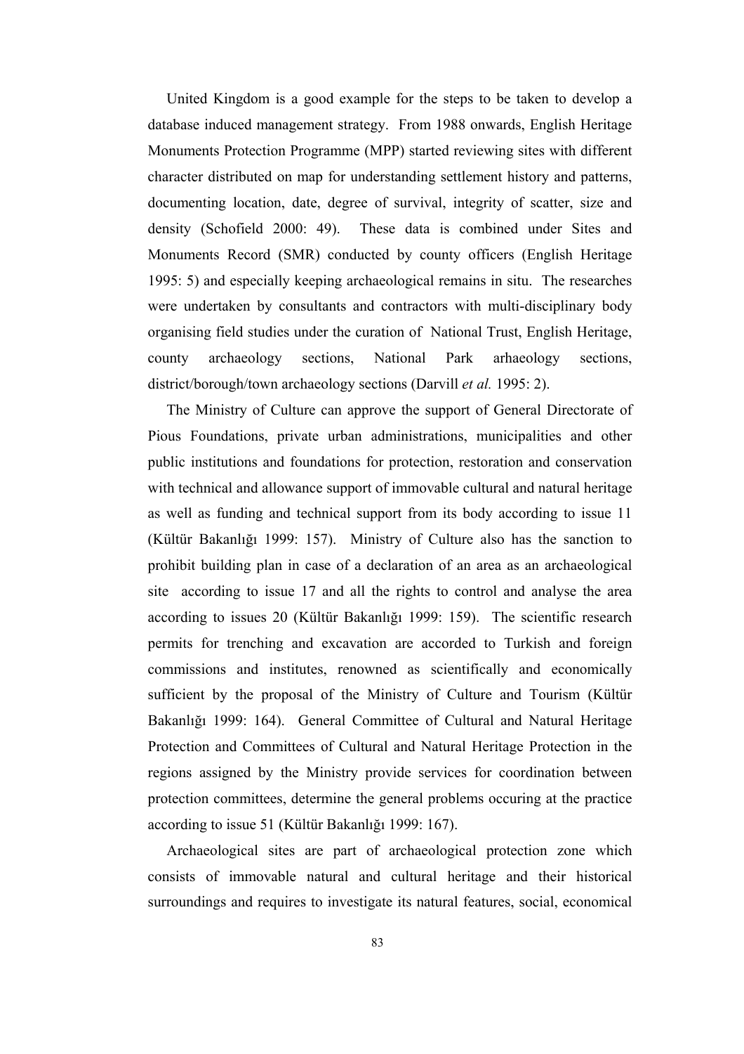United Kingdom is a good example for the steps to be taken to develop a database induced management strategy. From 1988 onwards, English Heritage Monuments Protection Programme (MPP) started reviewing sites with different character distributed on map for understanding settlement history and patterns, documenting location, date, degree of survival, integrity of scatter, size and density (Schofield 2000: 49). These data is combined under Sites and Monuments Record (SMR) conducted by county officers (English Heritage 1995: 5) and especially keeping archaeological remains in situ. The researches were undertaken by consultants and contractors with multi-disciplinary body organising field studies under the curation of National Trust, English Heritage, county archaeology sections, National Park arhaeology sections, district/borough/town archaeology sections (Darvill *et al.* 1995: 2).

The Ministry of Culture can approve the support of General Directorate of Pious Foundations, private urban administrations, municipalities and other public institutions and foundations for protection, restoration and conservation with technical and allowance support of immovable cultural and natural heritage as well as funding and technical support from its body according to issue 11 (Kültür Bakanlığı 1999: 157). Ministry of Culture also has the sanction to prohibit building plan in case of a declaration of an area as an archaeological site according to issue 17 and all the rights to control and analyse the area according to issues 20 (Kültür Bakanlığı 1999: 159). The scientific research permits for trenching and excavation are accorded to Turkish and foreign commissions and institutes, renowned as scientifically and economically sufficient by the proposal of the Ministry of Culture and Tourism (Kültür Bakanlığı 1999: 164). General Committee of Cultural and Natural Heritage Protection and Committees of Cultural and Natural Heritage Protection in the regions assigned by the Ministry provide services for coordination between protection committees, determine the general problems occuring at the practice according to issue 51 (Kültür Bakanlığı 1999: 167).

Archaeological sites are part of archaeological protection zone which consists of immovable natural and cultural heritage and their historical surroundings and requires to investigate its natural features, social, economical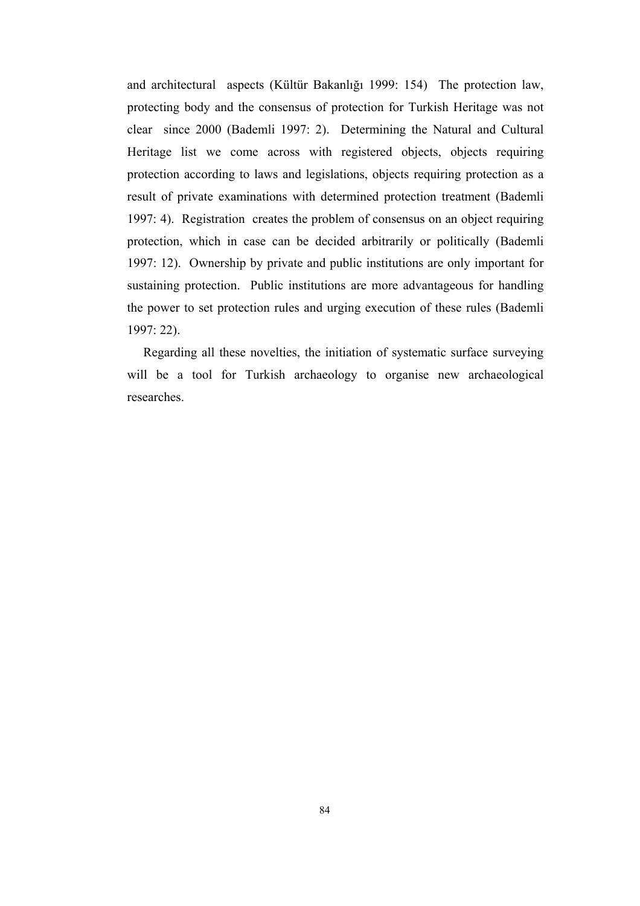and architectural aspects (Kültür Bakanlığı 1999: 154) The protection law, protecting body and the consensus of protection for Turkish Heritage was not clear since 2000 (Bademli 1997: 2). Determining the Natural and Cultural Heritage list we come across with registered objects, objects requiring protection according to laws and legislations, objects requiring protection as a result of private examinations with determined protection treatment (Bademli 1997: 4). Registration creates the problem of consensus on an object requiring protection, which in case can be decided arbitrarily or politically (Bademli 1997: 12). Ownership by private and public institutions are only important for sustaining protection. Public institutions are more advantageous for handling the power to set protection rules and urging execution of these rules (Bademli 1997: 22).

Regarding all these novelties, the initiation of systematic surface surveying will be a tool for Turkish archaeology to organise new archaeological researches.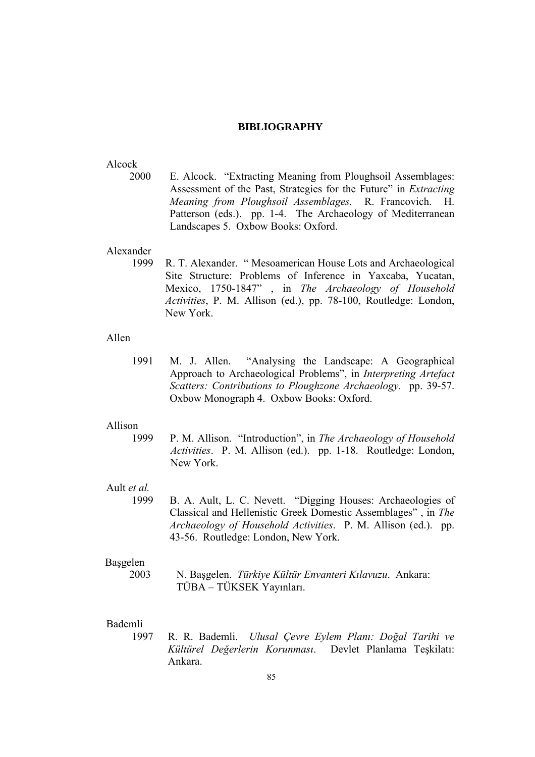# BIBLIOGRAPHY

Alcock

2000 E. Alcock. "Extracting Meaning from Ploughsoil Assemblages: Assessment of the Past, Strategies for the Future" in *Extracting Meaning from Ploughsoil Assemblages.* R. Francovich. H. Patterson (eds.). pp. 1-4. The Archaeology of Mediterranean Landscapes 5. Oxbow Books: Oxford.

Alexander

1999 R. T. Alexander. " Mesoamerican House Lots and Archaeological Site Structure: Problems of Inference in Yaxcaba, Yucatan, Mexico, 1750-1847" , in *The Archaeology of Household Activities*, P. M. Allison (ed.), pp. 78-100, Routledge: London, New York.

Allen

1991 M. J. Allen. "Analysing the Landscape: A Geographical Approach to Archaeological Problems", in *Interpreting Artefact Scatters: Contributions to Ploughzone Archaeology.* pp. 39-57. Oxbow Monograph 4. Oxbow Books: Oxford.

Allison

1999 P. M. Allison. "Introduction", in *The Archaeology of Household Activities*. P. M. Allison (ed.). pp. 1-18. Routledge: London, New York.

Ault *et al.*

1999 B. A. Ault, L. C. Nevett. "Digging Houses: Archaeologies of Classical and Hellenistic Greek Domestic Assemblages" , in *The Archaeology of Household Activities*. P. M. Allison (ed.). pp. 43-56. Routledge: London, New York.

Başgelen

2003 N. Başgelen. *Türkiye Kültür Envanteri Kılavuzu*. Ankara: TÜBA – TÜKSEK Yayınları.

Bademli

1997 R. R. Bademli. *Ulusal Çevre Eylem Planı: Doğal Tarihi ve Kültürel Değerlerin Korunması*. Devlet Planlama Teşkilatı: Ankara.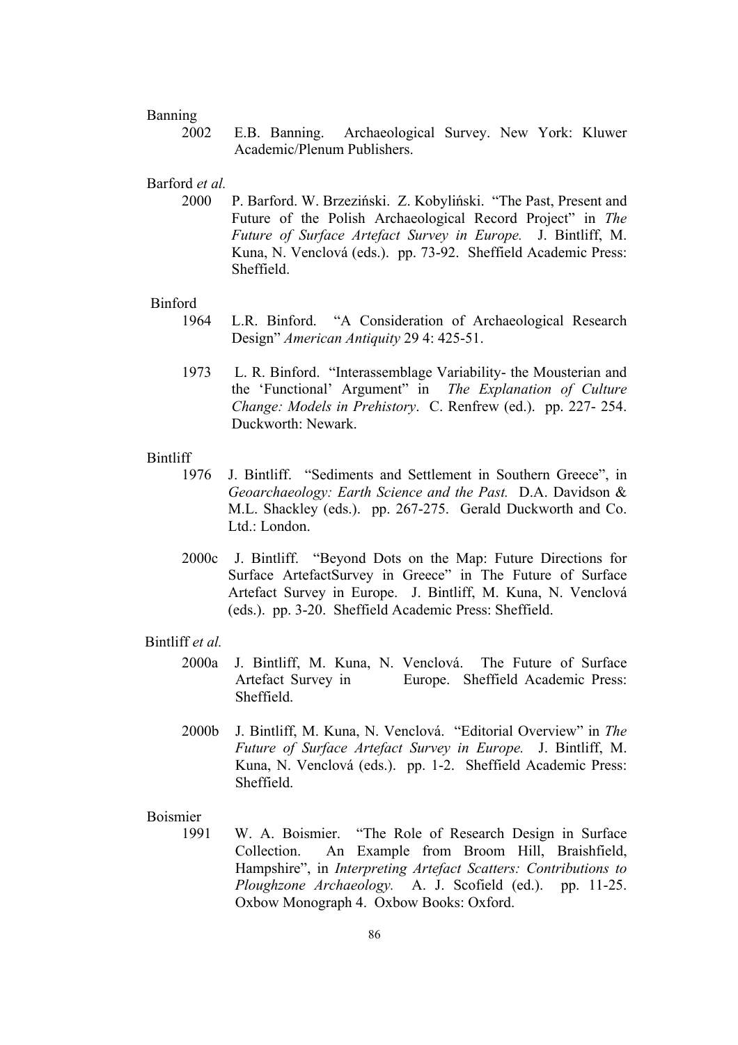Banning

2002 E.B. Banning. Archaeological Survey. New York: Kluwer Academic/Plenum Publishers.

Barford *et al.*

2000 P. Barford. W. Brzeziński. Z. Kobyliński. "The Past, Present and Future of the Polish Archaeological Record Project" in *The Future of Surface Artefact Survey in Europe.* J. Bintliff, M. Kuna, N. Venclová (eds.). pp. 73-92. Sheffield Academic Press: Sheffield.

Binford

1964 L.R. Binford. "A Consideration of Archaeological Research Design" *American Antiquity* 29 4: 425-51.

1973 L. R. Binford. "Interassemblage Variability- the Mousterian and the 'Functional' Argument" in *The Explanation of Culture Change: Models in Prehistory*. C. Renfrew (ed.). pp. 227- 254. Duckworth: Newark.

Bintliff

1976 J. Bintliff. "Sediments and Settlement in Southern Greece", in *Geoarchaeology: Earth Science and the Past.* D.A. Davidson & M.L. Shackley (eds.). pp. 267-275. Gerald Duckworth and Co. Ltd.: London.

2000c J. Bintliff. "Beyond Dots on the Map: Future Directions for Surface ArtefactSurvey in Greece" in The Future of Surface Artefact Survey in Europe. J. Bintliff, M. Kuna, N. Venclová (eds.). pp. 3-20. Sheffield Academic Press: Sheffield.

Bintliff *et al.*

2000a J. Bintliff, M. Kuna, N. Venclová. The Future of Surface Artefact Survey in Europe. Sheffield Academic Press: Sheffield.

2000b J. Bintliff, M. Kuna, N. Venclová. "Editorial Overview" in *The Future of Surface Artefact Survey in Europe.* J. Bintliff, M. Kuna, N. Venclová (eds.). pp. 1-2. Sheffield Academic Press: Sheffield.

Boismier

1991 W. A. Boismier. "The Role of Research Design in Surface Collection. An Example from Broom Hill, Braishfield, Hampshire", in *Interpreting Artefact Scatters: Contributions to Ploughzone Archaeology.* A. J. Scofield (ed.). pp. 11-25. Oxbow Monograph 4. Oxbow Books: Oxford.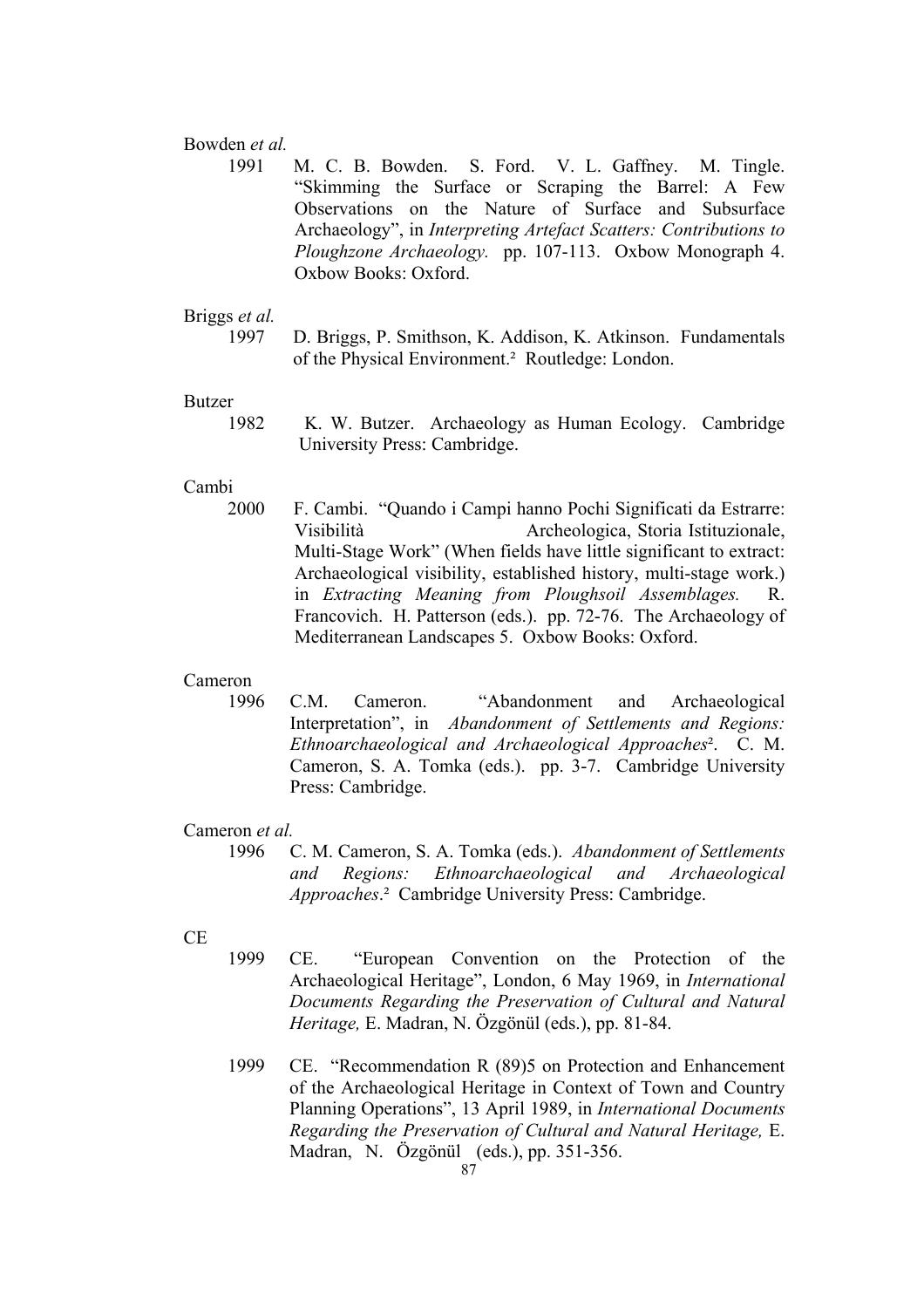Bowden *et al.*

1991 M. C. B. Bowden. S. Ford. V. L. Gaffney. M. Tingle. "Skimming the Surface or Scraping the Barrel: A Few Observations on the Nature of Surface and Subsurface Archaeology", in *Interpreting Artefact Scatters: Contributions to Ploughzone Archaeology.* pp. 107-113. Oxbow Monograph 4. Oxbow Books: Oxford.

Briggs *et al.*

1997 D. Briggs, P. Smithson, K. Addison, K. Atkinson. Fundamentals of the Physical Environment.² Routledge: London.

Butzer

1982 K. W. Butzer. Archaeology as Human Ecology. Cambridge University Press: Cambridge.

Cambi

2000 F. Cambi. "Quando i Campi hanno Pochi Significati da Estrarre: Visibilità Archeologica, Storia Istituzionale, Multi-Stage Work" (When fields have little significant to extract: Archaeological visibility, established history, multi-stage work.) in *Extracting Meaning from Ploughsoil Assemblages.* R. Francovich. H. Patterson (eds.). pp. 72-76. The Archaeology of Mediterranean Landscapes 5. Oxbow Books: Oxford.

Cameron

1996 C.M. Cameron. "Abandonment and Archaeological Interpretation", in *Abandonment of Settlements and Regions: Ethnoarchaeological and Archaeological Approaches*². C. M. Cameron, S. A. Tomka (eds.). pp. 3-7. Cambridge University Press: Cambridge.

Cameron *et al.*

1996 C. M. Cameron, S. A. Tomka (eds.). *Abandonment of Settlements and Regions: Ethnoarchaeological and Archaeological Approaches*.² Cambridge University Press: Cambridge.

CE

1999 CE. "European Convention on the Protection of the Archaeological Heritage", London, 6 May 1969, in *International Documents Regarding the Preservation of Cultural and Natural Heritage,* E. Madran, N. Özgönül (eds.), pp. 81-84.

1999 CE. "Recommendation R (89)5 on Protection and Enhancement of the Archaeological Heritage in Context of Town and Country Planning Operations", 13 April 1989, in *International Documents Regarding the Preservation of Cultural and Natural Heritage,* E. Madran, N. Özgönül (eds.), pp. 351-356.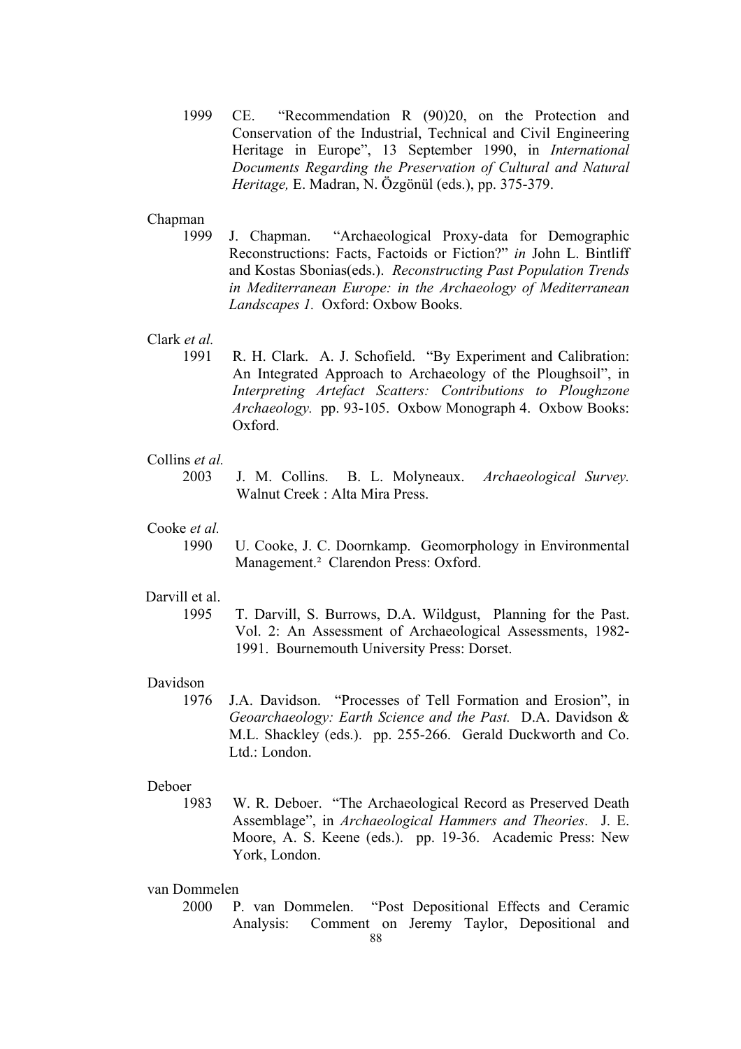1999 CE. "Recommendation R (90)20, on the Protection and Conservation of the Industrial, Technical and Civil Engineering Heritage in Europe", 13 September 1990, in *International Documents Regarding the Preservation of Cultural and Natural Heritage,* E. Madran, N. Özgönül (eds.), pp. 375-379.

Chapman

1999 J. Chapman. "Archaeological Proxy-data for Demographic Reconstructions: Facts, Factoids or Fiction?" *in* John L. Bintliff and Kostas Sbonias(eds.). *Reconstructing Past Population Trends in Mediterranean Europe: in the Archaeology of Mediterranean Landscapes 1.* Oxford: Oxbow Books.

Clark *et al.*

1991 R. H. Clark. A. J. Schofield. "By Experiment and Calibration: An Integrated Approach to Archaeology of the Ploughsoil", in *Interpreting Artefact Scatters: Contributions to Ploughzone Archaeology.* pp. 93-105. Oxbow Monograph 4. Oxbow Books: Oxford.

Collins *et al.*

2003 J. M. Collins. B. L. Molyneaux. *Archaeological Survey.* Walnut Creek : Alta Mira Press.

Cooke *et al.*

1990 U. Cooke, J. C. Doornkamp. Geomorphology in Environmental Management.² Clarendon Press: Oxford.

Darvill et al.

1995 T. Darvill, S. Burrows, D.A. Wildgust, Planning for the Past. Vol. 2: An Assessment of Archaeological Assessments, 1982-1991. Bournemouth University Press: Dorset.

Davidson

1976 J.A. Davidson. "Processes of Tell Formation and Erosion", in *Geoarchaeology: Earth Science and the Past.* D.A. Davidson & M.L. Shackley (eds.). pp. 255-266. Gerald Duckworth and Co. Ltd.: London.

Deboer

1983 W. R. Deboer. "The Archaeological Record as Preserved Death Assemblage", in *Archaeological Hammers and Theories*. J. E. Moore, A. S. Keene (eds.). pp. 19-36. Academic Press: New York, London.

van Dommelen

2000 P. van Dommelen. "Post Depositional Effects and Ceramic Analysis: Comment on Jeremy Taylor, Depositional and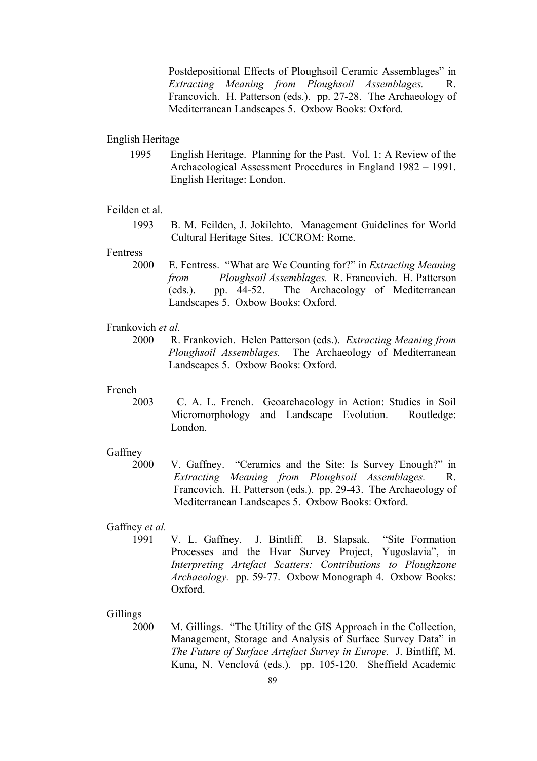Postdepositional Effects of Ploughsoil Ceramic Assemblages" in *Extracting Meaning from Ploughsoil Assemblages.* R. Francovich. H. Patterson (eds.). pp. 27-28. The Archaeology of Mediterranean Landscapes 5. Oxbow Books: Oxford.

English Heritage

1995 English Heritage. Planning for the Past. Vol. 1: A Review of the Archaeological Assessment Procedures in England 1982 – 1991. English Heritage: London.

Feilden et al.

1993 B. M. Feilden, J. Jokilehto. Management Guidelines for World Cultural Heritage Sites. ICCROM: Rome.

Fentress

2000 E. Fentress. "What are We Counting for?" in *Extracting Meaning from Ploughsoil Assemblages.* R. Francovich. H. Patterson (eds.). pp. 44-52. The Archaeology of Mediterranean Landscapes 5. Oxbow Books: Oxford.

Frankovich *et al.*

2000 R. Frankovich. Helen Patterson (eds.). *Extracting Meaning from Ploughsoil Assemblages.* The Archaeology of Mediterranean Landscapes 5. Oxbow Books: Oxford.

French

2003 C. A. L. French. Geoarchaeology in Action: Studies in Soil Micromorphology and Landscape Evolution. Routledge: London.

Gaffney

2000 V. Gaffney. "Ceramics and the Site: Is Survey Enough?" in *Extracting Meaning from Ploughsoil Assemblages.* R. Francovich. H. Patterson (eds.). pp. 29-43. The Archaeology of Mediterranean Landscapes 5. Oxbow Books: Oxford.

Gaffney *et al.*

1991 V. L. Gaffney. J. Bintliff. B. Slapsak. "Site Formation Processes and the Hvar Survey Project, Yugoslavia", in *Interpreting Artefact Scatters: Contributions to Ploughzone Archaeology.* pp. 59-77. Oxbow Monograph 4. Oxbow Books: Oxford.

Gillings

2000 M. Gillings. "The Utility of the GIS Approach in the Collection, Management, Storage and Analysis of Surface Survey Data" in *The Future of Surface Artefact Survey in Europe.* J. Bintliff, M. Kuna, N. Venclová (eds.). pp. 105-120. Sheffield Academic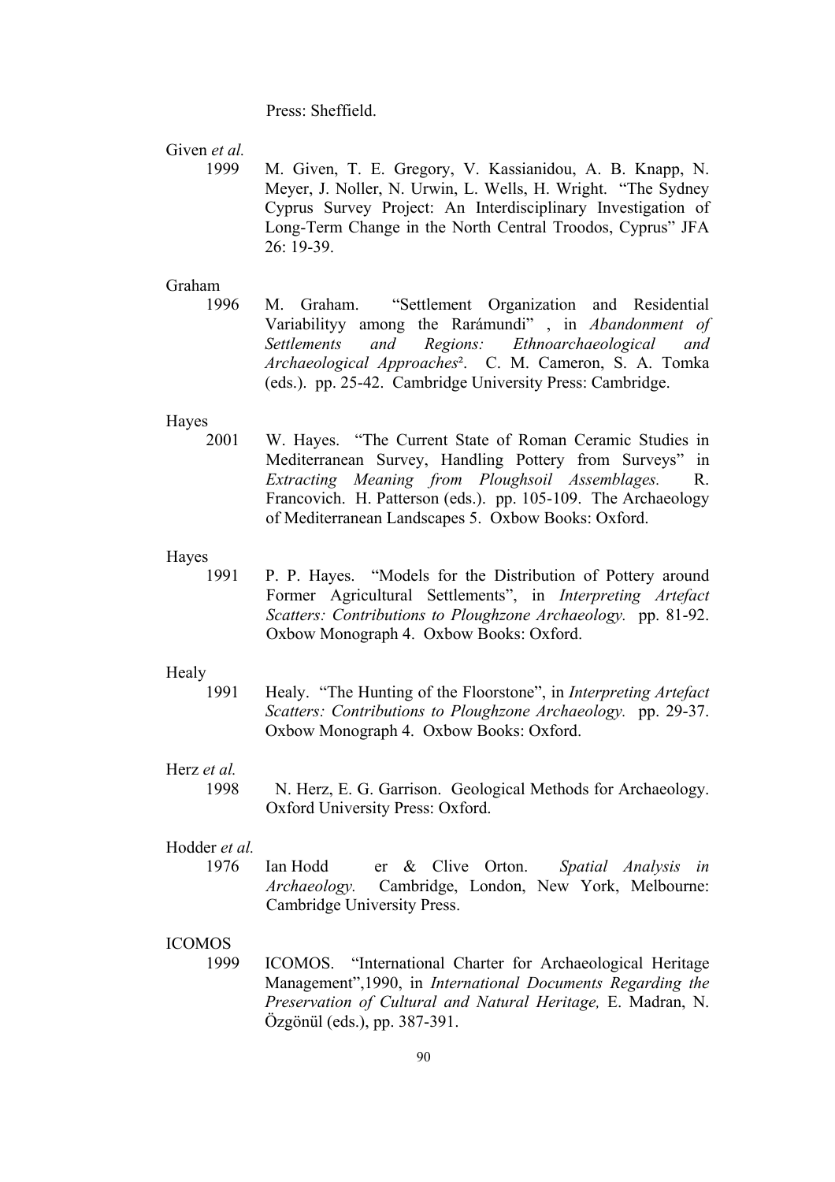Press: Sheffield.

Given *et al.*

1999 M. Given, T. E. Gregory, V. Kassianidou, A. B. Knapp, N. Meyer, J. Noller, N. Urwin, L. Wells, H. Wright. "The Sydney Cyprus Survey Project: An Interdisciplinary Investigation of Long-Term Change in the North Central Troodos, Cyprus" JFA 26: 19-39.

Graham

1996 M. Graham. "Settlement Organization and Residential Variabilityy among the Rarámundi" , in *Abandonment of Settlements and Regions: Ethnoarchaeological and Archaeological Approaches*². C. M. Cameron, S. A. Tomka (eds.). pp. 25-42. Cambridge University Press: Cambridge.

Hayes

2001 W. Hayes. "The Current State of Roman Ceramic Studies in Mediterranean Survey, Handling Pottery from Surveys" in *Extracting Meaning from Ploughsoil Assemblages.* R. Francovich. H. Patterson (eds.). pp. 105-109. The Archaeology of Mediterranean Landscapes 5. Oxbow Books: Oxford.

Hayes

1991 P. P. Hayes. "Models for the Distribution of Pottery around Former Agricultural Settlements", in *Interpreting Artefact Scatters: Contributions to Ploughzone Archaeology.* pp. 81-92. Oxbow Monograph 4. Oxbow Books: Oxford.

Healy

1991 Healy. "The Hunting of the Floorstone", in *Interpreting Artefact Scatters: Contributions to Ploughzone Archaeology.* pp. 29-37. Oxbow Monograph 4. Oxbow Books: Oxford.

Herz *et al.*

1998 N. Herz, E. G. Garrison. Geological Methods for Archaeology. Oxford University Press: Oxford.

Hodder *et al.*

1976 Ian Hodd er & Clive Orton. *Spatial Analysis in Archaeology.* Cambridge, London, New York, Melbourne: Cambridge University Press.

ICOMOS

1999 ICOMOS. "International Charter for Archaeological Heritage Management",1990, in *International Documents Regarding the Preservation of Cultural and Natural Heritage,* E. Madran, N. Özgönül (eds.), pp. 387-391.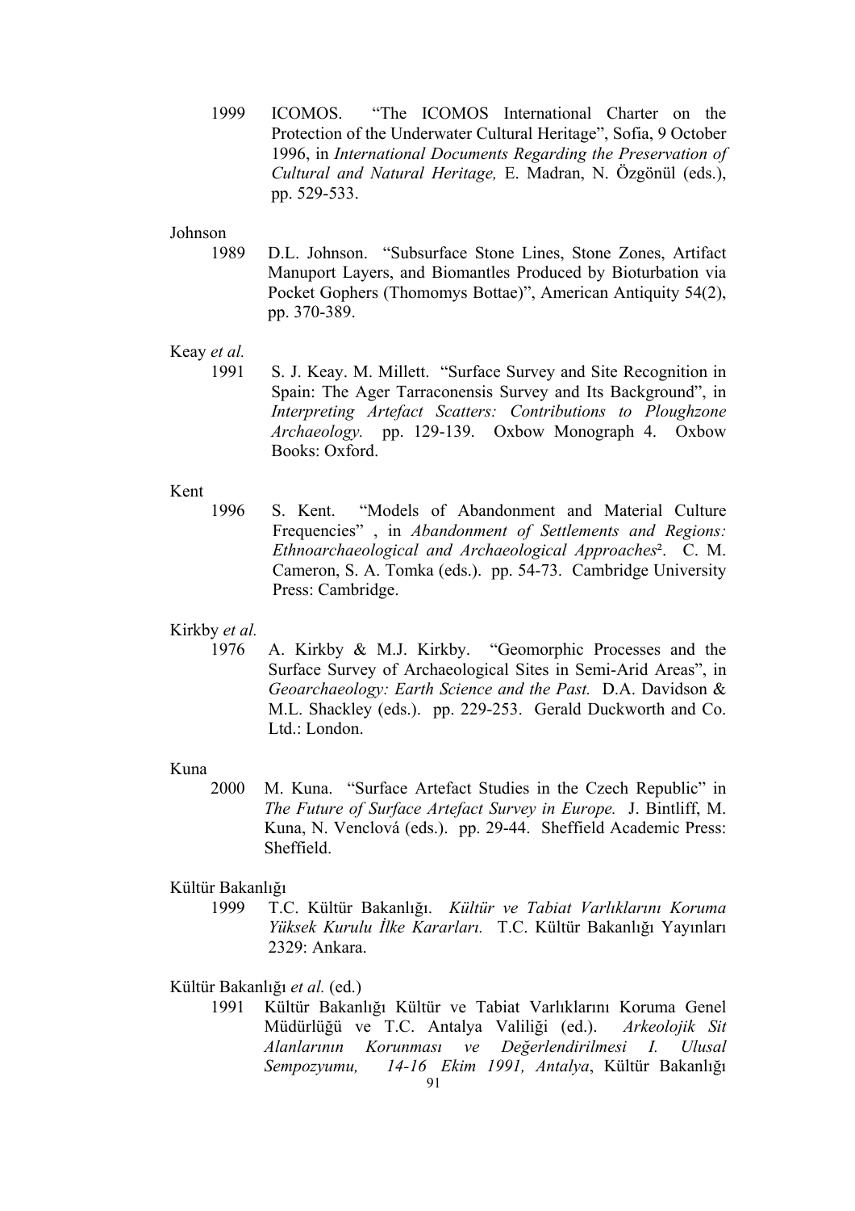1999 ICOMOS. "The ICOMOS International Charter on the Protection of the Underwater Cultural Heritage", Sofia, 9 October 1996, in *International Documents Regarding the Preservation of Cultural and Natural Heritage,* E. Madran, N. Özgönül (eds.), pp. 529-533.

Johnson

1989 D.L. Johnson. "Subsurface Stone Lines, Stone Zones, Artifact Manuport Layers, and Biomantles Produced by Bioturbation via Pocket Gophers (Thomomys Bottae)", American Antiquity 54(2), pp. 370-389.

Keay *et al.*

1991 S. J. Keay. M. Millett. "Surface Survey and Site Recognition in Spain: The Ager Tarraconensis Survey and Its Background", in *Interpreting Artefact Scatters: Contributions to Ploughzone Archaeology.* pp. 129-139. Oxbow Monograph 4. Oxbow Books: Oxford.

Kent

1996 S. Kent. "Models of Abandonment and Material Culture Frequencies" , in *Abandonment of Settlements and Regions: Ethnoarchaeological and Archaeological Approaches²*. C. M. Cameron, S. A. Tomka (eds.). pp. 54-73. Cambridge University Press: Cambridge.

Kirkby *et al.*

1976 A. Kirkby & M.J. Kirkby. "Geomorphic Processes and the Surface Survey of Archaeological Sites in Semi-Arid Areas", in *Geoarchaeology: Earth Science and the Past.* D.A. Davidson & M.L. Shackley (eds.). pp. 229-253. Gerald Duckworth and Co. Ltd.: London.

Kuna

2000 M. Kuna. "Surface Artefact Studies in the Czech Republic" in *The Future of Surface Artefact Survey in Europe.* J. Bintliff, M. Kuna, N. Venclová (eds.). pp. 29-44. Sheffield Academic Press: Sheffield.

Kültür Bakanlığı

1999 T.C. Kültür Bakanlığı. *Kültür ve Tabiat Varlıklarını Koruma Yüksek Kurulu İlke Kararları.* T.C. Kültür Bakanlığı Yayınları 2329: Ankara.

Kültür Bakanlığı *et al.* (ed.)

1991 Kültür Bakanlığı Kültür ve Tabiat Varlıklarını Koruma Genel Müdürlüğü ve T.C. Antalya Valiliği (ed.). *Arkeolojik Sit Alanlarının Korunması ve Değerlendirilmesi I. Ulusal Sempozyumu, 14-16 Ekim 1991, Antalya*, Kültür Bakanlığı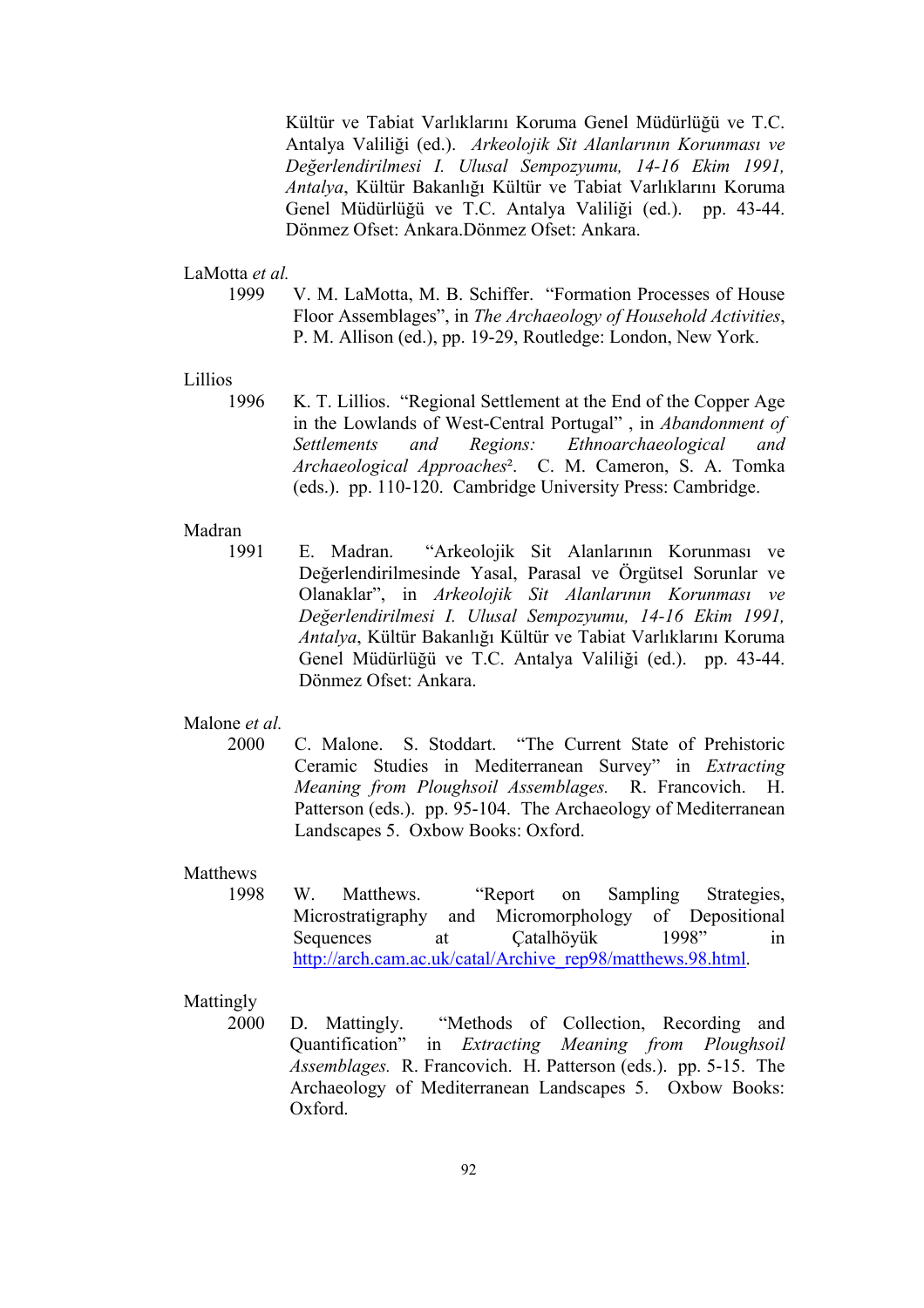Kültür ve Tabiat Varlıklarını Koruma Genel Müdürlüğü ve T.C. Antalya Valiliği (ed.). *Arkeolojik Sit Alanlarının Korunması ve Değerlendirilmesi I. Ulusal Sempozyumu, 14-16 Ekim 1991, Antalya*, Kültür Bakanlığı Kültür ve Tabiat Varlıklarını Koruma Genel Müdürlüğü ve T.C. Antalya Valiliği (ed.). pp. 43-44. Dönmez Ofset: Ankara.Dönmez Ofset: Ankara.

LaMotta *et al.*

1999 V. M. LaMotta, M. B. Schiffer. "Formation Processes of House Floor Assemblages", in *The Archaeology of Household Activities*, P. M. Allison (ed.), pp. 19-29, Routledge: London, New York.

Lillios

1996 K. T. Lillios. "Regional Settlement at the End of the Copper Age in the Lowlands of West-Central Portugal" , in *Abandonment of Settlements and Regions: Ethnoarchaeological and Archaeological Approaches*². C. M. Cameron, S. A. Tomka (eds.). pp. 110-120. Cambridge University Press: Cambridge.

Madran

1991 E. Madran. "Arkeolojik Sit Alanlarının Korunması ve Değerlendirilmesinde Yasal, Parasal ve Örgütsel Sorunlar ve Olanaklar", in *Arkeolojik Sit Alanlarının Korunması ve Değerlendirilmesi I. Ulusal Sempozyumu, 14-16 Ekim 1991, Antalya*, Kültür Bakanlığı Kültür ve Tabiat Varlıklarını Koruma Genel Müdürlüğü ve T.C. Antalya Valiliği (ed.). pp. 43-44. Dönmez Ofset: Ankara.

Malone *et al.*

2000 C. Malone. S. Stoddart. "The Current State of Prehistoric Ceramic Studies in Mediterranean Survey" in *Extracting Meaning from Ploughsoil Assemblages.* R. Francovich. H. Patterson (eds.). pp. 95-104. The Archaeology of Mediterranean Landscapes 5. Oxbow Books: Oxford.

Matthews

1998 W. Matthews. "Report on Sampling Strategies, Microstratigraphy and Micromorphology of Depositional Sequences at Çatalhöyük 1998" in http://arch.cam.ac.uk/catal/Archive_rep98/matthews.98.html.

Mattingly

2000 D. Mattingly. "Methods of Collection, Recording and Quantification" in *Extracting Meaning from Ploughsoil Assemblages.* R. Francovich. H. Patterson (eds.). pp. 5-15. The Archaeology of Mediterranean Landscapes 5. Oxbow Books: Oxford.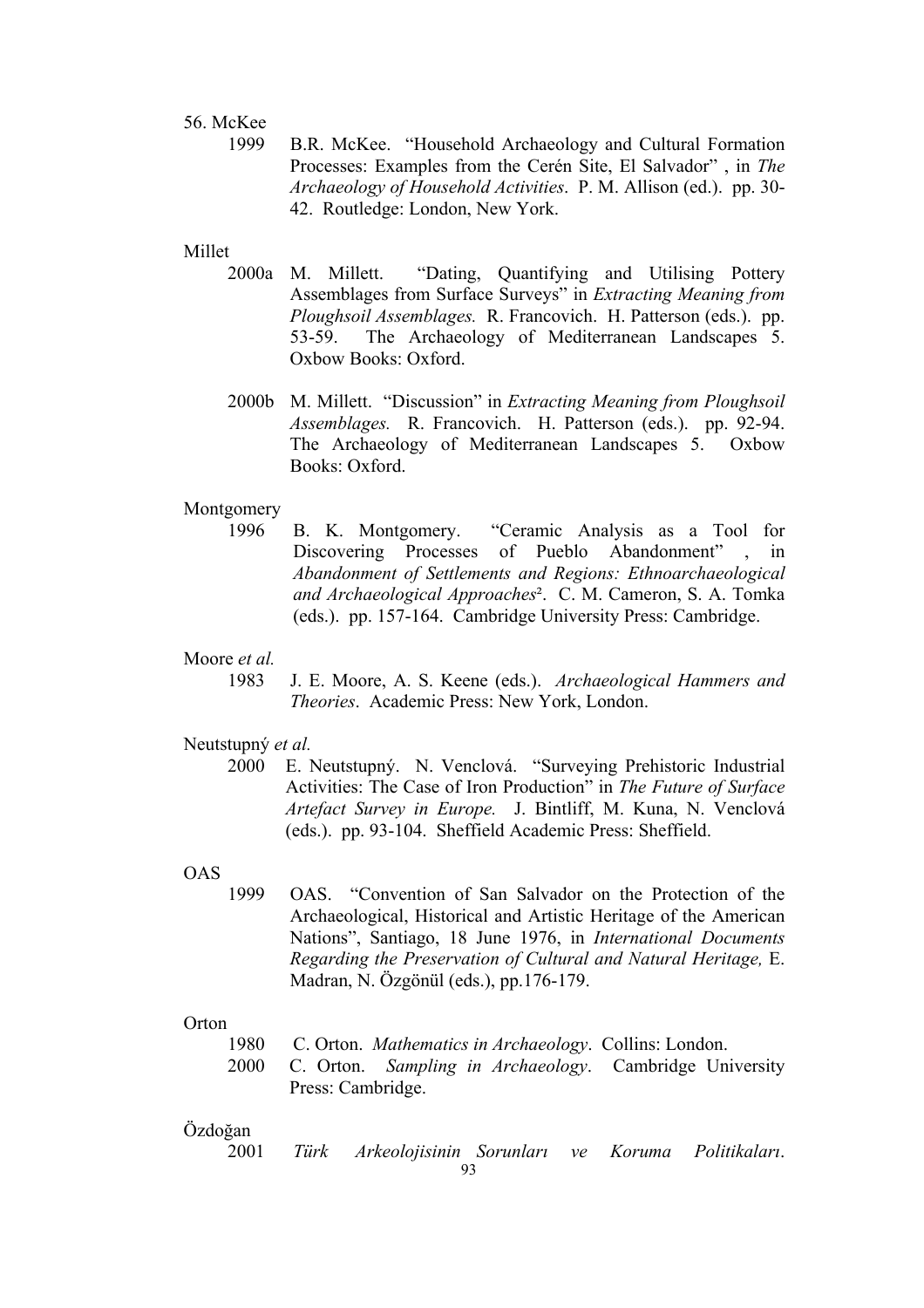56. McKee

1999 B.R. McKee. "Household Archaeology and Cultural Formation Processes: Examples from the Cerén Site, El Salvador" , in *The Archaeology of Household Activities*. P. M. Allison (ed.). pp. 30-42. Routledge: London, New York.

Millet

2000a M. Millett. "Dating, Quantifying and Utilising Pottery Assemblages from Surface Surveys" in *Extracting Meaning from Ploughsoil Assemblages.* R. Francovich. H. Patterson (eds.). pp. 53-59. The Archaeology of Mediterranean Landscapes 5. Oxbow Books: Oxford.

2000b M. Millett. "Discussion" in *Extracting Meaning from Ploughsoil Assemblages.* R. Francovich. H. Patterson (eds.). pp. 92-94. The Archaeology of Mediterranean Landscapes 5. Oxbow Books: Oxford.

Montgomery

1996 B. K. Montgomery. "Ceramic Analysis as a Tool for Discovering Processes of Pueblo Abandonment" , in *Abandonment of Settlements and Regions: Ethnoarchaeological and Archaeological Approaches*². C. M. Cameron, S. A. Tomka (eds.). pp. 157-164. Cambridge University Press: Cambridge.

Moore *et al.*

1983 J. E. Moore, A. S. Keene (eds.). *Archaeological Hammers and Theories*. Academic Press: New York, London.

Neutstupný *et al.*

2000 E. Neutstupný. N. Venclová. "Surveying Prehistoric Industrial Activities: The Case of Iron Production" in *The Future of Surface Artefact Survey in Europe.* J. Bintliff, M. Kuna, N. Venclová (eds.). pp. 93-104. Sheffield Academic Press: Sheffield.

OAS

1999 OAS. "Convention of San Salvador on the Protection of the Archaeological, Historical and Artistic Heritage of the American Nations", Santiago, 18 June 1976, in *International Documents Regarding the Preservation of Cultural and Natural Heritage,* E. Madran, N. Özgönül (eds.), pp.176-179.

Orton

1980 C. Orton. *Mathematics in Archaeology*. Collins: London.

2000 C. Orton. *Sampling in Archaeology*. Cambridge University Press: Cambridge.

Özdoğan

2001 *Türk Arkeolojisinin Sorunları ve Koruma Politikaları*.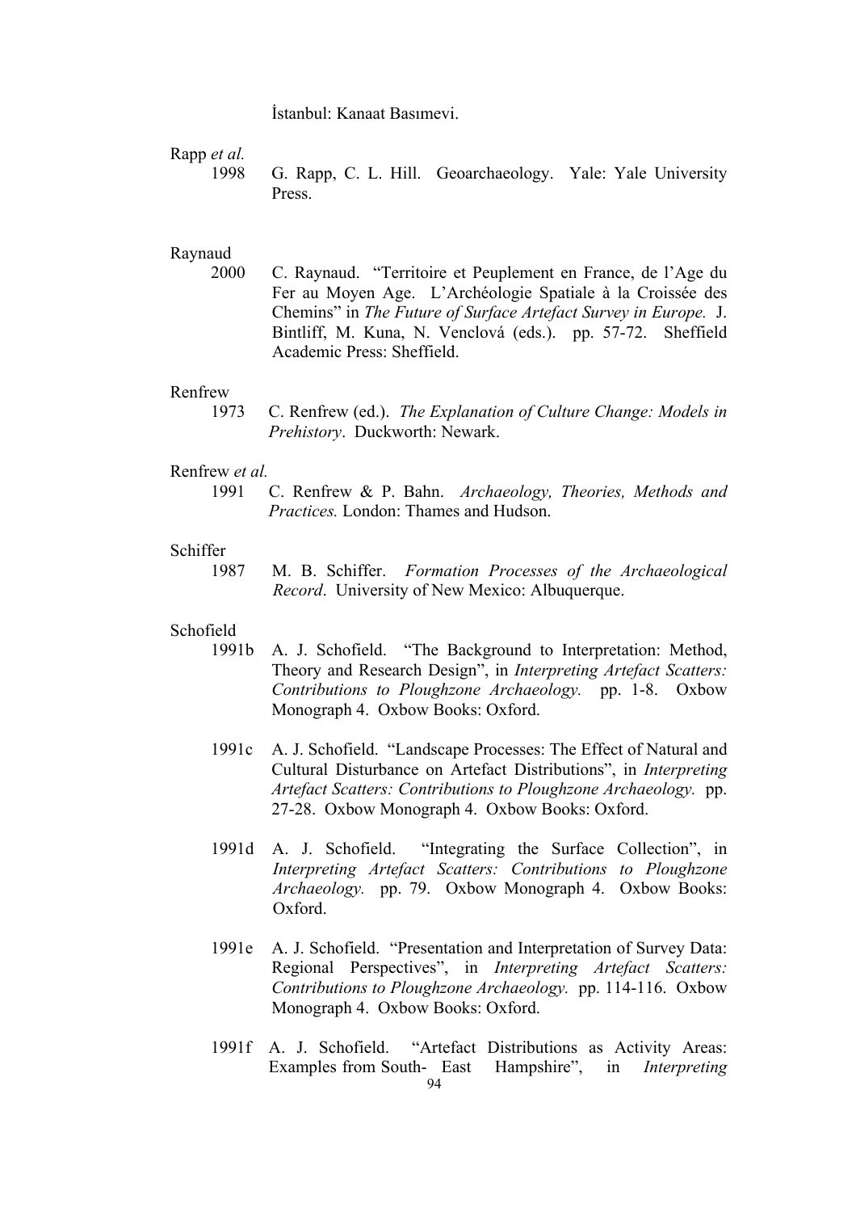İstanbul: Kanaat Basımevi.

Rapp *et al.*

1998 G. Rapp, C. L. Hill. Geoarchaeology. Yale: Yale University Press.

Raynaud

2000 C. Raynaud. "Territoire et Peuplement en France, de l'Age du Fer au Moyen Age. L'Archéologie Spatiale à la Croissée des Chemins" in *The Future of Surface Artefact Survey in Europe.* J. Bintliff, M. Kuna, N. Venclová (eds.). pp. 57-72. Sheffield Academic Press: Sheffield.

Renfrew

1973 C. Renfrew (ed.). *The Explanation of Culture Change: Models in Prehistory*. Duckworth: Newark.

Renfrew *et al.*

1991 C. Renfrew & P. Bahn. *Archaeology, Theories, Methods and Practices.* London: Thames and Hudson.

Schiffer

1987 M. B. Schiffer. *Formation Processes of the Archaeological Record*. University of New Mexico: Albuquerque.

Schofield

1991b A. J. Schofield. "The Background to Interpretation: Method, Theory and Research Design", in *Interpreting Artefact Scatters: Contributions to Ploughzone Archaeology.* pp. 1-8. Oxbow Monograph 4. Oxbow Books: Oxford.

1991c A. J. Schofield. "Landscape Processes: The Effect of Natural and Cultural Disturbance on Artefact Distributions", in *Interpreting Artefact Scatters: Contributions to Ploughzone Archaeology.* pp. 27-28. Oxbow Monograph 4. Oxbow Books: Oxford.

1991d A. J. Schofield. "Integrating the Surface Collection", in *Interpreting Artefact Scatters: Contributions to Ploughzone Archaeology.* pp. 79. Oxbow Monograph 4. Oxbow Books: Oxford.

1991e A. J. Schofield. "Presentation and Interpretation of Survey Data: Regional Perspectives", in *Interpreting Artefact Scatters: Contributions to Ploughzone Archaeology.* pp. 114-116. Oxbow Monograph 4. Oxbow Books: Oxford.

1991f A. J. Schofield. "Artefact Distributions as Activity Areas: Examples from South- East Hampshire", in *Interpreting*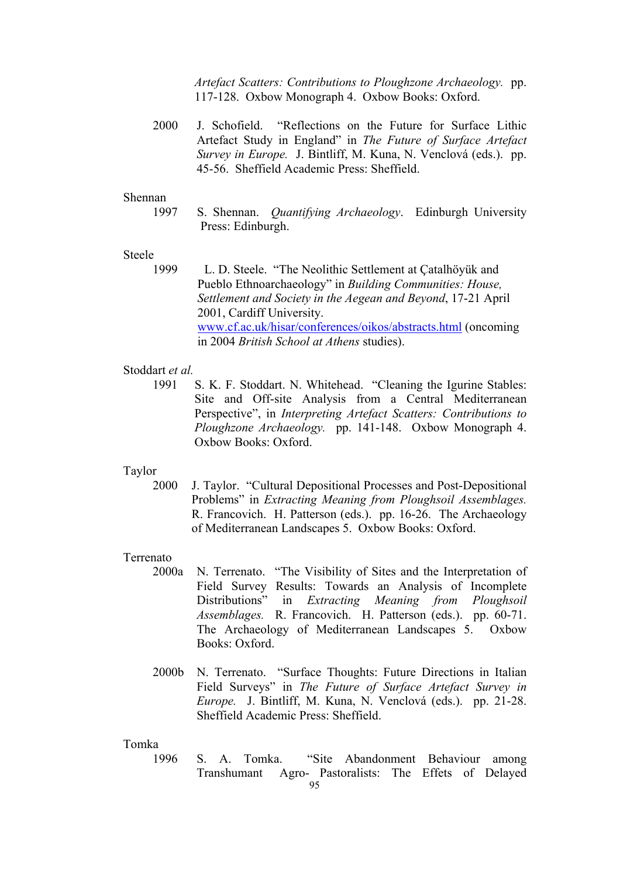*Artefact Scatters: Contributions to Ploughzone Archaeology.* pp. 117-128. Oxbow Monograph 4. Oxbow Books: Oxford.

2000 J. Schofield. "Reflections on the Future for Surface Lithic Artefact Study in England" in *The Future of Surface Artefact Survey in Europe.* J. Bintliff, M. Kuna, N. Venclová (eds.). pp. 45-56. Sheffield Academic Press: Sheffield.

Shennan

1997 S. Shennan. *Quantifying Archaeology*. Edinburgh University Press: Edinburgh.

Steele

1999 L. D. Steele. "The Neolithic Settlement at Çatalhöyük and Pueblo Ethnoarchaeology" in *Building Communities: House, Settlement and Society in the Aegean and Beyond*, 17-21 April 2001, Cardiff University. www.cf.ac.uk/hisar/conferences/oikos/abstracts.html (oncoming in 2004 *British School at Athens* studies).

Stoddart *et al.*

1991 S. K. F. Stoddart. N. Whitehead. "Cleaning the Igurine Stables: Site and Off-site Analysis from a Central Mediterranean Perspective", in *Interpreting Artefact Scatters: Contributions to Ploughzone Archaeology.* pp. 141-148. Oxbow Monograph 4. Oxbow Books: Oxford.

Taylor

2000 J. Taylor. "Cultural Depositional Processes and Post-Depositional Problems" in *Extracting Meaning from Ploughsoil Assemblages.* R. Francovich. H. Patterson (eds.). pp. 16-26. The Archaeology of Mediterranean Landscapes 5. Oxbow Books: Oxford.

Terrenato

2000a N. Terrenato. "The Visibility of Sites and the Interpretation of Field Survey Results: Towards an Analysis of Incomplete Distributions" in *Extracting Meaning from Ploughsoil Assemblages.* R. Francovich. H. Patterson (eds.). pp. 60-71. The Archaeology of Mediterranean Landscapes 5. Oxbow Books: Oxford.

2000b N. Terrenato. "Surface Thoughts: Future Directions in Italian Field Surveys" in *The Future of Surface Artefact Survey in Europe.* J. Bintliff, M. Kuna, N. Venclová (eds.). pp. 21-28. Sheffield Academic Press: Sheffield.

Tomka

1996 S. A. Tomka. "Site Abandonment Behaviour among Transhumant Agro- Pastoralists: The Effets of Delayed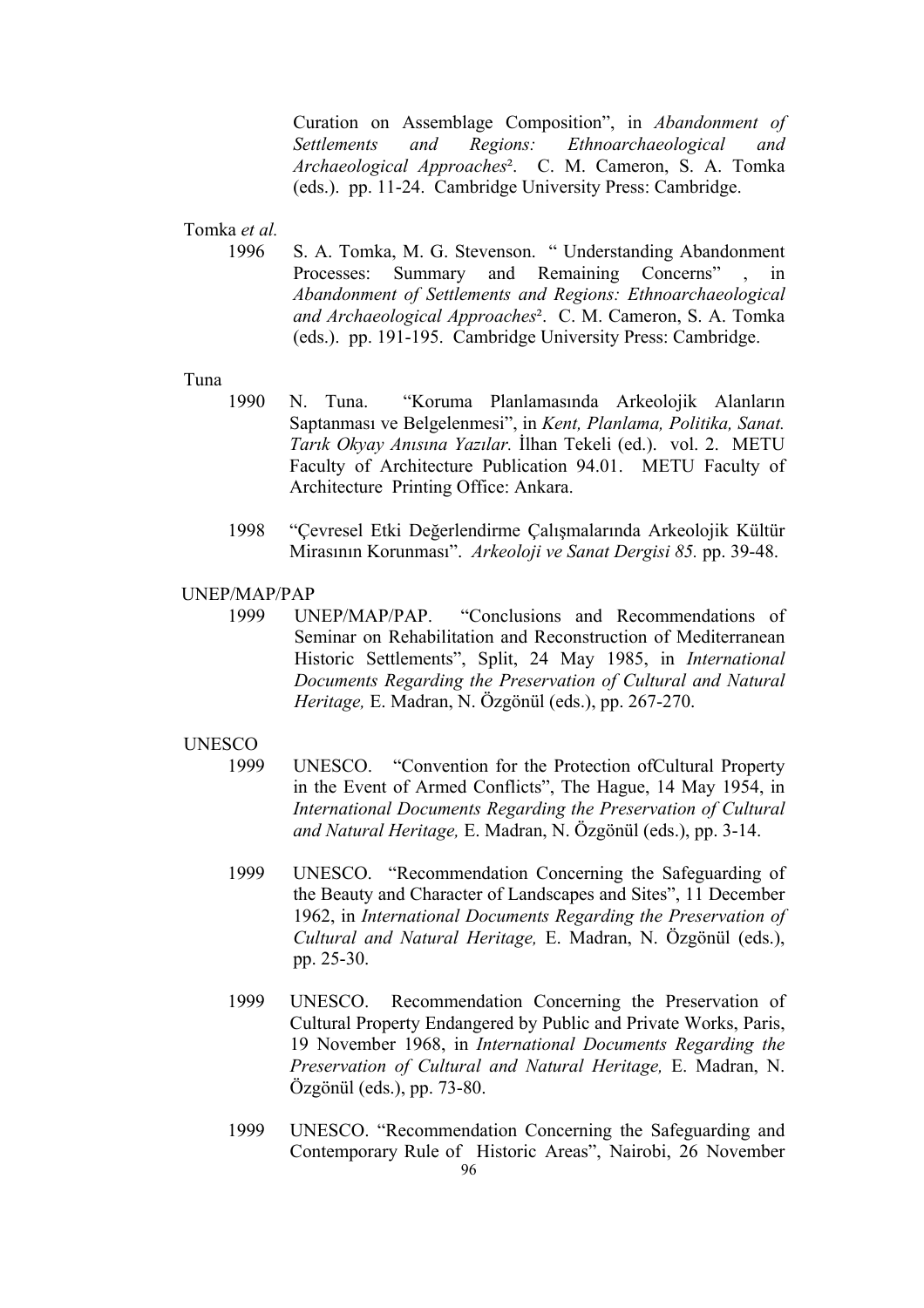Curation on Assemblage Composition", in *Abandonment of Settlements and Regions: Ethnoarchaeological and Archaeological Approaches*². C. M. Cameron, S. A. Tomka (eds.). pp. 11-24. Cambridge University Press: Cambridge.

Tomka *et al.*

1996 S. A. Tomka, M. G. Stevenson. " Understanding Abandonment Processes: Summary and Remaining Concerns" , in *Abandonment of Settlements and Regions: Ethnoarchaeological and Archaeological Approaches*². C. M. Cameron, S. A. Tomka (eds.). pp. 191-195. Cambridge University Press: Cambridge.

Tuna

1990 N. Tuna. "Koruma Planlamasında Arkeolojik Alanların Saptanması ve Belgelenmesi", in *Kent, Planlama, Politika, Sanat. Tarık Okyay Anısına Yazılar.* İlhan Tekeli (ed.). vol. 2. METU Faculty of Architecture Publication 94.01. METU Faculty of Architecture Printing Office: Ankara.

1998 "Çevresel Etki Değerlendirme Çalışmalarında Arkeolojik Kültür Mirasının Korunması". *Arkeoloji ve Sanat Dergisi 85.* pp. 39-48.

UNEP/MAP/PAP

1999 UNEP/MAP/PAP. "Conclusions and Recommendations of Seminar on Rehabilitation and Reconstruction of Mediterranean Historic Settlements", Split, 24 May 1985, in *International Documents Regarding the Preservation of Cultural and Natural Heritage,* E. Madran, N. Özgönül (eds.), pp. 267-270.

UNESCO

1999 UNESCO. "Convention for the Protection ofCultural Property in the Event of Armed Conflicts", The Hague, 14 May 1954, in *International Documents Regarding the Preservation of Cultural and Natural Heritage,* E. Madran, N. Özgönül (eds.), pp. 3-14.

1999 UNESCO. "Recommendation Concerning the Safeguarding of the Beauty and Character of Landscapes and Sites", 11 December 1962, in *International Documents Regarding the Preservation of Cultural and Natural Heritage,* E. Madran, N. Özgönül (eds.), pp. 25-30.

1999 UNESCO. Recommendation Concerning the Preservation of Cultural Property Endangered by Public and Private Works, Paris, 19 November 1968, in *International Documents Regarding the Preservation of Cultural and Natural Heritage,* E. Madran, N. Özgönül (eds.), pp. 73-80.

1999 UNESCO. "Recommendation Concerning the Safeguarding and Contemporary Rule of Historic Areas", Nairobi, 26 November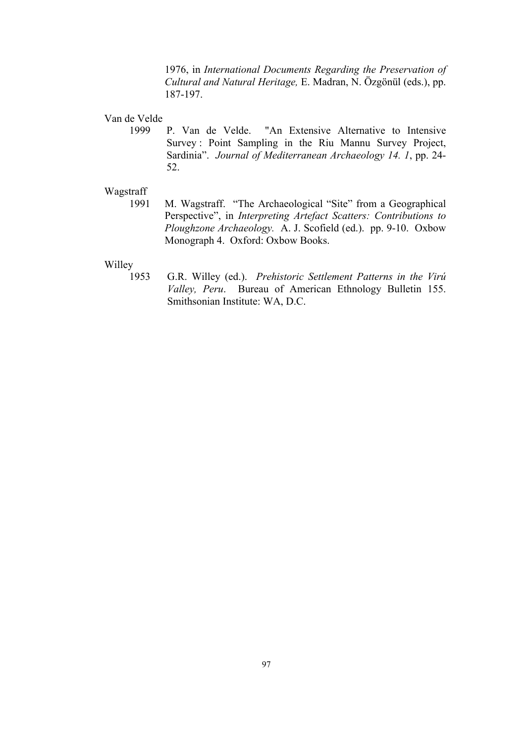1976, in *International Documents Regarding the Preservation of Cultural and Natural Heritage,* E. Madran, N. Özgönül (eds.), pp. 187-197.

Van de Velde

1999 P. Van de Velde. "An Extensive Alternative to Intensive Survey : Point Sampling in the Riu Mannu Survey Project, Sardinia". *Journal of Mediterranean Archaeology 14. 1*, pp. 24-52.

Wagstraff

1991 M. Wagstraff. "The Archaeological "Site" from a Geographical Perspective", in *Interpreting Artefact Scatters: Contributions to Ploughzone Archaeology.* A. J. Scofield (ed.). pp. 9-10. Oxbow Monograph 4. Oxford: Oxbow Books.

Willey

1953 G.R. Willey (ed.). *Prehistoric Settlement Patterns in the Virú Valley, Peru*. Bureau of American Ethnology Bulletin 155. Smithsonian Institute: WA, D.C.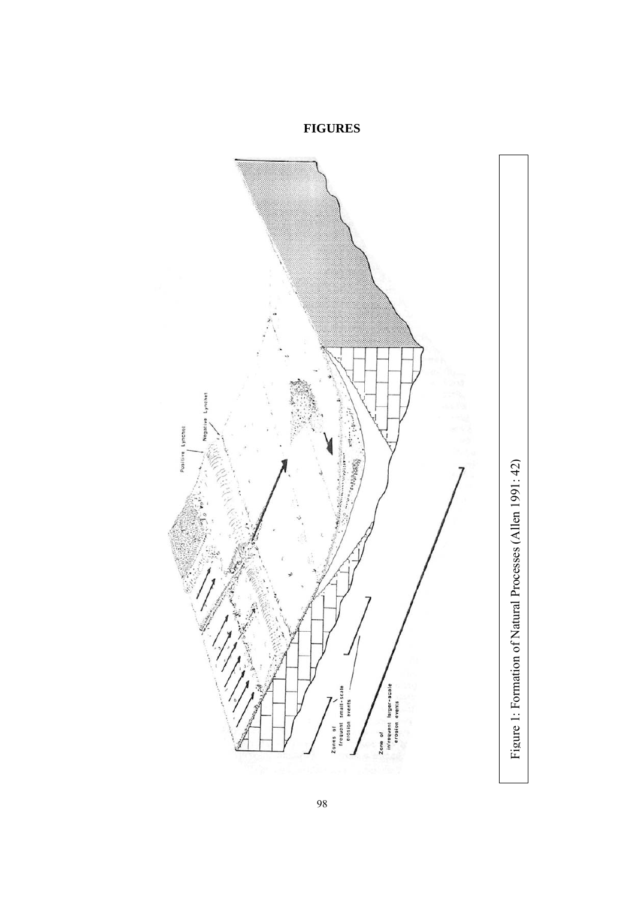# FIGURES

Figure 1: Formation of Natural Processes (Allen 1991: 42)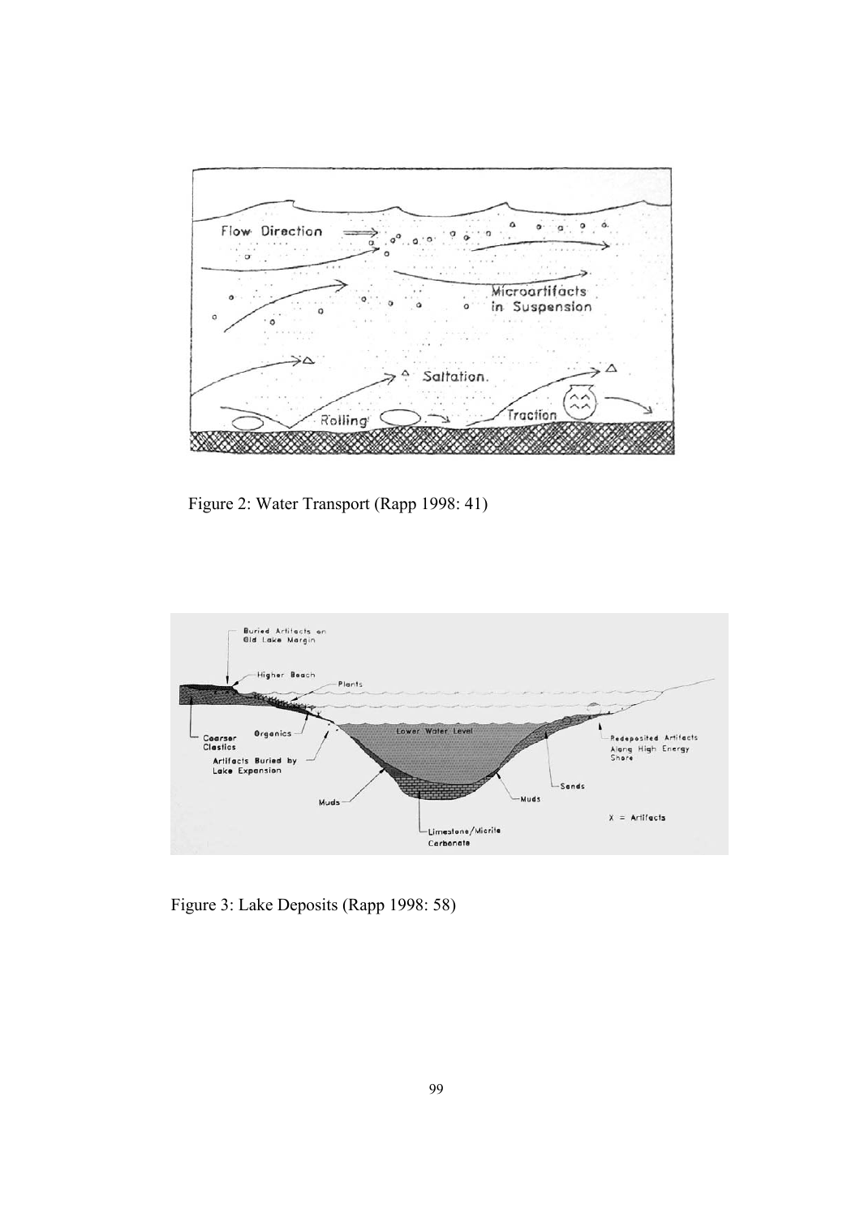Figure 2: Water Transport (Rapp 1998: 41)

Figure 3: Lake Deposits (Rapp 1998: 58)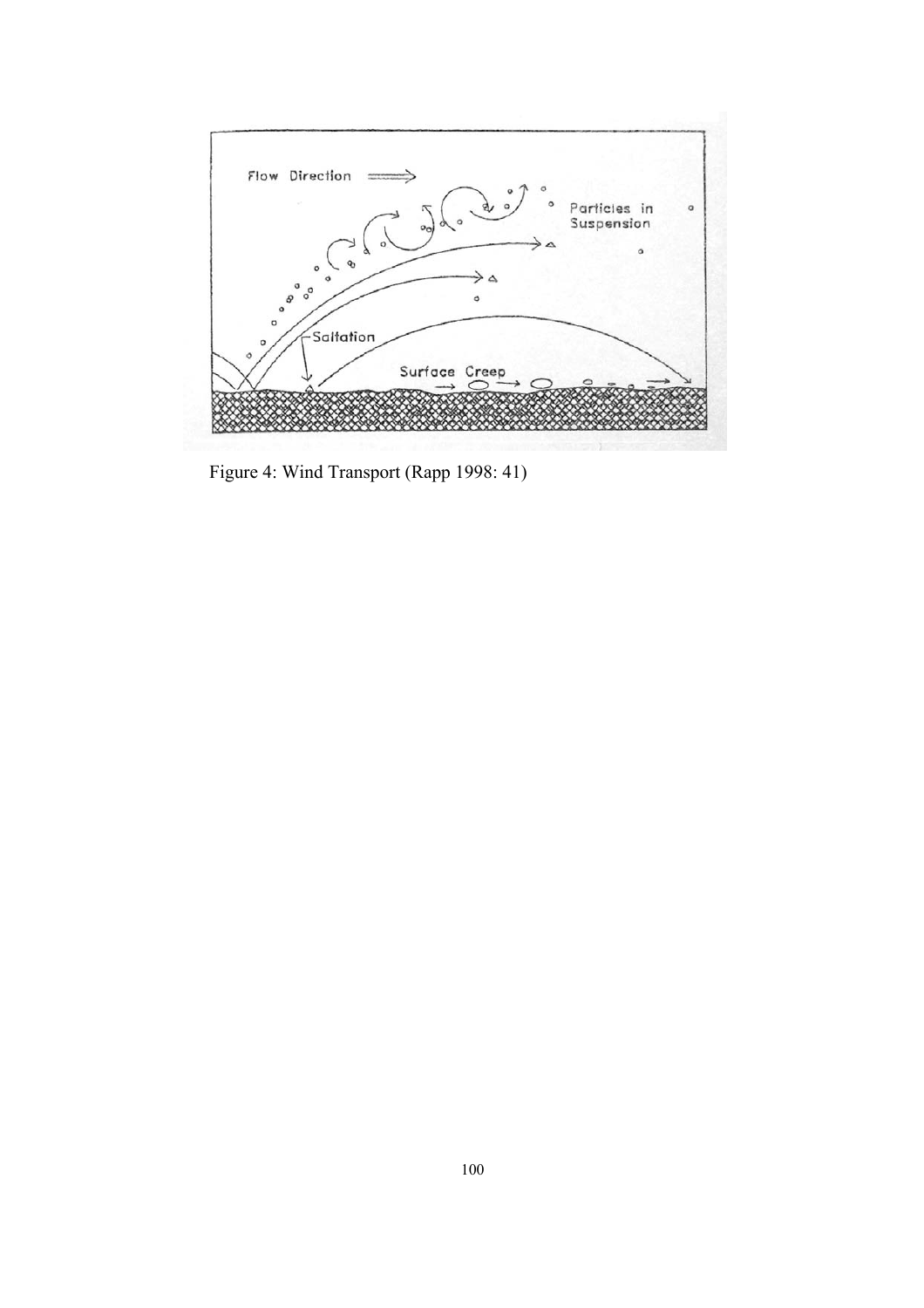Figure 4: Wind Transport (Rapp 1998: 41)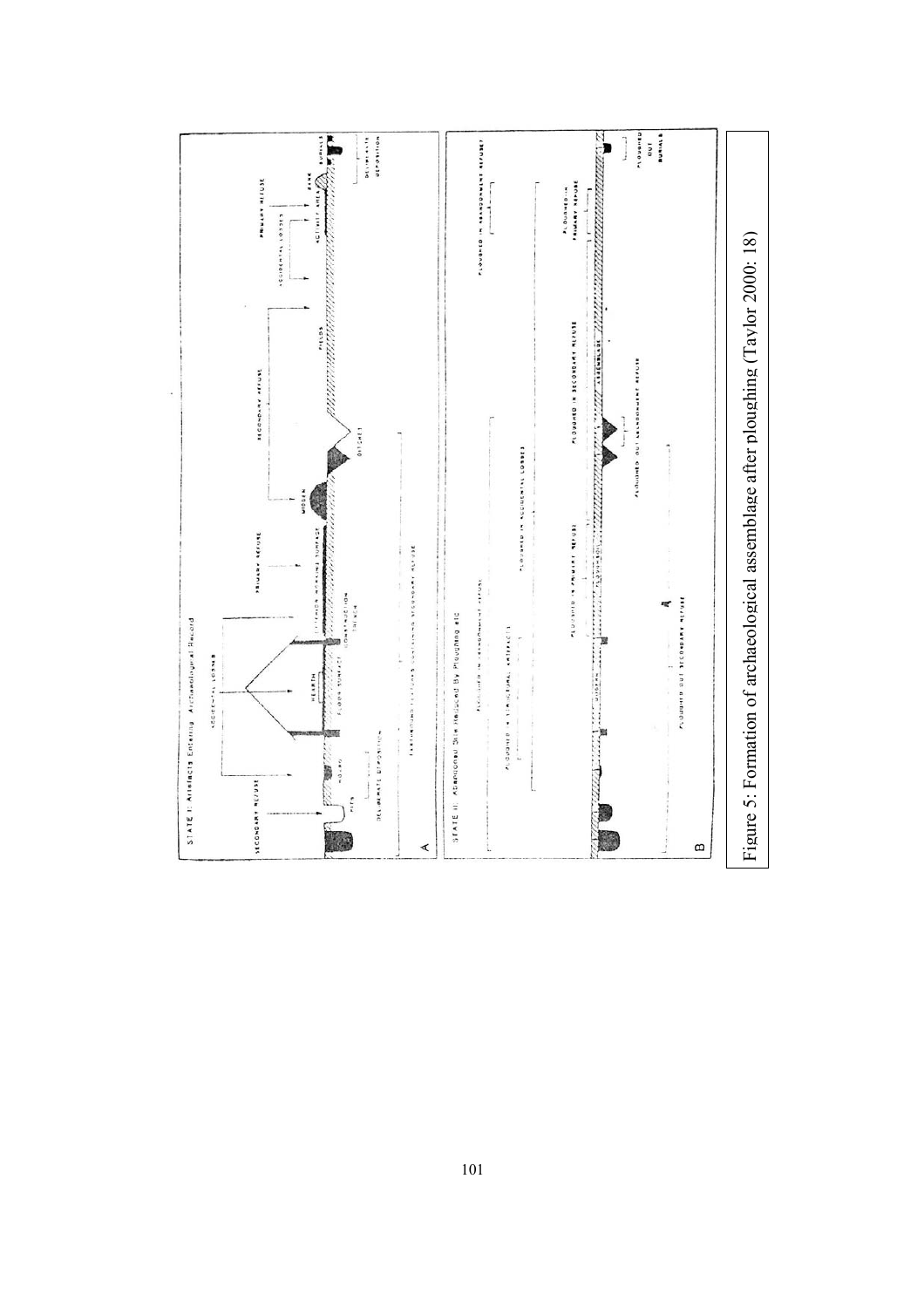Figure 5: Formation of archaeological assemblage after ploughing (Taylor 2000: 18)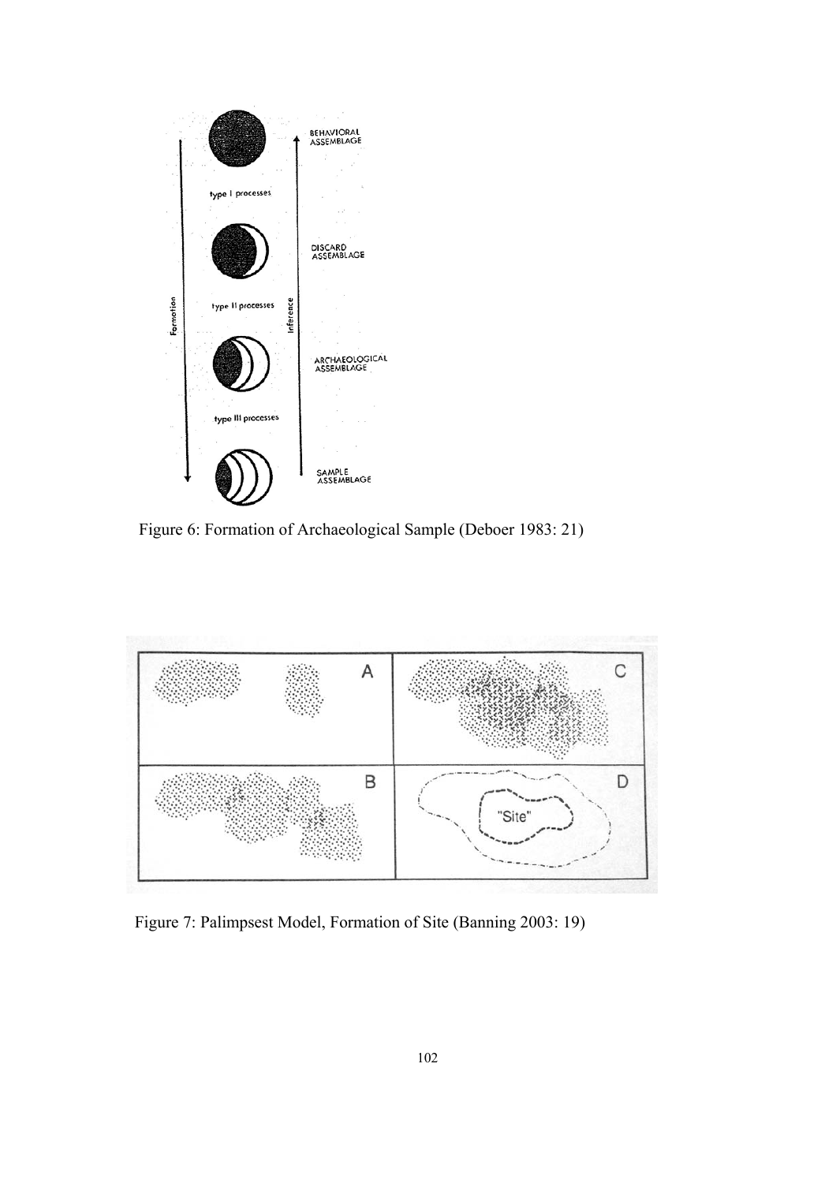Figure 6: Formation of Archaeological Sample (Deboer 1983: 21)

Figure 7: Palimpsest Model, Formation of Site (Banning 2003: 19)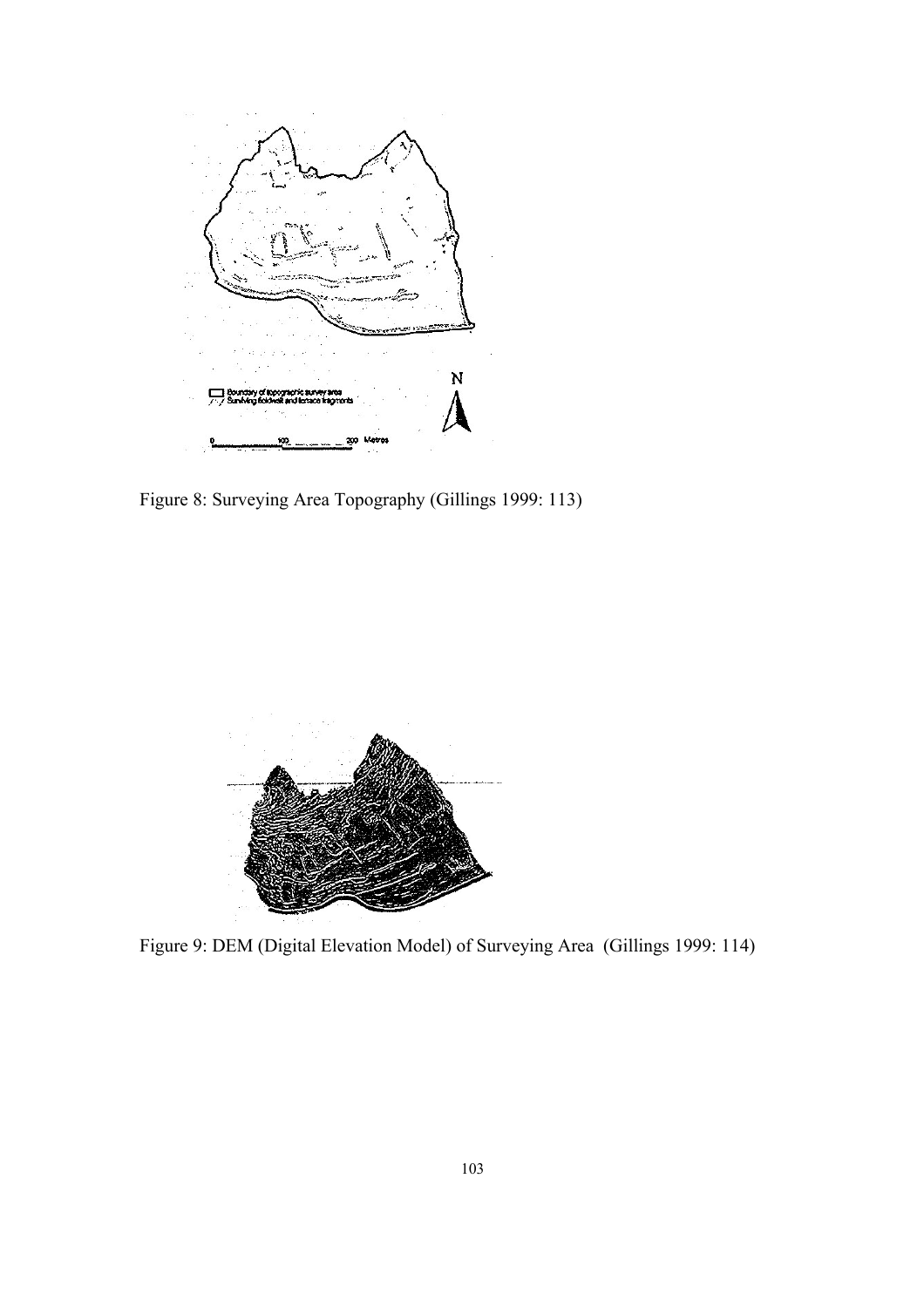Figure 8: Surveying Area Topography (Gillings 1999: 113)

Figure 9: DEM (Digital Elevation Model) of Surveying Area (Gillings 1999: 114)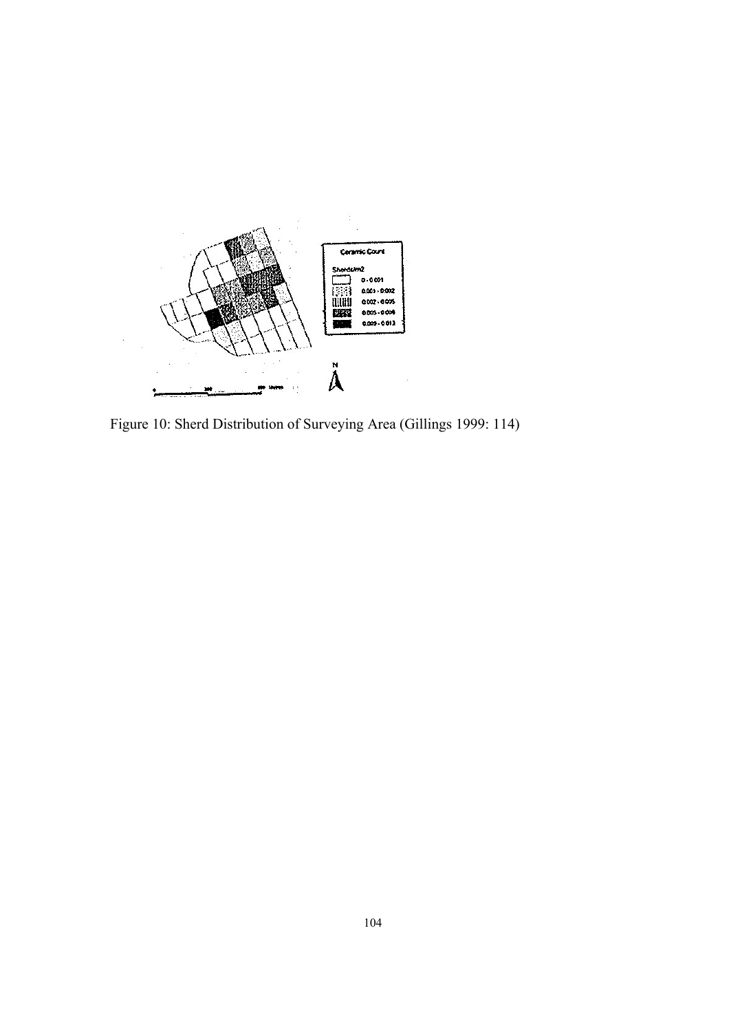Figure 10: Sherd Distribution of Surveying Area (Gillings 1999: 114)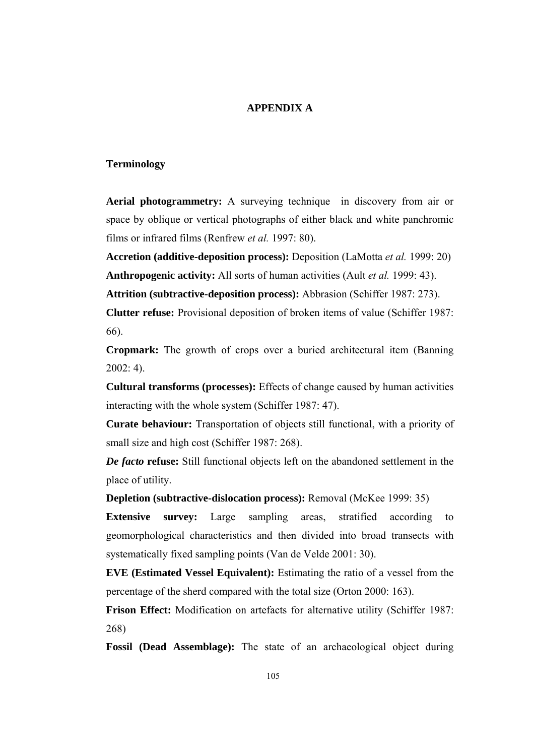# APPENDIX A

## Terminology

**Aerial photogrammetry:** A surveying technique in discovery from air or space by oblique or vertical photographs of either black and white panchromic films or infrared films (Renfrew *et al.* 1997: 80).

**Accretion (additive-deposition process):** Deposition (LaMotta *et al.* 1999: 20)

**Anthropogenic activity:** All sorts of human activities (Ault *et al.* 1999: 43).

**Attrition (subtractive-deposition process):** Abbrasion (Schiffer 1987: 273).

**Clutter refuse:** Provisional deposition of broken items of value (Schiffer 1987: 66).

**Cropmark:** The growth of crops over a buried architectural item (Banning 2002: 4).

**Cultural transforms (processes):** Effects of change caused by human activities interacting with the whole system (Schiffer 1987: 47).

**Curate behaviour:** Transportation of objects still functional, with a priority of small size and high cost (Schiffer 1987: 268).

***De facto* refuse:** Still functional objects left on the abandoned settlement in the place of utility.

**Depletion (subtractive-dislocation process):** Removal (McKee 1999: 35)

**Extensive survey:** Large sampling areas, stratified according to geomorphological characteristics and then divided into broad transects with systematically fixed sampling points (Van de Velde 2001: 30).

**EVE (Estimated Vessel Equivalent):** Estimating the ratio of a vessel from the percentage of the sherd compared with the total size (Orton 2000: 163).

**Frison Effect:** Modification on artefacts for alternative utility (Schiffer 1987: 268)

**Fossil (Dead Assemblage):** The state of an archaeological object during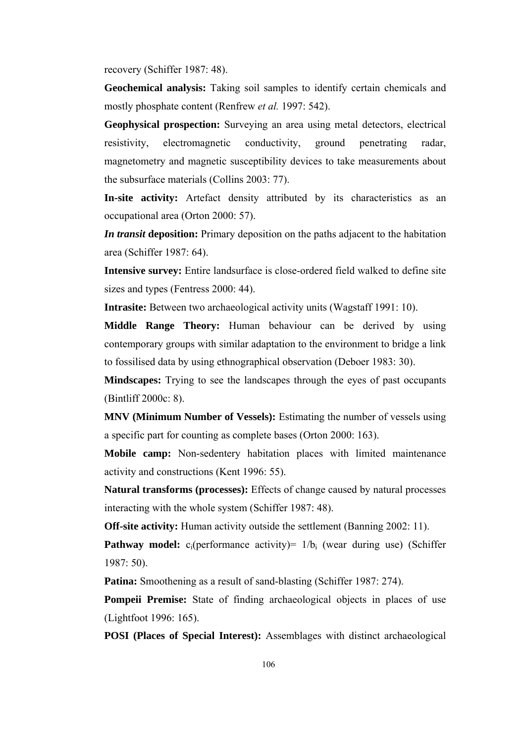recovery (Schiffer 1987: 48).

**Geochemical analysis:** Taking soil samples to identify certain chemicals and mostly phosphate content (Renfrew *et al.* 1997: 542).

**Geophysical prospection:** Surveying an area using metal detectors, electrical resistivity, electromagnetic conductivity, ground penetrating radar, magnetometry and magnetic susceptibility devices to take measurements about the subsurface materials (Collins 2003: 77).

**In-site activity:** Artefact density attributed by its characteristics as an occupational area (Orton 2000: 57).

***In transit* deposition:** Primary deposition on the paths adjacent to the habitation area (Schiffer 1987: 64).

**Intensive survey:** Entire landsurface is close-ordered field walked to define site sizes and types (Fentress 2000: 44).

**Intrasite:** Between two archaeological activity units (Wagstaff 1991: 10).

**Middle Range Theory:** Human behaviour can be derived by using contemporary groups with similar adaptation to the environment to bridge a link to fossilised data by using ethnographical observation (Deboer 1983: 30).

**Mindscapes:** Trying to see the landscapes through the eyes of past occupants (Bintliff 2000c: 8).

**MNV (Minimum Number of Vessels):** Estimating the number of vessels using a specific part for counting as complete bases (Orton 2000: 163).

**Mobile camp:** Non-sedentery habitation places with limited maintenance activity and constructions (Kent 1996: 55).

**Natural transforms (processes):** Effects of change caused by natural processes interacting with the whole system (Schiffer 1987: 48).

**Off-site activity:** Human activity outside the settlement (Banning 2002: 11).

**Pathway model:** $c_i$(performance activity)= $1/b_i$ (wear during use) (Schiffer 1987: 50).

**Patina:** Smoothening as a result of sand-blasting (Schiffer 1987: 274).

**Pompeii Premise:** State of finding archaeological objects in places of use (Lightfoot 1996: 165).

**POSI (Places of Special Interest):** Assemblages with distinct archaeological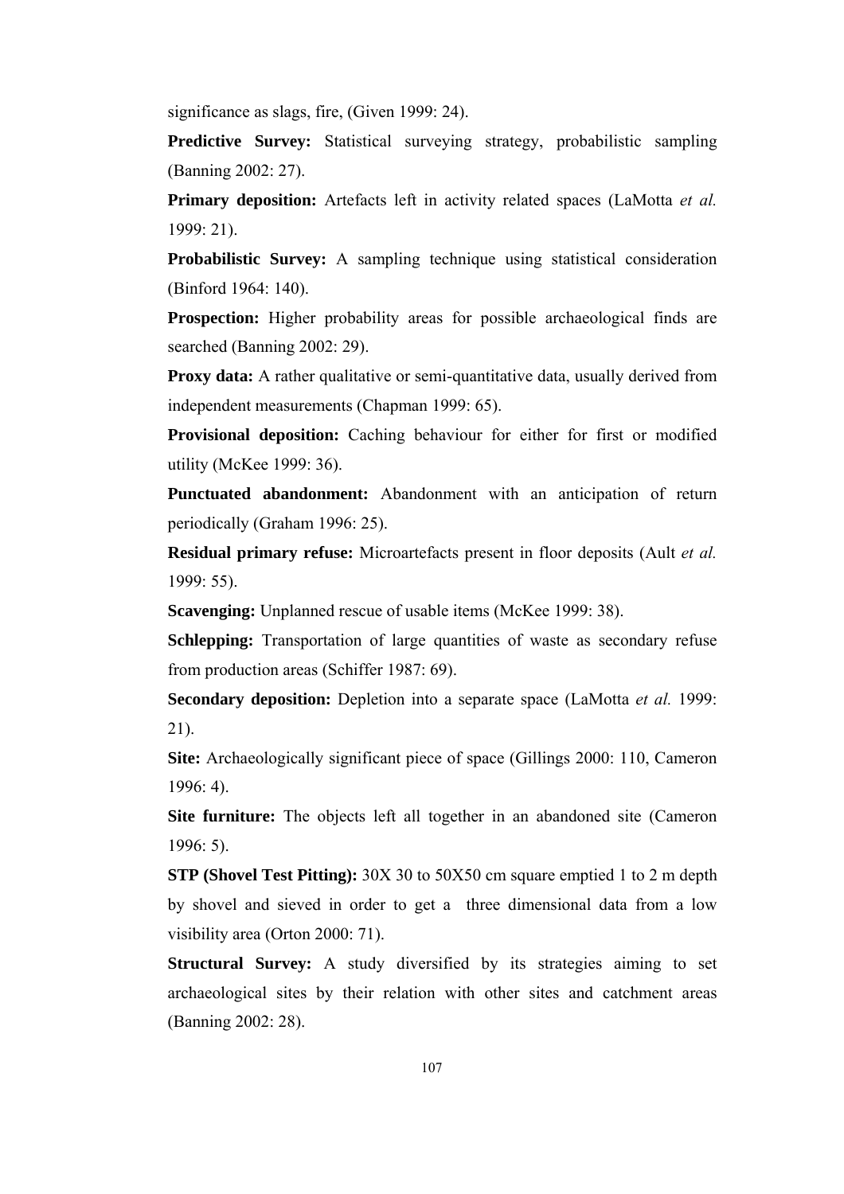significance as slags, fire, (Given 1999: 24).

**Predictive Survey:** Statistical surveying strategy, probabilistic sampling (Banning 2002: 27).

**Primary deposition:** Artefacts left in activity related spaces (LaMotta *et al.* 1999: 21).

**Probabilistic Survey:** A sampling technique using statistical consideration (Binford 1964: 140).

**Prospection:** Higher probability areas for possible archaeological finds are searched (Banning 2002: 29).

**Proxy data:** A rather qualitative or semi-quantitative data, usually derived from independent measurements (Chapman 1999: 65).

**Provisional deposition:** Caching behaviour for either for first or modified utility (McKee 1999: 36).

**Punctuated abandonment:** Abandonment with an anticipation of return periodically (Graham 1996: 25).

**Residual primary refuse:** Microartefacts present in floor deposits (Ault *et al.* 1999: 55).

**Scavenging:** Unplanned rescue of usable items (McKee 1999: 38).

**Schlepping:** Transportation of large quantities of waste as secondary refuse from production areas (Schiffer 1987: 69).

**Secondary deposition:** Depletion into a separate space (LaMotta *et al.* 1999: 21).

**Site:** Archaeologically significant piece of space (Gillings 2000: 110, Cameron 1996: 4).

**Site furniture:** The objects left all together in an abandoned site (Cameron 1996: 5).

**STP (Shovel Test Pitting):** 30X 30 to 50X50 cm square emptied 1 to 2 m depth by shovel and sieved in order to get a three dimensional data from a low visibility area (Orton 2000: 71).

**Structural Survey:** A study diversified by its strategies aiming to set archaeological sites by their relation with other sites and catchment areas (Banning 2002: 28).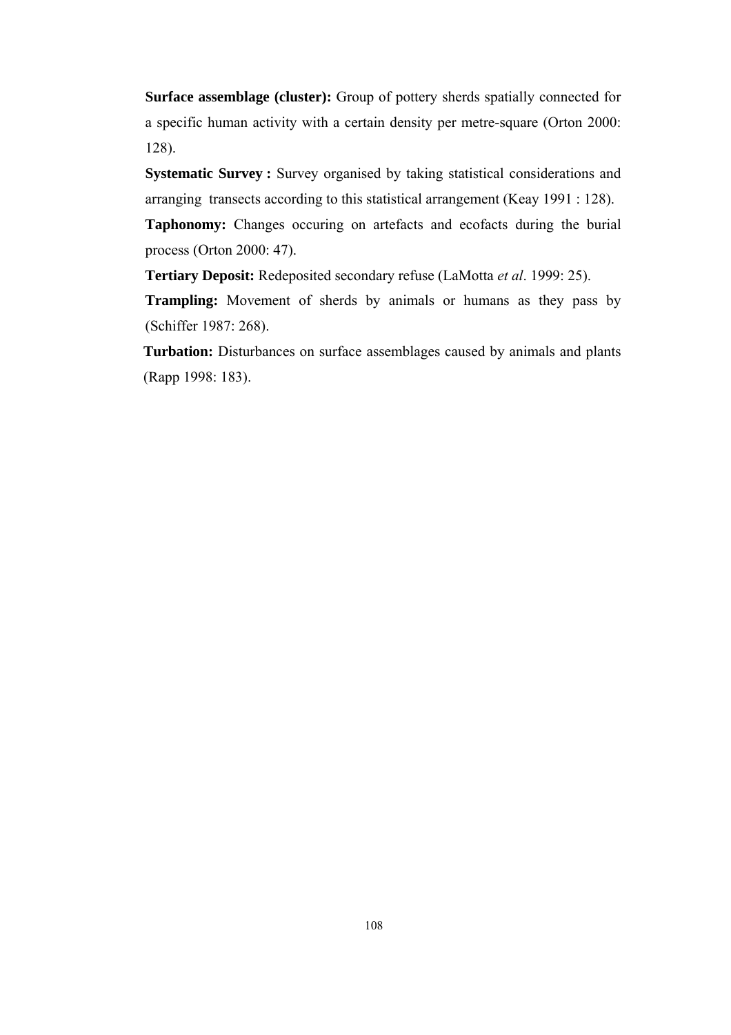**Surface assemblage (cluster):** Group of pottery sherds spatially connected for a specific human activity with a certain density per metre-square (Orton 2000: 128).

**Systematic Survey :** Survey organised by taking statistical considerations and arranging transects according to this statistical arrangement (Keay 1991 : 128).

**Taphonomy:** Changes occuring on artefacts and ecofacts during the burial process (Orton 2000: 47).

**Tertiary Deposit:** Redeposited secondary refuse (LaMotta *et al*. 1999: 25).

**Trampling:** Movement of sherds by animals or humans as they pass by (Schiffer 1987: 268).

**Turbation:** Disturbances on surface assemblages caused by animals and plants (Rapp 1998: 183).